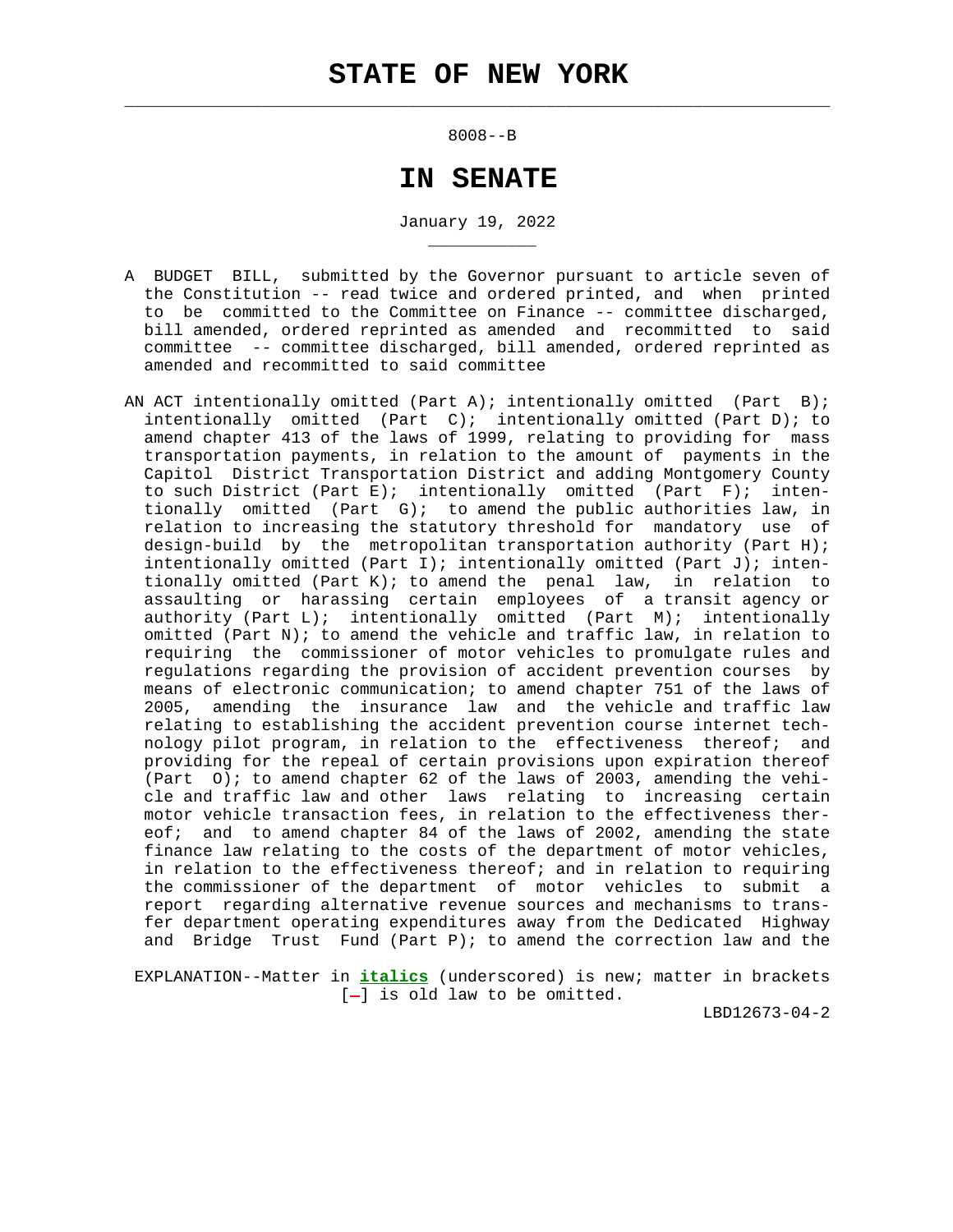# STATE OF NEW YORK

8008--B

## IN SENATE

January 19, 2022

A BUDGET BILL, submitted by the Governor pursuant to article seven of the Constitution -- read twice and ordered printed, and when printed to be committed to the Committee on Finance -- committee discharged, bill amended, ordered reprinted as amended and recommitted to said committee -- committee discharged, bill amended, ordered reprinted as amended and recommitted to said committee

AN ACT intentionally omitted (Part A); intentionally omitted (Part B); intentionally omitted (Part C); intentionally omitted (Part D); to amend chapter 413 of the laws of 1999, relating to providing for mass transportation payments, in relation to the amount of payments in the Capitol District Transportation District and adding Montgomery County to such District (Part E); intentionally omitted (Part F); intentionally omitted (Part G); to amend the public authorities law, in relation to increasing the statutory threshold for mandatory use of design-build by the metropolitan transportation authority (Part H); intentionally omitted (Part I); intentionally omitted (Part J); intentionally omitted (Part K); to amend the penal law, in relation to assaulting or harassing certain employees of a transit agency or authority (Part L); intentionally omitted (Part M); intentionally omitted (Part N); to amend the vehicle and traffic law, in relation to requiring the commissioner of motor vehicles to promulgate rules and regulations regarding the provision of accident prevention courses by means of electronic communication; to amend chapter 751 of the laws of 2005, amending the insurance law and the vehicle and traffic law relating to establishing the accident prevention course internet technology pilot program, in relation to the effectiveness thereof; and providing for the repeal of certain provisions upon expiration thereof (Part O); to amend chapter 62 of the laws of 2003, amending the vehicle and traffic law and other laws relating to increasing certain motor vehicle transaction fees, in relation to the effectiveness thereof; and to amend chapter 84 of the laws of 2002, amending the state finance law relating to the costs of the department of motor vehicles, in relation to the effectiveness thereof; and in relation to requiring the commissioner of the department of motor vehicles to submit a report regarding alternative revenue sources and mechanisms to transfer department operating expenditures away from the Dedicated Highway and Bridge Trust Fund (Part P); to amend the correction law and the

EXPLANATION--Matter in ***italics*** (underscored) is new; matter in brackets [-] is old law to be omitted.

LBD12673-04-2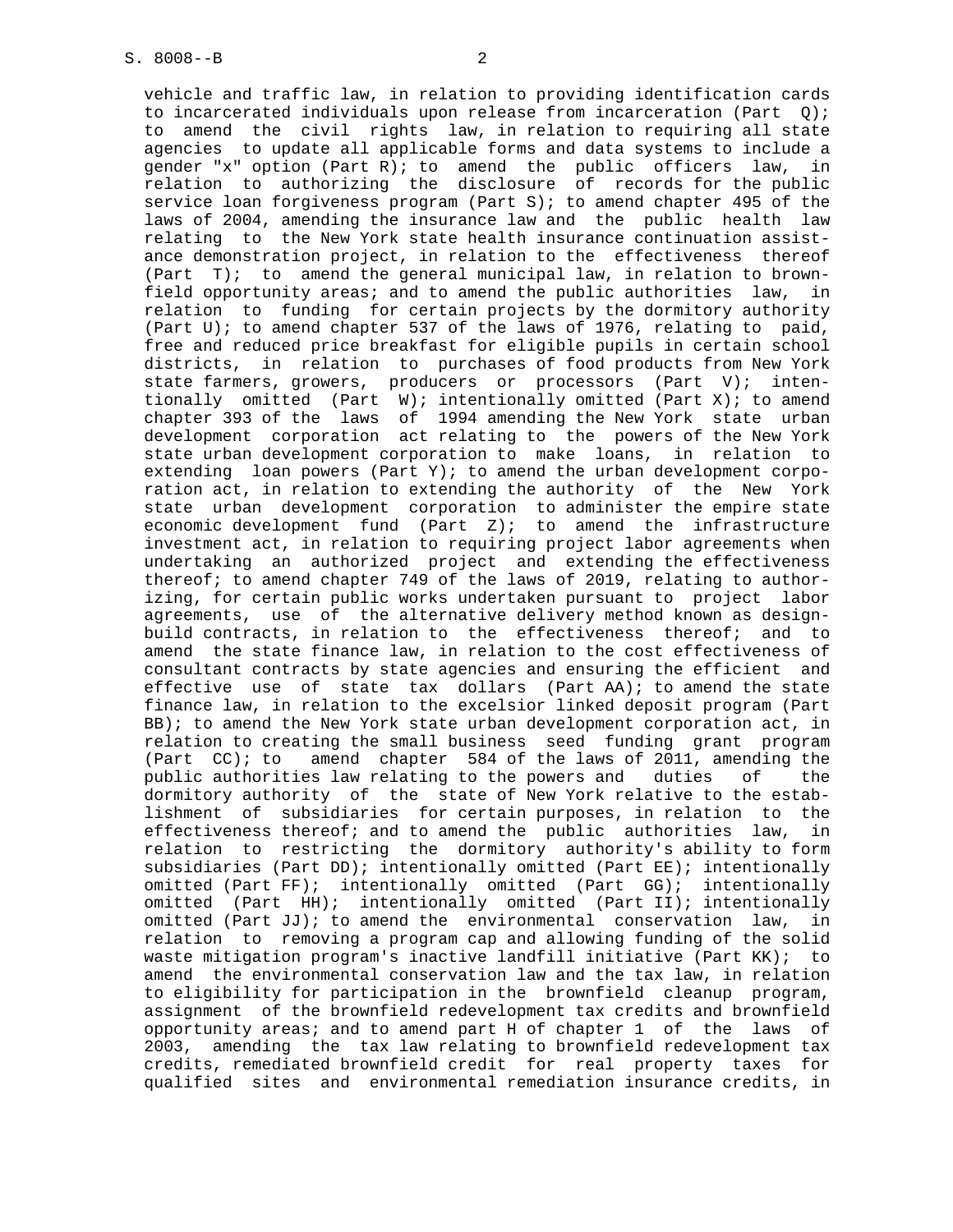vehicle and traffic law, in relation to providing identification cards to incarcerated individuals upon release from incarceration (Part Q); to amend the civil rights law, in relation to requiring all state agencies to update all applicable forms and data systems to include a gender "x" option (Part R); to amend the public officers law, in relation to authorizing the disclosure of records for the public service loan forgiveness program (Part S); to amend chapter 495 of the laws of 2004, amending the insurance law and the public health law relating to the New York state health insurance continuation assistance demonstration project, in relation to the effectiveness thereof (Part T); to amend the general municipal law, in relation to brownfield opportunity areas; and to amend the public authorities law, in relation to funding for certain projects by the dormitory authority (Part U); to amend chapter 537 of the laws of 1976, relating to paid, free and reduced price breakfast for eligible pupils in certain school districts, in relation to purchases of food products from New York state farmers, growers, producers or processors (Part V); intentionally omitted (Part W); intentionally omitted (Part X); to amend chapter 393 of the laws of 1994 amending the New York state urban development corporation act relating to the powers of the New York state urban development corporation to make loans, in relation to extending loan powers (Part Y); to amend the urban development corporation act, in relation to extending the authority of the New York state urban development corporation to administer the empire state economic development fund (Part Z); to amend the infrastructure investment act, in relation to requiring project labor agreements when undertaking an authorized project and extending the effectiveness thereof; to amend chapter 749 of the laws of 2019, relating to authorizing, for certain public works undertaken pursuant to project labor agreements, use of the alternative delivery method known as design-build contracts, in relation to the effectiveness thereof; and to amend the state finance law, in relation to the cost effectiveness of consultant contracts by state agencies and ensuring the efficient and effective use of state tax dollars (Part AA); to amend the state finance law, in relation to the excelsior linked deposit program (Part BB); to amend the New York state urban development corporation act, in relation to creating the small business seed funding grant program (Part CC); to amend chapter 584 of the laws of 2011, amending the public authorities law relating to the powers and duties of the dormitory authority of the state of New York relative to the establishment of subsidiaries for certain purposes, in relation to the effectiveness thereof; and to amend the public authorities law, in relation to restricting the dormitory authority's ability to form subsidiaries (Part DD); intentionally omitted (Part EE); intentionally omitted (Part FF); intentionally omitted (Part GG); intentionally omitted (Part HH); intentionally omitted (Part II); intentionally omitted (Part JJ); to amend the environmental conservation law, in relation to removing a program cap and allowing funding of the solid waste mitigation program's inactive landfill initiative (Part KK); to amend the environmental conservation law and the tax law, in relation to eligibility for participation in the brownfield cleanup program, assignment of the brownfield redevelopment tax credits and brownfield opportunity areas; and to amend part H of chapter 1 of the laws of 2003, amending the tax law relating to brownfield redevelopment tax credits, remediated brownfield credit for real property taxes for qualified sites and environmental remediation insurance credits, in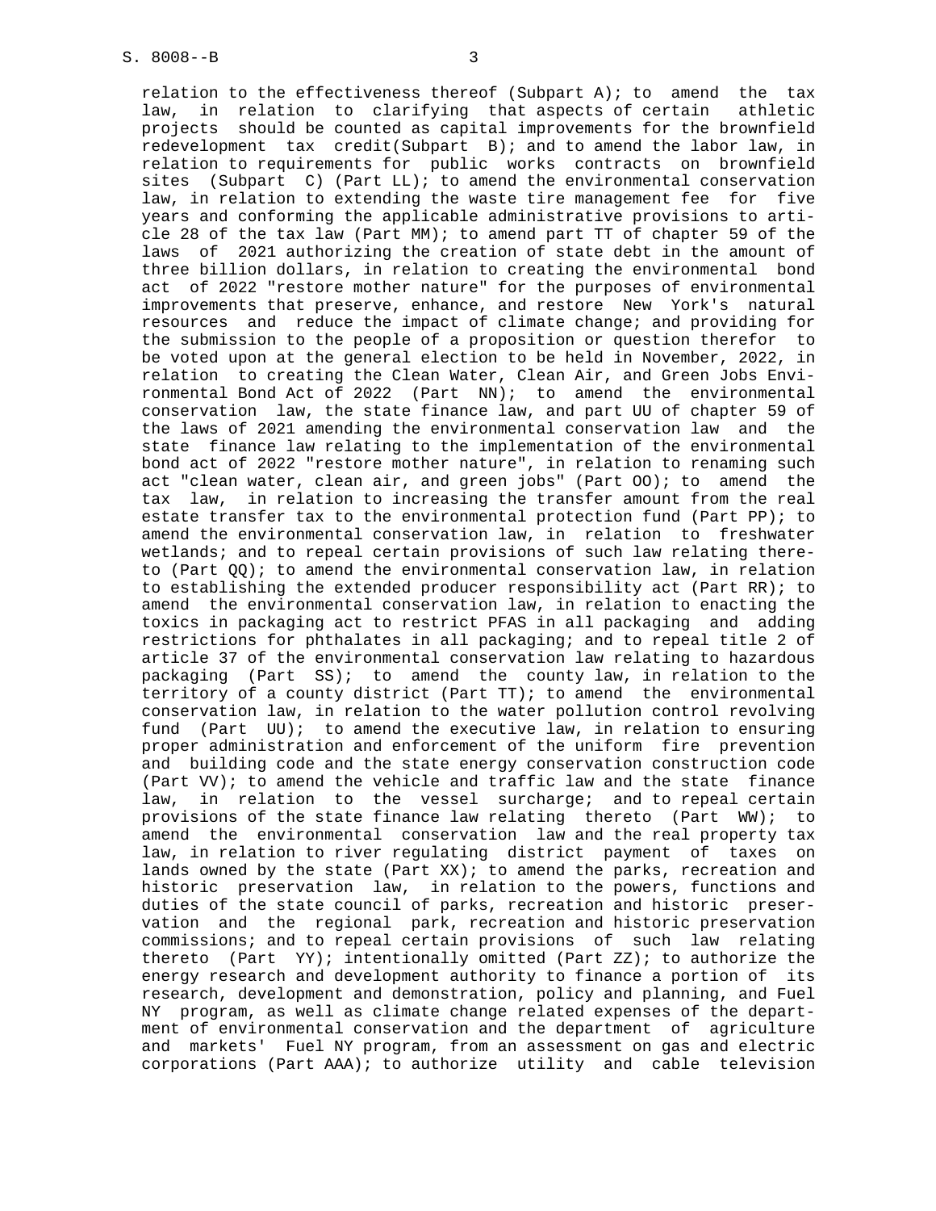relation to the effectiveness thereof (Subpart A); to amend the tax law, in relation to clarifying that aspects of certain athletic projects should be counted as capital improvements for the brownfield redevelopment tax credit(Subpart B); and to amend the labor law, in relation to requirements for public works contracts on brownfield sites (Subpart C) (Part LL); to amend the environmental conservation law, in relation to extending the waste tire management fee for five years and conforming the applicable administrative provisions to article 28 of the tax law (Part MM); to amend part TT of chapter 59 of the laws of 2021 authorizing the creation of state debt in the amount of three billion dollars, in relation to creating the environmental bond act of 2022 "restore mother nature" for the purposes of environmental improvements that preserve, enhance, and restore New York's natural resources and reduce the impact of climate change; and providing for the submission to the people of a proposition or question therefor to be voted upon at the general election to be held in November, 2022, in relation to creating the Clean Water, Clean Air, and Green Jobs Environmental Bond Act of 2022 (Part NN); to amend the environmental conservation law, the state finance law, and part UU of chapter 59 of the laws of 2021 amending the environmental conservation law and the state finance law relating to the implementation of the environmental bond act of 2022 "restore mother nature", in relation to renaming such act "clean water, clean air, and green jobs" (Part OO); to amend the tax law, in relation to increasing the transfer amount from the real estate transfer tax to the environmental protection fund (Part PP); to amend the environmental conservation law, in relation to freshwater wetlands; and to repeal certain provisions of such law relating thereto (Part QQ); to amend the environmental conservation law, in relation to establishing the extended producer responsibility act (Part RR); to amend the environmental conservation law, in relation to enacting the toxics in packaging act to restrict PFAS in all packaging and adding restrictions for phthalates in all packaging; and to repeal title 2 of article 37 of the environmental conservation law relating to hazardous packaging (Part SS); to amend the county law, in relation to the territory of a county district (Part TT); to amend the environmental conservation law, in relation to the water pollution control revolving fund (Part UU); to amend the executive law, in relation to ensuring proper administration and enforcement of the uniform fire prevention and building code and the state energy conservation construction code (Part VV); to amend the vehicle and traffic law and the state finance law, in relation to the vessel surcharge; and to repeal certain provisions of the state finance law relating thereto (Part WW); to amend the environmental conservation law and the real property tax law, in relation to river regulating district payment of taxes on lands owned by the state (Part XX); to amend the parks, recreation and historic preservation law, in relation to the powers, functions and duties of the state council of parks, recreation and historic preservation and the regional park, recreation and historic preservation commissions; and to repeal certain provisions of such law relating thereto (Part YY); intentionally omitted (Part ZZ); to authorize the energy research and development authority to finance a portion of its research, development and demonstration, policy and planning, and Fuel NY program, as well as climate change related expenses of the department of environmental conservation and the department of agriculture and markets' Fuel NY program, from an assessment on gas and electric corporations (Part AAA); to authorize utility and cable television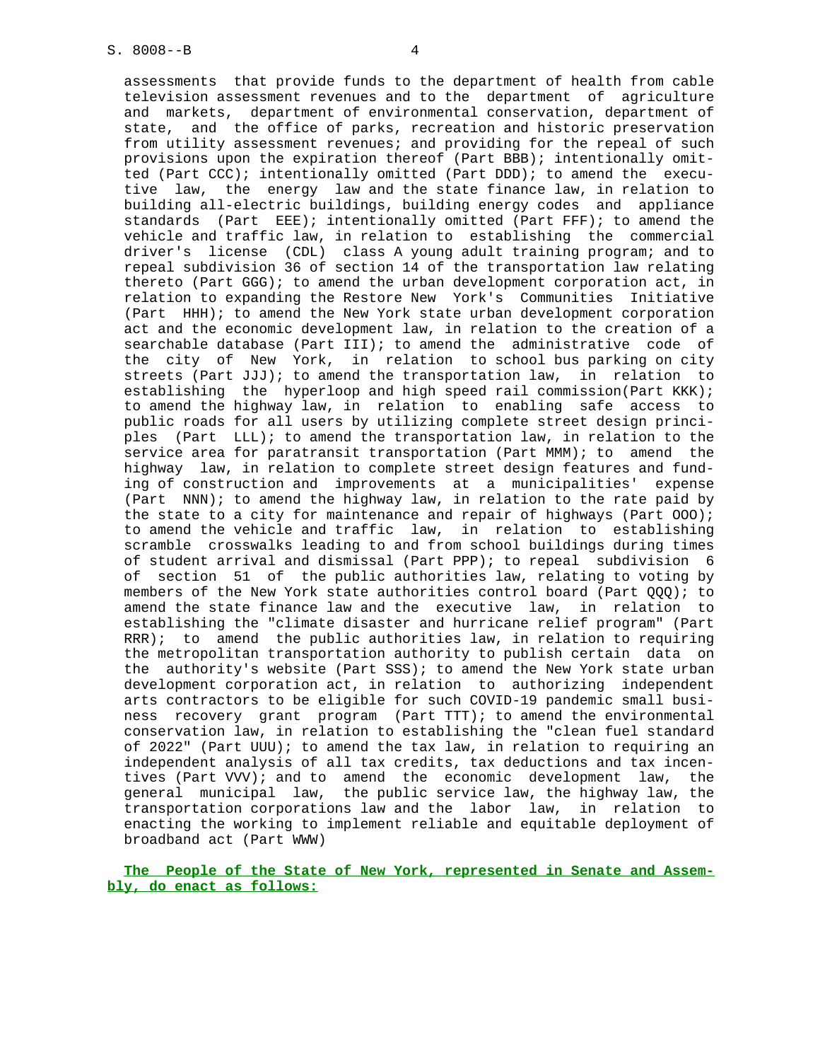assessments that provide funds to the department of health from cable television assessment revenues and to the department of agriculture and markets, department of environmental conservation, department of state, and the office of parks, recreation and historic preservation from utility assessment revenues; and providing for the repeal of such provisions upon the expiration thereof (Part BBB); intentionally omitted (Part CCC); intentionally omitted (Part DDD); to amend the executive law, the energy law and the state finance law, in relation to building all-electric buildings, building energy codes and appliance standards (Part EEE); intentionally omitted (Part FFF); to amend the vehicle and traffic law, in relation to establishing the commercial driver's license (CDL) class A young adult training program; and to repeal subdivision 36 of section 14 of the transportation law relating thereto (Part GGG); to amend the urban development corporation act, in relation to expanding the Restore New York's Communities Initiative (Part HHH); to amend the New York state urban development corporation act and the economic development law, in relation to the creation of a searchable database (Part III); to amend the administrative code of the city of New York, in relation to school bus parking on city streets (Part JJJ); to amend the transportation law, in relation to establishing the hyperloop and high speed rail commission(Part KKK); to amend the highway law, in relation to enabling safe access to public roads for all users by utilizing complete street design principles (Part LLL); to amend the transportation law, in relation to the service area for paratransit transportation (Part MMM); to amend the highway law, in relation to complete street design features and funding of construction and improvements at a municipalities' expense (Part NNN); to amend the highway law, in relation to the rate paid by the state to a city for maintenance and repair of highways (Part OOO); to amend the vehicle and traffic law, in relation to establishing scramble crosswalks leading to and from school buildings during times of student arrival and dismissal (Part PPP); to repeal subdivision 6 of section 51 of the public authorities law, relating to voting by members of the New York state authorities control board (Part QQQ); to amend the state finance law and the executive law, in relation to establishing the "climate disaster and hurricane relief program" (Part RRR); to amend the public authorities law, in relation to requiring the metropolitan transportation authority to publish certain data on the authority's website (Part SSS); to amend the New York state urban development corporation act, in relation to authorizing independent arts contractors to be eligible for such COVID-19 pandemic small business recovery grant program (Part TTT); to amend the environmental conservation law, in relation to establishing the "clean fuel standard of 2022" (Part UUU); to amend the tax law, in relation to requiring an independent analysis of all tax credits, tax deductions and tax incentives (Part VVV); and to amend the economic development law, the general municipal law, the public service law, the highway law, the transportation corporations law and the labor law, in relation to enacting the working to implement reliable and equitable deployment of broadband act (Part WWW)

**The People of the State of New York, represented in Senate and Assembly, do enact as follows:**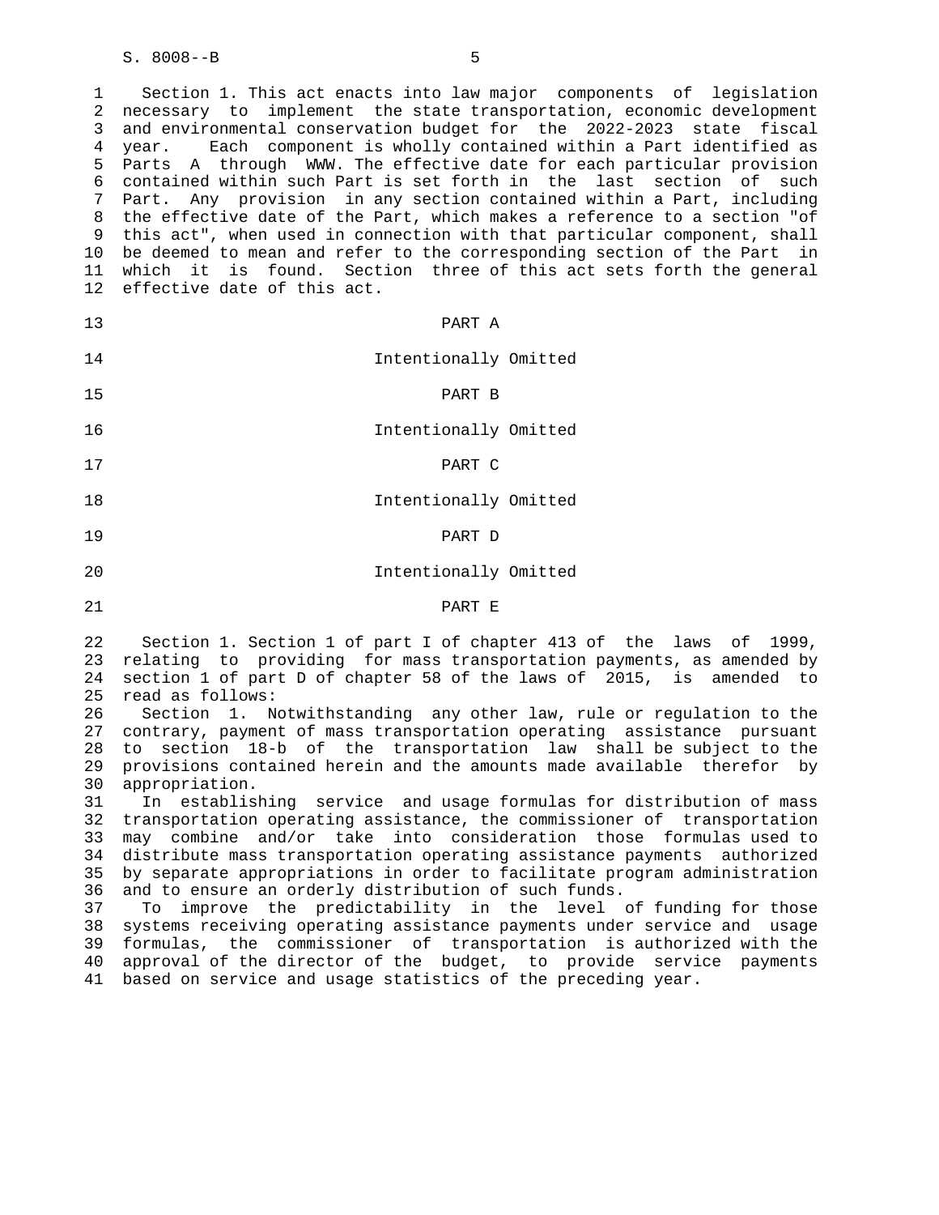Section 1. This act enacts into law major components of legislation necessary to implement the state transportation, economic development and environmental conservation budget for the 2022-2023 state fiscal year. Each component is wholly contained within a Part identified as Parts A through WWW. The effective date for each particular provision contained within such Part is set forth in the last section of such Part. Any provision in any section contained within a Part, including the effective date of the Part, which makes a reference to a section "of this act", when used in connection with that particular component, shall be deemed to mean and refer to the corresponding section of the Part in which it is found. Section three of this act sets forth the general effective date of this act.

## PART A

Intentionally Omitted

## PART B

Intentionally Omitted

## PART C

Intentionally Omitted

## PART D

Intentionally Omitted

## PART E

Section 1. Section 1 of part I of chapter 413 of the laws of 1999, relating to providing for mass transportation payments, as amended by section 1 of part D of chapter 58 of the laws of 2015, is amended to read as follows:

Section 1. Notwithstanding any other law, rule or regulation to the contrary, payment of mass transportation operating assistance pursuant to section 18-b of the transportation law shall be subject to the provisions contained herein and the amounts made available therefor by appropriation.

In establishing service and usage formulas for distribution of mass transportation operating assistance, the commissioner of transportation may combine and/or take into consideration those formulas used to distribute mass transportation operating assistance payments authorized by separate appropriations in order to facilitate program administration and to ensure an orderly distribution of such funds.

To improve the predictability in the level of funding for those systems receiving operating assistance payments under service and usage formulas, the commissioner of transportation is authorized with the approval of the director of the budget, to provide service payments based on service and usage statistics of the preceding year.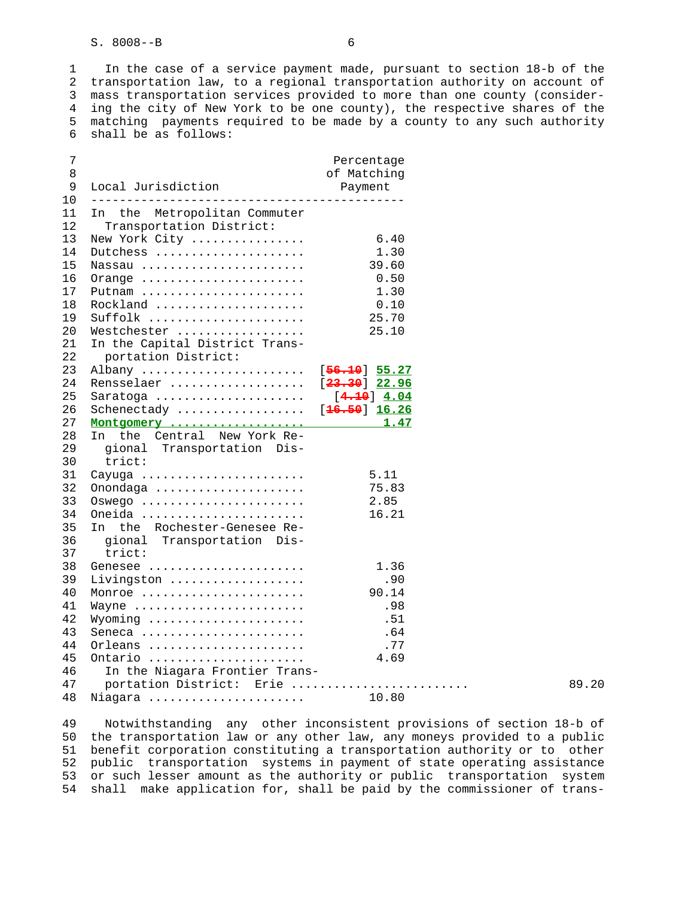In the case of a service payment made, pursuant to section 18-b of the transportation law, to a regional transportation authority on account of mass transportation services provided to more than one county (considering the city of New York to be one county), the respective shares of the matching payments required to be made by a county to any such authority shall be as follows:

| Local Jurisdiction | Percentage of Matching Payment |
|---|---|
| In the Metropolitan Commuter Transportation District: | |
| New York City ................ | 6.40 |
| Dutchess ..................... | 1.30 |
| Nassau ....................... | 39.60 |
| Orange ....................... | 0.50 |
| Putnam ....................... | 1.30 |
| Rockland ..................... | 0.10 |
| Suffolk ...................... | 25.70 |
| Westchester .................. | 25.10 |
| In the Capital District Transportation District: | |
| Albany ....................... | [~~56.10~~] **55.27** |
| Rensselaer ................... | [~~23.30~~] **22.96** |
| Saratoga ..................... | [~~4.10~~] **4.04** |
| Schenectady .................. | [~~16.50~~] **16.26** |
| **Montgomery ..................** | **1.47** |
| In the Central New York Regional Transportation District: | |
| Cayuga ....................... | 5.11 |
| Onondaga ..................... | 75.83 |
| Oswego ....................... | 2.85 |
| Oneida ....................... | 16.21 |
| In the Rochester-Genesee Regional Transportation District: | |
| Genesee ...................... | 1.36 |
| Livingston ................... | .90 |
| Monroe ....................... | 90.14 |
| Wayne ........................ | .98 |
| Wyoming ...................... | .51 |
| Seneca ....................... | .64 |
| Orleans ...................... | .77 |
| Ontario ...................... | 4.69 |
| In the Niagara Frontier Transportation District: Erie ......................... | 89.20 |
| Niagara ...................... | 10.80 |

Notwithstanding any other inconsistent provisions of section 18-b of the transportation law or any other law, any moneys provided to a public benefit corporation constituting a transportation authority or to other public transportation systems in payment of state operating assistance or such lesser amount as the authority or public transportation system shall make application for, shall be paid by the commissioner of trans-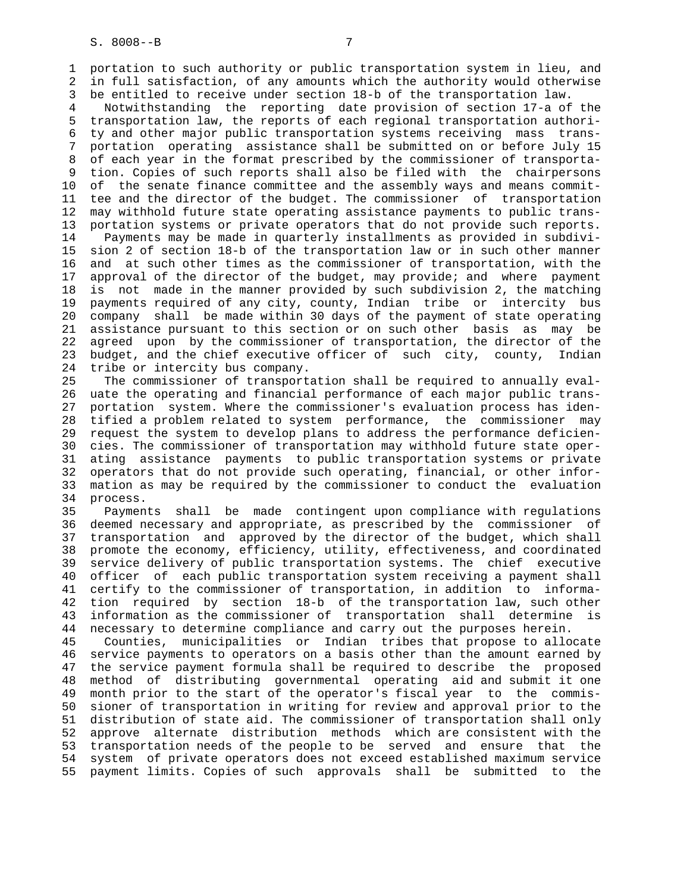portation to such authority or public transportation system in lieu, and in full satisfaction, of any amounts which the authority would otherwise be entitled to receive under section 18-b of the transportation law.

Notwithstanding the reporting date provision of section 17-a of the transportation law, the reports of each regional transportation authority and other major public transportation systems receiving mass transportation operating assistance shall be submitted on or before July 15 of each year in the format prescribed by the commissioner of transportation. Copies of such reports shall also be filed with the chairpersons of the senate finance committee and the assembly ways and means committee and the director of the budget. The commissioner of transportation may withhold future state operating assistance payments to public transportation systems or private operators that do not provide such reports.

Payments may be made in quarterly installments as provided in subdivision 2 of section 18-b of the transportation law or in such other manner and at such other times as the commissioner of transportation, with the approval of the director of the budget, may provide; and where payment is not made in the manner provided by such subdivision 2, the matching payments required of any city, county, Indian tribe or intercity bus company shall be made within 30 days of the payment of state operating assistance pursuant to this section or on such other basis as may be agreed upon by the commissioner of transportation, the director of the budget, and the chief executive officer of such city, county, Indian tribe or intercity bus company.

The commissioner of transportation shall be required to annually evaluate the operating and financial performance of each major public transportation system. Where the commissioner's evaluation process has identified a problem related to system performance, the commissioner may request the system to develop plans to address the performance deficiencies. The commissioner of transportation may withhold future state operating assistance payments to public transportation systems or private operators that do not provide such operating, financial, or other information as may be required by the commissioner to conduct the evaluation process.

Payments shall be made contingent upon compliance with regulations deemed necessary and appropriate, as prescribed by the commissioner of transportation and approved by the director of the budget, which shall promote the economy, efficiency, utility, effectiveness, and coordinated service delivery of public transportation systems. The chief executive officer of each public transportation system receiving a payment shall certify to the commissioner of transportation, in addition to information required by section 18-b of the transportation law, such other information as the commissioner of transportation shall determine is necessary to determine compliance and carry out the purposes herein.

Counties, municipalities or Indian tribes that propose to allocate service payments to operators on a basis other than the amount earned by the service payment formula shall be required to describe the proposed method of distributing governmental operating aid and submit it one month prior to the start of the operator's fiscal year to the commissioner of transportation in writing for review and approval prior to the distribution of state aid. The commissioner of transportation shall only approve alternate distribution methods which are consistent with the transportation needs of the people to be served and ensure that the system of private operators does not exceed established maximum service payment limits. Copies of such approvals shall be submitted to the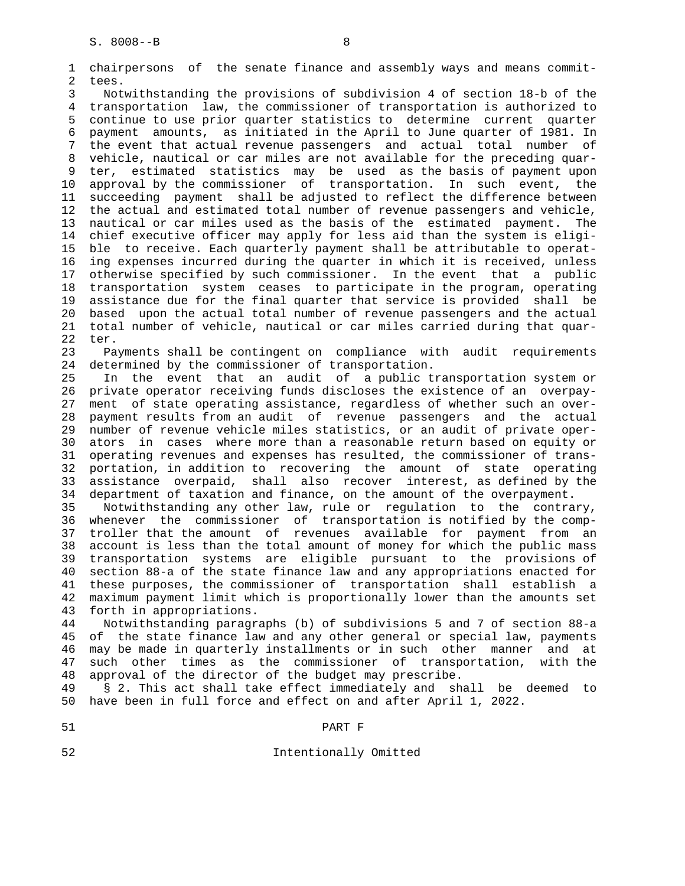chairpersons of the senate finance and assembly ways and means committees.

Notwithstanding the provisions of subdivision 4 of section 18-b of the transportation law, the commissioner of transportation is authorized to continue to use prior quarter statistics to determine current quarter payment amounts, as initiated in the April to June quarter of 1981. In the event that actual revenue passengers and actual total number of vehicle, nautical or car miles are not available for the preceding quarter, estimated statistics may be used as the basis of payment upon approval by the commissioner of transportation. In such event, the succeeding payment shall be adjusted to reflect the difference between the actual and estimated total number of revenue passengers and vehicle, nautical or car miles used as the basis of the estimated payment. The chief executive officer may apply for less aid than the system is eligible to receive. Each quarterly payment shall be attributable to operating expenses incurred during the quarter in which it is received, unless otherwise specified by such commissioner. In the event that a public transportation system ceases to participate in the program, operating assistance due for the final quarter that service is provided shall be based upon the actual total number of revenue passengers and the actual total number of vehicle, nautical or car miles carried during that quarter.

Payments shall be contingent on compliance with audit requirements determined by the commissioner of transportation.

In the event that an audit of a public transportation system or private operator receiving funds discloses the existence of an overpayment of state operating assistance, regardless of whether such an overpayment results from an audit of revenue passengers and the actual number of revenue vehicle miles statistics, or an audit of private operators in cases where more than a reasonable return based on equity or operating revenues and expenses has resulted, the commissioner of transportation, in addition to recovering the amount of state operating assistance overpaid, shall also recover interest, as defined by the department of taxation and finance, on the amount of the overpayment.

Notwithstanding any other law, rule or regulation to the contrary, whenever the commissioner of transportation is notified by the comptroller that the amount of revenues available for payment from an account is less than the total amount of money for which the public mass transportation systems are eligible pursuant to the provisions of section 88-a of the state finance law and any appropriations enacted for these purposes, the commissioner of transportation shall establish a maximum payment limit which is proportionally lower than the amounts set forth in appropriations.

Notwithstanding paragraphs (b) of subdivisions 5 and 7 of section 88-a of the state finance law and any other general or special law, payments may be made in quarterly installments or in such other manner and at such other times as the commissioner of transportation, with the approval of the director of the budget may prescribe.

§ 2. This act shall take effect immediately and shall be deemed to have been in full force and effect on and after April 1, 2022.

PART F

Intentionally Omitted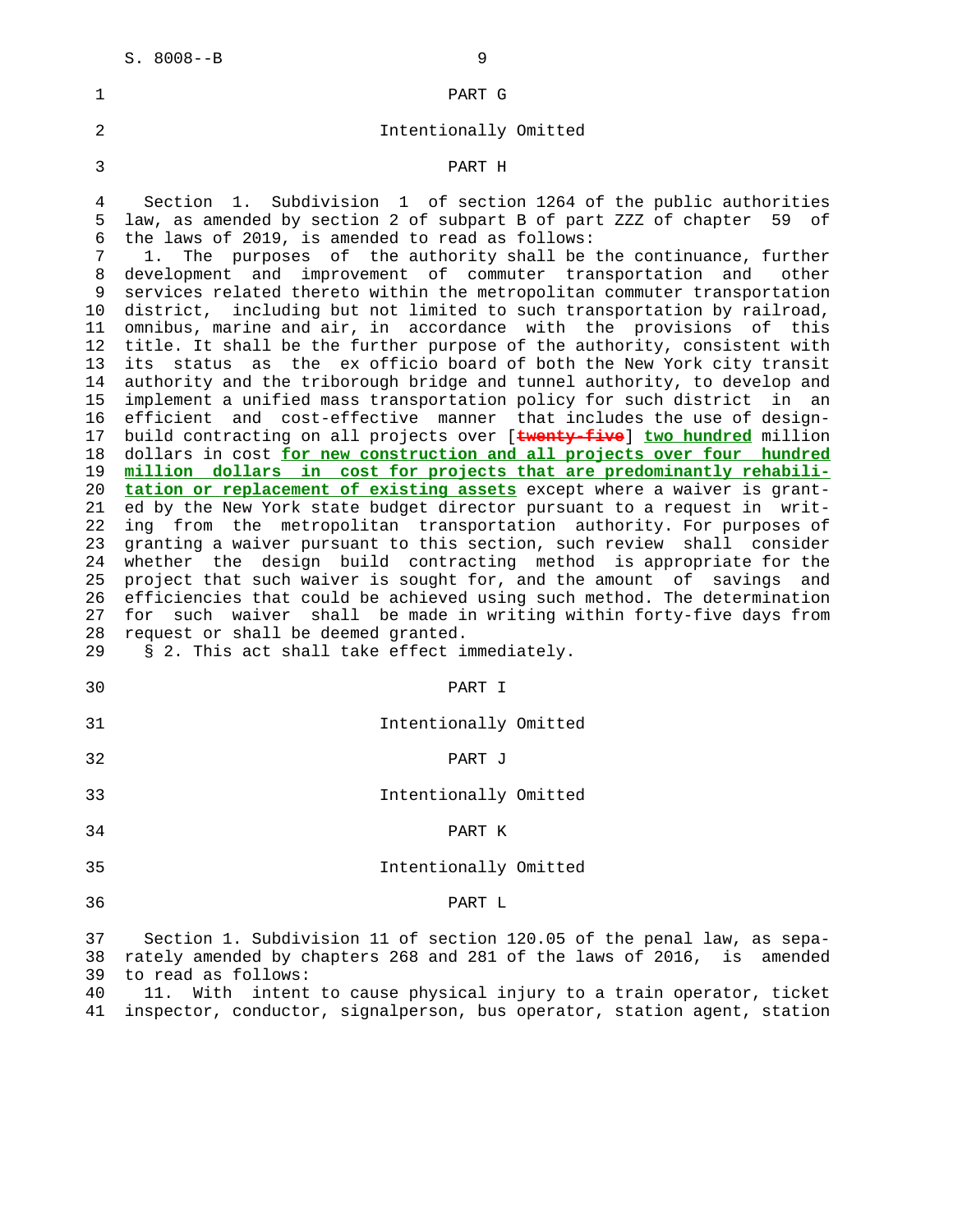PART G

Intentionally Omitted

PART H

Section 1. Subdivision 1 of section 1264 of the public authorities law, as amended by section 2 of subpart B of part ZZZ of chapter 59 of the laws of 2019, is amended to read as follows:

1. The purposes of the authority shall be the continuance, further development and improvement of commuter transportation and other services related thereto within the metropolitan commuter transportation district, including but not limited to such transportation by railroad, omnibus, marine and air, in accordance with the provisions of this title. It shall be the further purpose of the authority, consistent with its status as the ex officio board of both the New York city transit authority and the triborough bridge and tunnel authority, to develop and implement a unified mass transportation policy for such district in an efficient and cost-effective manner that includes the use of design-build contracting on all projects over [~~twenty-five~~] **two hundred** million dollars in cost **for new construction and all projects over four hundred million dollars in cost for projects that are predominantly rehabilitation or replacement of existing assets** except where a waiver is granted by the New York state budget director pursuant to a request in writing from the metropolitan transportation authority. For purposes of granting a waiver pursuant to this section, such review shall consider whether the design build contracting method is appropriate for the project that such waiver is sought for, and the amount of savings and efficiencies that could be achieved using such method. The determination for such waiver shall be made in writing within forty-five days from request or shall be deemed granted.

§ 2. This act shall take effect immediately.

PART I

Intentionally Omitted

PART J

Intentionally Omitted

PART K

Intentionally Omitted

PART L

Section 1. Subdivision 11 of section 120.05 of the penal law, as separately amended by chapters 268 and 281 of the laws of 2016, is amended to read as follows:

11. With intent to cause physical injury to a train operator, ticket inspector, conductor, signalperson, bus operator, station agent, station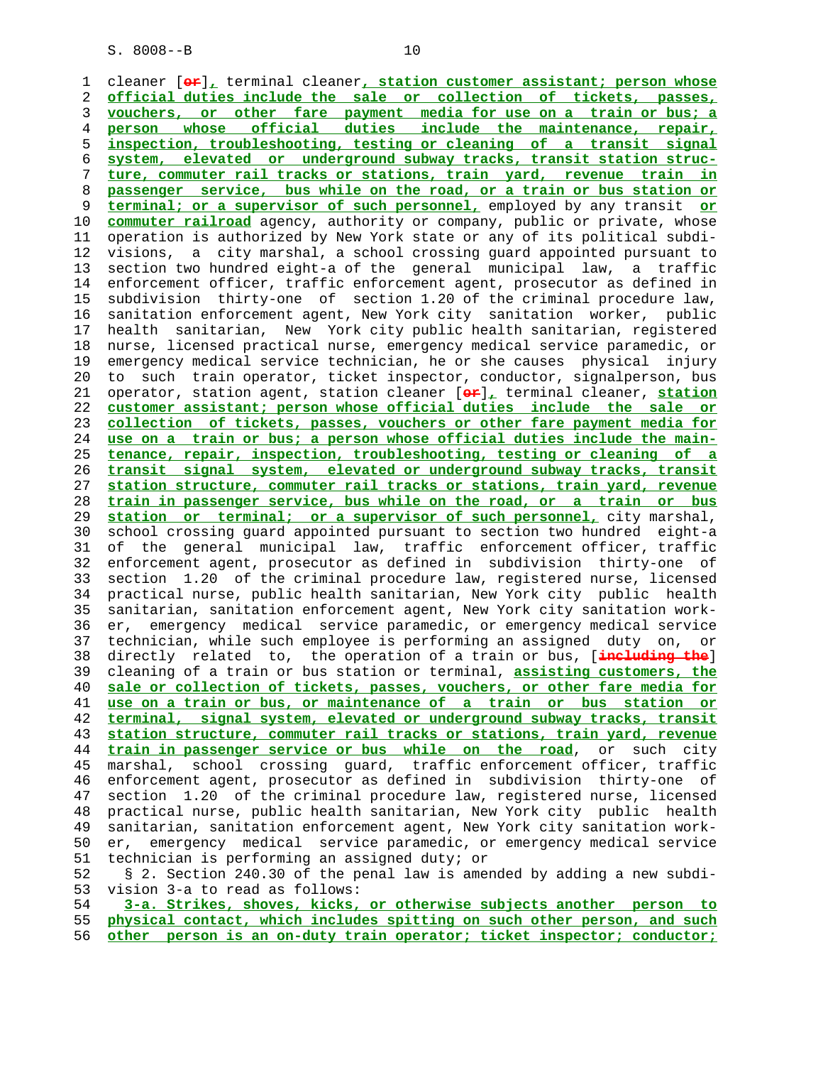cleaner [~~or~~], terminal cleaner, station customer assistant; person whose official duties include the sale or collection of tickets, passes, vouchers, or other fare payment media for use on a train or bus; a person whose official duties include the maintenance, repair, inspection, troubleshooting, testing or cleaning of a transit signal system, elevated or underground subway tracks, transit station structure, commuter rail tracks or stations, train yard, revenue train in passenger service, bus while on the road, or a train or bus station or terminal; or a supervisor of such personnel, employed by any transit or commuter railroad agency, authority or company, public or private, whose operation is authorized by New York state or any of its political subdivisions, a city marshal, a school crossing guard appointed pursuant to section two hundred eight-a of the general municipal law, a traffic enforcement officer, traffic enforcement agent, prosecutor as defined in subdivision thirty-one of section 1.20 of the criminal procedure law, sanitation enforcement agent, New York city sanitation worker, public health sanitarian, New York city public health sanitarian, registered nurse, licensed practical nurse, emergency medical service paramedic, or emergency medical service technician, he or she causes physical injury to such train operator, ticket inspector, conductor, signalperson, bus operator, station agent, station cleaner [~~or~~], terminal cleaner, station customer assistant; person whose official duties include the sale or collection of tickets, passes, vouchers or other fare payment media for use on a train or bus; a person whose official duties include the maintenance, repair, inspection, troubleshooting, testing or cleaning of a transit signal system, elevated or underground subway tracks, transit station structure, commuter rail tracks or stations, train yard, revenue train in passenger service, bus while on the road, or a train or bus station or terminal; or a supervisor of such personnel, city marshal, school crossing guard appointed pursuant to section two hundred eight-a of the general municipal law, traffic enforcement officer, traffic enforcement agent, prosecutor as defined in subdivision thirty-one of section 1.20 of the criminal procedure law, registered nurse, licensed practical nurse, public health sanitarian, New York city public health sanitarian, sanitation enforcement agent, New York city sanitation worker, emergency medical service paramedic, or emergency medical service technician, while such employee is performing an assigned duty on, or directly related to, the operation of a train or bus, [~~including the~~] cleaning of a train or bus station or terminal, assisting customers, the sale or collection of tickets, passes, vouchers, or other fare media for use on a train or bus, or maintenance of a train or bus station or terminal, signal system, elevated or underground subway tracks, transit station structure, commuter rail tracks or stations, train yard, revenue train in passenger service or bus while on the road, or such city marshal, school crossing guard, traffic enforcement officer, traffic enforcement agent, prosecutor as defined in subdivision thirty-one of section 1.20 of the criminal procedure law, registered nurse, licensed practical nurse, public health sanitarian, New York city public health sanitarian, sanitation enforcement agent, New York city sanitation worker, emergency medical service paramedic, or emergency medical service technician is performing an assigned duty; or

§ 2. Section 240.30 of the penal law is amended by adding a new subdivision 3-a to read as follows:

3-a. Strikes, shoves, kicks, or otherwise subjects another person to physical contact, which includes spitting on such other person, and such other person is an on-duty train operator; ticket inspector; conductor;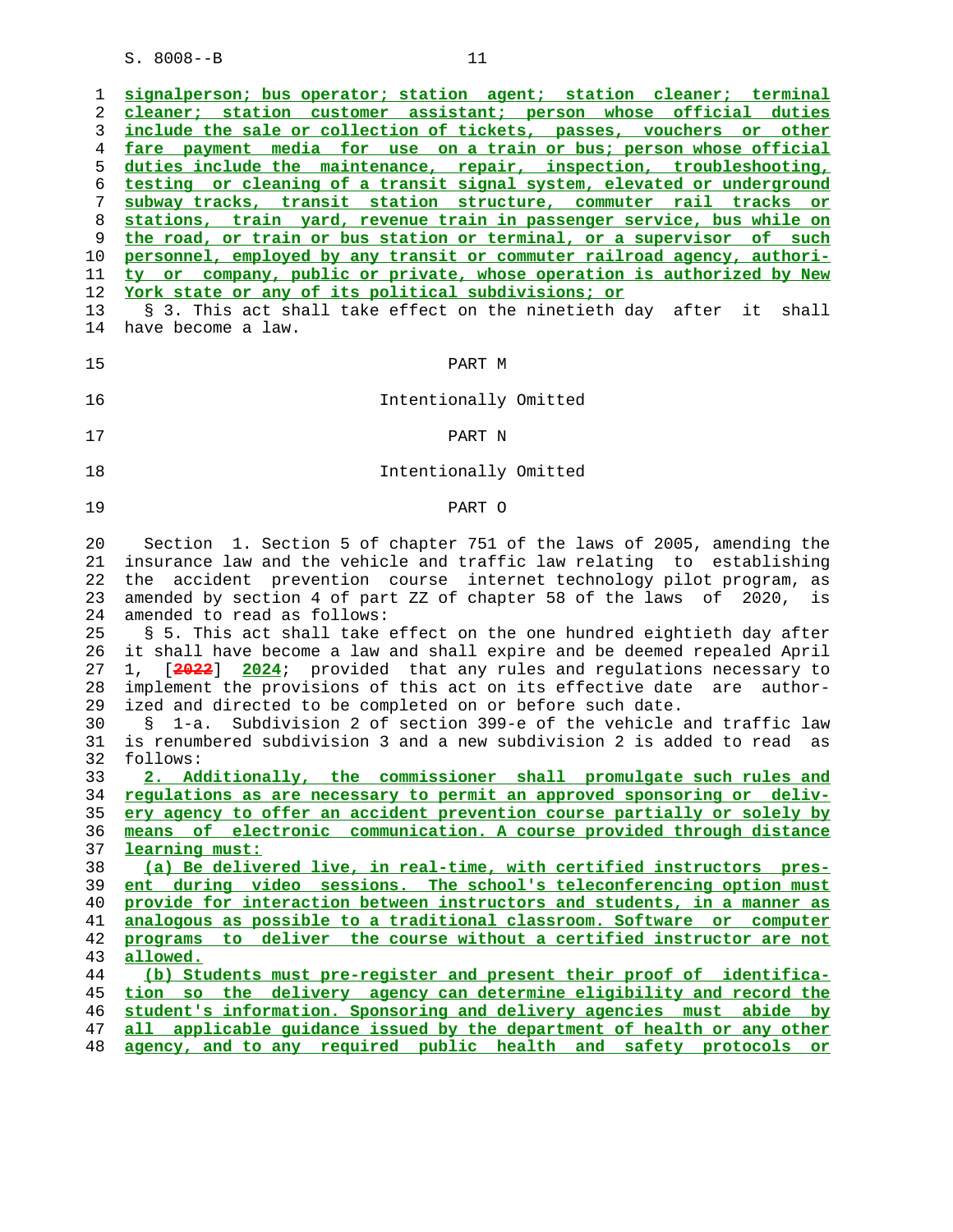signalperson; bus operator; station agent; station cleaner; terminal cleaner; station customer assistant; person whose official duties include the sale or collection of tickets, passes, vouchers or other fare payment media for use on a train or bus; person whose official duties include the maintenance, repair, inspection, troubleshooting, testing or cleaning of a transit signal system, elevated or underground subway tracks, transit station structure, commuter rail tracks or stations, train yard, revenue train in passenger service, bus while on the road, or train or bus station or terminal, or a supervisor of such personnel, employed by any transit or commuter railroad agency, authority or company, public or private, whose operation is authorized by New York state or any of its political subdivisions; or

§ 3. This act shall take effect on the ninetieth day after it shall have become a law.

PART M

Intentionally Omitted

PART N

Intentionally Omitted

PART O

Section 1. Section 5 of chapter 751 of the laws of 2005, amending the insurance law and the vehicle and traffic law relating to establishing the accident prevention course internet technology pilot program, as amended by section 4 of part ZZ of chapter 58 of the laws of 2020, is amended to read as follows:

§ 5. This act shall take effect on the one hundred eightieth day after it shall have become a law and shall expire and be deemed repealed April 1, [~~2022~~] 2024; provided that any rules and regulations necessary to implement the provisions of this act on its effective date are authorized and directed to be completed on or before such date.

§ 1-a. Subdivision 2 of section 399-e of the vehicle and traffic law is renumbered subdivision 3 and a new subdivision 2 is added to read as follows:

2. Additionally, the commissioner shall promulgate such rules and regulations as are necessary to permit an approved sponsoring or delivery agency to offer an accident prevention course partially or solely by means of electronic communication. A course provided through distance learning must:

(a) Be delivered live, in real-time, with certified instructors present during video sessions. The school's teleconferencing option must provide for interaction between instructors and students, in a manner as analogous as possible to a traditional classroom. Software or computer programs to deliver the course without a certified instructor are not allowed.

(b) Students must pre-register and present their proof of identification so the delivery agency can determine eligibility and record the student's information. Sponsoring and delivery agencies must abide by all applicable guidance issued by the department of health or any other agency, and to any required public health and safety protocols or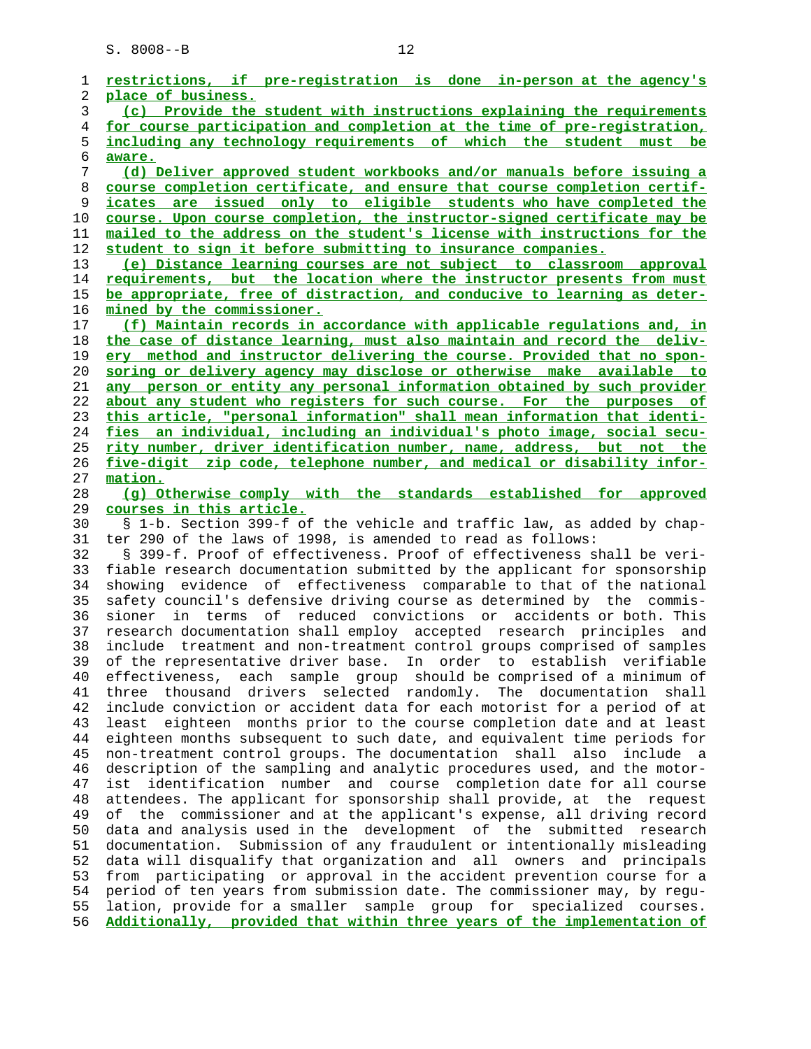restrictions, if pre-registration is done in-person at the agency's place of business.

(c) Provide the student with instructions explaining the requirements for course participation and completion at the time of pre-registration, including any technology requirements of which the student must be aware.

(d) Deliver approved student workbooks and/or manuals before issuing a course completion certificate, and ensure that course completion certificates are issued only to eligible students who have completed the course. Upon course completion, the instructor-signed certificate may be mailed to the address on the student's license with instructions for the student to sign it before submitting to insurance companies.

(e) Distance learning courses are not subject to classroom approval requirements, but the location where the instructor presents from must be appropriate, free of distraction, and conducive to learning as determined by the commissioner.

(f) Maintain records in accordance with applicable regulations and, in the case of distance learning, must also maintain and record the delivery method and instructor delivering the course. Provided that no sponsoring or delivery agency may disclose or otherwise make available to any person or entity any personal information obtained by such provider about any student who registers for such course. For the purposes of this article, "personal information" shall mean information that identifies an individual, including an individual's photo image, social security number, driver identification number, name, address, but not the five-digit zip code, telephone number, and medical or disability information.

(g) Otherwise comply with the standards established for approved courses in this article.

§ 1-b. Section 399-f of the vehicle and traffic law, as added by chapter 290 of the laws of 1998, is amended to read as follows:

§ 399-f. Proof of effectiveness. Proof of effectiveness shall be verifiable research documentation submitted by the applicant for sponsorship showing evidence of effectiveness comparable to that of the national safety council's defensive driving course as determined by the commissioner in terms of reduced convictions or accidents or both. This research documentation shall employ accepted research principles and include treatment and non-treatment control groups comprised of samples of the representative driver base. In order to establish verifiable effectiveness, each sample group should be comprised of a minimum of three thousand drivers selected randomly. The documentation shall include conviction or accident data for each motorist for a period of at least eighteen months prior to the course completion date and at least eighteen months subsequent to such date, and equivalent time periods for non-treatment control groups. The documentation shall also include a description of the sampling and analytic procedures used, and the motorist identification number and course completion date for all course attendees. The applicant for sponsorship shall provide, at the request of the commissioner and at the applicant's expense, all driving record data and analysis used in the development of the submitted research documentation. Submission of any fraudulent or intentionally misleading data will disqualify that organization and all owners and principals from participating or approval in the accident prevention course for a period of ten years from submission date. The commissioner may, by regulation, provide for a smaller sample group for specialized courses. Additionally, provided that within three years of the implementation of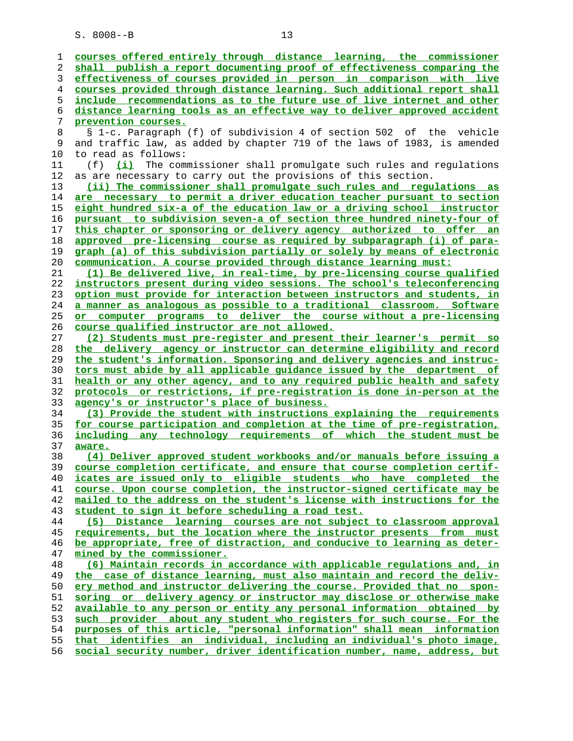courses offered entirely through distance learning, the commissioner shall publish a report documenting proof of effectiveness comparing the effectiveness of courses provided in person in comparison with live courses provided through distance learning. Such additional report shall include recommendations as to the future use of live internet and other distance learning tools as an effective way to deliver approved accident prevention courses.

§ 1-c. Paragraph (f) of subdivision 4 of section 502 of the vehicle and traffic law, as added by chapter 719 of the laws of 1983, is amended to read as follows:

(f) (i) The commissioner shall promulgate such rules and regulations as are necessary to carry out the provisions of this section.

(ii) The commissioner shall promulgate such rules and regulations as are necessary to permit a driver education teacher pursuant to section eight hundred six-a of the education law or a driving school instructor pursuant to subdivision seven-a of section three hundred ninety-four of this chapter or sponsoring or delivery agency authorized to offer an approved pre-licensing course as required by subparagraph (i) of paragraph (a) of this subdivision partially or solely by means of electronic communication. A course provided through distance learning must:

(1) Be delivered live, in real-time, by pre-licensing course qualified instructors present during video sessions. The school's teleconferencing option must provide for interaction between instructors and students, in a manner as analogous as possible to a traditional classroom. Software or computer programs to deliver the course without a pre-licensing course qualified instructor are not allowed.

(2) Students must pre-register and present their learner's permit so the delivery agency or instructor can determine eligibility and record the student's information. Sponsoring and delivery agencies and instructors must abide by all applicable guidance issued by the department of health or any other agency, and to any required public health and safety protocols or restrictions, if pre-registration is done in-person at the agency's or instructor's place of business.

(3) Provide the student with instructions explaining the requirements for course participation and completion at the time of pre-registration, including any technology requirements of which the student must be aware.

(4) Deliver approved student workbooks and/or manuals before issuing a course completion certificate, and ensure that course completion certificates are issued only to eligible students who have completed the course. Upon course completion, the instructor-signed certificate may be mailed to the address on the student's license with instructions for the student to sign it before scheduling a road test.

(5) Distance learning courses are not subject to classroom approval requirements, but the location where the instructor presents from must be appropriate, free of distraction, and conducive to learning as determined by the commissioner.

(6) Maintain records in accordance with applicable regulations and, in the case of distance learning, must also maintain and record the delivery method and instructor delivering the course. Provided that no sponsoring or delivery agency or instructor may disclose or otherwise make available to any person or entity any personal information obtained by such provider about any student who registers for such course. For the purposes of this article, "personal information" shall mean information that identifies an individual, including an individual's photo image, social security number, driver identification number, name, address, but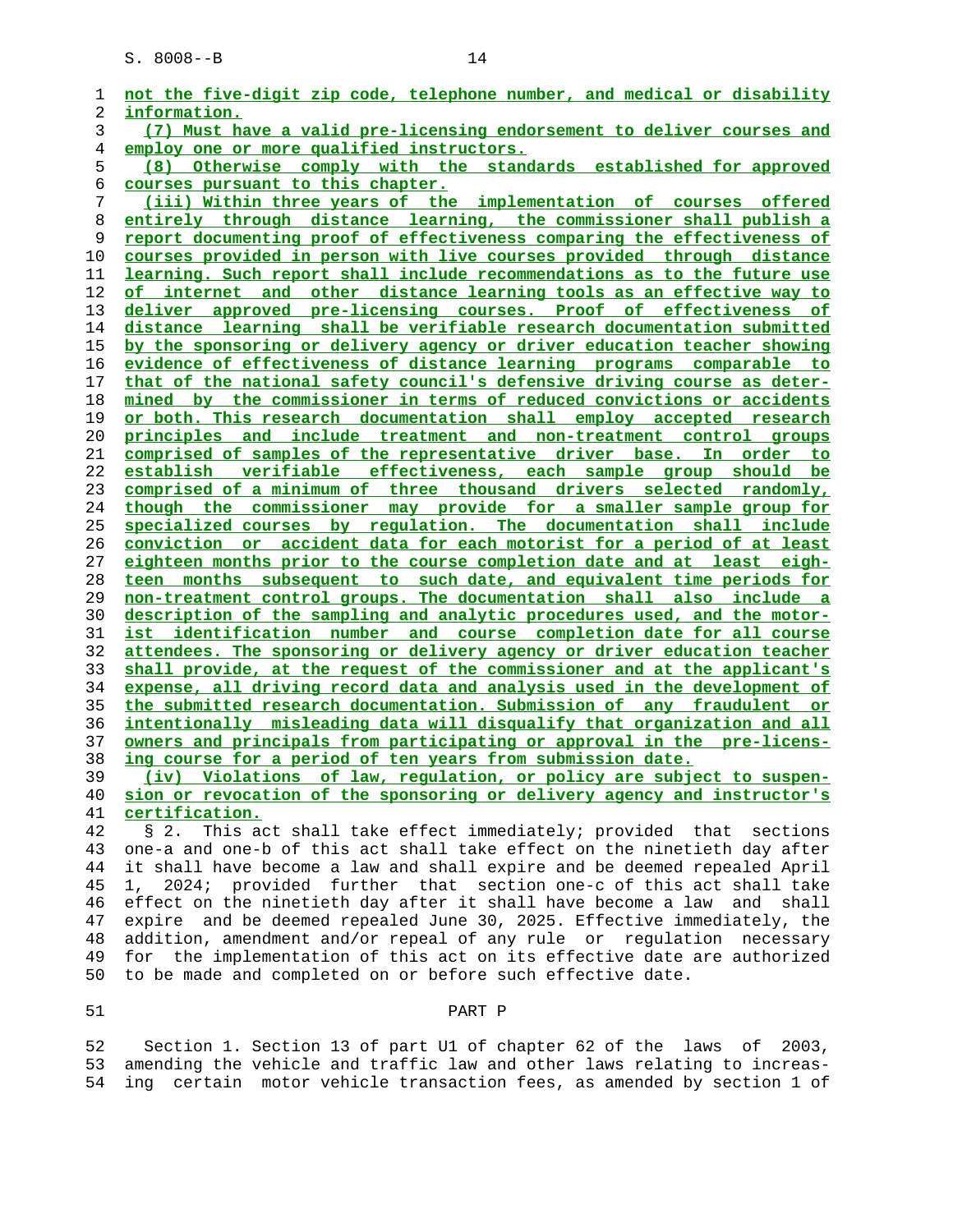not the five-digit zip code, telephone number, and medical or disability information.

(7) Must have a valid pre-licensing endorsement to deliver courses and employ one or more qualified instructors.

(8) Otherwise comply with the standards established for approved courses pursuant to this chapter.

(iii) Within three years of the implementation of courses offered entirely through distance learning, the commissioner shall publish a report documenting proof of effectiveness comparing the effectiveness of courses provided in person with live courses provided through distance learning. Such report shall include recommendations as to the future use of internet and other distance learning tools as an effective way to deliver approved pre-licensing courses. Proof of effectiveness of distance learning shall be verifiable research documentation submitted by the sponsoring or delivery agency or driver education teacher showing evidence of effectiveness of distance learning programs comparable to that of the national safety council's defensive driving course as determined by the commissioner in terms of reduced convictions or accidents or both. This research documentation shall employ accepted research principles and include treatment and non-treatment control groups comprised of samples of the representative driver base. In order to establish verifiable effectiveness, each sample group should be comprised of a minimum of three thousand drivers selected randomly, though the commissioner may provide for a smaller sample group for specialized courses by regulation. The documentation shall include conviction or accident data for each motorist for a period of at least eighteen months prior to the course completion date and at least eighteen months subsequent to such date, and equivalent time periods for non-treatment control groups. The documentation shall also include a description of the sampling and analytic procedures used, and the motorist identification number and course completion date for all course attendees. The sponsoring or delivery agency or driver education teacher shall provide, at the request of the commissioner and at the applicant's expense, all driving record data and analysis used in the development of the submitted research documentation. Submission of any fraudulent or intentionally misleading data will disqualify that organization and all owners and principals from participating or approval in the pre-licensing course for a period of ten years from submission date.

(iv) Violations of law, regulation, or policy are subject to suspension or revocation of the sponsoring or delivery agency and instructor's certification.

§ 2. This act shall take effect immediately; provided that sections one-a and one-b of this act shall take effect on the ninetieth day after it shall have become a law and shall expire and be deemed repealed April 1, 2024; provided further that section one-c of this act shall take effect on the ninetieth day after it shall have become a law and shall expire and be deemed repealed June 30, 2025. Effective immediately, the addition, amendment and/or repeal of any rule or regulation necessary for the implementation of this act on its effective date are authorized to be made and completed on or before such effective date.

## PART P

Section 1. Section 13 of part U1 of chapter 62 of the laws of 2003, amending the vehicle and traffic law and other laws relating to increasing certain motor vehicle transaction fees, as amended by section 1 of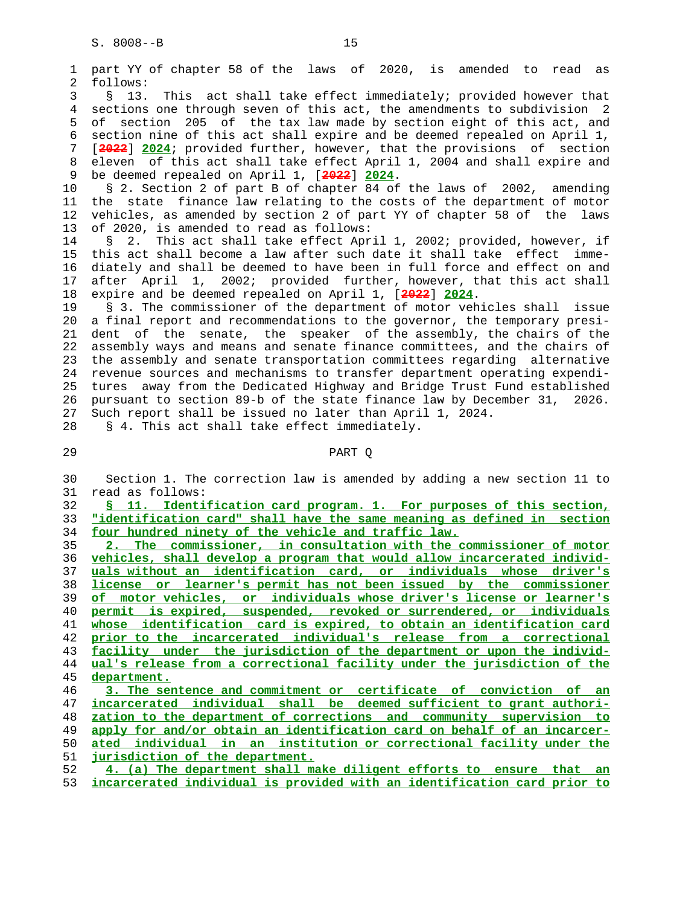part YY of chapter 58 of the laws of 2020, is amended to read as follows:

§ 13. This act shall take effect immediately; provided however that sections one through seven of this act, the amendments to subdivision 2 of section 205 of the tax law made by section eight of this act, and section nine of this act shall expire and be deemed repealed on April 1, [~~2022~~] __2024__; provided further, however, that the provisions of section eleven of this act shall take effect April 1, 2004 and shall expire and be deemed repealed on April 1, [~~2022~~] __2024__.

§ 2. Section 2 of part B of chapter 84 of the laws of 2002, amending the state finance law relating to the costs of the department of motor vehicles, as amended by section 2 of part YY of chapter 58 of the laws of 2020, is amended to read as follows:

§ 2. This act shall take effect April 1, 2002; provided, however, if this act shall become a law after such date it shall take effect immediately and shall be deemed to have been in full force and effect on and after April 1, 2002; provided further, however, that this act shall expire and be deemed repealed on April 1, [~~2022~~] __2024__.

§ 3. The commissioner of the department of motor vehicles shall issue a final report and recommendations to the governor, the temporary president of the senate, the speaker of the assembly, the chairs of the assembly ways and means and senate finance committees, and the chairs of the assembly and senate transportation committees regarding alternative revenue sources and mechanisms to transfer department operating expenditures away from the Dedicated Highway and Bridge Trust Fund established pursuant to section 89-b of the state finance law by December 31, 2026. Such report shall be issued no later than April 1, 2024.

§ 4. This act shall take effect immediately.

PART Q

Section 1. The correction law is amended by adding a new section 11 to read as follows:

__§ 11. Identification card program. 1. For purposes of this section, "identification card" shall have the same meaning as defined in section four hundred ninety of the vehicle and traffic law.__

__2. The commissioner, in consultation with the commissioner of motor vehicles, shall develop a program that would allow incarcerated individuals without an identification card, or individuals whose driver's license or learner's permit has not been issued by the commissioner of motor vehicles, or individuals whose driver's license or learner's permit is expired, suspended, revoked or surrendered, or individuals whose identification card is expired, to obtain an identification card prior to the incarcerated individual's release from a correctional facility under the jurisdiction of the department or upon the individual's release from a correctional facility under the jurisdiction of the department.__

__3. The sentence and commitment or certificate of conviction of an incarcerated individual shall be deemed sufficient to grant authorization to the department of corrections and community supervision to apply for and/or obtain an identification card on behalf of an incarcerated individual in an institution or correctional facility under the jurisdiction of the department.__

__4. (a) The department shall make diligent efforts to ensure that an incarcerated individual is provided with an identification card prior to__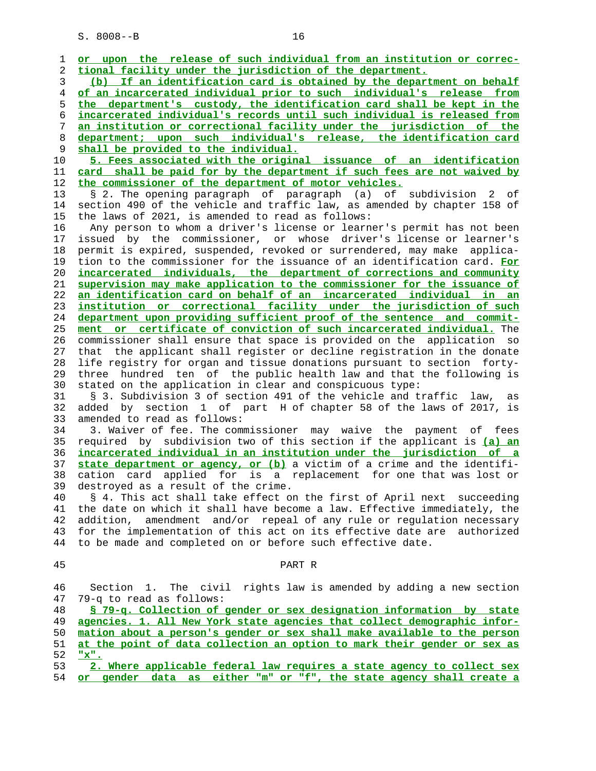or upon the release of such individual from an institution or correctional facility under the jurisdiction of the department.

(b) If an identification card is obtained by the department on behalf of an incarcerated individual prior to such individual's release from the department's custody, the identification card shall be kept in the incarcerated individual's records until such individual is released from an institution or correctional facility under the jurisdiction of the department; upon such individual's release, the identification card shall be provided to the individual.

5. Fees associated with the original issuance of an identification card shall be paid for by the department if such fees are not waived by the commissioner of the department of motor vehicles.

§ 2. The opening paragraph of paragraph (a) of subdivision 2 of section 490 of the vehicle and traffic law, as amended by chapter 158 of the laws of 2021, is amended to read as follows:

Any person to whom a driver's license or learner's permit has not been issued by the commissioner, or whose driver's license or learner's permit is expired, suspended, revoked or surrendered, may make application to the commissioner for the issuance of an identification card. For incarcerated individuals, the department of corrections and community supervision may make application to the commissioner for the issuance of an identification card on behalf of an incarcerated individual in an institution or correctional facility under the jurisdiction of such department upon providing sufficient proof of the sentence and commitment or certificate of conviction of such incarcerated individual. The commissioner shall ensure that space is provided on the application so that the applicant shall register or decline registration in the donate life registry for organ and tissue donations pursuant to section forty-three hundred ten of the public health law and that the following is stated on the application in clear and conspicuous type:

§ 3. Subdivision 3 of section 491 of the vehicle and traffic law, as added by section 1 of part H of chapter 58 of the laws of 2017, is amended to read as follows:

3. Waiver of fee. The commissioner may waive the payment of fees required by subdivision two of this section if the applicant is (a) an incarcerated individual in an institution under the jurisdiction of a state department or agency, or (b) a victim of a crime and the identification card applied for is a replacement for one that was lost or destroyed as a result of the crime.

§ 4. This act shall take effect on the first of April next succeeding the date on which it shall have become a law. Effective immediately, the addition, amendment and/or repeal of any rule or regulation necessary for the implementation of this act on its effective date are authorized to be made and completed on or before such effective date.

PART R

Section 1. The civil rights law is amended by adding a new section 79-q to read as follows:

§ 79-q. Collection of gender or sex designation information by state agencies. 1. All New York state agencies that collect demographic information about a person's gender or sex shall make available to the person at the point of data collection an option to mark their gender or sex as "x".

2. Where applicable federal law requires a state agency to collect sex or gender data as either "m" or "f", the state agency shall create a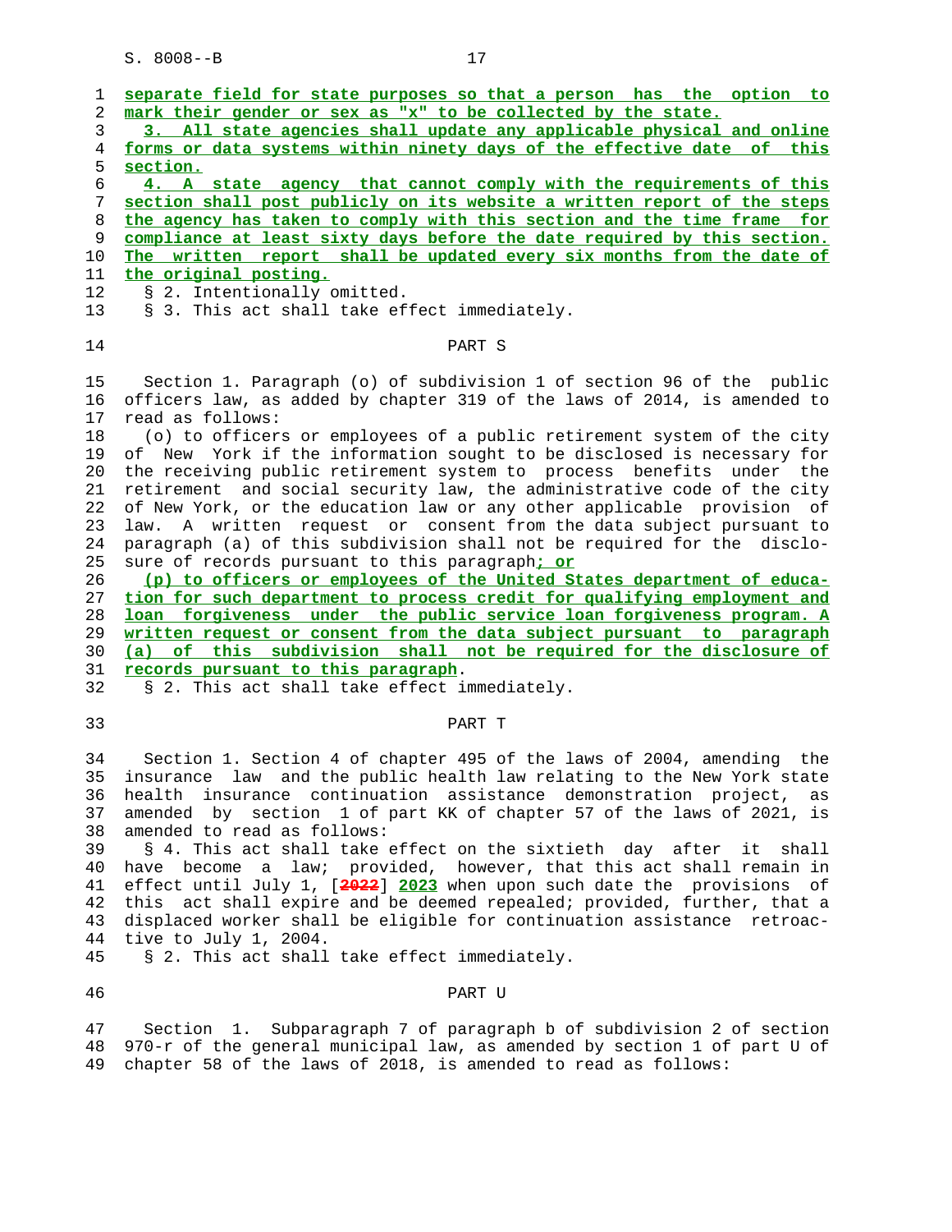separate field for state purposes so that a person has the option to mark their gender or sex as "x" to be collected by the state.

3. All state agencies shall update any applicable physical and online forms or data systems within ninety days of the effective date of this section.

4. A state agency that cannot comply with the requirements of this section shall post publicly on its website a written report of the steps the agency has taken to comply with this section and the time frame for compliance at least sixty days before the date required by this section. The written report shall be updated every six months from the date of the original posting.

§ 2. Intentionally omitted.

§ 3. This act shall take effect immediately.

## PART S

Section 1. Paragraph (o) of subdivision 1 of section 96 of the public officers law, as added by chapter 319 of the laws of 2014, is amended to read as follows:

(o) to officers or employees of a public retirement system of the city of New York if the information sought to be disclosed is necessary for the receiving public retirement system to process benefits under the retirement and social security law, the administrative code of the city of New York, or the education law or any other applicable provision of law. A written request or consent from the data subject pursuant to paragraph (a) of this subdivision shall not be required for the disclosure of records pursuant to this paragraph; or

(p) to officers or employees of the United States department of education for such department to process credit for qualifying employment and loan forgiveness under the public service loan forgiveness program. A written request or consent from the data subject pursuant to paragraph (a) of this subdivision shall not be required for the disclosure of records pursuant to this paragraph.

§ 2. This act shall take effect immediately.

## PART T

Section 1. Section 4 of chapter 495 of the laws of 2004, amending the insurance law and the public health law relating to the New York state health insurance continuation assistance demonstration project, as amended by section 1 of part KK of chapter 57 of the laws of 2021, is amended to read as follows:

§ 4. This act shall take effect on the sixtieth day after it shall have become a law; provided, however, that this act shall remain in effect until July 1, [2022] 2023 when upon such date the provisions of this act shall expire and be deemed repealed; provided, further, that a displaced worker shall be eligible for continuation assistance retroactive to July 1, 2004.

§ 2. This act shall take effect immediately.

## PART U

Section 1. Subparagraph 7 of paragraph b of subdivision 2 of section 970-r of the general municipal law, as amended by section 1 of part U of chapter 58 of the laws of 2018, is amended to read as follows: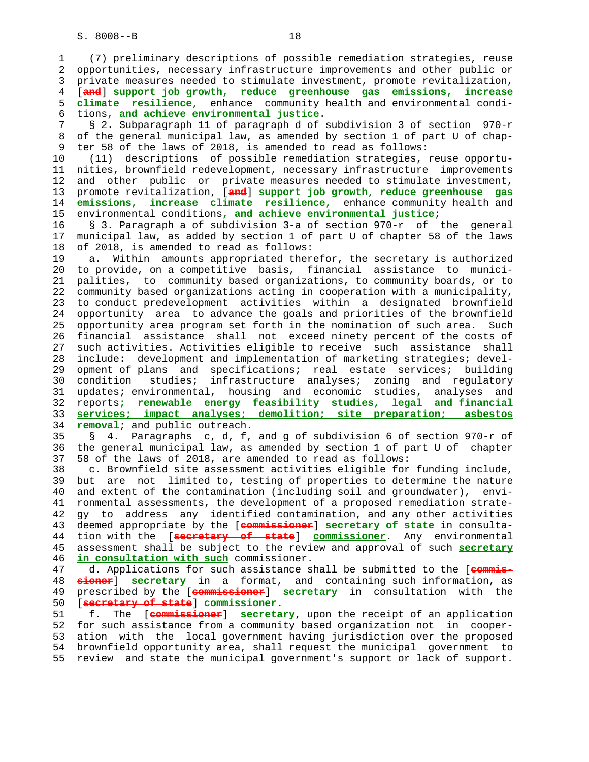(7) preliminary descriptions of possible remediation strategies, reuse opportunities, necessary infrastructure improvements and other public or private measures needed to stimulate investment, promote revitalization, [~~and~~] **support job growth, reduce greenhouse gas emissions, increase climate resilience,** enhance community health and environmental conditions**, and achieve environmental justice**.

§ 2. Subparagraph 11 of paragraph d of subdivision 3 of section 970-r of the general municipal law, as amended by section 1 of part U of chapter 58 of the laws of 2018, is amended to read as follows:

(11) descriptions of possible remediation strategies, reuse opportunities, brownfield redevelopment, necessary infrastructure improvements and other public or private measures needed to stimulate investment, promote revitalization, [~~and~~] **support job growth, reduce greenhouse gas emissions, increase climate resilience,** enhance community health and environmental conditions**, and achieve environmental justice**;

§ 3. Paragraph a of subdivision 3-a of section 970-r of the general municipal law, as added by section 1 of part U of chapter 58 of the laws of 2018, is amended to read as follows:

a. Within amounts appropriated therefor, the secretary is authorized to provide, on a competitive basis, financial assistance to municipalities, to community based organizations, to community boards, or to community based organizations acting in cooperation with a municipality, to conduct predevelopment activities within a designated brownfield opportunity area to advance the goals and priorities of the brownfield opportunity area program set forth in the nomination of such area. Such financial assistance shall not exceed ninety percent of the costs of such activities. Activities eligible to receive such assistance shall include: development and implementation of marketing strategies; development of plans and specifications; real estate services; building condition studies; infrastructure analyses; zoning and regulatory updates; environmental, housing and economic studies, analyses and reports**; renewable energy feasibility studies, legal and financial services; impact analyses; demolition; site preparation; asbestos removal**; and public outreach.

§ 4. Paragraphs c, d, f, and g of subdivision 6 of section 970-r of the general municipal law, as amended by section 1 of part U of chapter 58 of the laws of 2018, are amended to read as follows:

c. Brownfield site assessment activities eligible for funding include, but are not limited to, testing of properties to determine the nature and extent of the contamination (including soil and groundwater), environmental assessments, the development of a proposed remediation strategy to address any identified contamination, and any other activities deemed appropriate by the [~~commissioner~~] **secretary of state** in consultation with the [~~secretary of state~~] **commissioner**. Any environmental assessment shall be subject to the review and approval of such **secretary in consultation with such** commissioner.

d. Applications for such assistance shall be submitted to the [~~commissioner~~] **secretary** in a format, and containing such information, as prescribed by the [~~commissioner~~] **secretary** in consultation with the [~~secretary of state~~] **commissioner**.

f. The [~~commissioner~~] **secretary**, upon the receipt of an application for such assistance from a community based organization not in cooperation with the local government having jurisdiction over the proposed brownfield opportunity area, shall request the municipal government to review and state the municipal government's support or lack of support.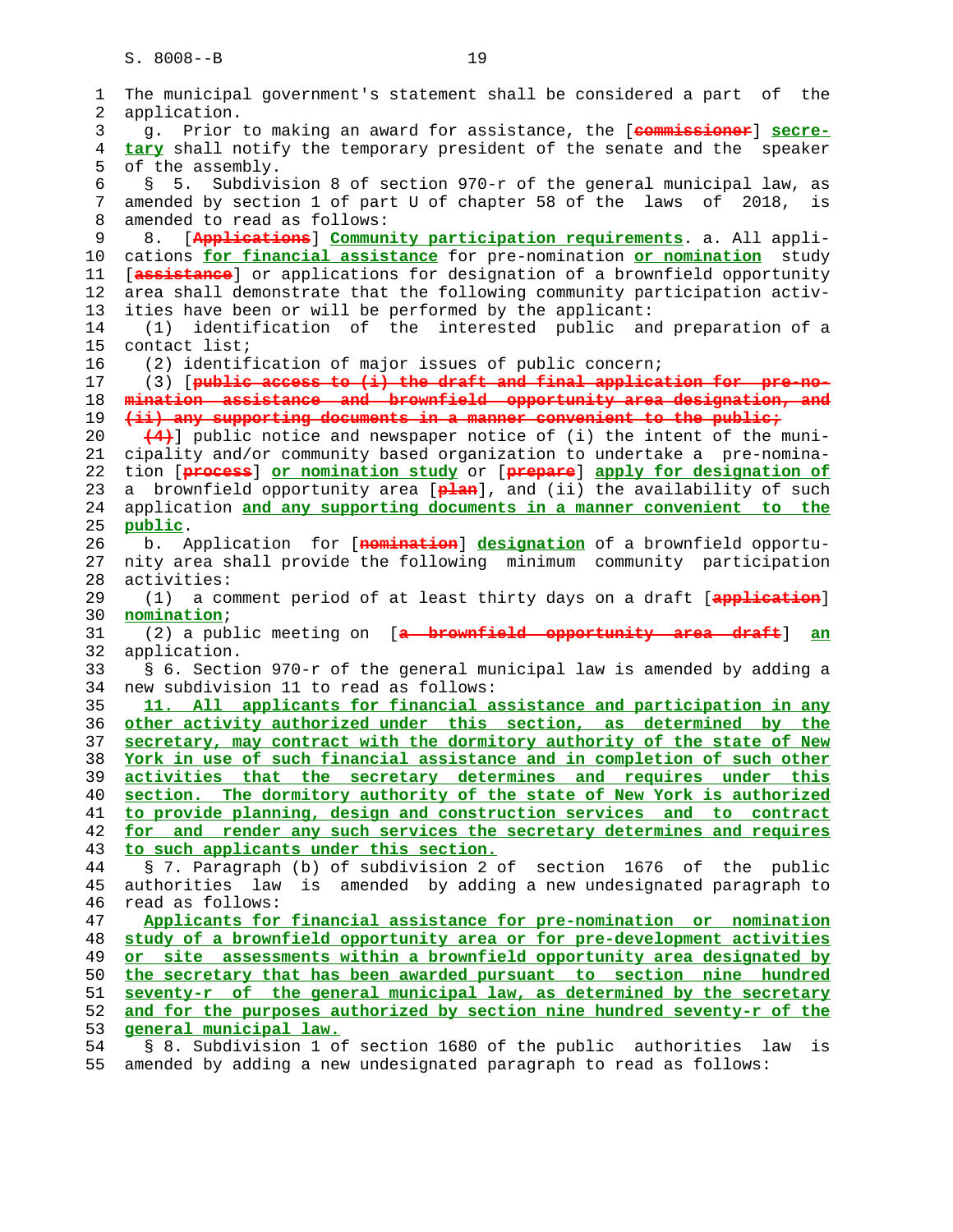The municipal government's statement shall be considered a part of the application.

g. Prior to making an award for assistance, the [~~commissioner~~] **secretary** shall notify the temporary president of the senate and the speaker of the assembly.

§ 5. Subdivision 8 of section 970-r of the general municipal law, as amended by section 1 of part U of chapter 58 of the laws of 2018, is amended to read as follows:

8. [~~Applications~~] **Community participation requirements**. a. All applications **for financial assistance** for pre-nomination **or nomination** study [~~assistance~~] or applications for designation of a brownfield opportunity area shall demonstrate that the following community participation activities have been or will be performed by the applicant:

(1) identification of the interested public and preparation of a contact list;

(2) identification of major issues of public concern;

(3) [~~public access to (i) the draft and final application for pre-nomination assistance and brownfield opportunity area designation, and (ii) any supporting documents in a manner convenient to the public;~~

~~(4)~~] public notice and newspaper notice of (i) the intent of the municipality and/or community based organization to undertake a pre-nomination [~~process~~] **or nomination study** or [~~prepare~~] **apply for designation of** a brownfield opportunity area [~~plan~~], and (ii) the availability of such application **and any supporting documents in a manner convenient to the public**.

b. Application for [~~nomination~~] **designation** of a brownfield opportunity area shall provide the following minimum community participation activities:

(1) a comment period of at least thirty days on a draft [~~application~~] **nomination**;

(2) a public meeting on [~~a brownfield opportunity area draft~~] **an** application.

§ 6. Section 970-r of the general municipal law is amended by adding a new subdivision 11 to read as follows:

**11. All applicants for financial assistance and participation in any other activity authorized under this section, as determined by the secretary, may contract with the dormitory authority of the state of New York in use of such financial assistance and in completion of such other activities that the secretary determines and requires under this section. The dormitory authority of the state of New York is authorized to provide planning, design and construction services and to contract for and render any such services the secretary determines and requires to such applicants under this section.**

§ 7. Paragraph (b) of subdivision 2 of section 1676 of the public authorities law is amended by adding a new undesignated paragraph to read as follows:

**Applicants for financial assistance for pre-nomination or nomination study of a brownfield opportunity area or for pre-development activities or site assessments within a brownfield opportunity area designated by the secretary that has been awarded pursuant to section nine hundred seventy-r of the general municipal law, as determined by the secretary and for the purposes authorized by section nine hundred seventy-r of the general municipal law.**

§ 8. Subdivision 1 of section 1680 of the public authorities law is amended by adding a new undesignated paragraph to read as follows: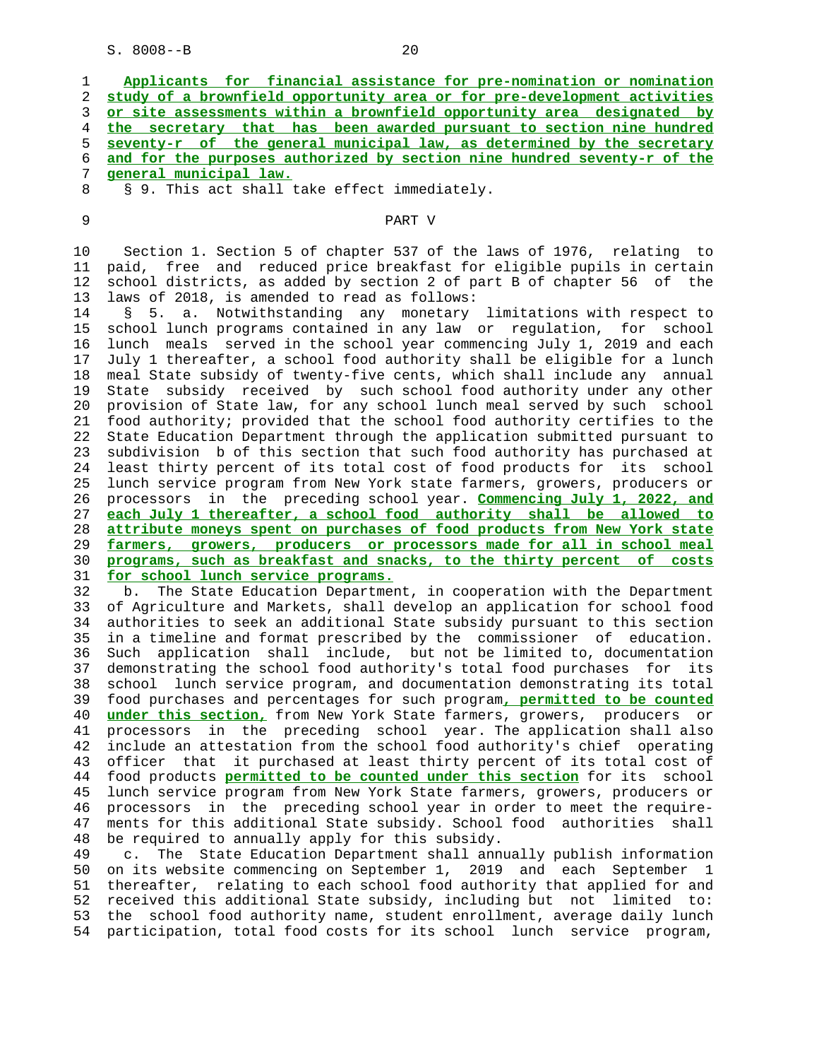**Applicants for financial assistance for pre-nomination or nomination study of a brownfield opportunity area or for pre-development activities or site assessments within a brownfield opportunity area designated by the secretary that has been awarded pursuant to section nine hundred seventy-r of the general municipal law, as determined by the secretary and for the purposes authorized by section nine hundred seventy-r of the general municipal law.**

§ 9. This act shall take effect immediately.

PART V

Section 1. Section 5 of chapter 537 of the laws of 1976, relating to paid, free and reduced price breakfast for eligible pupils in certain school districts, as added by section 2 of part B of chapter 56 of the laws of 2018, is amended to read as follows:

§ 5. a. Notwithstanding any monetary limitations with respect to school lunch programs contained in any law or regulation, for school lunch meals served in the school year commencing July 1, 2019 and each July 1 thereafter, a school food authority shall be eligible for a lunch meal State subsidy of twenty-five cents, which shall include any annual State subsidy received by such school food authority under any other provision of State law, for any school lunch meal served by such school food authority; provided that the school food authority certifies to the State Education Department through the application submitted pursuant to subdivision b of this section that such food authority has purchased at least thirty percent of its total cost of food products for its school lunch service program from New York state farmers, growers, producers or processors in the preceding school year. **Commencing July 1, 2022, and each July 1 thereafter, a school food authority shall be allowed to attribute moneys spent on purchases of food products from New York state farmers, growers, producers or processors made for all in school meal programs, such as breakfast and snacks, to the thirty percent of costs for school lunch service programs.**

b. The State Education Department, in cooperation with the Department of Agriculture and Markets, shall develop an application for school food authorities to seek an additional State subsidy pursuant to this section in a timeline and format prescribed by the commissioner of education. Such application shall include, but not be limited to, documentation demonstrating the school food authority's total food purchases for its school lunch service program, and documentation demonstrating its total food purchases and percentages for such program**, permitted to be counted under this section,** from New York State farmers, growers, producers or processors in the preceding school year. The application shall also include an attestation from the school food authority's chief operating officer that it purchased at least thirty percent of its total cost of food products **permitted to be counted under this section** for its school lunch service program from New York State farmers, growers, producers or processors in the preceding school year in order to meet the requirements for this additional State subsidy. School food authorities shall be required to annually apply for this subsidy.

c. The State Education Department shall annually publish information on its website commencing on September 1, 2019 and each September 1 thereafter, relating to each school food authority that applied for and received this additional State subsidy, including but not limited to: the school food authority name, student enrollment, average daily lunch participation, total food costs for its school lunch service program,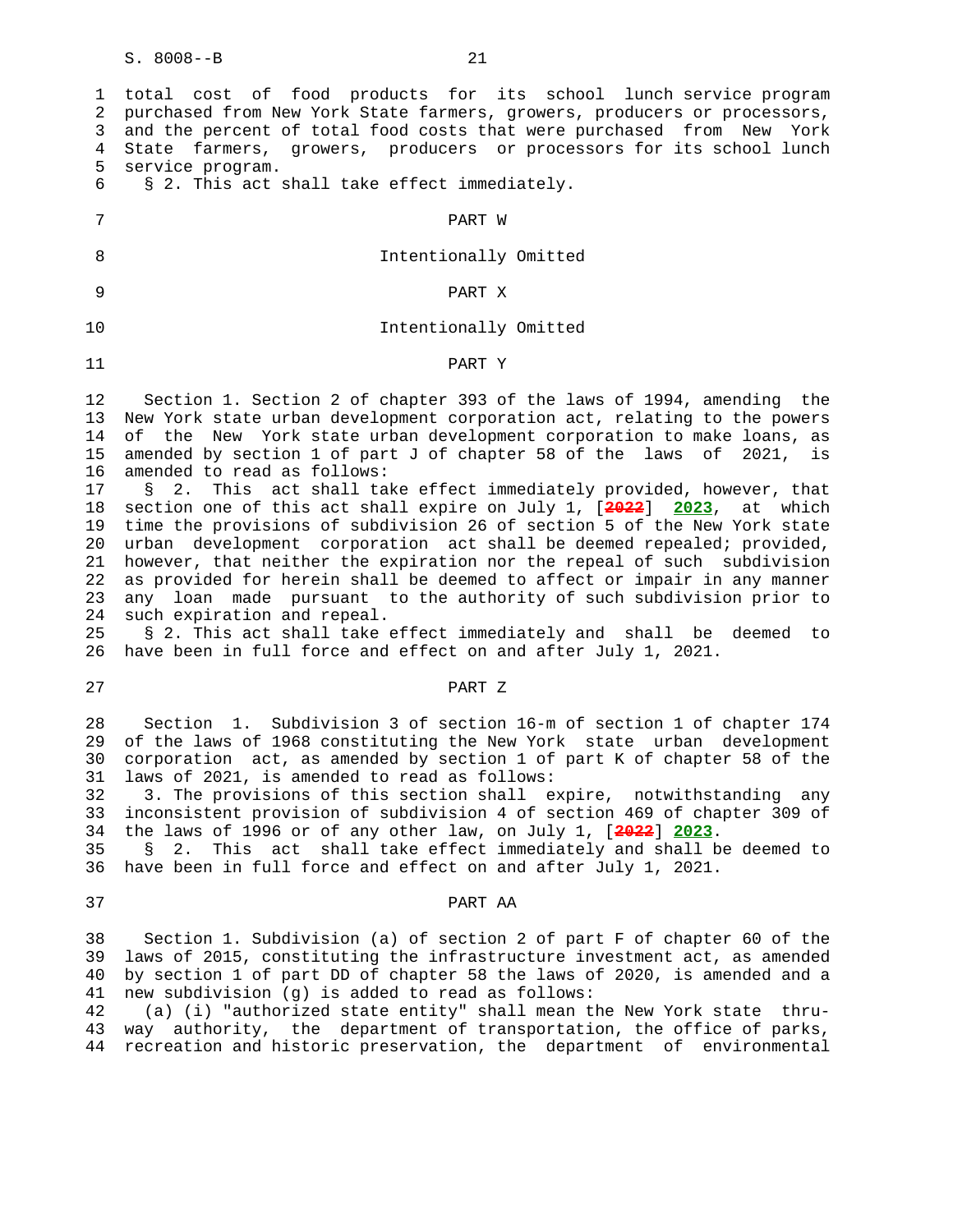total cost of food products for its school lunch service program purchased from New York State farmers, growers, producers or processors, and the percent of total food costs that were purchased from New York State farmers, growers, producers or processors for its school lunch service program.

§ 2. This act shall take effect immediately.

## PART W

Intentionally Omitted

## PART X

Intentionally Omitted

## PART Y

Section 1. Section 2 of chapter 393 of the laws of 1994, amending the New York state urban development corporation act, relating to the powers of the New York state urban development corporation to make loans, as amended by section 1 of part J of chapter 58 of the laws of 2021, is amended to read as follows:

§ 2. This act shall take effect immediately provided, however, that section one of this act shall expire on July 1, [~~2022~~] **2023**, at which time the provisions of subdivision 26 of section 5 of the New York state urban development corporation act shall be deemed repealed; provided, however, that neither the expiration nor the repeal of such subdivision as provided for herein shall be deemed to affect or impair in any manner any loan made pursuant to the authority of such subdivision prior to such expiration and repeal.

§ 2. This act shall take effect immediately and shall be deemed to have been in full force and effect on and after July 1, 2021.

## PART Z

Section 1. Subdivision 3 of section 16-m of section 1 of chapter 174 of the laws of 1968 constituting the New York state urban development corporation act, as amended by section 1 of part K of chapter 58 of the laws of 2021, is amended to read as follows:

3. The provisions of this section shall expire, notwithstanding any inconsistent provision of subdivision 4 of section 469 of chapter 309 of the laws of 1996 or of any other law, on July 1, [~~2022~~] **2023**.

§ 2. This act shall take effect immediately and shall be deemed to have been in full force and effect on and after July 1, 2021.

## PART AA

Section 1. Subdivision (a) of section 2 of part F of chapter 60 of the laws of 2015, constituting the infrastructure investment act, as amended by section 1 of part DD of chapter 58 the laws of 2020, is amended and a new subdivision (g) is added to read as follows:

(a) (i) "authorized state entity" shall mean the New York state thruway authority, the department of transportation, the office of parks, recreation and historic preservation, the department of environmental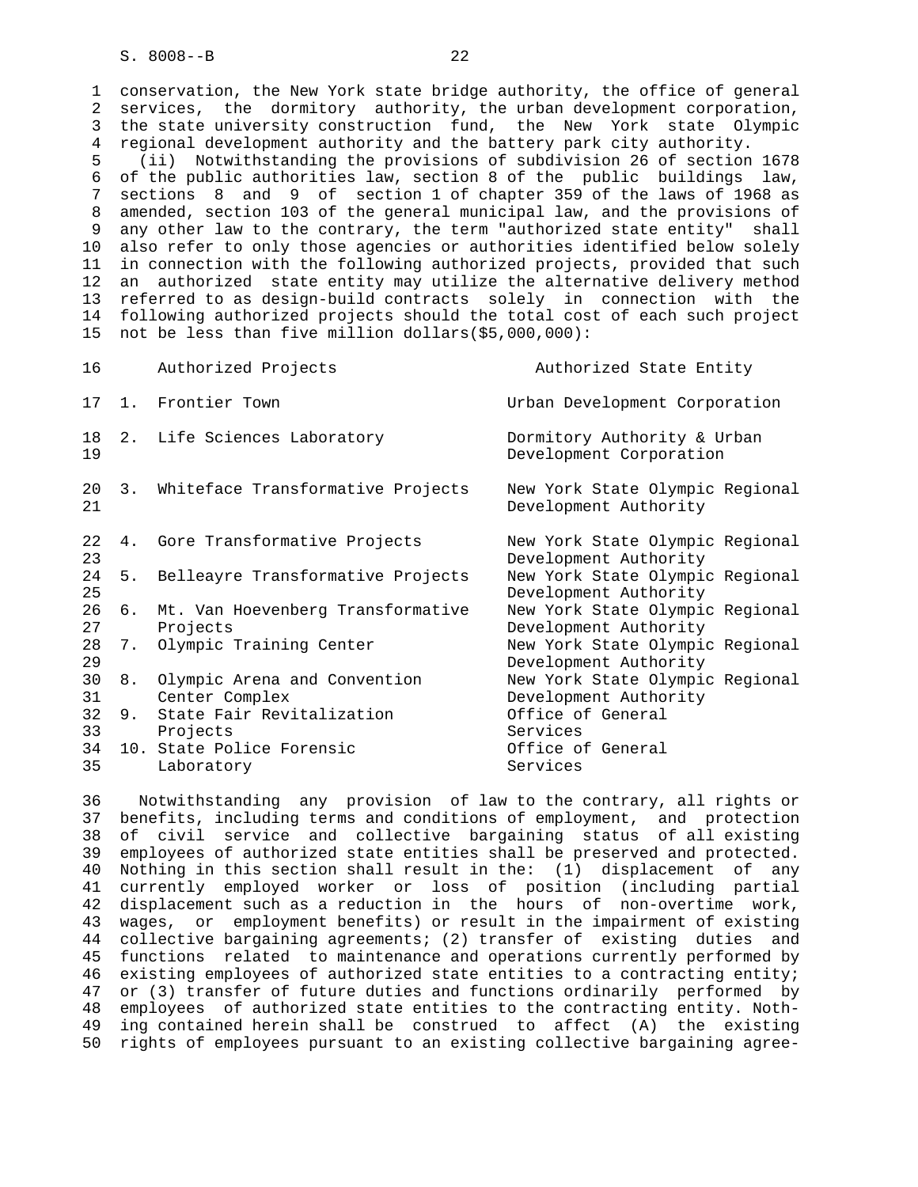conservation, the New York state bridge authority, the office of general services, the dormitory authority, the urban development corporation, the state university construction fund, the New York state Olympic regional development authority and the battery park city authority.

(ii) Notwithstanding the provisions of subdivision 26 of section 1678 of the public authorities law, section 8 of the public buildings law, sections 8 and 9 of section 1 of chapter 359 of the laws of 1968 as amended, section 103 of the general municipal law, and the provisions of any other law to the contrary, the term "authorized state entity" shall also refer to only those agencies or authorities identified below solely in connection with the following authorized projects, provided that such an authorized state entity may utilize the alternative delivery method referred to as design-build contracts solely in connection with the following authorized projects should the total cost of each such project not be less than five million dollars($5,000,000):

| | Authorized Projects | Authorized State Entity |
|---|---|---|
| 1. | Frontier Town | Urban Development Corporation |
| 2. | Life Sciences Laboratory | Dormitory Authority & Urban Development Corporation |
| 3. | Whiteface Transformative Projects | New York State Olympic Regional Development Authority |
| 4. | Gore Transformative Projects | New York State Olympic Regional Development Authority |
| 5. | Belleayre Transformative Projects | New York State Olympic Regional Development Authority |
| 6. | Mt. Van Hoevenberg Transformative Projects | New York State Olympic Regional Development Authority |
| 7. | Olympic Training Center | New York State Olympic Regional Development Authority |
| 8. | Olympic Arena and Convention Center Complex | New York State Olympic Regional Development Authority |
| 9. | State Fair Revitalization Projects | Office of General Services |
| 10. | State Police Forensic Laboratory | Office of General Services |

Notwithstanding any provision of law to the contrary, all rights or benefits, including terms and conditions of employment, and protection of civil service and collective bargaining status of all existing employees of authorized state entities shall be preserved and protected. Nothing in this section shall result in the: (1) displacement of any currently employed worker or loss of position (including partial displacement such as a reduction in the hours of non-overtime work, wages, or employment benefits) or result in the impairment of existing collective bargaining agreements; (2) transfer of existing duties and functions related to maintenance and operations currently performed by existing employees of authorized state entities to a contracting entity; or (3) transfer of future duties and functions ordinarily performed by employees of authorized state entities to the contracting entity. Nothing contained herein shall be construed to affect (A) the existing rights of employees pursuant to an existing collective bargaining agree-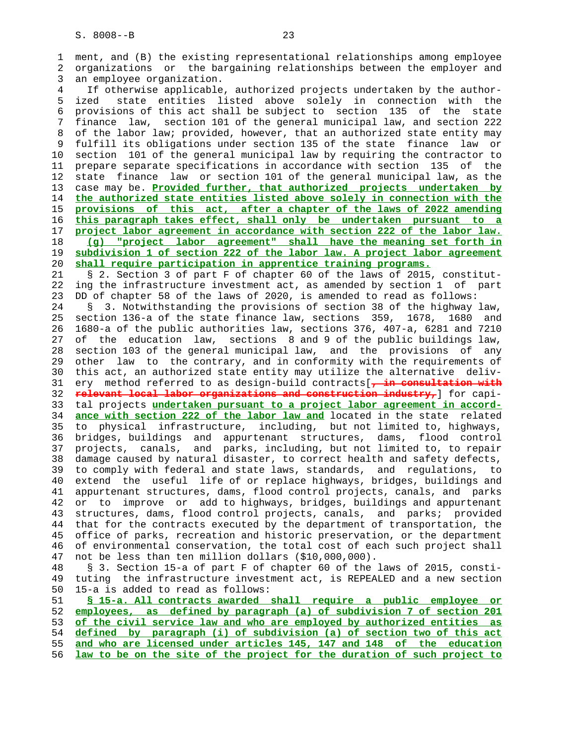ment, and (B) the existing representational relationships among employee organizations or the bargaining relationships between the employer and an employee organization.

If otherwise applicable, authorized projects undertaken by the authorized state entities listed above solely in connection with the provisions of this act shall be subject to section 135 of the state finance law, section 101 of the general municipal law, and section 222 of the labor law; provided, however, that an authorized state entity may fulfill its obligations under section 135 of the state finance law or section 101 of the general municipal law by requiring the contractor to prepare separate specifications in accordance with section 135 of the state finance law or section 101 of the general municipal law, as the case may be. Provided further, that authorized projects undertaken by the authorized state entities listed above solely in connection with the provisions of this act, after a chapter of the laws of 2022 amending this paragraph takes effect, shall only be undertaken pursuant to a project labor agreement in accordance with section 222 of the labor law.

(g) "project labor agreement" shall have the meaning set forth in subdivision 1 of section 222 of the labor law. A project labor agreement shall require participation in apprentice training programs.

§ 2. Section 3 of part F of chapter 60 of the laws of 2015, constituting the infrastructure investment act, as amended by section 1 of part DD of chapter 58 of the laws of 2020, is amended to read as follows:

§ 3. Notwithstanding the provisions of section 38 of the highway law, section 136-a of the state finance law, sections 359, 1678, 1680 and 1680-a of the public authorities law, sections 376, 407-a, 6281 and 7210 of the education law, sections 8 and 9 of the public buildings law, section 103 of the general municipal law, and the provisions of any other law to the contrary, and in conformity with the requirements of this act, an authorized state entity may utilize the alternative delivery method referred to as design-build contracts[~~, in consultation with relevant local labor organizations and construction industry,~~] for capital projects undertaken pursuant to a project labor agreement in accordance with section 222 of the labor law and located in the state related to physical infrastructure, including, but not limited to, highways, bridges, buildings and appurtenant structures, dams, flood control projects, canals, and parks, including, but not limited to, to repair damage caused by natural disaster, to correct health and safety defects, to comply with federal and state laws, standards, and regulations, to extend the useful life of or replace highways, bridges, buildings and appurtenant structures, dams, flood control projects, canals, and parks or to improve or add to highways, bridges, buildings and appurtenant structures, dams, flood control projects, canals, and parks; provided that for the contracts executed by the department of transportation, the office of parks, recreation and historic preservation, or the department of environmental conservation, the total cost of each such project shall not be less than ten million dollars ($10,000,000).

§ 3. Section 15-a of part F of chapter 60 of the laws of 2015, constituting the infrastructure investment act, is REPEALED and a new section 15-a is added to read as follows:

§ 15-a. All contracts awarded shall require a public employee or employees, as defined by paragraph (a) of subdivision 7 of section 201 of the civil service law and who are employed by authorized entities as defined by paragraph (i) of subdivision (a) of section two of this act and who are licensed under articles 145, 147 and 148 of the education law to be on the site of the project for the duration of such project to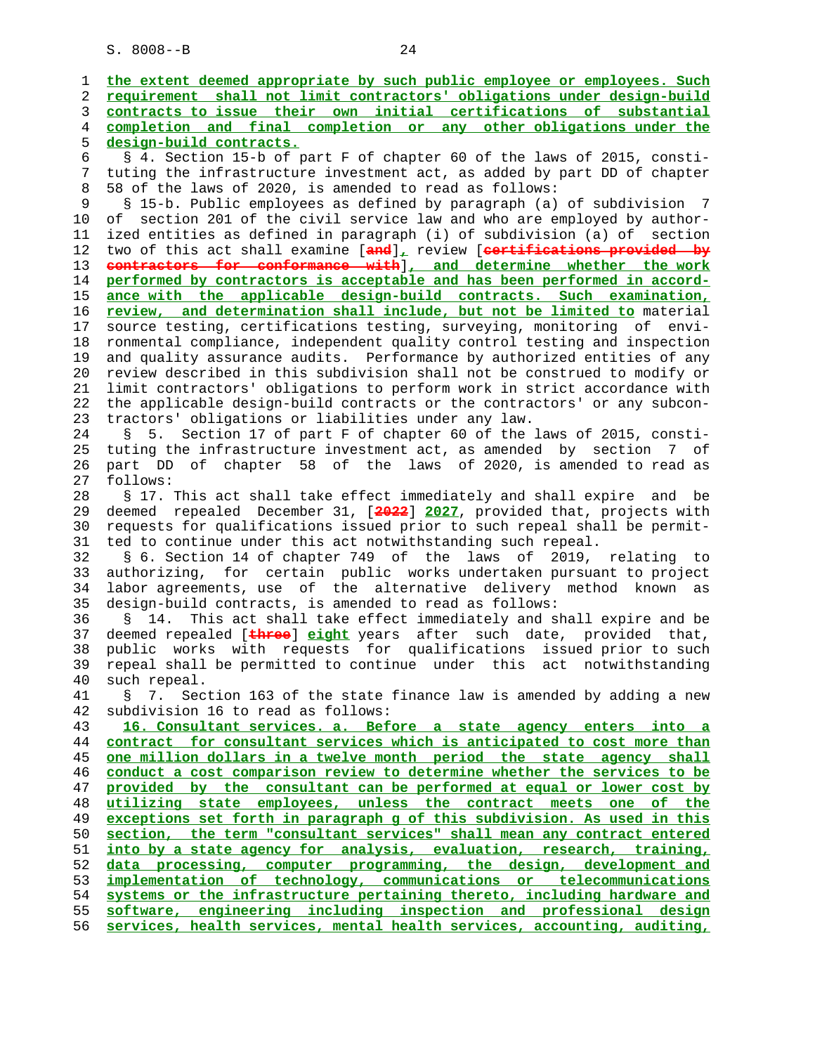the extent deemed appropriate by such public employee or employees. Such requirement shall not limit contractors' obligations under design-build contracts to issue their own initial certifications of substantial completion and final completion or any other obligations under the design-build contracts.

§ 4. Section 15-b of part F of chapter 60 of the laws of 2015, constituting the infrastructure investment act, as added by part DD of chapter 58 of the laws of 2020, is amended to read as follows:

§ 15-b. Public employees as defined by paragraph (a) of subdivision 7 of section 201 of the civil service law and who are employed by authorized entities as defined in paragraph (i) of subdivision (a) of section two of this act shall examine [and], review [certifications provided by contractors for conformance with], and determine whether the work performed by contractors is acceptable and has been performed in accordance with the applicable design-build contracts. Such examination, review, and determination shall include, but not be limited to material source testing, certifications testing, surveying, monitoring of environmental compliance, independent quality control testing and inspection and quality assurance audits. Performance by authorized entities of any review described in this subdivision shall not be construed to modify or limit contractors' obligations to perform work in strict accordance with the applicable design-build contracts or the contractors' or any subcontractors' obligations or liabilities under any law.

§ 5. Section 17 of part F of chapter 60 of the laws of 2015, constituting the infrastructure investment act, as amended by section 7 of part DD of chapter 58 of the laws of 2020, is amended to read as follows:

§ 17. This act shall take effect immediately and shall expire and be deemed repealed December 31, [2022] 2027, provided that, projects with requests for qualifications issued prior to such repeal shall be permitted to continue under this act notwithstanding such repeal.

§ 6. Section 14 of chapter 749 of the laws of 2019, relating to authorizing, for certain public works undertaken pursuant to project labor agreements, use of the alternative delivery method known as design-build contracts, is amended to read as follows:

§ 14. This act shall take effect immediately and shall expire and be deemed repealed [three] eight years after such date, provided that, public works with requests for qualifications issued prior to such repeal shall be permitted to continue under this act notwithstanding such repeal.

§ 7. Section 163 of the state finance law is amended by adding a new subdivision 16 to read as follows:

16. Consultant services. a. Before a state agency enters into a contract for consultant services which is anticipated to cost more than one million dollars in a twelve month period the state agency shall conduct a cost comparison review to determine whether the services to be provided by the consultant can be performed at equal or lower cost by utilizing state employees, unless the contract meets one of the exceptions set forth in paragraph g of this subdivision. As used in this section, the term "consultant services" shall mean any contract entered into by a state agency for analysis, evaluation, research, training, data processing, computer programming, the design, development and implementation of technology, communications or telecommunications systems or the infrastructure pertaining thereto, including hardware and software, engineering including inspection and professional design services, health services, mental health services, accounting, auditing,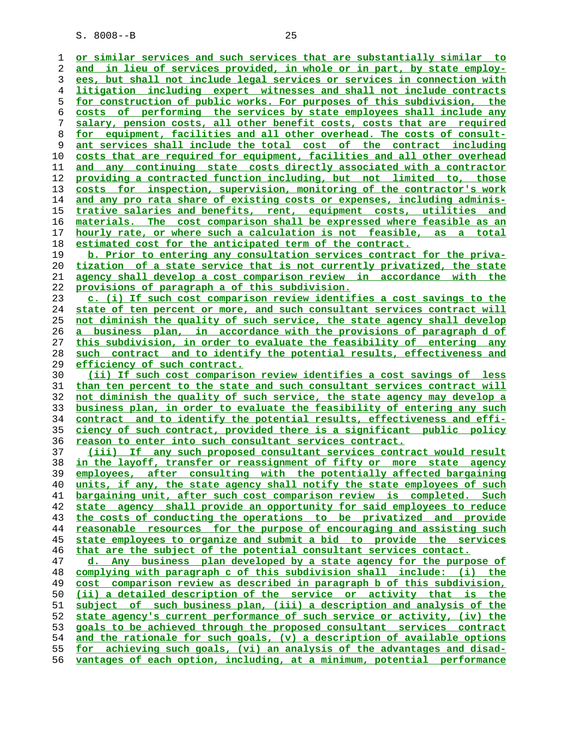or similar services and such services that are substantially similar to and in lieu of services provided, in whole or in part, by state employees, but shall not include legal services or services in connection with litigation including expert witnesses and shall not include contracts for construction of public works. For purposes of this subdivision, the costs of performing the services by state employees shall include any salary, pension costs, all other benefit costs, costs that are required for equipment, facilities and all other overhead. The costs of consultant services shall include the total cost of the contract including costs that are required for equipment, facilities and all other overhead and any continuing state costs directly associated with a contractor providing a contracted function including, but not limited to, those costs for inspection, supervision, monitoring of the contractor's work and any pro rata share of existing costs or expenses, including administrative salaries and benefits, rent, equipment costs, utilities and materials. The cost comparison shall be expressed where feasible as an hourly rate, or where such a calculation is not feasible, as a total estimated cost for the anticipated term of the contract.

b. Prior to entering any consultation services contract for the privatization of a state service that is not currently privatized, the state agency shall develop a cost comparison review in accordance with the provisions of paragraph a of this subdivision.

c. (i) If such cost comparison review identifies a cost savings to the state of ten percent or more, and such consultant services contract will not diminish the quality of such service, the state agency shall develop a business plan, in accordance with the provisions of paragraph d of this subdivision, in order to evaluate the feasibility of entering any such contract and to identify the potential results, effectiveness and efficiency of such contract.

(ii) If such cost comparison review identifies a cost savings of less than ten percent to the state and such consultant services contract will not diminish the quality of such service, the state agency may develop a business plan, in order to evaluate the feasibility of entering any such contract and to identify the potential results, effectiveness and efficiency of such contract, provided there is a significant public policy reason to enter into such consultant services contract.

(iii) If any such proposed consultant services contract would result in the layoff, transfer or reassignment of fifty or more state agency employees, after consulting with the potentially affected bargaining units, if any, the state agency shall notify the state employees of such bargaining unit, after such cost comparison review is completed. Such state agency shall provide an opportunity for said employees to reduce the costs of conducting the operations to be privatized and provide reasonable resources for the purpose of encouraging and assisting such state employees to organize and submit a bid to provide the services that are the subject of the potential consultant services contact.

d. Any business plan developed by a state agency for the purpose of complying with paragraph c of this subdivision shall include: (i) the cost comparison review as described in paragraph b of this subdivision, (ii) a detailed description of the service or activity that is the subject of such business plan, (iii) a description and analysis of the state agency's current performance of such service or activity, (iv) the goals to be achieved through the proposed consultant services contract and the rationale for such goals, (v) a description of available options for achieving such goals, (vi) an analysis of the advantages and disadvantages of each option, including, at a minimum, potential performance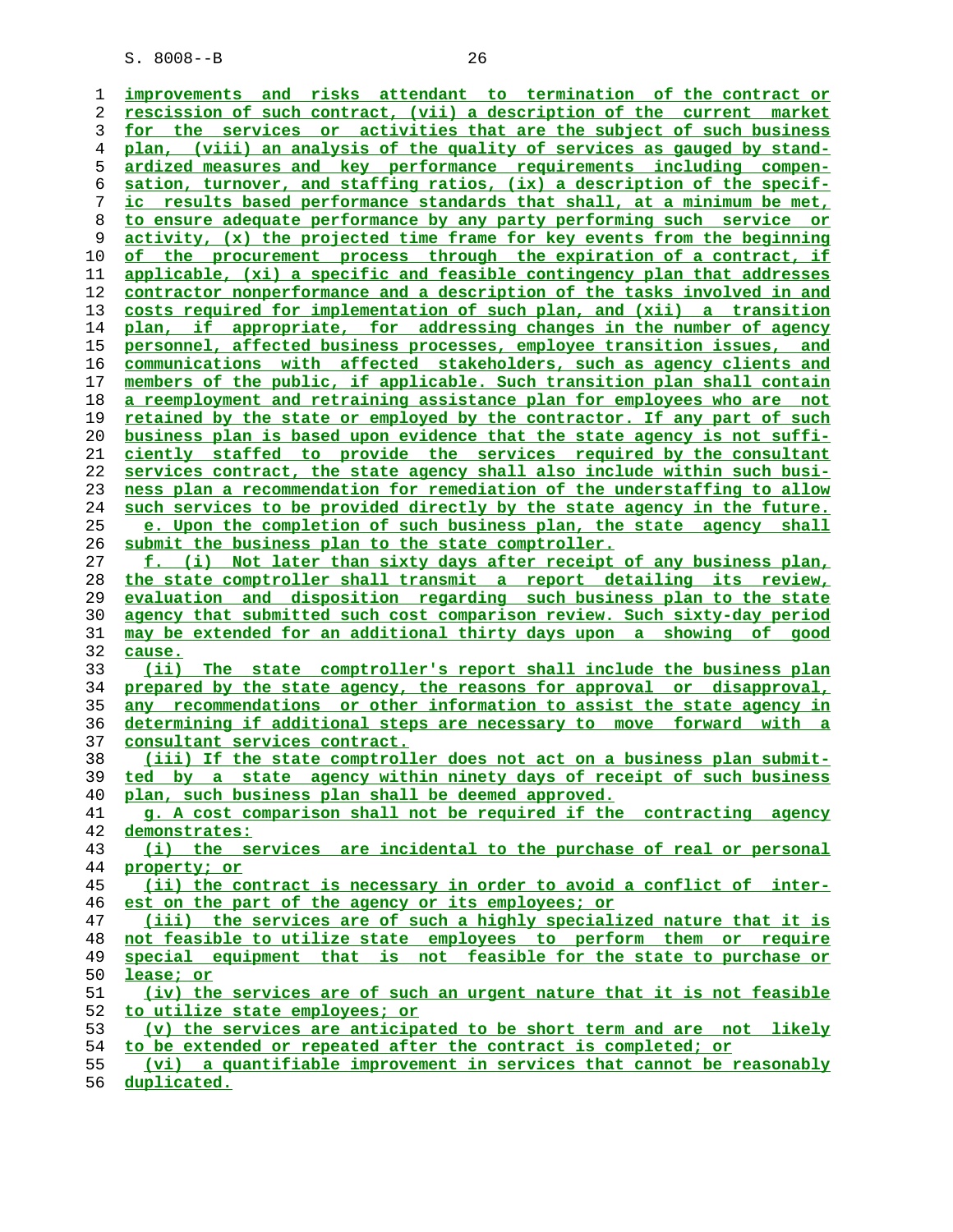improvements and risks attendant to termination of the contract or rescission of such contract, (vii) a description of the current market for the services or activities that are the subject of such business plan, (viii) an analysis of the quality of services as gauged by standardized measures and key performance requirements including compensation, turnover, and staffing ratios, (ix) a description of the specific results based performance standards that shall, at a minimum be met, to ensure adequate performance by any party performing such service or activity, (x) the projected time frame for key events from the beginning of the procurement process through the expiration of a contract, if applicable, (xi) a specific and feasible contingency plan that addresses contractor nonperformance and a description of the tasks involved in and costs required for implementation of such plan, and (xii) a transition plan, if appropriate, for addressing changes in the number of agency personnel, affected business processes, employee transition issues, and communications with affected stakeholders, such as agency clients and members of the public, if applicable. Such transition plan shall contain a reemployment and retraining assistance plan for employees who are not retained by the state or employed by the contractor. If any part of such business plan is based upon evidence that the state agency is not sufficiently staffed to provide the services required by the consultant services contract, the state agency shall also include within such business plan a recommendation for remediation of the understaffing to allow such services to be provided directly by the state agency in the future.

e. Upon the completion of such business plan, the state agency shall submit the business plan to the state comptroller.

f. (i) Not later than sixty days after receipt of any business plan, the state comptroller shall transmit a report detailing its review, evaluation and disposition regarding such business plan to the state agency that submitted such cost comparison review. Such sixty-day period may be extended for an additional thirty days upon a showing of good cause.

(ii) The state comptroller's report shall include the business plan prepared by the state agency, the reasons for approval or disapproval, any recommendations or other information to assist the state agency in determining if additional steps are necessary to move forward with a consultant services contract.

(iii) If the state comptroller does not act on a business plan submitted by a state agency within ninety days of receipt of such business plan, such business plan shall be deemed approved.

g. A cost comparison shall not be required if the contracting agency demonstrates:

(i) the services are incidental to the purchase of real or personal property; or

(ii) the contract is necessary in order to avoid a conflict of interest on the part of the agency or its employees; or

(iii) the services are of such a highly specialized nature that it is not feasible to utilize state employees to perform them or require special equipment that is not feasible for the state to purchase or lease; or

(iv) the services are of such an urgent nature that it is not feasible to utilize state employees; or

(v) the services are anticipated to be short term and are not likely to be extended or repeated after the contract is completed; or

(vi) a quantifiable improvement in services that cannot be reasonably duplicated.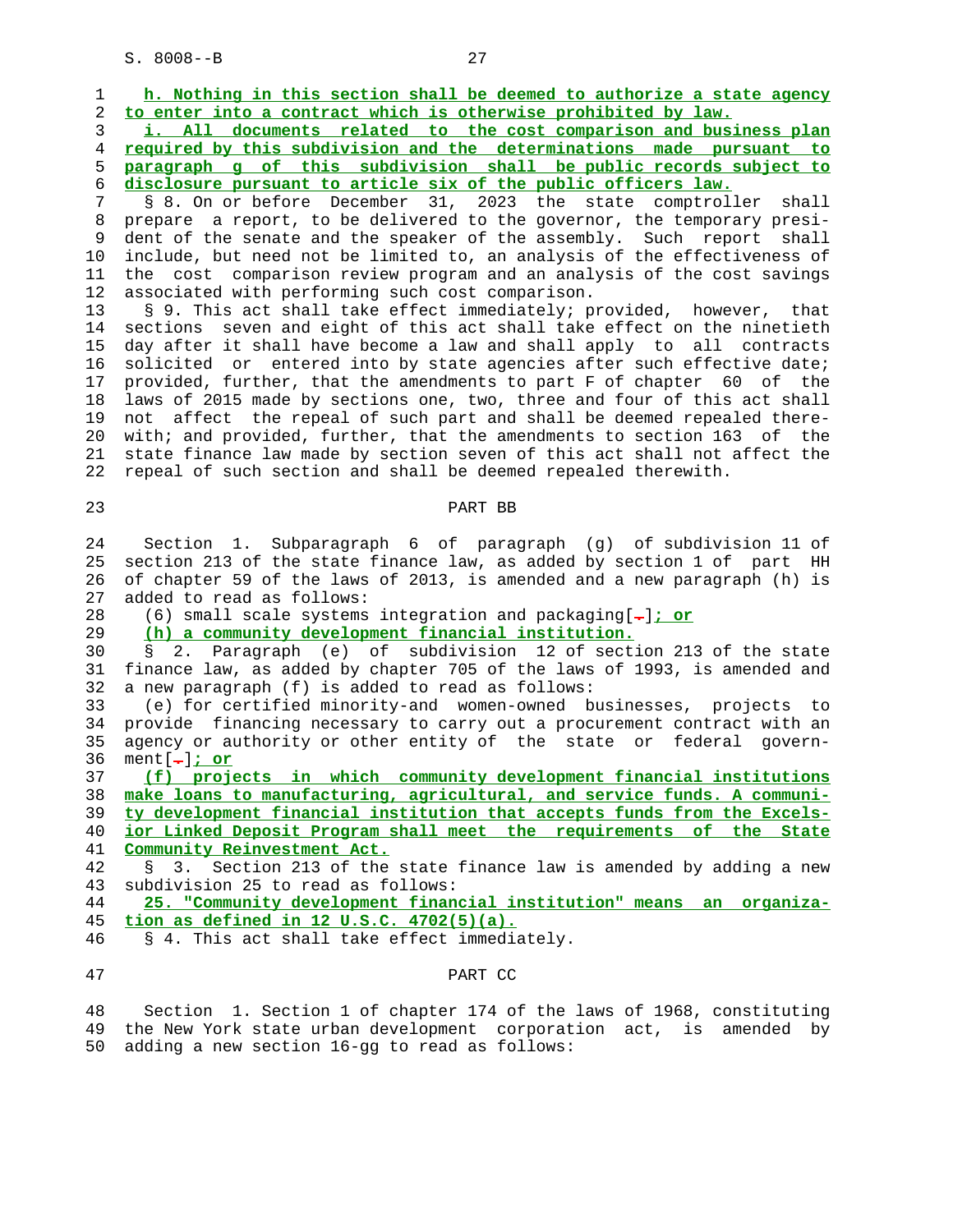**h. Nothing in this section shall be deemed to authorize a state agency to enter into a contract which is otherwise prohibited by law.**

**i. All documents related to the cost comparison and business plan required by this subdivision and the determinations made pursuant to paragraph g of this subdivision shall be public records subject to disclosure pursuant to article six of the public officers law.**

§ 8. On or before December 31, 2023 the state comptroller shall prepare a report, to be delivered to the governor, the temporary president of the senate and the speaker of the assembly. Such report shall include, but need not be limited to, an analysis of the effectiveness of the cost comparison review program and an analysis of the cost savings associated with performing such cost comparison.

§ 9. This act shall take effect immediately; provided, however, that sections seven and eight of this act shall take effect on the ninetieth day after it shall have become a law and shall apply to all contracts solicited or entered into by state agencies after such effective date; provided, further, that the amendments to part F of chapter 60 of the laws of 2015 made by sections one, two, three and four of this act shall not affect the repeal of such part and shall be deemed repealed therewith; and provided, further, that the amendments to section 163 of the state finance law made by section seven of this act shall not affect the repeal of such section and shall be deemed repealed therewith.

PART BB

Section 1. Subparagraph 6 of paragraph (g) of subdivision 11 of section 213 of the state finance law, as added by section 1 of part HH of chapter 59 of the laws of 2013, is amended and a new paragraph (h) is added to read as follows:

(6) small scale systems integration and packaging[.]**; or**

**(h) a community development financial institution.**

§ 2. Paragraph (e) of subdivision 12 of section 213 of the state finance law, as added by chapter 705 of the laws of 1993, is amended and a new paragraph (f) is added to read as follows:

(e) for certified minority-and women-owned businesses, projects to provide financing necessary to carry out a procurement contract with an agency or authority or other entity of the state or federal government[.]**; or**

**(f) projects in which community development financial institutions make loans to manufacturing, agricultural, and service funds. A community development financial institution that accepts funds from the Excelsior Linked Deposit Program shall meet the requirements of the State Community Reinvestment Act.**

§ 3. Section 213 of the state finance law is amended by adding a new subdivision 25 to read as follows:

**25. "Community development financial institution" means an organization as defined in 12 U.S.C. 4702(5)(a).**

§ 4. This act shall take effect immediately.

PART CC

Section 1. Section 1 of chapter 174 of the laws of 1968, constituting the New York state urban development corporation act, is amended by adding a new section 16-gg to read as follows: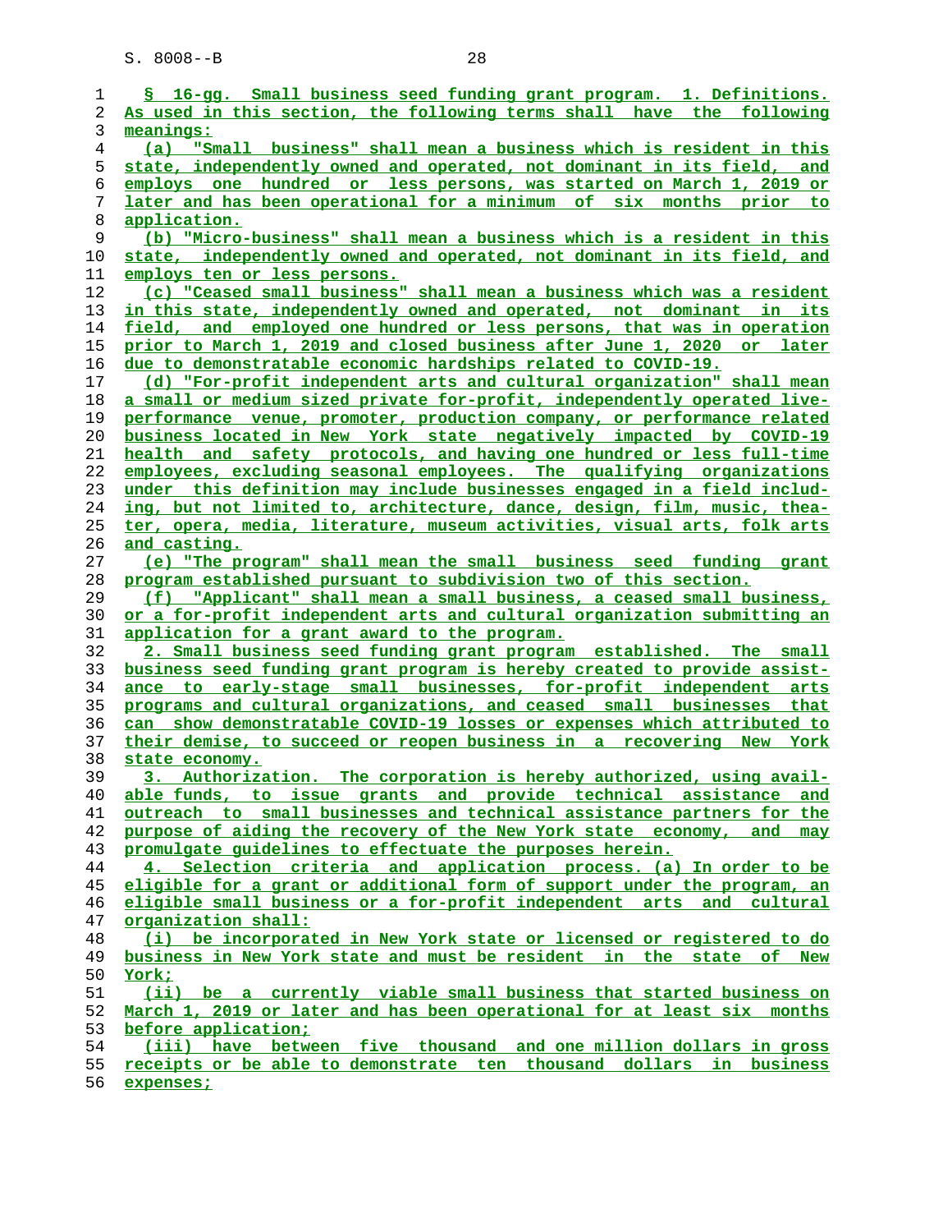§ 16-gg. Small business seed funding grant program. 1. Definitions. As used in this section, the following terms shall have the following meanings:

(a) "Small business" shall mean a business which is resident in this state, independently owned and operated, not dominant in its field, and employs one hundred or less persons, was started on March 1, 2019 or later and has been operational for a minimum of six months prior to application.

(b) "Micro-business" shall mean a business which is a resident in this state, independently owned and operated, not dominant in its field, and employs ten or less persons.

(c) "Ceased small business" shall mean a business which was a resident in this state, independently owned and operated, not dominant in its field, and employed one hundred or less persons, that was in operation prior to March 1, 2019 and closed business after June 1, 2020 or later due to demonstratable economic hardships related to COVID-19.

(d) "For-profit independent arts and cultural organization" shall mean a small or medium sized private for-profit, independently operated live-performance venue, promoter, production company, or performance related business located in New York state negatively impacted by COVID-19 health and safety protocols, and having one hundred or less full-time employees, excluding seasonal employees. The qualifying organizations under this definition may include businesses engaged in a field including, but not limited to, architecture, dance, design, film, music, theater, opera, media, literature, museum activities, visual arts, folk arts and casting.

(e) "The program" shall mean the small business seed funding grant program established pursuant to subdivision two of this section.

(f) "Applicant" shall mean a small business, a ceased small business, or a for-profit independent arts and cultural organization submitting an application for a grant award to the program.

2. Small business seed funding grant program established. The small business seed funding grant program is hereby created to provide assistance to early-stage small businesses, for-profit independent arts programs and cultural organizations, and ceased small businesses that can show demonstratable COVID-19 losses or expenses which attributed to their demise, to succeed or reopen business in a recovering New York state economy.

3. Authorization. The corporation is hereby authorized, using available funds, to issue grants and provide technical assistance and outreach to small businesses and technical assistance partners for the purpose of aiding the recovery of the New York state economy, and may promulgate guidelines to effectuate the purposes herein.

4. Selection criteria and application process. (a) In order to be eligible for a grant or additional form of support under the program, an eligible small business or a for-profit independent arts and cultural organization shall:

(i) be incorporated in New York state or licensed or registered to do business in New York state and must be resident in the state of New York;

(ii) be a currently viable small business that started business on March 1, 2019 or later and has been operational for at least six months before application;

(iii) have between five thousand and one million dollars in gross receipts or be able to demonstrate ten thousand dollars in business expenses;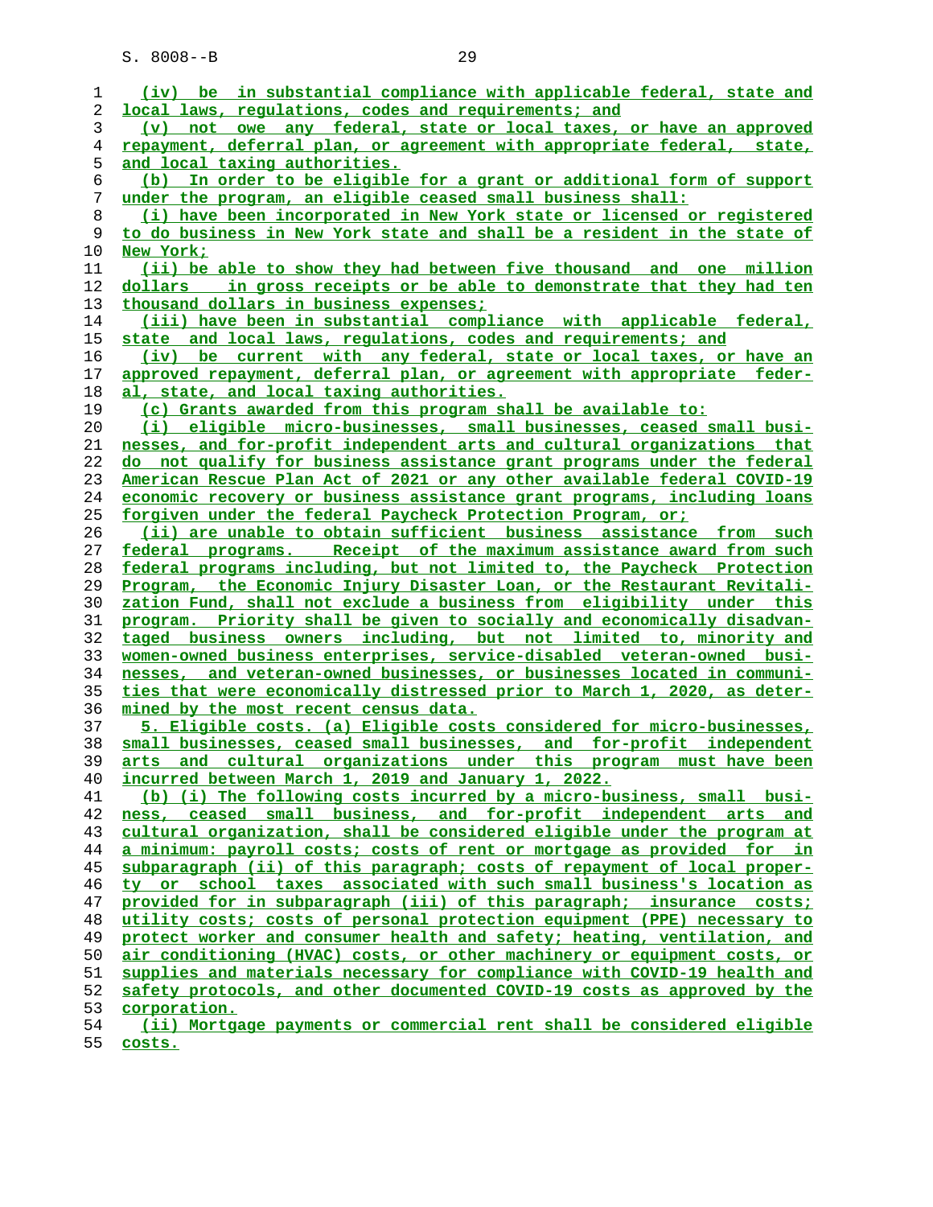(iv) be in substantial compliance with applicable federal, state and local laws, regulations, codes and requirements; and

(v) not owe any federal, state or local taxes, or have an approved repayment, deferral plan, or agreement with appropriate federal, state, and local taxing authorities.

(b) In order to be eligible for a grant or additional form of support under the program, an eligible ceased small business shall:

(i) have been incorporated in New York state or licensed or registered to do business in New York state and shall be a resident in the state of New York;

(ii) be able to show they had between five thousand and one million dollars in gross receipts or be able to demonstrate that they had ten thousand dollars in business expenses;

(iii) have been in substantial compliance with applicable federal, state and local laws, regulations, codes and requirements; and

(iv) be current with any federal, state or local taxes, or have an approved repayment, deferral plan, or agreement with appropriate federal, state, and local taxing authorities.

(c) Grants awarded from this program shall be available to:

(i) eligible micro-businesses, small businesses, ceased small businesses, and for-profit independent arts and cultural organizations that do not qualify for business assistance grant programs under the federal American Rescue Plan Act of 2021 or any other available federal COVID-19 economic recovery or business assistance grant programs, including loans forgiven under the federal Paycheck Protection Program, or;

(ii) are unable to obtain sufficient business assistance from such federal programs. Receipt of the maximum assistance award from such federal programs including, but not limited to, the Paycheck Protection Program, the Economic Injury Disaster Loan, or the Restaurant Revitalization Fund, shall not exclude a business from eligibility under this program. Priority shall be given to socially and economically disadvantaged business owners including, but not limited to, minority and women-owned business enterprises, service-disabled veteran-owned businesses, and veteran-owned businesses, or businesses located in communities that were economically distressed prior to March 1, 2020, as determined by the most recent census data.

5. Eligible costs. (a) Eligible costs considered for micro-businesses, small businesses, ceased small businesses, and for-profit independent arts and cultural organizations under this program must have been incurred between March 1, 2019 and January 1, 2022.

(b) (i) The following costs incurred by a micro-business, small business, ceased small business, and for-profit independent arts and cultural organization, shall be considered eligible under the program at a minimum: payroll costs; costs of rent or mortgage as provided for in subparagraph (ii) of this paragraph; costs of repayment of local property or school taxes associated with such small business's location as provided for in subparagraph (iii) of this paragraph; insurance costs; utility costs; costs of personal protection equipment (PPE) necessary to protect worker and consumer health and safety; heating, ventilation, and air conditioning (HVAC) costs, or other machinery or equipment costs, or supplies and materials necessary for compliance with COVID-19 health and safety protocols, and other documented COVID-19 costs as approved by the corporation.

(ii) Mortgage payments or commercial rent shall be considered eligible costs.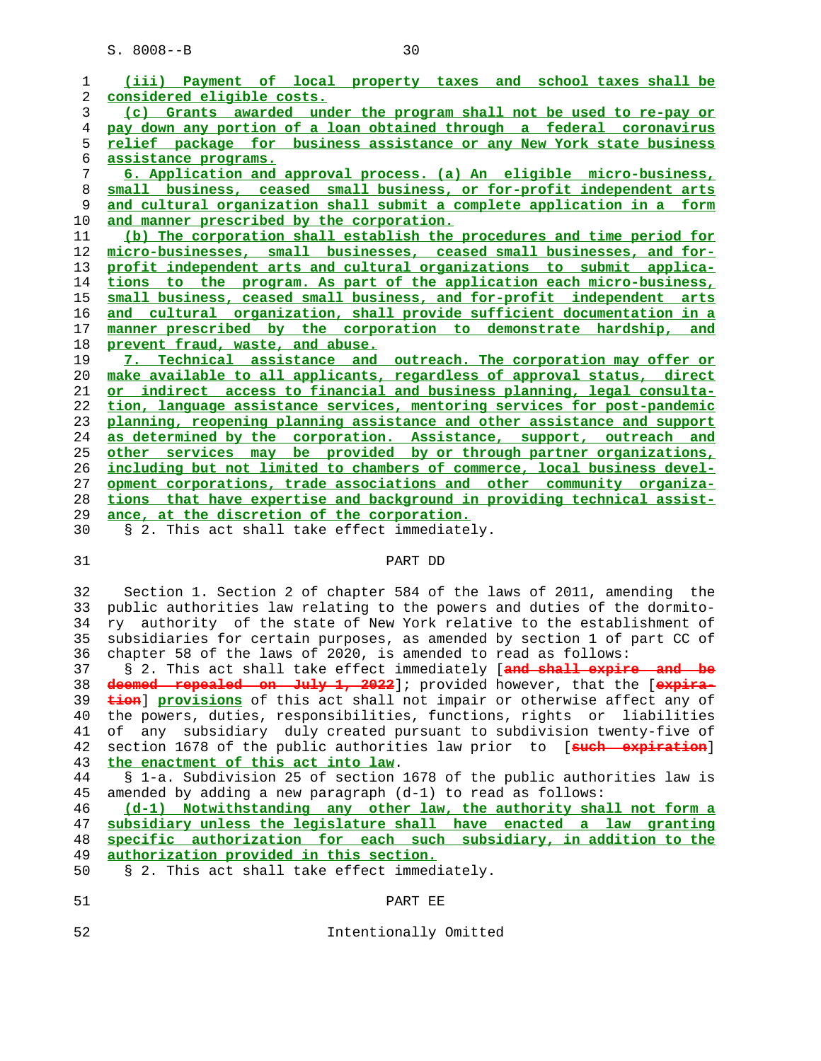(iii) Payment of local property taxes and school taxes shall be considered eligible costs.

(c) Grants awarded under the program shall not be used to re-pay or pay down any portion of a loan obtained through a federal coronavirus relief package for business assistance or any New York state business assistance programs.

6. Application and approval process. (a) An eligible micro-business, small business, ceased small business, or for-profit independent arts and cultural organization shall submit a complete application in a form and manner prescribed by the corporation.

(b) The corporation shall establish the procedures and time period for micro-businesses, small businesses, ceased small businesses, and for-profit independent arts and cultural organizations to submit applications to the program. As part of the application each micro-business, small business, ceased small business, and for-profit independent arts and cultural organization, shall provide sufficient documentation in a manner prescribed by the corporation to demonstrate hardship, and prevent fraud, waste, and abuse.

7. Technical assistance and outreach. The corporation may offer or make available to all applicants, regardless of approval status, direct or indirect access to financial and business planning, legal consultation, language assistance services, mentoring services for post-pandemic planning, reopening planning assistance and other assistance and support as determined by the corporation. Assistance, support, outreach and other services may be provided by or through partner organizations, including but not limited to chambers of commerce, local business development corporations, trade associations and other community organizations that have expertise and background in providing technical assistance, at the discretion of the corporation.

§ 2. This act shall take effect immediately.

## PART DD

Section 1. Section 2 of chapter 584 of the laws of 2011, amending the public authorities law relating to the powers and duties of the dormitory authority of the state of New York relative to the establishment of subsidiaries for certain purposes, as amended by section 1 of part CC of chapter 58 of the laws of 2020, is amended to read as follows:

§ 2. This act shall take effect immediately [~~and shall expire and be deemed repealed on July 1, 2022~~]; provided however, that the [~~expiration~~] provisions of this act shall not impair or otherwise affect any of the powers, duties, responsibilities, functions, rights or liabilities of any subsidiary duly created pursuant to subdivision twenty-five of section 1678 of the public authorities law prior to [~~such expiration~~] the enactment of this act into law.

§ 1-a. Subdivision 25 of section 1678 of the public authorities law is amended by adding a new paragraph (d-1) to read as follows:

(d-1) Notwithstanding any other law, the authority shall not form a subsidiary unless the legislature shall have enacted a law granting specific authorization for each such subsidiary, in addition to the authorization provided in this section.

§ 2. This act shall take effect immediately.

## PART EE

Intentionally Omitted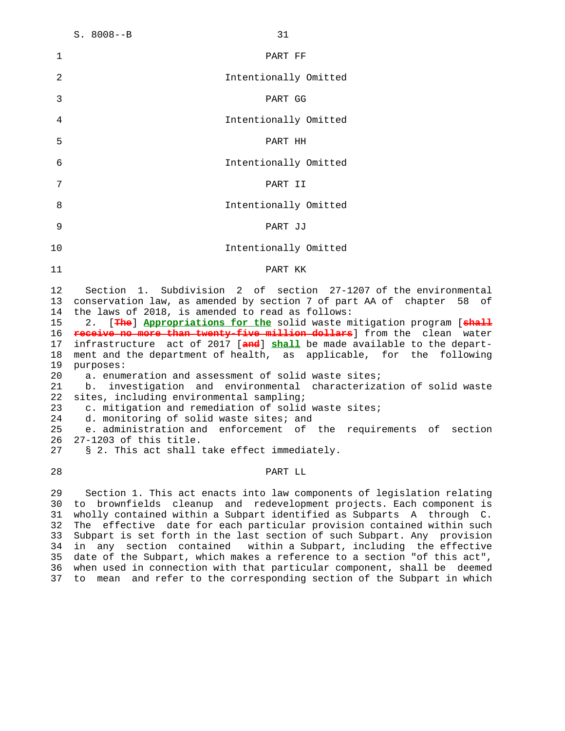PART FF

Intentionally Omitted

PART GG

Intentionally Omitted

PART HH

Intentionally Omitted

PART II

Intentionally Omitted

PART JJ

Intentionally Omitted

PART KK

Section 1. Subdivision 2 of section 27-1207 of the environmental conservation law, as amended by section 7 of part AA of chapter 58 of the laws of 2018, is amended to read as follows:

2. [~~The~~] **Appropriations for the** solid waste mitigation program [~~shall receive no more than twenty-five million dollars~~] from the clean water infrastructure act of 2017 [~~and~~] **shall** be made available to the department and the department of health, as applicable, for the following purposes:

a. enumeration and assessment of solid waste sites;

b. investigation and environmental characterization of solid waste sites, including environmental sampling;

c. mitigation and remediation of solid waste sites;

d. monitoring of solid waste sites; and

e. administration and enforcement of the requirements of section 27-1203 of this title.

§ 2. This act shall take effect immediately.

PART LL

Section 1. This act enacts into law components of legislation relating to brownfields cleanup and redevelopment projects. Each component is wholly contained within a Subpart identified as Subparts A through C. The effective date for each particular provision contained within such Subpart is set forth in the last section of such Subpart. Any provision in any section contained within a Subpart, including the effective date of the Subpart, which makes a reference to a section "of this act", when used in connection with that particular component, shall be deemed to mean and refer to the corresponding section of the Subpart in which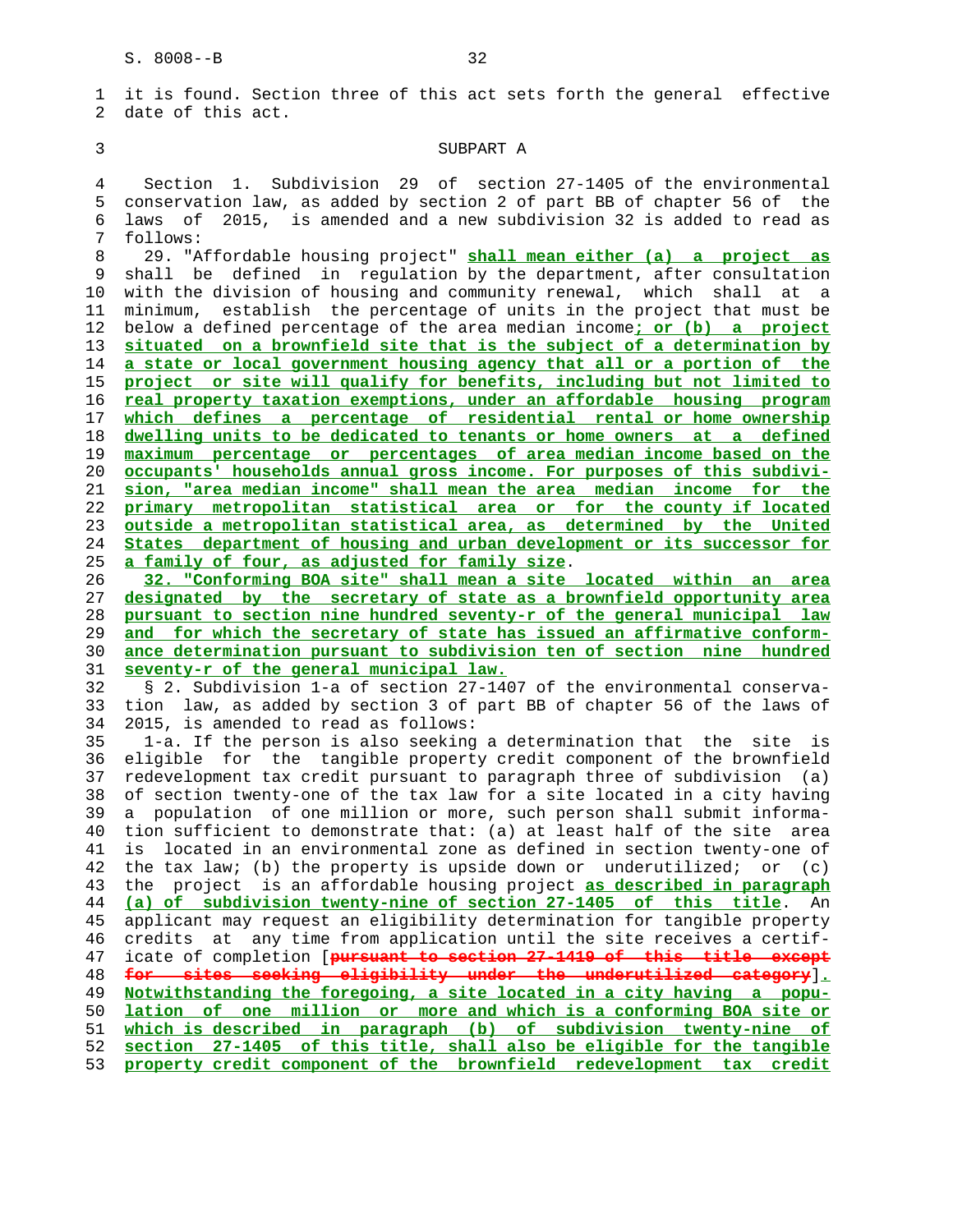it is found. Section three of this act sets forth the general effective date of this act.

SUBPART A

Section 1. Subdivision 29 of section 27-1405 of the environmental conservation law, as added by section 2 of part BB of chapter 56 of the laws of 2015, is amended and a new subdivision 32 is added to read as follows:

29. "Affordable housing project" **shall mean either (a) a project as** shall be defined in regulation by the department, after consultation with the division of housing and community renewal, which shall at a minimum, establish the percentage of units in the project that must be below a defined percentage of the area median income**; or (b) a project situated on a brownfield site that is the subject of a determination by a state or local government housing agency that all or a portion of the project or site will qualify for benefits, including but not limited to real property taxation exemptions, under an affordable housing program which defines a percentage of residential rental or home ownership dwelling units to be dedicated to tenants or home owners at a defined maximum percentage or percentages of area median income based on the occupants' households annual gross income. For purposes of this subdivision, "area median income" shall mean the area median income for the primary metropolitan statistical area or for the county if located outside a metropolitan statistical area, as determined by the United States department of housing and urban development or its successor for a family of four, as adjusted for family size**.

**32. "Conforming BOA site" shall mean a site located within an area designated by the secretary of state as a brownfield opportunity area pursuant to section nine hundred seventy-r of the general municipal law and for which the secretary of state has issued an affirmative conformance determination pursuant to subdivision ten of section nine hundred seventy-r of the general municipal law.**

§ 2. Subdivision 1-a of section 27-1407 of the environmental conservation law, as added by section 3 of part BB of chapter 56 of the laws of 2015, is amended to read as follows:

1-a. If the person is also seeking a determination that the site is eligible for the tangible property credit component of the brownfield redevelopment tax credit pursuant to paragraph three of subdivision (a) of section twenty-one of the tax law for a site located in a city having a population of one million or more, such person shall submit information sufficient to demonstrate that: (a) at least half of the site area is located in an environmental zone as defined in section twenty-one of the tax law; (b) the property is upside down or underutilized; or (c) the project is an affordable housing project **as described in paragraph (a) of subdivision twenty-nine of section 27-1405 of this title**. An applicant may request an eligibility determination for tangible property credits at any time from application until the site receives a certificate of completion [~~pursuant to section 27-1419 of this title except for sites seeking eligibility under the underutilized category~~]**. Notwithstanding the foregoing, a site located in a city having a population of one million or more and which is a conforming BOA site or which is described in paragraph (b) of subdivision twenty-nine of section 27-1405 of this title, shall also be eligible for the tangible property credit component of the brownfield redevelopment tax credit**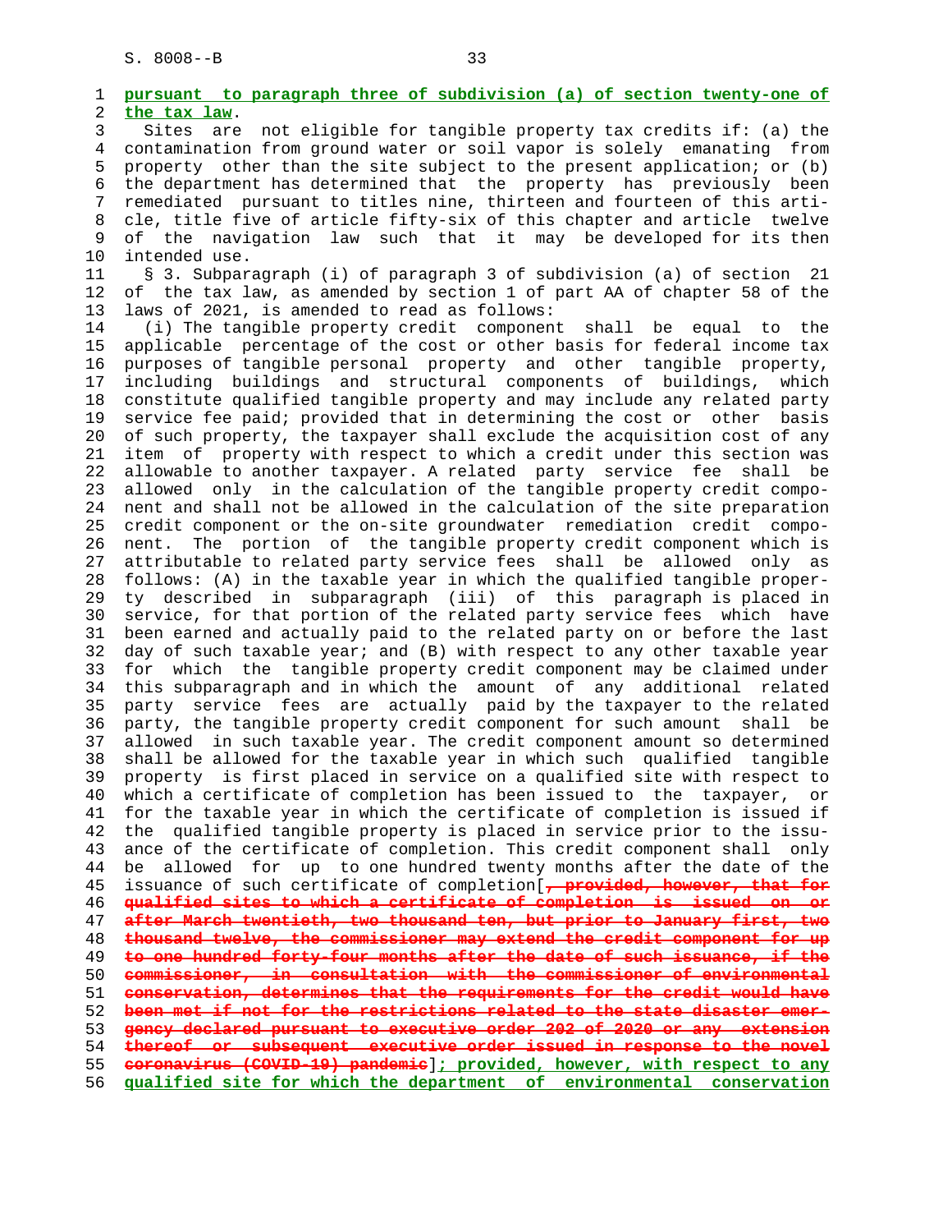pursuant to paragraph three of subdivision (a) of section twenty-one of the tax law.

Sites are not eligible for tangible property tax credits if: (a) the contamination from ground water or soil vapor is solely emanating from property other than the site subject to the present application; or (b) the department has determined that the property has previously been remediated pursuant to titles nine, thirteen and fourteen of this article, title five of article fifty-six of this chapter and article twelve of the navigation law such that it may be developed for its then intended use.

§ 3. Subparagraph (i) of paragraph 3 of subdivision (a) of section 21 of the tax law, as amended by section 1 of part AA of chapter 58 of the laws of 2021, is amended to read as follows:

(i) The tangible property credit component shall be equal to the applicable percentage of the cost or other basis for federal income tax purposes of tangible personal property and other tangible property, including buildings and structural components of buildings, which constitute qualified tangible property and may include any related party service fee paid; provided that in determining the cost or other basis of such property, the taxpayer shall exclude the acquisition cost of any item of property with respect to which a credit under this section was allowable to another taxpayer. A related party service fee shall be allowed only in the calculation of the tangible property credit component and shall not be allowed in the calculation of the site preparation credit component or the on-site groundwater remediation credit component. The portion of the tangible property credit component which is attributable to related party service fees shall be allowed only as follows: (A) in the taxable year in which the qualified tangible property described in subparagraph (iii) of this paragraph is placed in service, for that portion of the related party service fees which have been earned and actually paid to the related party on or before the last day of such taxable year; and (B) with respect to any other taxable year for which the tangible property credit component may be claimed under this subparagraph and in which the amount of any additional related party service fees are actually paid by the taxpayer to the related party, the tangible property credit component for such amount shall be allowed in such taxable year. The credit component amount so determined shall be allowed for the taxable year in which such qualified tangible property is first placed in service on a qualified site with respect to which a certificate of completion has been issued to the taxpayer, or for the taxable year in which the certificate of completion is issued if the qualified tangible property is placed in service prior to the issuance of the certificate of completion. This credit component shall only be allowed for up to one hundred twenty months after the date of the issuance of such certificate of completion[, provided, however, that for qualified sites to which a certificate of completion is issued on or after March twentieth, two thousand ten, but prior to January first, two thousand twelve, the commissioner may extend the credit component for up to one hundred forty-four months after the date of such issuance, if the commissioner, in consultation with the commissioner of environmental conservation, determines that the requirements for the credit would have been met if not for the restrictions related to the state disaster emergency declared pursuant to executive order 202 of 2020 or any extension thereof or subsequent executive order issued in response to the novel coronavirus (COVID-19) pandemic]; provided, however, with respect to any qualified site for which the department of environmental conservation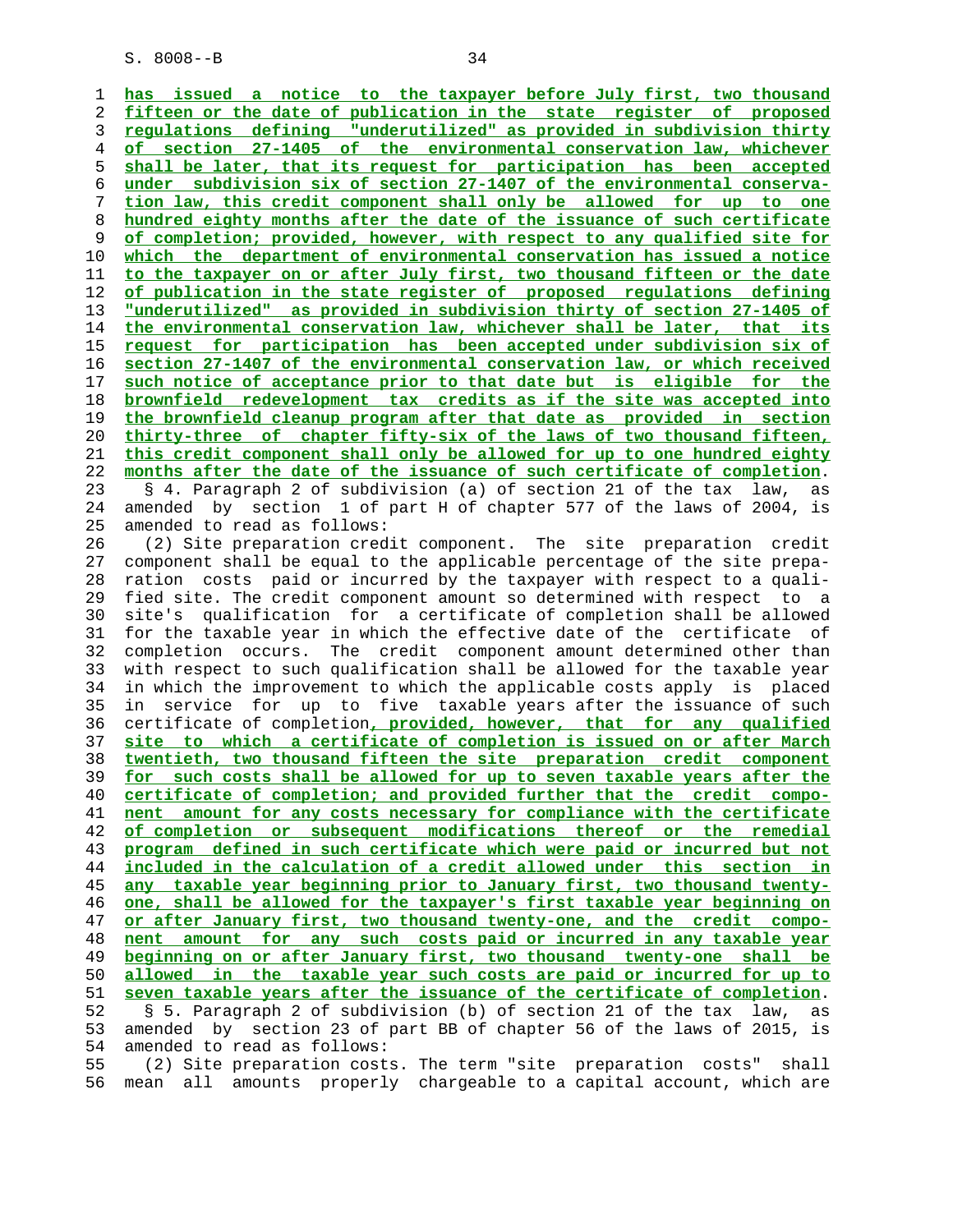has issued a notice to the taxpayer before July first, two thousand fifteen or the date of publication in the state register of proposed regulations defining "underutilized" as provided in subdivision thirty of section 27-1405 of the environmental conservation law, whichever shall be later, that its request for participation has been accepted under subdivision six of section 27-1407 of the environmental conservation law, this credit component shall only be allowed for up to one hundred eighty months after the date of the issuance of such certificate of completion; provided, however, with respect to any qualified site for which the department of environmental conservation has issued a notice to the taxpayer on or after July first, two thousand fifteen or the date of publication in the state register of proposed regulations defining "underutilized" as provided in subdivision thirty of section 27-1405 of the environmental conservation law, whichever shall be later, that its request for participation has been accepted under subdivision six of section 27-1407 of the environmental conservation law, or which received such notice of acceptance prior to that date but is eligible for the brownfield redevelopment tax credits as if the site was accepted into the brownfield cleanup program after that date as provided in section thirty-three of chapter fifty-six of the laws of two thousand fifteen, this credit component shall only be allowed for up to one hundred eighty months after the date of the issuance of such certificate of completion.

§ 4. Paragraph 2 of subdivision (a) of section 21 of the tax law, as amended by section 1 of part H of chapter 577 of the laws of 2004, is amended to read as follows:

(2) Site preparation credit component. The site preparation credit component shall be equal to the applicable percentage of the site preparation costs paid or incurred by the taxpayer with respect to a qualified site. The credit component amount so determined with respect to a site's qualification for a certificate of completion shall be allowed for the taxable year in which the effective date of the certificate of completion occurs. The credit component amount determined other than with respect to such qualification shall be allowed for the taxable year in which the improvement to which the applicable costs apply is placed in service for up to five taxable years after the issuance of such certificate of completion, provided, however, that for any qualified site to which a certificate of completion is issued on or after March twentieth, two thousand fifteen the site preparation credit component for such costs shall be allowed for up to seven taxable years after the certificate of completion; and provided further that the credit component amount for any costs necessary for compliance with the certificate of completion or subsequent modifications thereof or the remedial program defined in such certificate which were paid or incurred but not included in the calculation of a credit allowed under this section in any taxable year beginning prior to January first, two thousand twenty-one, shall be allowed for the taxpayer's first taxable year beginning on or after January first, two thousand twenty-one, and the credit component amount for any such costs paid or incurred in any taxable year beginning on or after January first, two thousand twenty-one shall be allowed in the taxable year such costs are paid or incurred for up to seven taxable years after the issuance of the certificate of completion.

§ 5. Paragraph 2 of subdivision (b) of section 21 of the tax law, as amended by section 23 of part BB of chapter 56 of the laws of 2015, is amended to read as follows:

(2) Site preparation costs. The term "site preparation costs" shall mean all amounts properly chargeable to a capital account, which are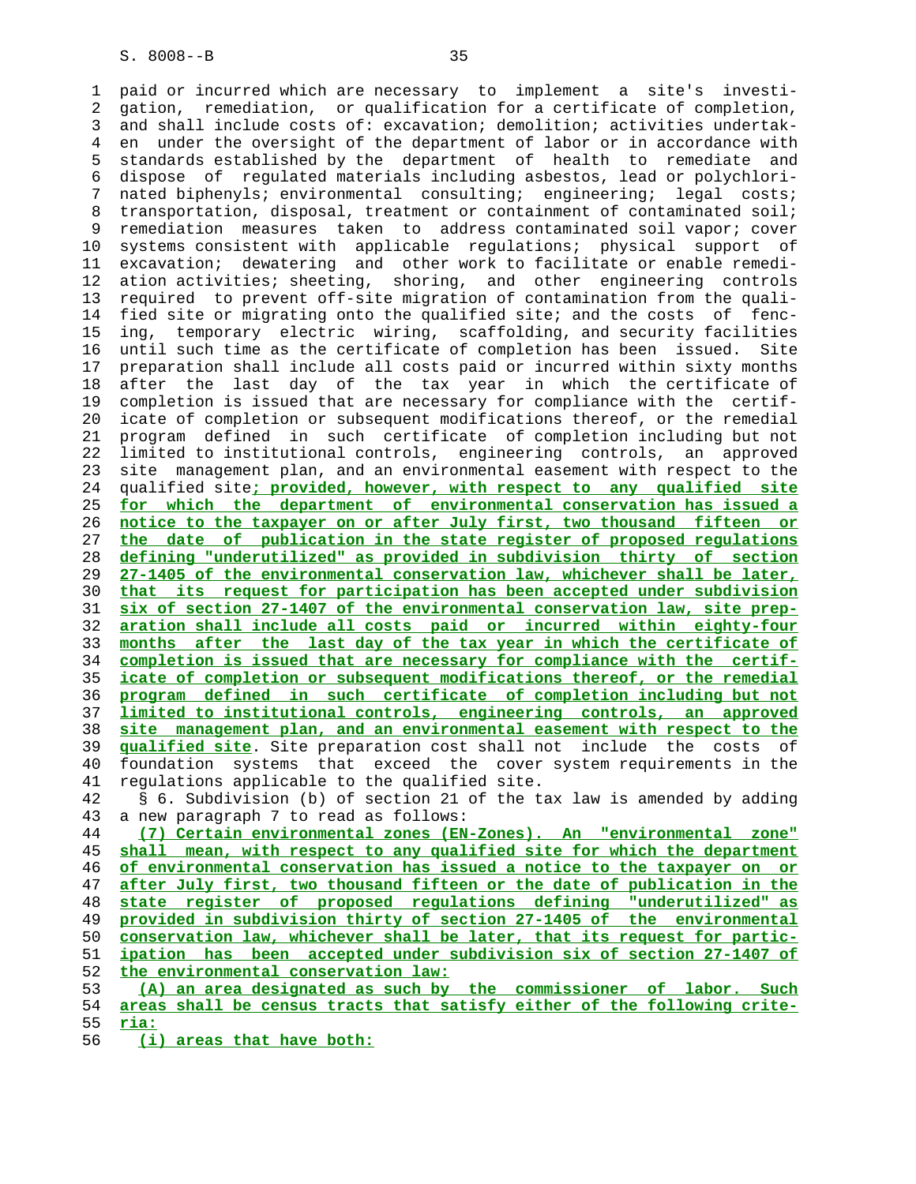paid or incurred which are necessary to implement a site's investigation, remediation, or qualification for a certificate of completion, and shall include costs of: excavation; demolition; activities undertaken under the oversight of the department of labor or in accordance with standards established by the department of health to remediate and dispose of regulated materials including asbestos, lead or polychlorinated biphenyls; environmental consulting; engineering; legal costs; transportation, disposal, treatment or containment of contaminated soil; remediation measures taken to address contaminated soil vapor; cover systems consistent with applicable regulations; physical support of excavation; dewatering and other work to facilitate or enable remediation activities; sheeting, shoring, and other engineering controls required to prevent off-site migration of contamination from the qualified site or migrating onto the qualified site; and the costs of fencing, temporary electric wiring, scaffolding, and security facilities until such time as the certificate of completion has been issued. Site preparation shall include all costs paid or incurred within sixty months after the last day of the tax year in which the certificate of completion is issued that are necessary for compliance with the certificate of completion or subsequent modifications thereof, or the remedial program defined in such certificate of completion including but not limited to institutional controls, engineering controls, an approved site management plan, and an environmental easement with respect to the qualified site<u>; provided, however, with respect to any qualified site for which the department of environmental conservation has issued a notice to the taxpayer on or after July first, two thousand fifteen or the date of publication in the state register of proposed regulations defining "underutilized" as provided in subdivision thirty of section 27-1405 of the environmental conservation law, whichever shall be later, that its request for participation has been accepted under subdivision six of section 27-1407 of the environmental conservation law, site preparation shall include all costs paid or incurred within eighty-four months after the last day of the tax year in which the certificate of completion is issued that are necessary for compliance with the certificate of completion or subsequent modifications thereof, or the remedial program defined in such certificate of completion including but not limited to institutional controls, engineering controls, an approved site management plan, and an environmental easement with respect to the qualified site</u>. Site preparation cost shall not include the costs of foundation systems that exceed the cover system requirements in the regulations applicable to the qualified site.

§ 6. Subdivision (b) of section 21 of the tax law is amended by adding a new paragraph 7 to read as follows:

<u>(7) Certain environmental zones (EN-Zones). An "environmental zone" shall mean, with respect to any qualified site for which the department of environmental conservation has issued a notice to the taxpayer on or after July first, two thousand fifteen or the date of publication in the state register of proposed regulations defining "underutilized" as provided in subdivision thirty of section 27-1405 of the environmental conservation law, whichever shall be later, that its request for participation has been accepted under subdivision six of section 27-1407 of the environmental conservation law:</u>

<u>(A) an area designated as such by the commissioner of labor. Such areas shall be census tracts that satisfy either of the following criteria:</u>

<u>(i) areas that have both:</u>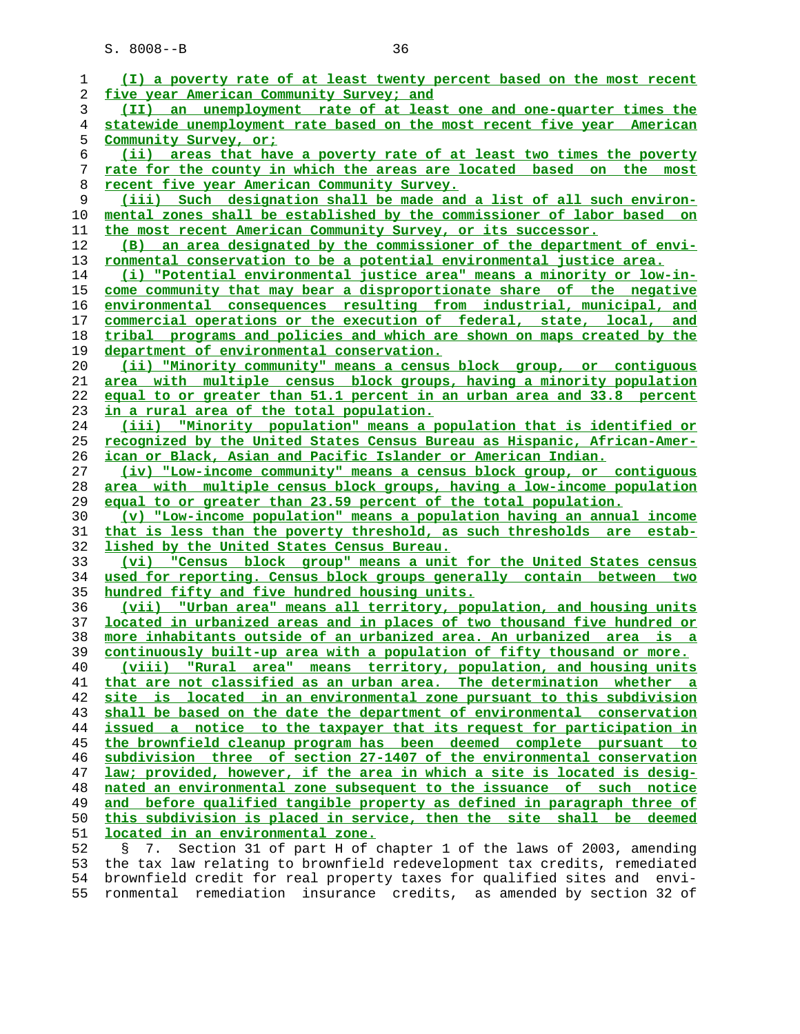(I) a poverty rate of at least twenty percent based on the most recent five year American Community Survey; and

(II) an unemployment rate of at least one and one-quarter times the statewide unemployment rate based on the most recent five year American Community Survey, or;

(ii) areas that have a poverty rate of at least two times the poverty rate for the county in which the areas are located based on the most recent five year American Community Survey.

(iii) Such designation shall be made and a list of all such environmental zones shall be established by the commissioner of labor based on the most recent American Community Survey, or its successor.

(B) an area designated by the commissioner of the department of environmental conservation to be a potential environmental justice area.

(i) "Potential environmental justice area" means a minority or low-income community that may bear a disproportionate share of the negative environmental consequences resulting from industrial, municipal, and commercial operations or the execution of federal, state, local, and tribal programs and policies and which are shown on maps created by the department of environmental conservation.

(ii) "Minority community" means a census block group, or contiguous area with multiple census block groups, having a minority population equal to or greater than 51.1 percent in an urban area and 33.8 percent in a rural area of the total population.

(iii) "Minority population" means a population that is identified or recognized by the United States Census Bureau as Hispanic, African-American or Black, Asian and Pacific Islander or American Indian.

(iv) "Low-income community" means a census block group, or contiguous area with multiple census block groups, having a low-income population equal to or greater than 23.59 percent of the total population.

(v) "Low-income population" means a population having an annual income that is less than the poverty threshold, as such thresholds are established by the United States Census Bureau.

(vi) "Census block group" means a unit for the United States census used for reporting. Census block groups generally contain between two hundred fifty and five hundred housing units.

(vii) "Urban area" means all territory, population, and housing units located in urbanized areas and in places of two thousand five hundred or more inhabitants outside of an urbanized area. An urbanized area is a continuously built-up area with a population of fifty thousand or more.

(viii) "Rural area" means territory, population, and housing units that are not classified as an urban area. The determination whether a site is located in an environmental zone pursuant to this subdivision shall be based on the date the department of environmental conservation issued a notice to the taxpayer that its request for participation in the brownfield cleanup program has been deemed complete pursuant to subdivision three of section 27-1407 of the environmental conservation law; provided, however, if the area in which a site is located is designated an environmental zone subsequent to the issuance of such notice and before qualified tangible property as defined in paragraph three of this subdivision is placed in service, then the site shall be deemed located in an environmental zone.

§ 7. Section 31 of part H of chapter 1 of the laws of 2003, amending the tax law relating to brownfield redevelopment tax credits, remediated brownfield credit for real property taxes for qualified sites and environmental remediation insurance credits, as amended by section 32 of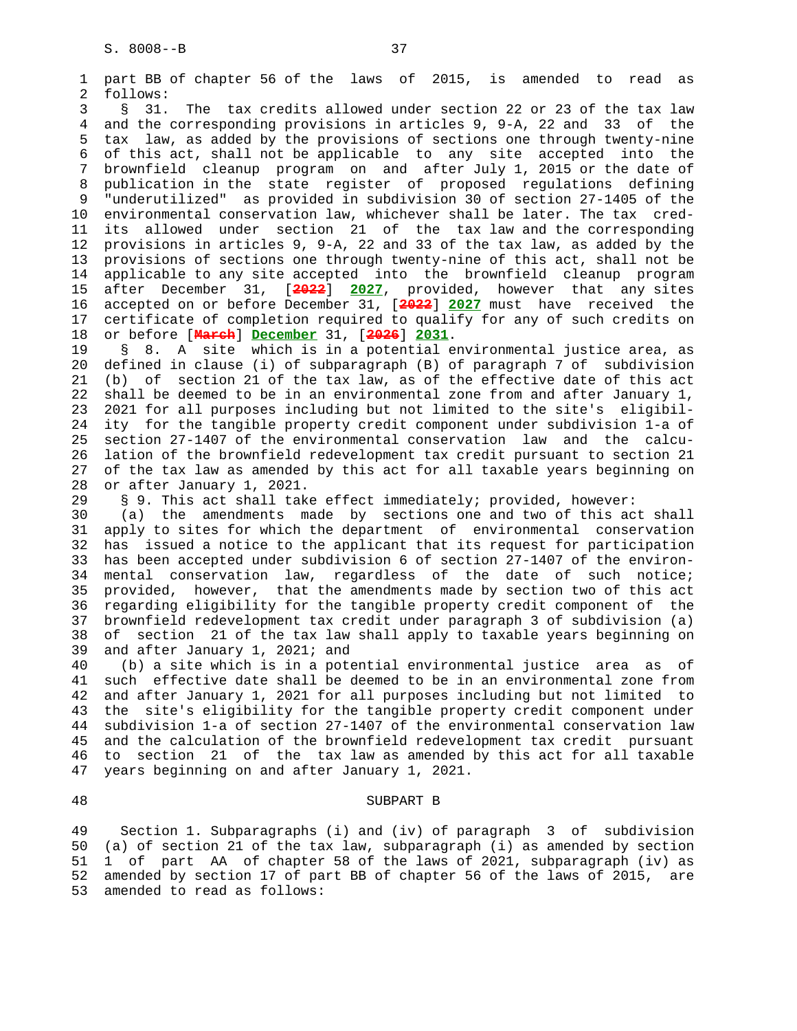part BB of chapter 56 of the laws of 2015, is amended to read as follows:

§ 31. The tax credits allowed under section 22 or 23 of the tax law and the corresponding provisions in articles 9, 9-A, 22 and 33 of the tax law, as added by the provisions of sections one through twenty-nine of this act, shall not be applicable to any site accepted into the brownfield cleanup program on and after July 1, 2015 or the date of publication in the state register of proposed regulations defining "underutilized" as provided in subdivision 30 of section 27-1405 of the environmental conservation law, whichever shall be later. The tax credits allowed under section 21 of the tax law and the corresponding provisions in articles 9, 9-A, 22 and 33 of the tax law, as added by the provisions of sections one through twenty-nine of this act, shall not be applicable to any site accepted into the brownfield cleanup program after December 31, [~~2022~~] **2027**, provided, however that any sites accepted on or before December 31, [~~2022~~] **2027** must have received the certificate of completion required to qualify for any of such credits on or before [~~March~~] **December** 31, [~~2026~~] **2031**.

§ 8. A site which is in a potential environmental justice area, as defined in clause (i) of subparagraph (B) of paragraph 7 of subdivision (b) of section 21 of the tax law, as of the effective date of this act shall be deemed to be in an environmental zone from and after January 1, 2021 for all purposes including but not limited to the site's eligibility for the tangible property credit component under subdivision 1-a of section 27-1407 of the environmental conservation law and the calculation of the brownfield redevelopment tax credit pursuant to section 21 of the tax law as amended by this act for all taxable years beginning on or after January 1, 2021.

§ 9. This act shall take effect immediately; provided, however:

(a) the amendments made by sections one and two of this act shall apply to sites for which the department of environmental conservation has issued a notice to the applicant that its request for participation has been accepted under subdivision 6 of section 27-1407 of the environmental conservation law, regardless of the date of such notice; provided, however, that the amendments made by section two of this act regarding eligibility for the tangible property credit component of the brownfield redevelopment tax credit under paragraph 3 of subdivision (a) of section 21 of the tax law shall apply to taxable years beginning on and after January 1, 2021; and

(b) a site which is in a potential environmental justice area as of such effective date shall be deemed to be in an environmental zone from and after January 1, 2021 for all purposes including but not limited to the site's eligibility for the tangible property credit component under subdivision 1-a of section 27-1407 of the environmental conservation law and the calculation of the brownfield redevelopment tax credit pursuant to section 21 of the tax law as amended by this act for all taxable years beginning on and after January 1, 2021.

## SUBPART B

Section 1. Subparagraphs (i) and (iv) of paragraph 3 of subdivision (a) of section 21 of the tax law, subparagraph (i) as amended by section 1 of part AA of chapter 58 of the laws of 2021, subparagraph (iv) as amended by section 17 of part BB of chapter 56 of the laws of 2015, are amended to read as follows: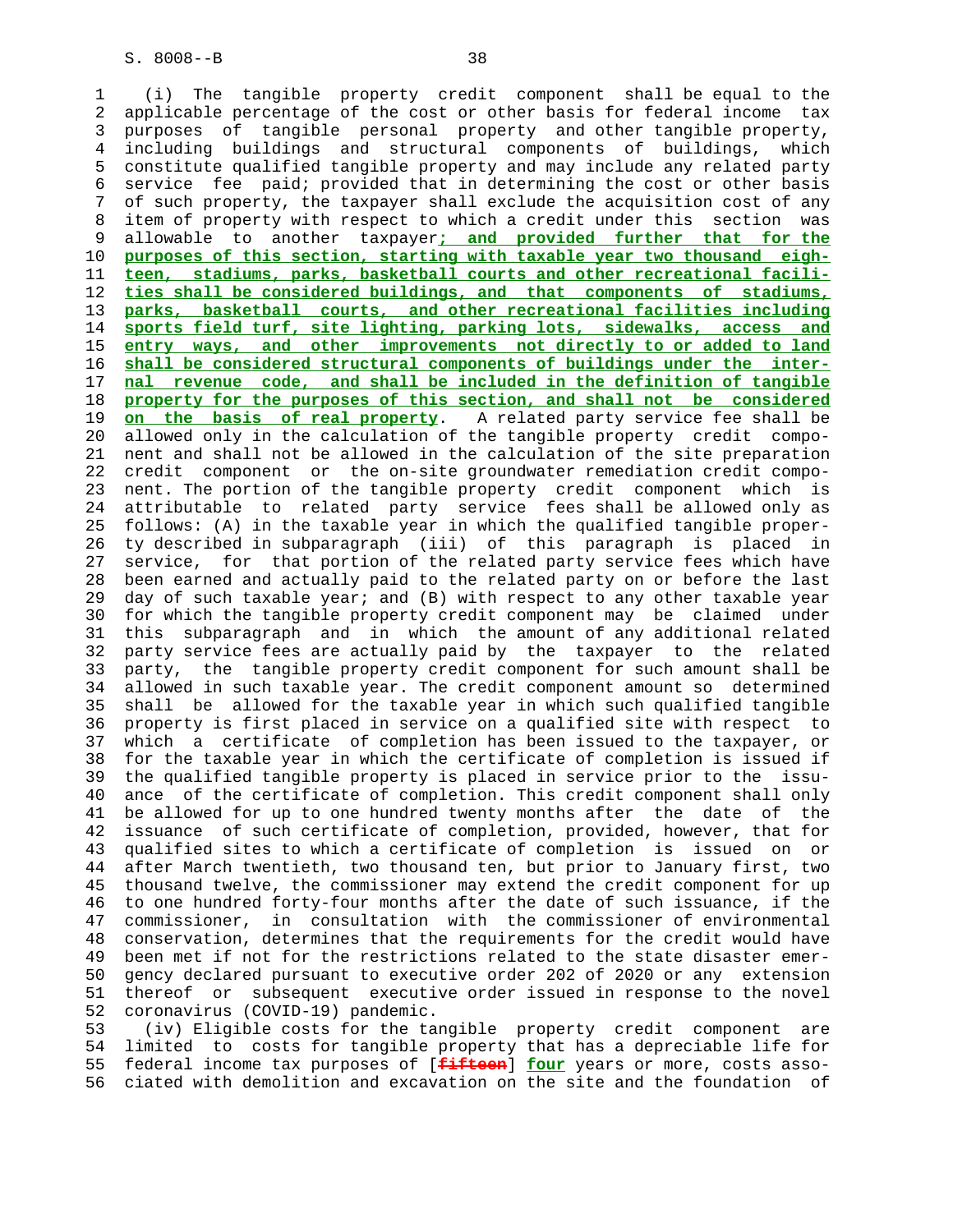(i) The tangible property credit component shall be equal to the applicable percentage of the cost or other basis for federal income tax purposes of tangible personal property and other tangible property, including buildings and structural components of buildings, which constitute qualified tangible property and may include any related party service fee paid; provided that in determining the cost or other basis of such property, the taxpayer shall exclude the acquisition cost of any item of property with respect to which a credit under this section was allowable to another taxpayer; and provided further that for the purposes of this section, starting with taxable year two thousand eighteen, stadiums, parks, basketball courts and other recreational facilities shall be considered buildings, and that components of stadiums, parks, basketball courts, and other recreational facilities including sports field turf, site lighting, parking lots, sidewalks, access and entry ways, and other improvements not directly to or added to land shall be considered structural components of buildings under the internal revenue code, and shall be included in the definition of tangible property for the purposes of this section, and shall not be considered on the basis of real property. A related party service fee shall be allowed only in the calculation of the tangible property credit component and shall not be allowed in the calculation of the site preparation credit component or the on-site groundwater remediation credit component. The portion of the tangible property credit component which is attributable to related party service fees shall be allowed only as follows: (A) in the taxable year in which the qualified tangible property described in subparagraph (iii) of this paragraph is placed in service, for that portion of the related party service fees which have been earned and actually paid to the related party on or before the last day of such taxable year; and (B) with respect to any other taxable year for which the tangible property credit component may be claimed under this subparagraph and in which the amount of any additional related party service fees are actually paid by the taxpayer to the related party, the tangible property credit component for such amount shall be allowed in such taxable year. The credit component amount so determined shall be allowed for the taxable year in which such qualified tangible property is first placed in service on a qualified site with respect to which a certificate of completion has been issued to the taxpayer, or for the taxable year in which the certificate of completion is issued if the qualified tangible property is placed in service prior to the issuance of the certificate of completion. This credit component shall only be allowed for up to one hundred twenty months after the date of the issuance of such certificate of completion, provided, however, that for qualified sites to which a certificate of completion is issued on or after March twentieth, two thousand ten, but prior to January first, two thousand twelve, the commissioner may extend the credit component for up to one hundred forty-four months after the date of such issuance, if the commissioner, in consultation with the commissioner of environmental conservation, determines that the requirements for the credit would have been met if not for the restrictions related to the state disaster emergency declared pursuant to executive order 202 of 2020 or any extension thereof or subsequent executive order issued in response to the novel coronavirus (COVID-19) pandemic.

(iv) Eligible costs for the tangible property credit component are limited to costs for tangible property that has a depreciable life for federal income tax purposes of [fifteen] four years or more, costs associated with demolition and excavation on the site and the foundation of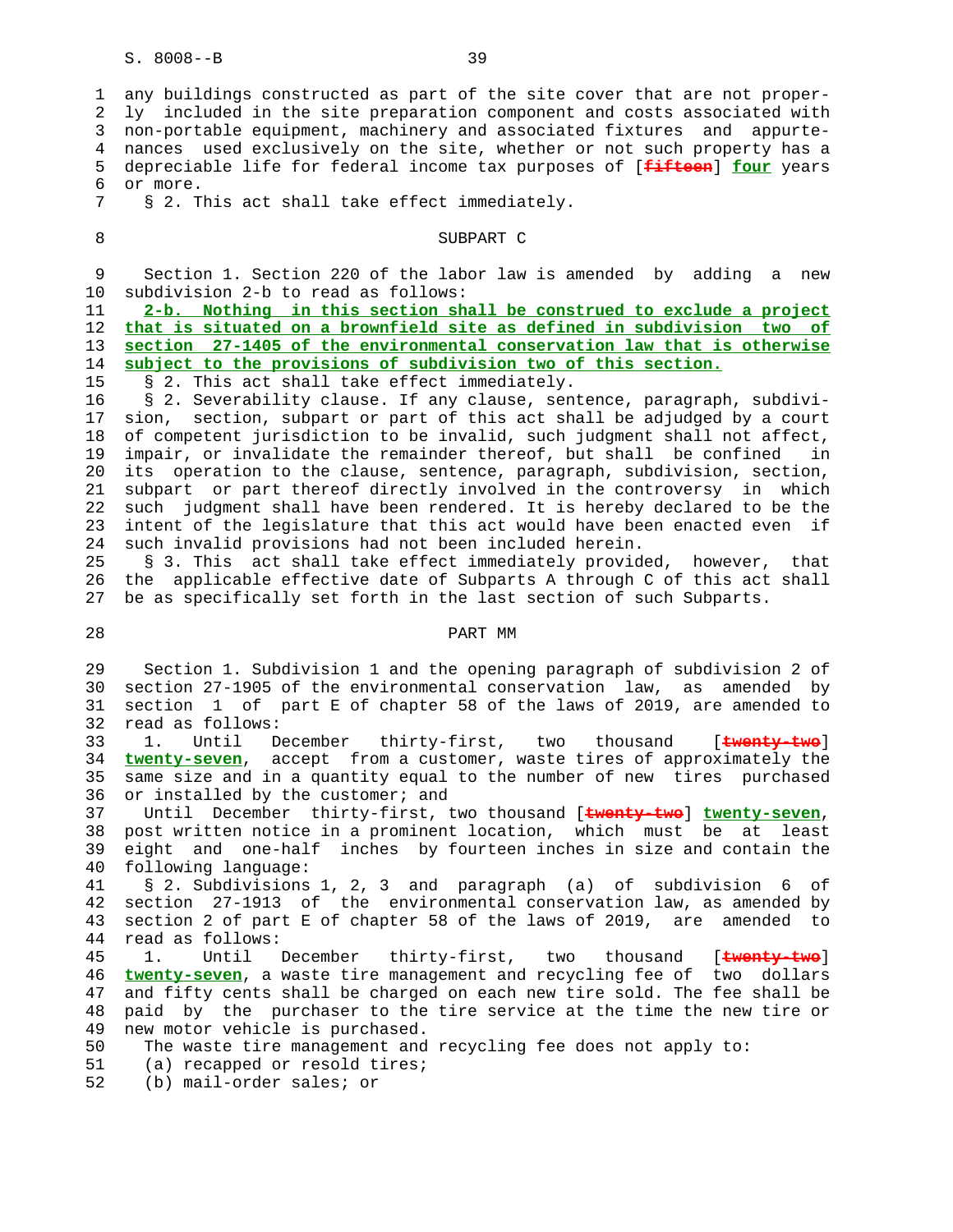any buildings constructed as part of the site cover that are not properly included in the site preparation component and costs associated with non-portable equipment, machinery and associated fixtures and appurtenances used exclusively on the site, whether or not such property has a depreciable life for federal income tax purposes of [~~fifteen~~] **four** years or more.

§ 2. This act shall take effect immediately.

SUBPART C

Section 1. Section 220 of the labor law is amended by adding a new subdivision 2-b to read as follows:

**2-b. Nothing in this section shall be construed to exclude a project that is situated on a brownfield site as defined in subdivision two of section 27-1405 of the environmental conservation law that is otherwise subject to the provisions of subdivision two of this section.**

§ 2. This act shall take effect immediately.

§ 2. Severability clause. If any clause, sentence, paragraph, subdivision, section, subpart or part of this act shall be adjudged by a court of competent jurisdiction to be invalid, such judgment shall not affect, impair, or invalidate the remainder thereof, but shall be confined in its operation to the clause, sentence, paragraph, subdivision, section, subpart or part thereof directly involved in the controversy in which such judgment shall have been rendered. It is hereby declared to be the intent of the legislature that this act would have been enacted even if such invalid provisions had not been included herein.

§ 3. This act shall take effect immediately provided, however, that the applicable effective date of Subparts A through C of this act shall be as specifically set forth in the last section of such Subparts.

PART MM

Section 1. Subdivision 1 and the opening paragraph of subdivision 2 of section 27-1905 of the environmental conservation law, as amended by section 1 of part E of chapter 58 of the laws of 2019, are amended to read as follows:

1. Until December thirty-first, two thousand [~~twenty-two~~] **twenty-seven**, accept from a customer, waste tires of approximately the same size and in a quantity equal to the number of new tires purchased or installed by the customer; and

Until December thirty-first, two thousand [~~twenty-two~~] **twenty-seven**, post written notice in a prominent location, which must be at least eight and one-half inches by fourteen inches in size and contain the following language:

§ 2. Subdivisions 1, 2, 3 and paragraph (a) of subdivision 6 of section 27-1913 of the environmental conservation law, as amended by section 2 of part E of chapter 58 of the laws of 2019, are amended to read as follows:

1. Until December thirty-first, two thousand [~~twenty-two~~] **twenty-seven**, a waste tire management and recycling fee of two dollars and fifty cents shall be charged on each new tire sold. The fee shall be paid by the purchaser to the tire service at the time the new tire or new motor vehicle is purchased.

The waste tire management and recycling fee does not apply to:

(a) recapped or resold tires;

(b) mail-order sales; or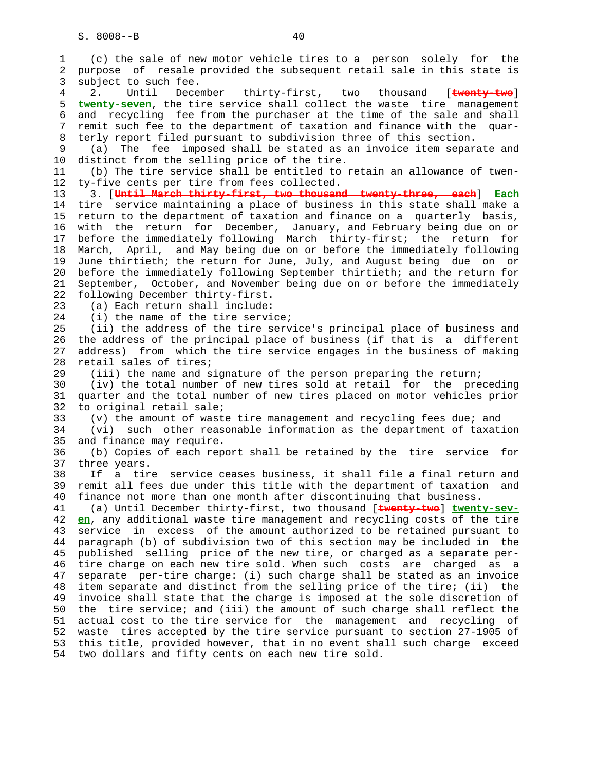(c) the sale of new motor vehicle tires to a person solely for the purpose of resale provided the subsequent retail sale in this state is subject to such fee.

2. Until December thirty-first, two thousand [~~twenty-two~~] **twenty-seven**, the tire service shall collect the waste tire management and recycling fee from the purchaser at the time of the sale and shall remit such fee to the department of taxation and finance with the quarterly report filed pursuant to subdivision three of this section.

(a) The fee imposed shall be stated as an invoice item separate and distinct from the selling price of the tire.

(b) The tire service shall be entitled to retain an allowance of twenty-five cents per tire from fees collected.

3. [~~Until March thirty-first, two thousand twenty-three, each~~] **Each** tire service maintaining a place of business in this state shall make a return to the department of taxation and finance on a quarterly basis, with the return for December, January, and February being due on or before the immediately following March thirty-first; the return for March, April, and May being due on or before the immediately following June thirtieth; the return for June, July, and August being due on or before the immediately following September thirtieth; and the return for September, October, and November being due on or before the immediately following December thirty-first.

(a) Each return shall include:

(i) the name of the tire service;

(ii) the address of the tire service's principal place of business and the address of the principal place of business (if that is a different address) from which the tire service engages in the business of making retail sales of tires;

(iii) the name and signature of the person preparing the return;

(iv) the total number of new tires sold at retail for the preceding quarter and the total number of new tires placed on motor vehicles prior to original retail sale;

(v) the amount of waste tire management and recycling fees due; and

(vi) such other reasonable information as the department of taxation and finance may require.

(b) Copies of each report shall be retained by the tire service for three years.

If a tire service ceases business, it shall file a final return and remit all fees due under this title with the department of taxation and finance not more than one month after discontinuing that business.

(a) Until December thirty-first, two thousand [~~twenty-two~~] **twenty-seven**, any additional waste tire management and recycling costs of the tire service in excess of the amount authorized to be retained pursuant to paragraph (b) of subdivision two of this section may be included in the published selling price of the new tire, or charged as a separate per-tire charge on each new tire sold. When such costs are charged as a separate per-tire charge: (i) such charge shall be stated as an invoice item separate and distinct from the selling price of the tire; (ii) the invoice shall state that the charge is imposed at the sole discretion of the tire service; and (iii) the amount of such charge shall reflect the actual cost to the tire service for the management and recycling of waste tires accepted by the tire service pursuant to section 27-1905 of this title, provided however, that in no event shall such charge exceed two dollars and fifty cents on each new tire sold.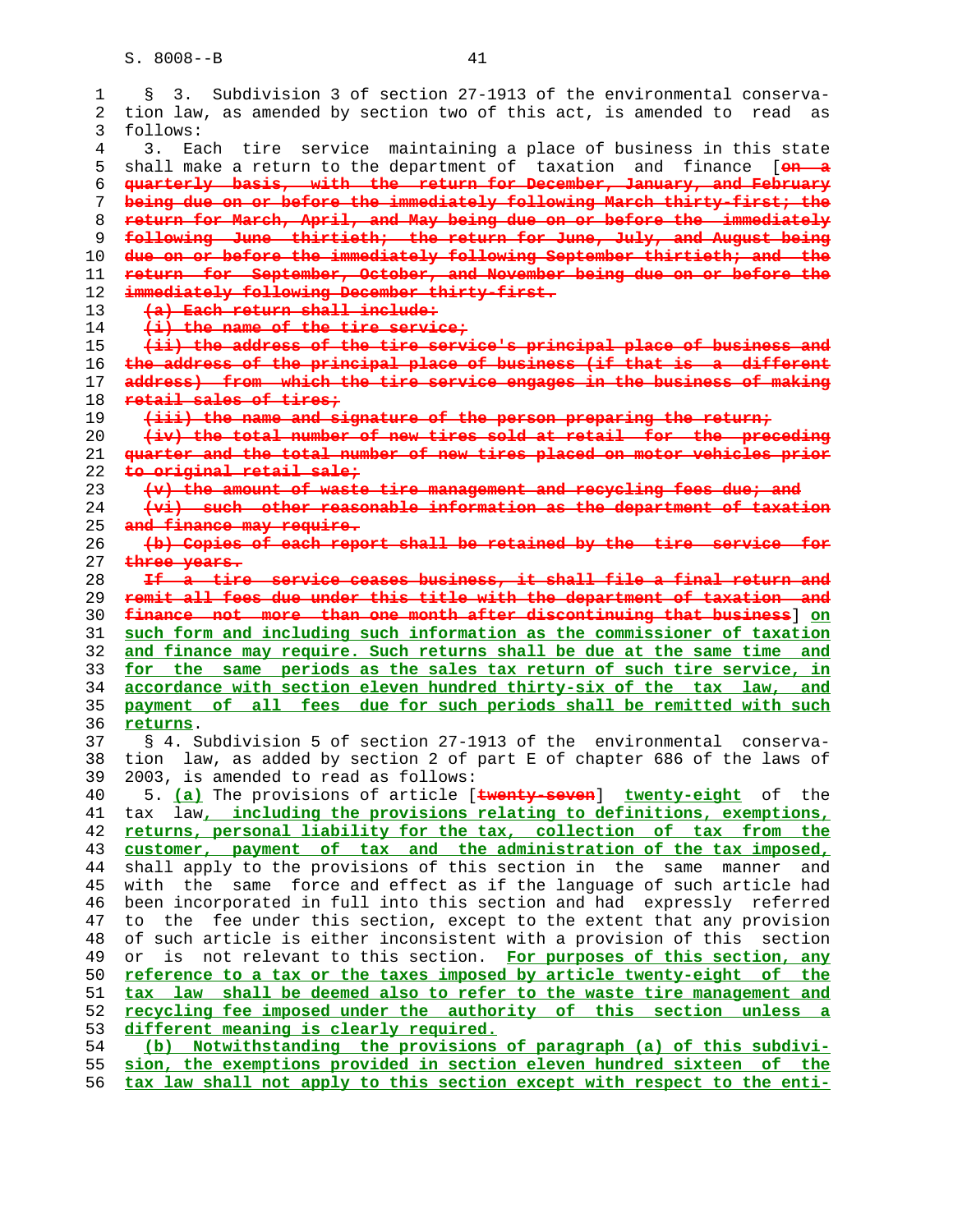§ 3. Subdivision 3 of section 27-1913 of the environmental conservation law, as amended by section two of this act, is amended to read as follows:

3. Each tire service maintaining a place of business in this state shall make a return to the department of taxation and finance [~~on a quarterly basis, with the return for December, January, and February being due on or before the immediately following March thirty-first; the return for March, April, and May being due on or before the immediately following June thirtieth; the return for June, July, and August being due on or before the immediately following September thirtieth; and the return for September, October, and November being due on or before the immediately following December thirty-first.~~

~~(a) Each return shall include:~~

~~(i) the name of the tire service;~~

~~(ii) the address of the tire service's principal place of business and the address of the principal place of business (if that is a different address) from which the tire service engages in the business of making retail sales of tires;~~

~~(iii) the name and signature of the person preparing the return;~~

~~(iv) the total number of new tires sold at retail for the preceding quarter and the total number of new tires placed on motor vehicles prior to original retail sale;~~

~~(v) the amount of waste tire management and recycling fees due; and~~

~~(vi) such other reasonable information as the department of taxation and finance may require.~~

~~(b) Copies of each report shall be retained by the tire service for three years.~~

~~If a tire service ceases business, it shall file a final return and remit all fees due under this title with the department of taxation and finance not more than one month after discontinuing that business~~] on such form and including such information as the commissioner of taxation and finance may require. Such returns shall be due at the same time and for the same periods as the sales tax return of such tire service, in accordance with section eleven hundred thirty-six of the tax law, and payment of all fees due for such periods shall be remitted with such returns.

§ 4. Subdivision 5 of section 27-1913 of the environmental conservation law, as added by section 2 of part E of chapter 686 of the laws of 2003, is amended to read as follows:

5. (a) The provisions of article [~~twenty-seven~~] twenty-eight of the tax law, including the provisions relating to definitions, exemptions, returns, personal liability for the tax, collection of tax from the customer, payment of tax and the administration of the tax imposed, shall apply to the provisions of this section in the same manner and with the same force and effect as if the language of such article had been incorporated in full into this section and had expressly referred to the fee under this section, except to the extent that any provision of such article is either inconsistent with a provision of this section or is not relevant to this section. For purposes of this section, any reference to a tax or the taxes imposed by article twenty-eight of the tax law shall be deemed also to refer to the waste tire management and recycling fee imposed under the authority of this section unless a different meaning is clearly required.

(b) Notwithstanding the provisions of paragraph (a) of this subdivision, the exemptions provided in section eleven hundred sixteen of the tax law shall not apply to this section except with respect to the enti-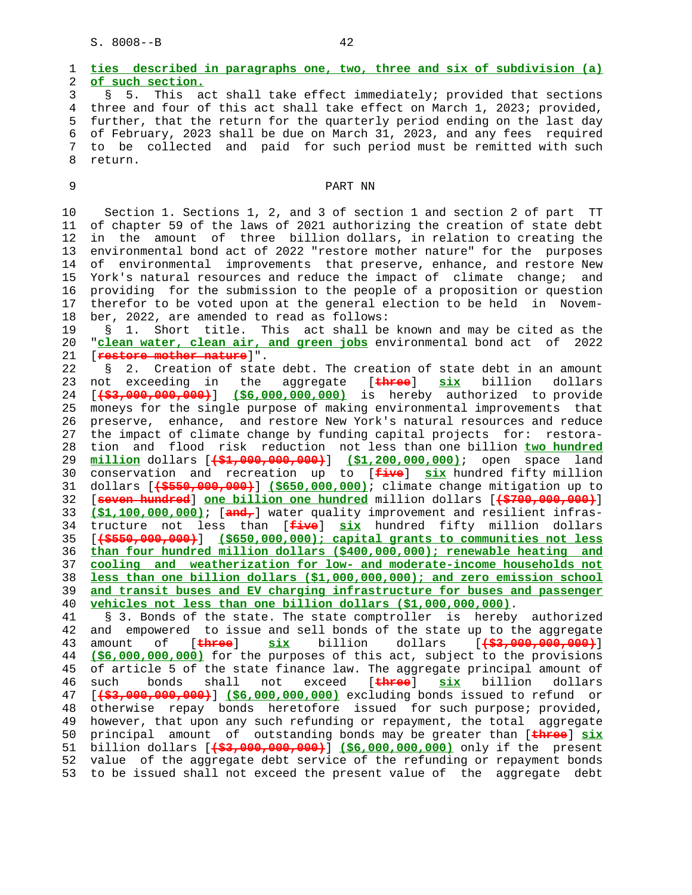ties described in paragraphs one, two, three and six of subdivision (a) of such section.

§ 5. This act shall take effect immediately; provided that sections three and four of this act shall take effect on March 1, 2023; provided, further, that the return for the quarterly period ending on the last day of February, 2023 shall be due on March 31, 2023, and any fees required to be collected and paid for such period must be remitted with such return.

PART NN

Section 1. Sections 1, 2, and 3 of section 1 and section 2 of part TT of chapter 59 of the laws of 2021 authorizing the creation of state debt in the amount of three billion dollars, in relation to creating the environmental bond act of 2022 "restore mother nature" for the purposes of environmental improvements that preserve, enhance, and restore New York's natural resources and reduce the impact of climate change; and providing for the submission to the people of a proposition or question therefor to be voted upon at the general election to be held in November, 2022, are amended to read as follows:

§ 1. Short title. This act shall be known and may be cited as the "clean water, clean air, and green jobs environmental bond act of 2022 [restore mother nature]".

§ 2. Creation of state debt. The creation of state debt in an amount not exceeding in the aggregate [three] six billion dollars [($3,000,000,000)] ($6,000,000,000) is hereby authorized to provide moneys for the single purpose of making environmental improvements that preserve, enhance, and restore New York's natural resources and reduce the impact of climate change by funding capital projects for: restoration and flood risk reduction not less than one billion two hundred million dollars [($1,000,000,000)] ($1,200,000,000); open space land conservation and recreation up to [five] six hundred fifty million dollars [($550,000,000)] ($650,000,000); climate change mitigation up to [seven hundred] one billion one hundred million dollars [($700,000,000)] ($1,100,000,000); [and,] water quality improvement and resilient infrastructure not less than [five] six hundred fifty million dollars [($550,000,000)] ($650,000,000); capital grants to communities not less than four hundred million dollars ($400,000,000); renewable heating and cooling and weatherization for low- and moderate-income households not less than one billion dollars ($1,000,000,000); and zero emission school and transit buses and EV charging infrastructure for buses and passenger vehicles not less than one billion dollars ($1,000,000,000).

§ 3. Bonds of the state. The state comptroller is hereby authorized and empowered to issue and sell bonds of the state up to the aggregate amount of [three] six billion dollars [($3,000,000,000)] ($6,000,000,000) for the purposes of this act, subject to the provisions of article 5 of the state finance law. The aggregate principal amount of such bonds shall not exceed [three] six billion dollars [($3,000,000,000)] ($6,000,000,000) excluding bonds issued to refund or otherwise repay bonds heretofore issued for such purpose; provided, however, that upon any such refunding or repayment, the total aggregate principal amount of outstanding bonds may be greater than [three] six billion dollars [($3,000,000,000)] ($6,000,000,000) only if the present value of the aggregate debt service of the refunding or repayment bonds to be issued shall not exceed the present value of the aggregate debt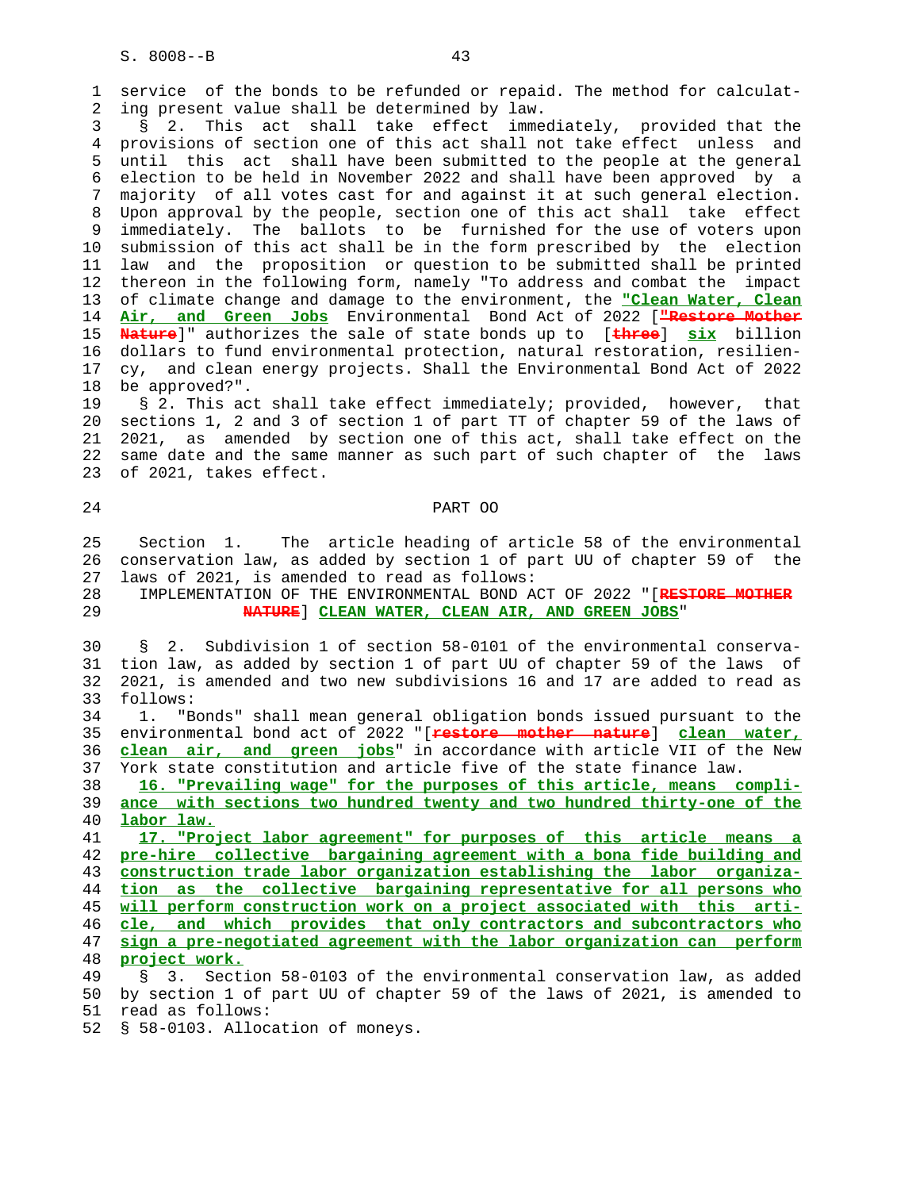service of the bonds to be refunded or repaid. The method for calculating present value shall be determined by law.

§ 2. This act shall take effect immediately, provided that the provisions of section one of this act shall not take effect unless and until this act shall have been submitted to the people at the general election to be held in November 2022 and shall have been approved by a majority of all votes cast for and against it at such general election. Upon approval by the people, section one of this act shall take effect immediately. The ballots to be furnished for the use of voters upon submission of this act shall be in the form prescribed by the election law and the proposition or question to be submitted shall be printed thereon in the following form, namely "To address and combat the impact of climate change and damage to the environment, the **"Clean Water, Clean Air, and Green Jobs** Environmental Bond Act of 2022 [~~"Restore Mother Nature~~]" authorizes the sale of state bonds up to [~~three~~] **six** billion dollars to fund environmental protection, natural restoration, resiliency, and clean energy projects. Shall the Environmental Bond Act of 2022 be approved?".

§ 2. This act shall take effect immediately; provided, however, that sections 1, 2 and 3 of section 1 of part TT of chapter 59 of the laws of 2021, as amended by section one of this act, shall take effect on the same date and the same manner as such part of such chapter of the laws of 2021, takes effect.

PART OO

Section 1. The article heading of article 58 of the environmental conservation law, as added by section 1 of part UU of chapter 59 of the laws of 2021, is amended to read as follows:

IMPLEMENTATION OF THE ENVIRONMENTAL BOND ACT OF 2022 "[~~RESTORE MOTHER NATURE~~] **CLEAN WATER, CLEAN AIR, AND GREEN JOBS**"

§ 2. Subdivision 1 of section 58-0101 of the environmental conservation law, as added by section 1 of part UU of chapter 59 of the laws of 2021, is amended and two new subdivisions 16 and 17 are added to read as follows:

1. "Bonds" shall mean general obligation bonds issued pursuant to the environmental bond act of 2022 "[~~restore mother nature~~] **clean water, clean air, and green jobs**" in accordance with article VII of the New York state constitution and article five of the state finance law.

**16. "Prevailing wage" for the purposes of this article, means compliance with sections two hundred twenty and two hundred thirty-one of the labor law.**

**17. "Project labor agreement" for purposes of this article means a pre-hire collective bargaining agreement with a bona fide building and construction trade labor organization establishing the labor organization as the collective bargaining representative for all persons who will perform construction work on a project associated with this article, and which provides that only contractors and subcontractors who sign a pre-negotiated agreement with the labor organization can perform project work.**

§ 3. Section 58-0103 of the environmental conservation law, as added by section 1 of part UU of chapter 59 of the laws of 2021, is amended to read as follows:

§ 58-0103. Allocation of moneys.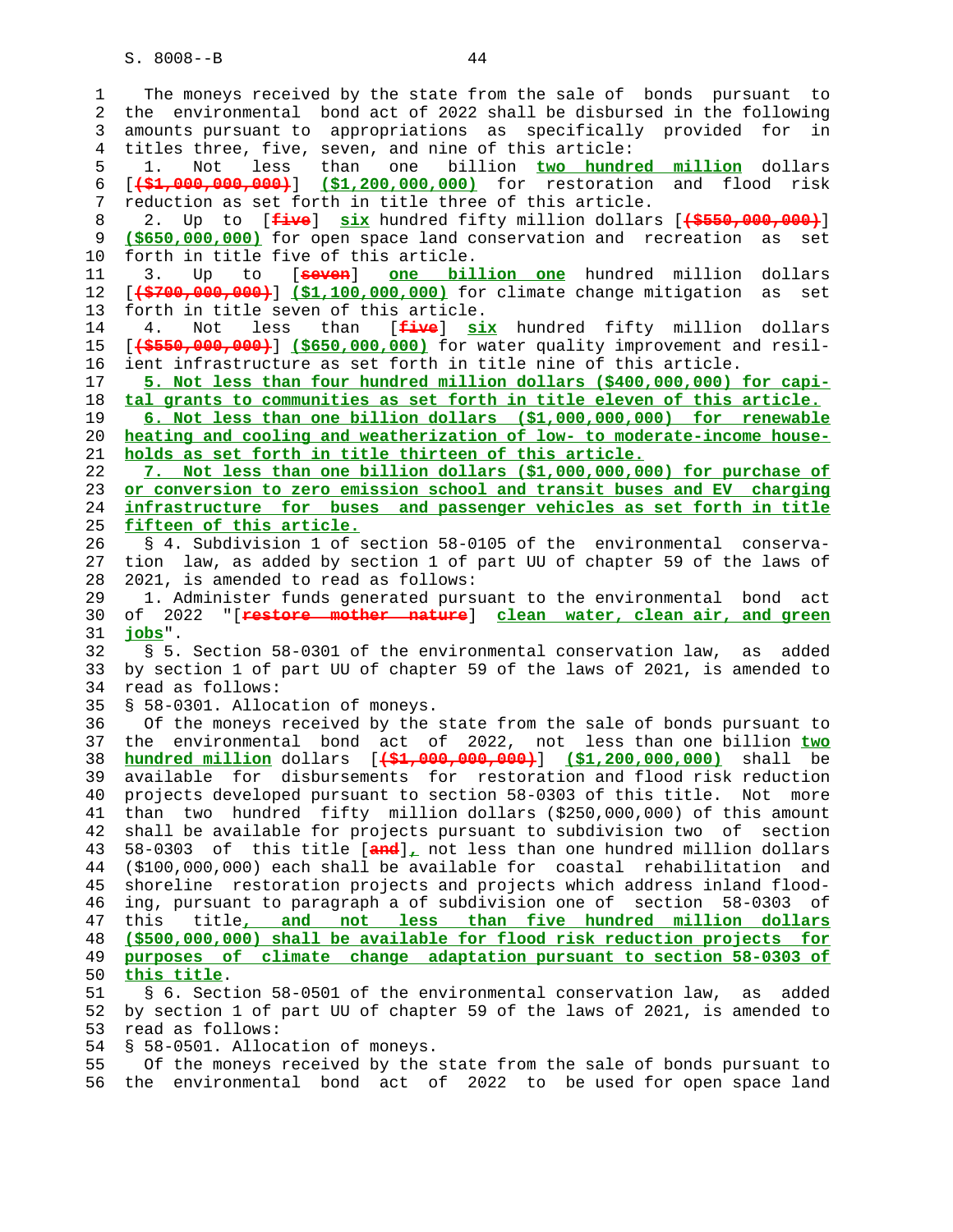The moneys received by the state from the sale of bonds pursuant to the environmental bond act of 2022 shall be disbursed in the following amounts pursuant to appropriations as specifically provided for in titles three, five, seven, and nine of this article:

1. Not less than one billion **two hundred million** dollars [~~($1,000,000,000)~~] **($1,200,000,000)** for restoration and flood risk reduction as set forth in title three of this article.

2. Up to [~~five~~] **six** hundred fifty million dollars [~~($550,000,000)~~] **($650,000,000)** for open space land conservation and recreation as set forth in title five of this article.

3. Up to [~~seven~~] **one billion one** hundred million dollars [~~($700,000,000)~~] **($1,100,000,000)** for climate change mitigation as set forth in title seven of this article.

4. Not less than [~~five~~] **six** hundred fifty million dollars [~~($550,000,000)~~] **($650,000,000)** for water quality improvement and resilient infrastructure as set forth in title nine of this article.

**5. Not less than four hundred million dollars ($400,000,000) for capital grants to communities as set forth in title eleven of this article.**

**6. Not less than one billion dollars ($1,000,000,000) for renewable heating and cooling and weatherization of low- to moderate-income households as set forth in title thirteen of this article.**

**7. Not less than one billion dollars ($1,000,000,000) for purchase of or conversion to zero emission school and transit buses and EV charging infrastructure for buses and passenger vehicles as set forth in title fifteen of this article.**

§ 4. Subdivision 1 of section 58-0105 of the environmental conservation law, as added by section 1 of part UU of chapter 59 of the laws of 2021, is amended to read as follows:

1. Administer funds generated pursuant to the environmental bond act of 2022 "[~~restore mother nature~~] **clean water, clean air, and green jobs**".

§ 5. Section 58-0301 of the environmental conservation law, as added by section 1 of part UU of chapter 59 of the laws of 2021, is amended to read as follows:

§ 58-0301. Allocation of moneys.

Of the moneys received by the state from the sale of bonds pursuant to the environmental bond act of 2022, not less than one billion **two hundred million** dollars [~~($1,000,000,000)~~] **($1,200,000,000)** shall be available for disbursements for restoration and flood risk reduction projects developed pursuant to section 58-0303 of this title. Not more than two hundred fifty million dollars ($250,000,000) of this amount shall be available for projects pursuant to subdivision two of section 58-0303 of this title [~~and~~]**,** not less than one hundred million dollars ($100,000,000) each shall be available for coastal rehabilitation and shoreline restoration projects and projects which address inland flooding, pursuant to paragraph a of subdivision one of section 58-0303 of this title**, and not less than five hundred million dollars ($500,000,000) shall be available for flood risk reduction projects for purposes of climate change adaptation pursuant to section 58-0303 of this title**.

§ 6. Section 58-0501 of the environmental conservation law, as added by section 1 of part UU of chapter 59 of the laws of 2021, is amended to read as follows:

§ 58-0501. Allocation of moneys.

Of the moneys received by the state from the sale of bonds pursuant to the environmental bond act of 2022 to be used for open space land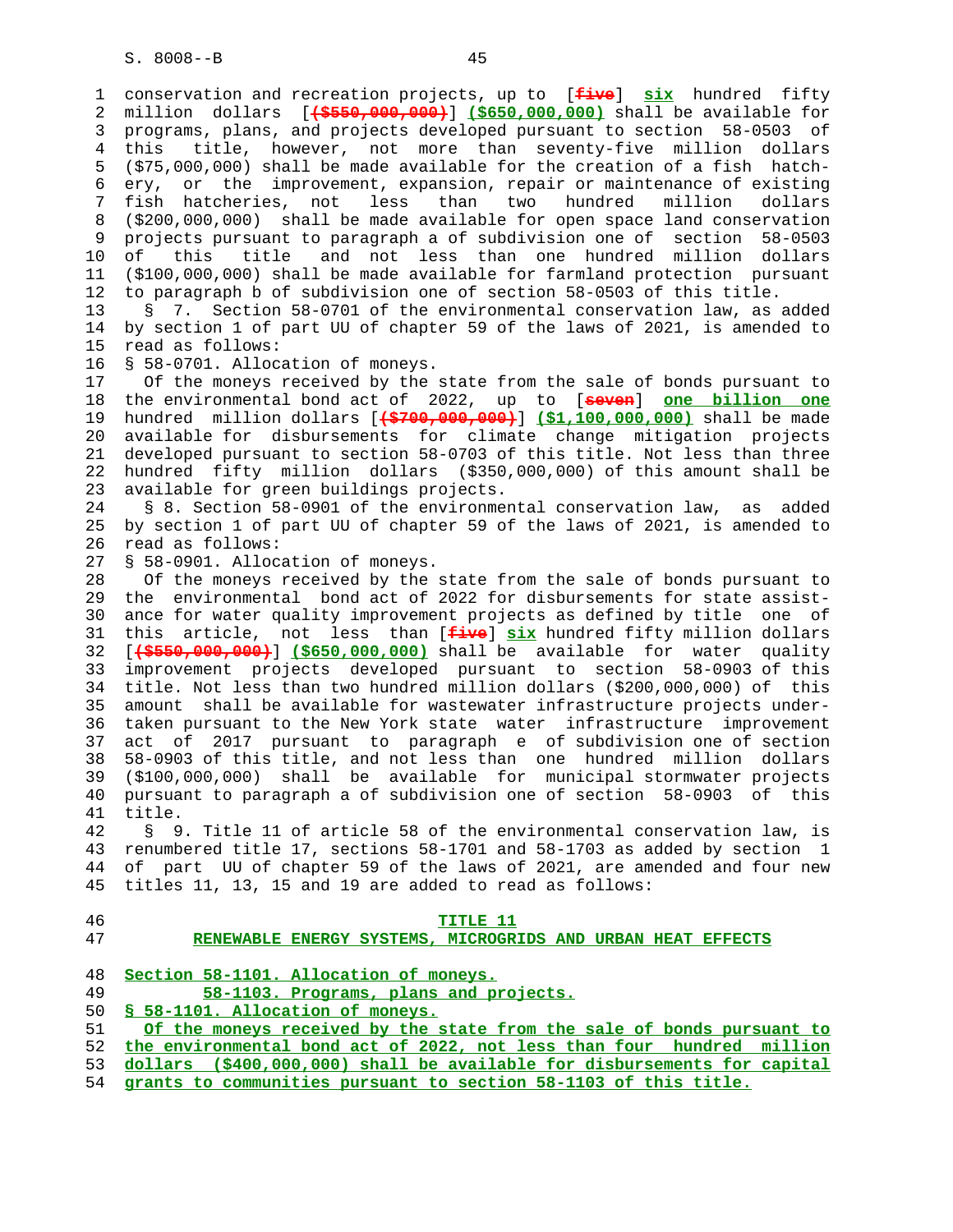conservation and recreation projects, up to [~~five~~] **six** hundred fifty million dollars [~~($550,000,000)~~] **($650,000,000)** shall be available for programs, plans, and projects developed pursuant to section 58-0503 of this title, however, not more than seventy-five million dollars ($75,000,000) shall be made available for the creation of a fish hatchery, or the improvement, expansion, repair or maintenance of existing fish hatcheries, not less than two hundred million dollars ($200,000,000) shall be made available for open space land conservation projects pursuant to paragraph a of subdivision one of section 58-0503 of this title and not less than one hundred million dollars ($100,000,000) shall be made available for farmland protection pursuant to paragraph b of subdivision one of section 58-0503 of this title.

§ 7. Section 58-0701 of the environmental conservation law, as added by section 1 of part UU of chapter 59 of the laws of 2021, is amended to read as follows:

§ 58-0701. Allocation of moneys.

Of the moneys received by the state from the sale of bonds pursuant to the environmental bond act of 2022, up to [~~seven~~] **one billion one** hundred million dollars [~~($700,000,000)~~] **($1,100,000,000)** shall be made available for disbursements for climate change mitigation projects developed pursuant to section 58-0703 of this title. Not less than three hundred fifty million dollars ($350,000,000) of this amount shall be available for green buildings projects.

§ 8. Section 58-0901 of the environmental conservation law, as added by section 1 of part UU of chapter 59 of the laws of 2021, is amended to read as follows:

§ 58-0901. Allocation of moneys.

Of the moneys received by the state from the sale of bonds pursuant to the environmental bond act of 2022 for disbursements for state assistance for water quality improvement projects as defined by title one of this article, not less than [~~five~~] **six** hundred fifty million dollars [~~($550,000,000)~~] **($650,000,000)** shall be available for water quality improvement projects developed pursuant to section 58-0903 of this title. Not less than two hundred million dollars ($200,000,000) of this amount shall be available for wastewater infrastructure projects undertaken pursuant to the New York state water infrastructure improvement act of 2017 pursuant to paragraph e of subdivision one of section 58-0903 of this title, and not less than one hundred million dollars ($100,000,000) shall be available for municipal stormwater projects pursuant to paragraph a of subdivision one of section 58-0903 of this title.

§ 9. Title 11 of article 58 of the environmental conservation law, is renumbered title 17, sections 58-1701 and 58-1703 as added by section 1 of part UU of chapter 59 of the laws of 2021, are amended and four new titles 11, 13, 15 and 19 are added to read as follows:

**TITLE 11**

**RENEWABLE ENERGY SYSTEMS, MICROGRIDS AND URBAN HEAT EFFECTS**

**Section 58-1101. Allocation of moneys.**

**58-1103. Programs, plans and projects.**

**§ 58-1101. Allocation of moneys.**

**Of the moneys received by the state from the sale of bonds pursuant to the environmental bond act of 2022, not less than four hundred million dollars ($400,000,000) shall be available for disbursements for capital grants to communities pursuant to section 58-1103 of this title.**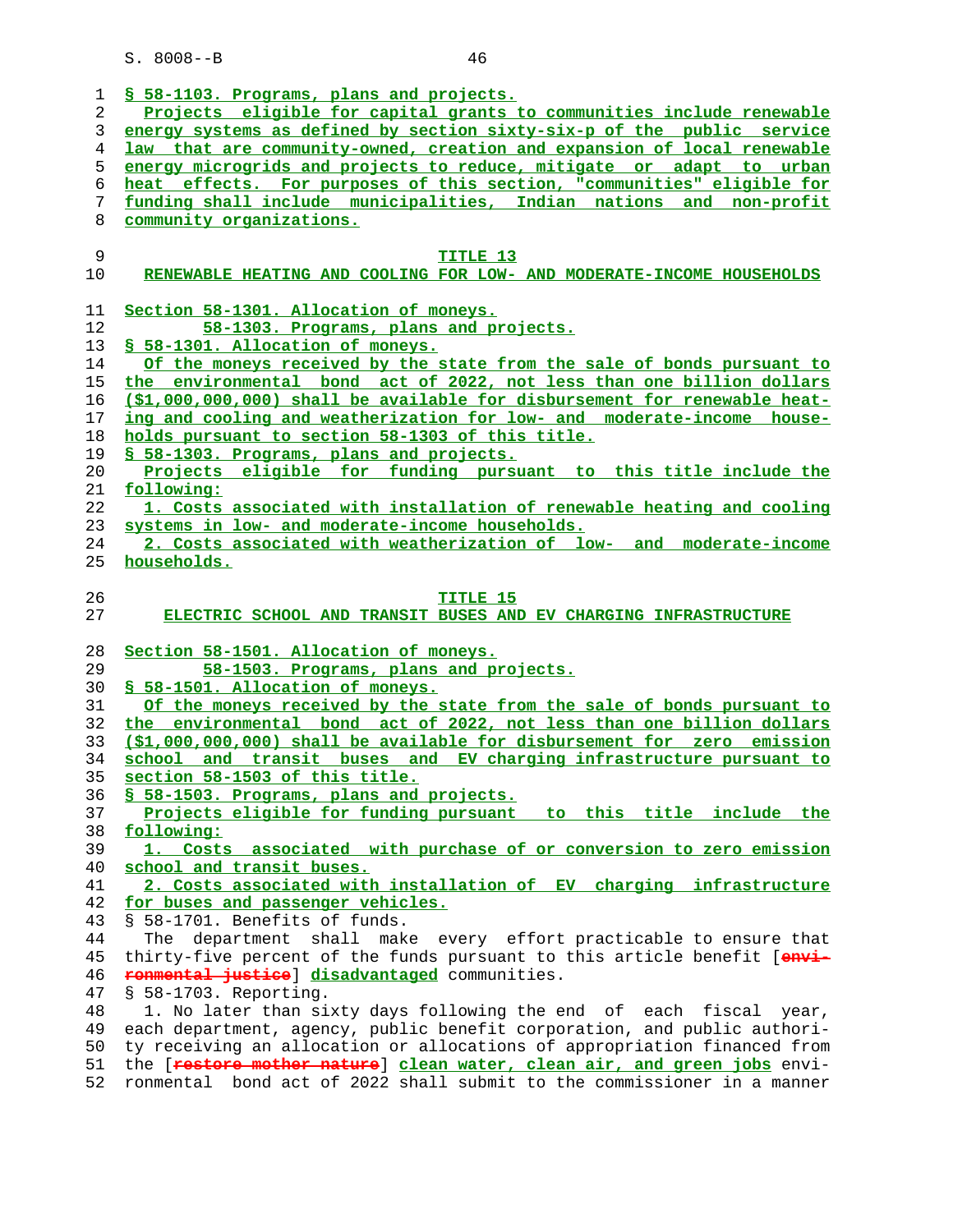§ 58-1103. Programs, plans and projects.

Projects eligible for capital grants to communities include renewable energy systems as defined by section sixty-six-p of the public service law that are community-owned, creation and expansion of local renewable energy microgrids and projects to reduce, mitigate or adapt to urban heat effects. For purposes of this section, "communities" eligible for funding shall include municipalities, Indian nations and non-profit community organizations.

## TITLE 13
## RENEWABLE HEATING AND COOLING FOR LOW- AND MODERATE-INCOME HOUSEHOLDS

Section 58-1301. Allocation of moneys.
58-1303. Programs, plans and projects.

§ 58-1301. Allocation of moneys.

Of the moneys received by the state from the sale of bonds pursuant to the environmental bond act of 2022, not less than one billion dollars ($1,000,000,000) shall be available for disbursement for renewable heating and cooling and weatherization for low- and moderate-income households pursuant to section 58-1303 of this title.

§ 58-1303. Programs, plans and projects.

Projects eligible for funding pursuant to this title include the following:

1. Costs associated with installation of renewable heating and cooling systems in low- and moderate-income households.

2. Costs associated with weatherization of low- and moderate-income households.

## TITLE 15
## ELECTRIC SCHOOL AND TRANSIT BUSES AND EV CHARGING INFRASTRUCTURE

Section 58-1501. Allocation of moneys.
58-1503. Programs, plans and projects.

§ 58-1501. Allocation of moneys.

Of the moneys received by the state from the sale of bonds pursuant to the environmental bond act of 2022, not less than one billion dollars ($1,000,000,000) shall be available for disbursement for zero emission school and transit buses and EV charging infrastructure pursuant to section 58-1503 of this title.

§ 58-1503. Programs, plans and projects.

Projects eligible for funding pursuant to this title include the following:

1. Costs associated with purchase of or conversion to zero emission school and transit buses.

2. Costs associated with installation of EV charging infrastructure for buses and passenger vehicles.

§ 58-1701. Benefits of funds.

The department shall make every effort practicable to ensure that thirty-five percent of the funds pursuant to this article benefit [~~environmental justice~~] disadvantaged communities.

§ 58-1703. Reporting.

1. No later than sixty days following the end of each fiscal year, each department, agency, public benefit corporation, and public authority receiving an allocation or allocations of appropriation financed from the [~~restore mother nature~~] clean water, clean air, and green jobs environmental bond act of 2022 shall submit to the commissioner in a manner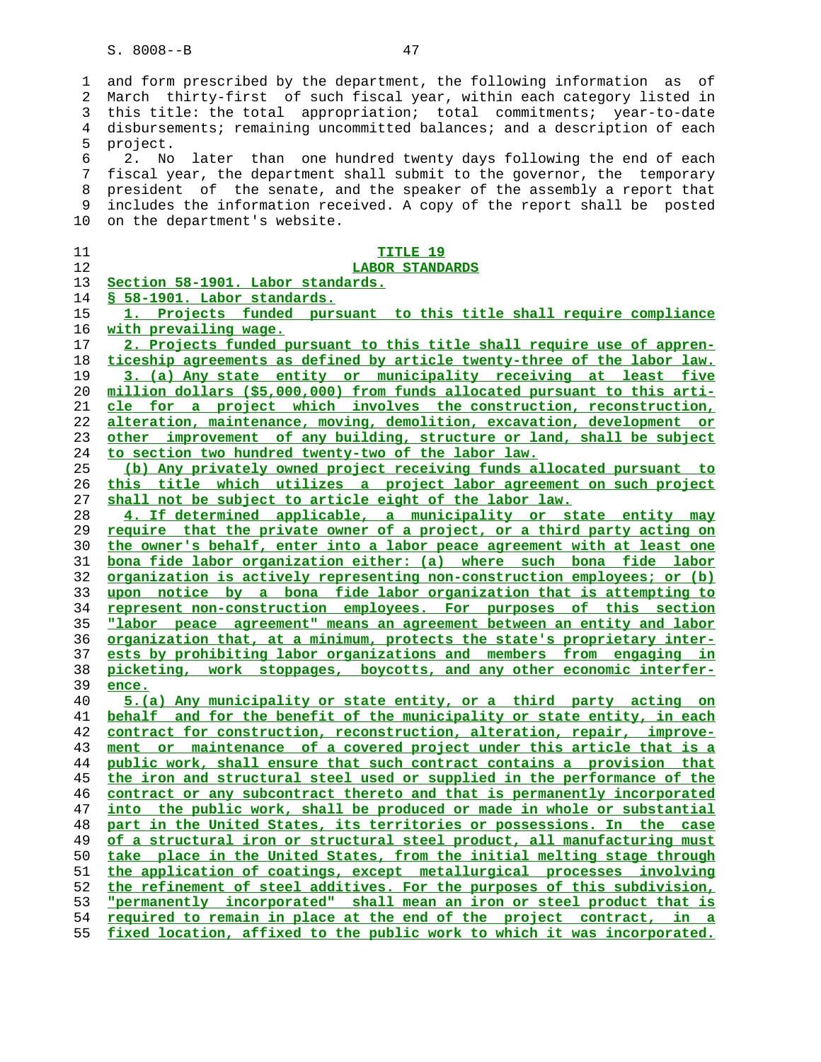and form prescribed by the department, the following information as of March thirty-first of such fiscal year, within each category listed in this title: the total appropriation; total commitments; year-to-date disbursements; remaining uncommitted balances; and a description of each project.

2. No later than one hundred twenty days following the end of each fiscal year, the department shall submit to the governor, the temporary president of the senate, and the speaker of the assembly a report that includes the information received. A copy of the report shall be posted on the department's website.

## TITLE 19
## LABOR STANDARDS

Section 58-1901. Labor standards.

§ 58-1901. Labor standards.

1. Projects funded pursuant to this title shall require compliance with prevailing wage.

2. Projects funded pursuant to this title shall require use of apprenticeship agreements as defined by article twenty-three of the labor law.

3. (a) Any state entity or municipality receiving at least five million dollars ($5,000,000) from funds allocated pursuant to this article for a project which involves the construction, reconstruction, alteration, maintenance, moving, demolition, excavation, development or other improvement of any building, structure or land, shall be subject to section two hundred twenty-two of the labor law.

(b) Any privately owned project receiving funds allocated pursuant to this title which utilizes a project labor agreement on such project shall not be subject to article eight of the labor law.

4. If determined applicable, a municipality or state entity may require that the private owner of a project, or a third party acting on the owner's behalf, enter into a labor peace agreement with at least one bona fide labor organization either: (a) where such bona fide labor organization is actively representing non-construction employees; or (b) upon notice by a bona fide labor organization that is attempting to represent non-construction employees. For purposes of this section "labor peace agreement" means an agreement between an entity and labor organization that, at a minimum, protects the state's proprietary interests by prohibiting labor organizations and members from engaging in picketing, work stoppages, boycotts, and any other economic interference.

5.(a) Any municipality or state entity, or a third party acting on behalf and for the benefit of the municipality or state entity, in each contract for construction, reconstruction, alteration, repair, improvement or maintenance of a covered project under this article that is a public work, shall ensure that such contract contains a provision that the iron and structural steel used or supplied in the performance of the contract or any subcontract thereto and that is permanently incorporated into the public work, shall be produced or made in whole or substantial part in the United States, its territories or possessions. In the case of a structural iron or structural steel product, all manufacturing must take place in the United States, from the initial melting stage through the application of coatings, except metallurgical processes involving the refinement of steel additives. For the purposes of this subdivision, "permanently incorporated" shall mean an iron or steel product that is required to remain in place at the end of the project contract, in a fixed location, affixed to the public work to which it was incorporated.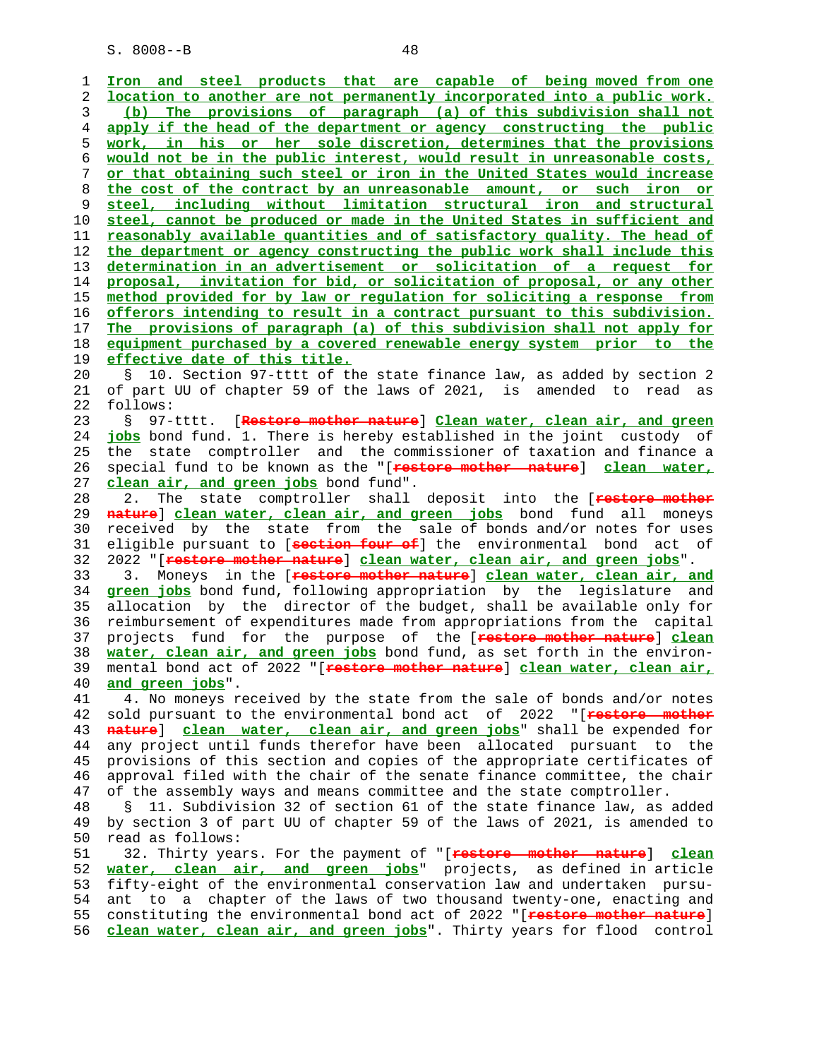Iron and steel products that are capable of being moved from one location to another are not permanently incorporated into a public work.

(b) The provisions of paragraph (a) of this subdivision shall not apply if the head of the department or agency constructing the public work, in his or her sole discretion, determines that the provisions would not be in the public interest, would result in unreasonable costs, or that obtaining such steel or iron in the United States would increase the cost of the contract by an unreasonable amount, or such iron or steel, including without limitation structural iron and structural steel, cannot be produced or made in the United States in sufficient and reasonably available quantities and of satisfactory quality. The head of the department or agency constructing the public work shall include this determination in an advertisement or solicitation of a request for proposal, invitation for bid, or solicitation of proposal, or any other method provided for by law or regulation for soliciting a response from offerors intending to result in a contract pursuant to this subdivision. The provisions of paragraph (a) of this subdivision shall not apply for equipment purchased by a covered renewable energy system prior to the effective date of this title.

§ 10. Section 97-tttt of the state finance law, as added by section 2 of part UU of chapter 59 of the laws of 2021, is amended to read as follows:

§ 97-tttt. [~~Restore mother nature~~] Clean water, clean air, and green jobs bond fund. 1. There is hereby established in the joint custody of the state comptroller and the commissioner of taxation and finance a special fund to be known as the "[~~restore mother nature~~] clean water, clean air, and green jobs bond fund".

2. The state comptroller shall deposit into the [~~restore mother nature~~] clean water, clean air, and green jobs bond fund all moneys received by the state from the sale of bonds and/or notes for uses eligible pursuant to [~~section four of~~] the environmental bond act of 2022 "[~~restore mother nature~~] clean water, clean air, and green jobs".

3. Moneys in the [~~restore mother nature~~] clean water, clean air, and green jobs bond fund, following appropriation by the legislature and allocation by the director of the budget, shall be available only for reimbursement of expenditures made from appropriations from the capital projects fund for the purpose of the [~~restore mother nature~~] clean water, clean air, and green jobs bond fund, as set forth in the environmental bond act of 2022 "[~~restore mother nature~~] clean water, clean air, and green jobs".

4. No moneys received by the state from the sale of bonds and/or notes sold pursuant to the environmental bond act of 2022 "[~~restore mother nature~~] clean water, clean air, and green jobs" shall be expended for any project until funds therefor have been allocated pursuant to the provisions of this section and copies of the appropriate certificates of approval filed with the chair of the senate finance committee, the chair of the assembly ways and means committee and the state comptroller.

§ 11. Subdivision 32 of section 61 of the state finance law, as added by section 3 of part UU of chapter 59 of the laws of 2021, is amended to read as follows:

32. Thirty years. For the payment of "[~~restore mother nature~~] clean water, clean air, and green jobs" projects, as defined in article fifty-eight of the environmental conservation law and undertaken pursuant to a chapter of the laws of two thousand twenty-one, enacting and constituting the environmental bond act of 2022 "[~~restore mother nature~~] clean water, clean air, and green jobs". Thirty years for flood control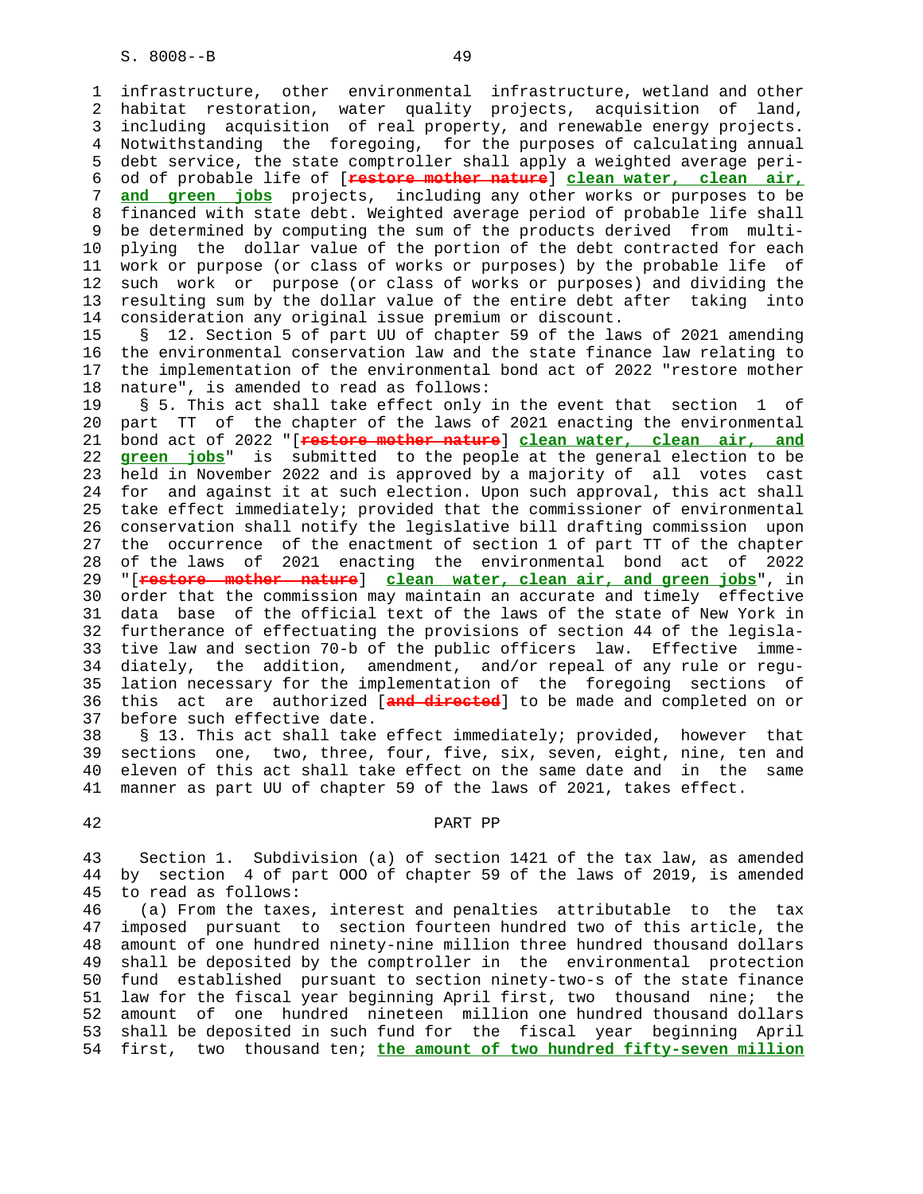infrastructure, other environmental infrastructure, wetland and other habitat restoration, water quality projects, acquisition of land, including acquisition of real property, and renewable energy projects. Notwithstanding the foregoing, for the purposes of calculating annual debt service, the state comptroller shall apply a weighted average period of probable life of [~~restore mother nature~~] **clean water, clean air, and green jobs** projects, including any other works or purposes to be financed with state debt. Weighted average period of probable life shall be determined by computing the sum of the products derived from multiplying the dollar value of the portion of the debt contracted for each work or purpose (or class of works or purposes) by the probable life of such work or purpose (or class of works or purposes) and dividing the resulting sum by the dollar value of the entire debt after taking into consideration any original issue premium or discount.

§ 12. Section 5 of part UU of chapter 59 of the laws of 2021 amending the environmental conservation law and the state finance law relating to the implementation of the environmental bond act of 2022 "restore mother nature", is amended to read as follows:

§ 5. This act shall take effect only in the event that section 1 of part TT of the chapter of the laws of 2021 enacting the environmental bond act of 2022 "[~~restore mother nature~~] **clean water, clean air, and green jobs**" is submitted to the people at the general election to be held in November 2022 and is approved by a majority of all votes cast for and against it at such election. Upon such approval, this act shall take effect immediately; provided that the commissioner of environmental conservation shall notify the legislative bill drafting commission upon the occurrence of the enactment of section 1 of part TT of the chapter of the laws of 2021 enacting the environmental bond act of 2022 "[~~restore mother nature~~] **clean water, clean air, and green jobs**", in order that the commission may maintain an accurate and timely effective data base of the official text of the laws of the state of New York in furtherance of effectuating the provisions of section 44 of the legislative law and section 70-b of the public officers law. Effective immediately, the addition, amendment, and/or repeal of any rule or regulation necessary for the implementation of the foregoing sections of this act are authorized [~~and directed~~] to be made and completed on or before such effective date.

§ 13. This act shall take effect immediately; provided, however that sections one, two, three, four, five, six, seven, eight, nine, ten and eleven of this act shall take effect on the same date and in the same manner as part UU of chapter 59 of the laws of 2021, takes effect.

PART PP

Section 1. Subdivision (a) of section 1421 of the tax law, as amended by section 4 of part OOO of chapter 59 of the laws of 2019, is amended to read as follows:

(a) From the taxes, interest and penalties attributable to the tax imposed pursuant to section fourteen hundred two of this article, the amount of one hundred ninety-nine million three hundred thousand dollars shall be deposited by the comptroller in the environmental protection fund established pursuant to section ninety-two-s of the state finance law for the fiscal year beginning April first, two thousand nine; the amount of one hundred nineteen million one hundred thousand dollars shall be deposited in such fund for the fiscal year beginning April first, two thousand ten; **the amount of two hundred fifty-seven million**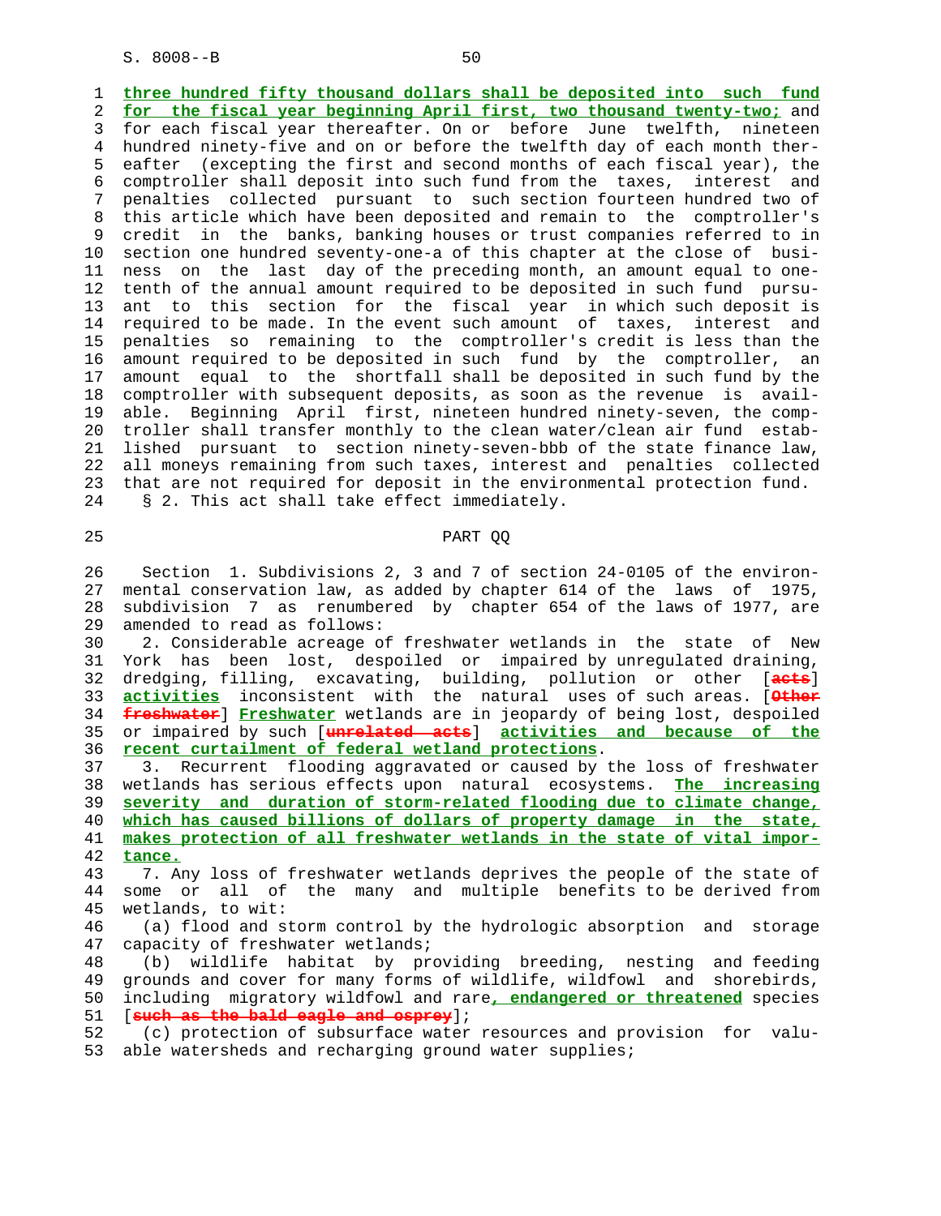three hundred fifty thousand dollars shall be deposited into such fund for the fiscal year beginning April first, two thousand twenty-two; and for each fiscal year thereafter. On or before June twelfth, nineteen hundred ninety-five and on or before the twelfth day of each month thereafter (excepting the first and second months of each fiscal year), the comptroller shall deposit into such fund from the taxes, interest and penalties collected pursuant to such section fourteen hundred two of this article which have been deposited and remain to the comptroller's credit in the banks, banking houses or trust companies referred to in section one hundred seventy-one-a of this chapter at the close of business on the last day of the preceding month, an amount equal to one-tenth of the annual amount required to be deposited in such fund pursuant to this section for the fiscal year in which such deposit is required to be made. In the event such amount of taxes, interest and penalties so remaining to the comptroller's credit is less than the amount required to be deposited in such fund by the comptroller, an amount equal to the shortfall shall be deposited in such fund by the comptroller with subsequent deposits, as soon as the revenue is available. Beginning April first, nineteen hundred ninety-seven, the comptroller shall transfer monthly to the clean water/clean air fund established pursuant to section ninety-seven-bbb of the state finance law, all moneys remaining from such taxes, interest and penalties collected that are not required for deposit in the environmental protection fund.

§ 2. This act shall take effect immediately.

## PART QQ

Section 1. Subdivisions 2, 3 and 7 of section 24-0105 of the environmental conservation law, as added by chapter 614 of the laws of 1975, subdivision 7 as renumbered by chapter 654 of the laws of 1977, are amended to read as follows:

2. Considerable acreage of freshwater wetlands in the state of New York has been lost, despoiled or impaired by unregulated draining, dredging, filling, excavating, building, pollution or other [~~acts~~] activities inconsistent with the natural uses of such areas. [~~Other freshwater~~] Freshwater wetlands are in jeopardy of being lost, despoiled or impaired by such [~~unrelated acts~~] activities and because of the recent curtailment of federal wetland protections.

3. Recurrent flooding aggravated or caused by the loss of freshwater wetlands has serious effects upon natural ecosystems. The increasing severity and duration of storm-related flooding due to climate change, which has caused billions of dollars of property damage in the state, makes protection of all freshwater wetlands in the state of vital importance.

7. Any loss of freshwater wetlands deprives the people of the state of some or all of the many and multiple benefits to be derived from wetlands, to wit:

(a) flood and storm control by the hydrologic absorption and storage capacity of freshwater wetlands;

(b) wildlife habitat by providing breeding, nesting and feeding grounds and cover for many forms of wildlife, wildfowl and shorebirds, including migratory wildfowl and rare, endangered or threatened species [~~such as the bald eagle and osprey~~];

(c) protection of subsurface water resources and provision for valuable watersheds and recharging ground water supplies;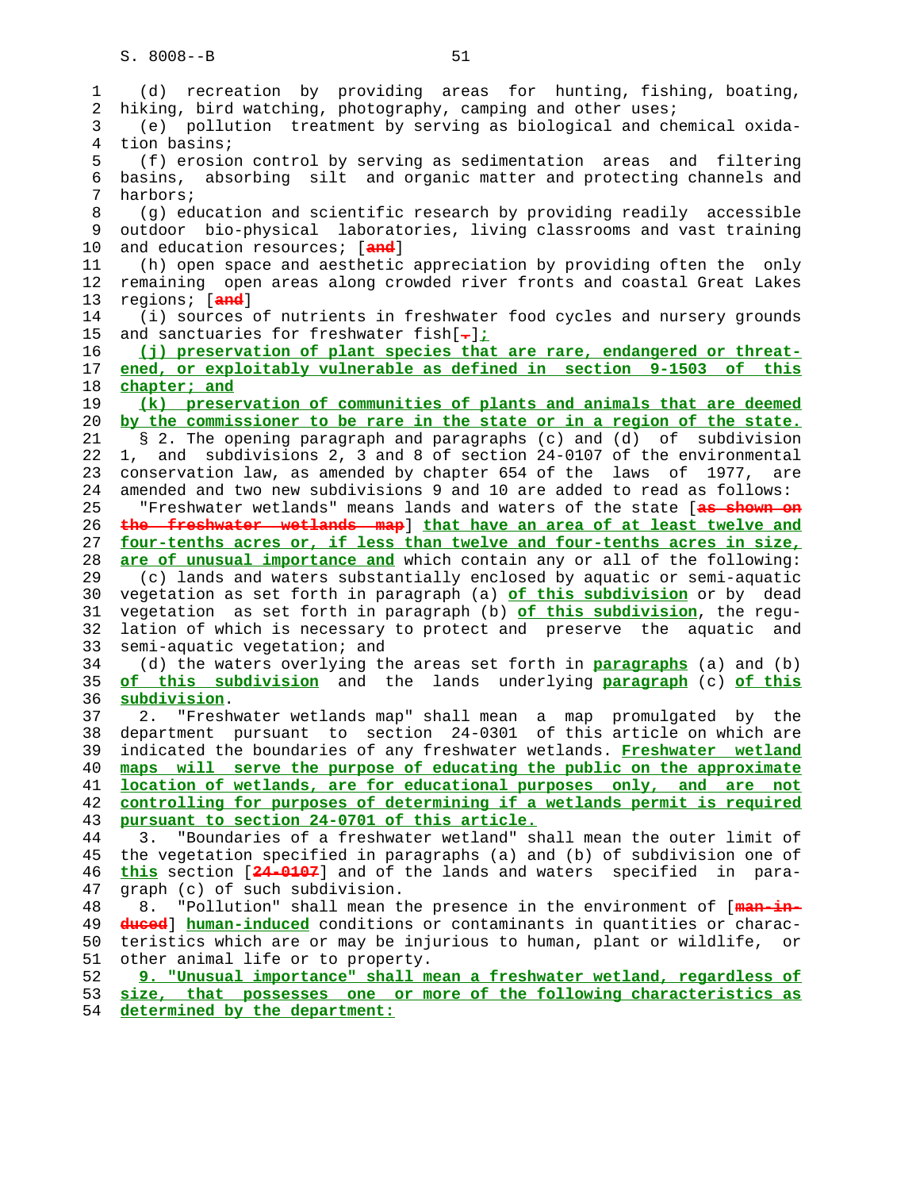(d) recreation by providing areas for hunting, fishing, boating, hiking, bird watching, photography, camping and other uses;

(e) pollution treatment by serving as biological and chemical oxidation basins;

(f) erosion control by serving as sedimentation areas and filtering basins, absorbing silt and organic matter and protecting channels and harbors;

(g) education and scientific research by providing readily accessible outdoor bio-physical laboratories, living classrooms and vast training and education resources; [~~and~~]

(h) open space and aesthetic appreciation by providing often the only remaining open areas along crowded river fronts and coastal Great Lakes regions; [~~and~~]

(i) sources of nutrients in freshwater food cycles and nursery grounds and sanctuaries for freshwater fish[~~.~~]**;**

**(j) preservation of plant species that are rare, endangered or threatened, or exploitably vulnerable as defined in section 9-1503 of this chapter; and**

**(k) preservation of communities of plants and animals that are deemed by the commissioner to be rare in the state or in a region of the state.**

§ 2. The opening paragraph and paragraphs (c) and (d) of subdivision 1, and subdivisions 2, 3 and 8 of section 24-0107 of the environmental conservation law, as amended by chapter 654 of the laws of 1977, are amended and two new subdivisions 9 and 10 are added to read as follows:

"Freshwater wetlands" means lands and waters of the state [~~as shown on the freshwater wetlands map~~] **that have an area of at least twelve and four-tenths acres or, if less than twelve and four-tenths acres in size, are of unusual importance and** which contain any or all of the following:

(c) lands and waters substantially enclosed by aquatic or semi-aquatic vegetation as set forth in paragraph (a) **of this subdivision** or by dead vegetation as set forth in paragraph (b) **of this subdivision**, the regulation of which is necessary to protect and preserve the aquatic and semi-aquatic vegetation; and

(d) the waters overlying the areas set forth in **paragraphs** (a) and (b) **of this subdivision** and the lands underlying **paragraph** (c) **of this subdivision**.

2. "Freshwater wetlands map" shall mean a map promulgated by the department pursuant to section 24-0301 of this article on which are indicated the boundaries of any freshwater wetlands. **Freshwater wetland maps will serve the purpose of educating the public on the approximate location of wetlands, are for educational purposes only, and are not controlling for purposes of determining if a wetlands permit is required pursuant to section 24-0701 of this article.**

3. "Boundaries of a freshwater wetland" shall mean the outer limit of the vegetation specified in paragraphs (a) and (b) of subdivision one of **this** section [~~24-0107~~] and of the lands and waters specified in paragraph (c) of such subdivision.

8. "Pollution" shall mean the presence in the environment of [~~man-induced~~] **human-induced** conditions or contaminants in quantities or characteristics which are or may be injurious to human, plant or wildlife, or other animal life or to property.

**9. "Unusual importance" shall mean a freshwater wetland, regardless of size, that possesses one or more of the following characteristics as determined by the department:**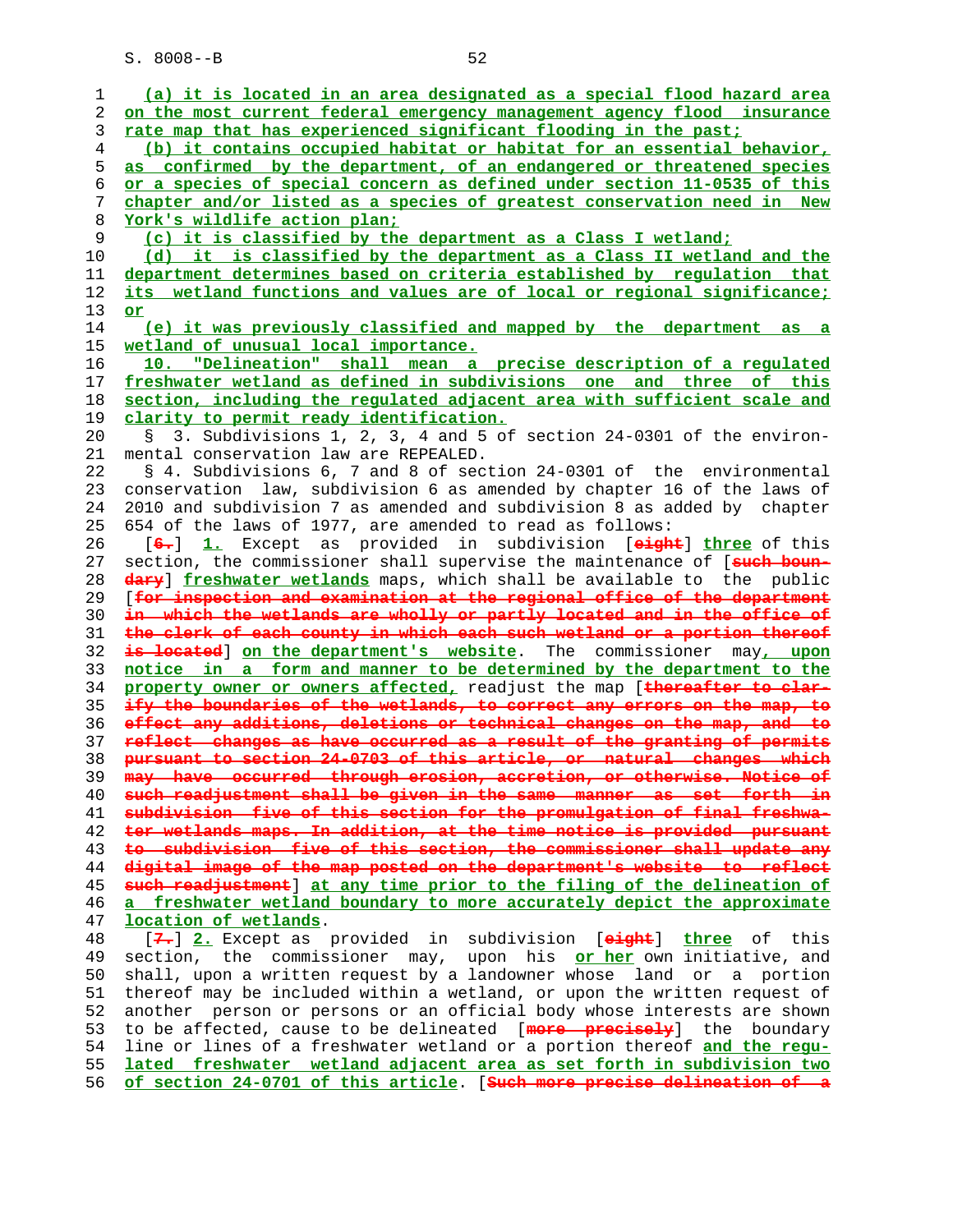(a) it is located in an area designated as a special flood hazard area on the most current federal emergency management agency flood insurance rate map that has experienced significant flooding in the past;

(b) it contains occupied habitat or habitat for an essential behavior, as confirmed by the department, of an endangered or threatened species or a species of special concern as defined under section 11-0535 of this chapter and/or listed as a species of greatest conservation need in New York's wildlife action plan;

(c) it is classified by the department as a Class I wetland;

(d) it is classified by the department as a Class II wetland and the department determines based on criteria established by regulation that its wetland functions and values are of local or regional significance; or

(e) it was previously classified and mapped by the department as a wetland of unusual local importance.

10. "Delineation" shall mean a precise description of a regulated freshwater wetland as defined in subdivisions one and three of this section, including the regulated adjacent area with sufficient scale and clarity to permit ready identification.

§ 3. Subdivisions 1, 2, 3, 4 and 5 of section 24-0301 of the environmental conservation law are REPEALED.

§ 4. Subdivisions 6, 7 and 8 of section 24-0301 of the environmental conservation law, subdivision 6 as amended by chapter 16 of the laws of 2010 and subdivision 7 as amended and subdivision 8 as added by chapter 654 of the laws of 1977, are amended to read as follows:

[6.] 1. Except as provided in subdivision [eight] three of this section, the commissioner shall supervise the maintenance of [such boundary] freshwater wetlands maps, which shall be available to the public [for inspection and examination at the regional office of the department in which the wetlands are wholly or partly located and in the office of the clerk of each county in which each such wetland or a portion thereof is located] on the department's website. The commissioner may, upon notice in a form and manner to be determined by the department to the property owner or owners affected, readjust the map [thereafter to clarify the boundaries of the wetlands, to correct any errors on the map, to effect any additions, deletions or technical changes on the map, and to reflect changes as have occurred as a result of the granting of permits pursuant to section 24-0703 of this article, or natural changes which may have occurred through erosion, accretion, or otherwise. Notice of such readjustment shall be given in the same manner as set forth in subdivision five of this section for the promulgation of final freshwater wetlands maps. In addition, at the time notice is provided pursuant to subdivision five of this section, the commissioner shall update any digital image of the map posted on the department's website to reflect such readjustment] at any time prior to the filing of the delineation of a freshwater wetland boundary to more accurately depict the approximate location of wetlands.

[7.] 2. Except as provided in subdivision [eight] three of this section, the commissioner may, upon his or her own initiative, and shall, upon a written request by a landowner whose land or a portion thereof may be included within a wetland, or upon the written request of another person or persons or an official body whose interests are shown to be affected, cause to be delineated [more precisely] the boundary line or lines of a freshwater wetland or a portion thereof and the regulated freshwater wetland adjacent area as set forth in subdivision two of section 24-0701 of this article. [Such more precise delineation of a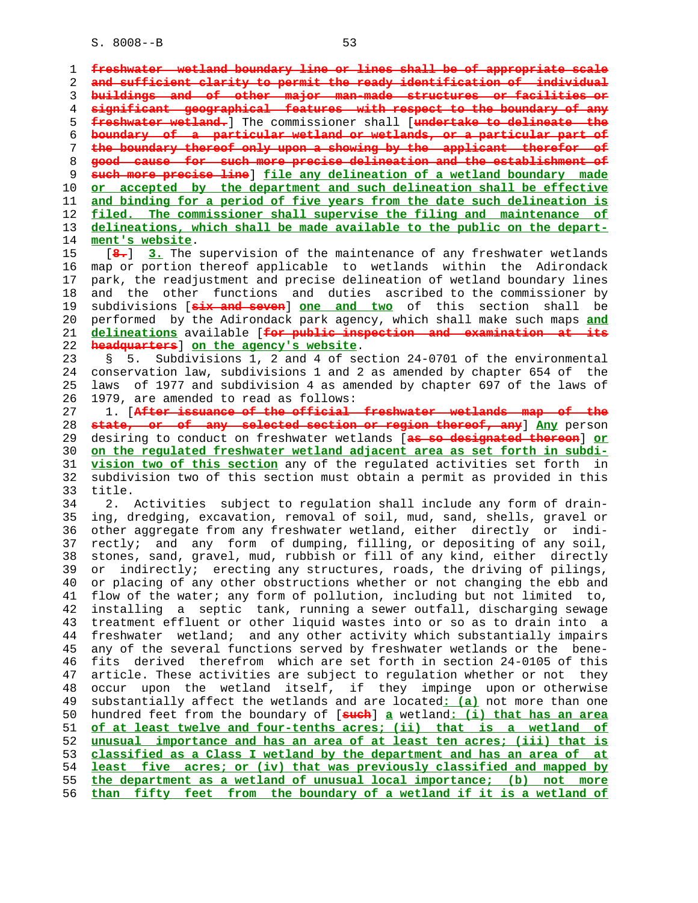freshwater wetland boundary line or lines shall be of appropriate scale and sufficient clarity to permit the ready identification of individual buildings and of other major man-made structures or facilities or significant geographical features with respect to the boundary of any freshwater wetland.] The commissioner shall [undertake to delineate the boundary of a particular wetland or wetlands, or a particular part of the boundary thereof only upon a showing by the applicant therefor of good cause for such more precise delineation and the establishment of such more precise line] file any delineation of a wetland boundary made or accepted by the department and such delineation shall be effective and binding for a period of five years from the date such delineation is filed. The commissioner shall supervise the filing and maintenance of delineations, which shall be made available to the public on the department's website.

[8.] 3. The supervision of the maintenance of any freshwater wetlands map or portion thereof applicable to wetlands within the Adirondack park, the readjustment and precise delineation of wetland boundary lines and the other functions and duties ascribed to the commissioner by subdivisions [six and seven] one and two of this section shall be performed by the Adirondack park agency, which shall make such maps and delineations available [for public inspection and examination at its headquarters] on the agency's website.

§ 5. Subdivisions 1, 2 and 4 of section 24-0701 of the environmental conservation law, subdivisions 1 and 2 as amended by chapter 654 of the laws of 1977 and subdivision 4 as amended by chapter 697 of the laws of 1979, are amended to read as follows:

1. [After issuance of the official freshwater wetlands map of the state, or of any selected section or region thereof, any] Any person desiring to conduct on freshwater wetlands [as so designated thereon] or on the regulated freshwater wetland adjacent area as set forth in subdivision two of this section any of the regulated activities set forth in subdivision two of this section must obtain a permit as provided in this title.

2. Activities subject to regulation shall include any form of draining, dredging, excavation, removal of soil, mud, sand, shells, gravel or other aggregate from any freshwater wetland, either directly or indirectly; and any form of dumping, filling, or depositing of any soil, stones, sand, gravel, mud, rubbish or fill of any kind, either directly or indirectly; erecting any structures, roads, the driving of pilings, or placing of any other obstructions whether or not changing the ebb and flow of the water; any form of pollution, including but not limited to, installing a septic tank, running a sewer outfall, discharging sewage treatment effluent or other liquid wastes into or so as to drain into a freshwater wetland; and any other activity which substantially impairs any of the several functions served by freshwater wetlands or the benefits derived therefrom which are set forth in section 24-0105 of this article. These activities are subject to regulation whether or not they occur upon the wetland itself, if they impinge upon or otherwise substantially affect the wetlands and are located: (a) not more than one hundred feet from the boundary of [such] a wetland: (i) that has an area of at least twelve and four-tenths acres; (ii) that is a wetland of unusual importance and has an area of at least ten acres; (iii) that is classified as a Class I wetland by the department and has an area of at least five acres; or (iv) that was previously classified and mapped by the department as a wetland of unusual local importance; (b) not more than fifty feet from the boundary of a wetland if it is a wetland of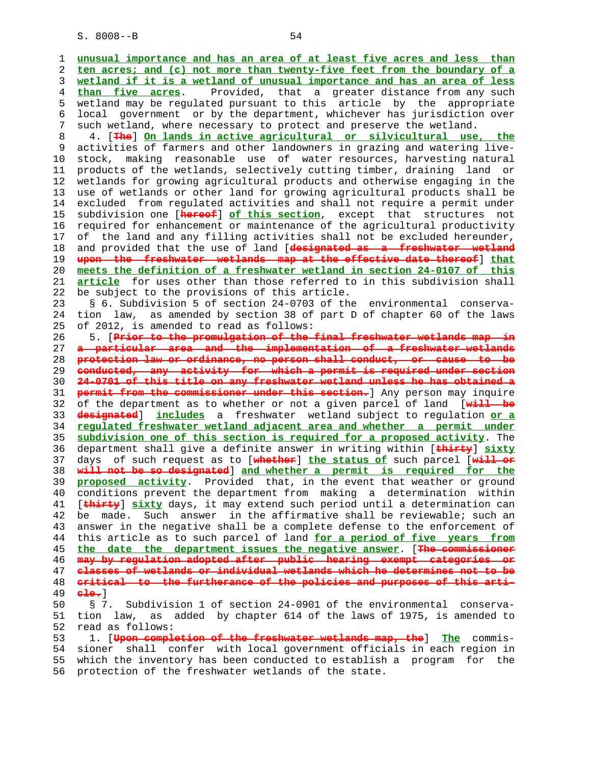unusual importance and has an area of at least five acres and less than ten acres; and (c) not more than twenty-five feet from the boundary of a wetland if it is a wetland of unusual importance and has an area of less than five acres. Provided, that a greater distance from any such wetland may be regulated pursuant to this article by the appropriate local government or by the department, whichever has jurisdiction over such wetland, where necessary to protect and preserve the wetland.

4. [The] On lands in active agricultural or silvicultural use, the activities of farmers and other landowners in grazing and watering livestock, making reasonable use of water resources, harvesting natural products of the wetlands, selectively cutting timber, draining land or wetlands for growing agricultural products and otherwise engaging in the use of wetlands or other land for growing agricultural products shall be excluded from regulated activities and shall not require a permit under subdivision one [hereof] of this section, except that structures not required for enhancement or maintenance of the agricultural productivity of the land and any filling activities shall not be excluded hereunder, and provided that the use of land [designated as a freshwater wetland upon the freshwater wetlands map at the effective date thereof] that meets the definition of a freshwater wetland in section 24-0107 of this article for uses other than those referred to in this subdivision shall be subject to the provisions of this article.

§ 6. Subdivision 5 of section 24-0703 of the environmental conservation law, as amended by section 38 of part D of chapter 60 of the laws of 2012, is amended to read as follows:

5. [Prior to the promulgation of the final freshwater wetlands map in a particular area and the implementation of a freshwater wetlands protection law or ordinance, no person shall conduct, or cause to be conducted, any activity for which a permit is required under section 24-0701 of this title on any freshwater wetland unless he has obtained a permit from the commissioner under this section.] Any person may inquire of the department as to whether or not a given parcel of land [will be designated] includes a freshwater wetland subject to regulation or a regulated freshwater wetland adjacent area and whether a permit under subdivision one of this section is required for a proposed activity. The department shall give a definite answer in writing within [thirty] sixty days of such request as to [whether] the status of such parcel [will or will not be so designated] and whether a permit is required for the proposed activity. Provided that, in the event that weather or ground conditions prevent the department from making a determination within [thirty] sixty days, it may extend such period until a determination can be made. Such answer in the affirmative shall be reviewable; such an answer in the negative shall be a complete defense to the enforcement of this article as to such parcel of land for a period of five years from the date the department issues the negative answer. [The commissioner may by regulation adopted after public hearing exempt categories or classes of wetlands or individual wetlands which he determines not to be critical to the furtherance of the policies and purposes of this article.]

§ 7. Subdivision 1 of section 24-0901 of the environmental conservation law, as added by chapter 614 of the laws of 1975, is amended to read as follows:

1. [Upon completion of the freshwater wetlands map, the] The commissioner shall confer with local government officials in each region in which the inventory has been conducted to establish a program for the protection of the freshwater wetlands of the state.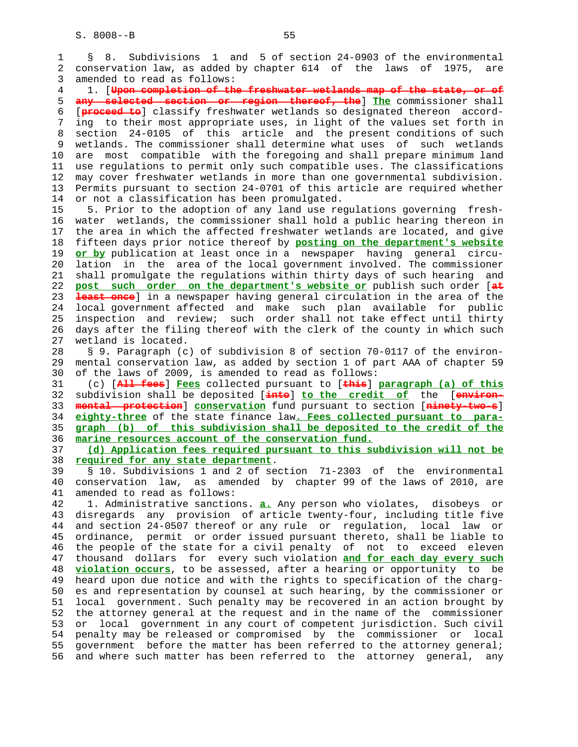§ 8. Subdivisions 1 and 5 of section 24-0903 of the environmental conservation law, as added by chapter 614 of the laws of 1975, are amended to read as follows:

1. [~~Upon completion of the freshwater wetlands map of the state, or of any selected section or region thereof, the~~] **The** commissioner shall [~~proceed to~~] classify freshwater wetlands so designated thereon according to their most appropriate uses, in light of the values set forth in section 24-0105 of this article and the present conditions of such wetlands. The commissioner shall determine what uses of such wetlands are most compatible with the foregoing and shall prepare minimum land use regulations to permit only such compatible uses. The classifications may cover freshwater wetlands in more than one governmental subdivision. Permits pursuant to section 24-0701 of this article are required whether or not a classification has been promulgated.

5. Prior to the adoption of any land use regulations governing freshwater wetlands, the commissioner shall hold a public hearing thereon in the area in which the affected freshwater wetlands are located, and give fifteen days prior notice thereof by **posting on the department's website or by** publication at least once in a newspaper having general circulation in the area of the local government involved. The commissioner shall promulgate the regulations within thirty days of such hearing and **post such order on the department's website or** publish such order [~~at least once~~] in a newspaper having general circulation in the area of the local government affected and make such plan available for public inspection and review; such order shall not take effect until thirty days after the filing thereof with the clerk of the county in which such wetland is located.

§ 9. Paragraph (c) of subdivision 8 of section 70-0117 of the environmental conservation law, as added by section 1 of part AAA of chapter 59 of the laws of 2009, is amended to read as follows:

(c) [~~All fees~~] **Fees** collected pursuant to [~~this~~] **paragraph (a) of this** subdivision shall be deposited [~~into~~] **to the credit of** the [~~environmental protection~~] **conservation** fund pursuant to section [~~ninety-two-s~~] **eighty-three** of the state finance law**. Fees collected pursuant to paragraph (b) of this subdivision shall be deposited to the credit of the marine resources account of the conservation fund.**

**(d) Application fees required pursuant to this subdivision will not be required for any state department**.

§ 10. Subdivisions 1 and 2 of section 71-2303 of the environmental conservation law, as amended by chapter 99 of the laws of 2010, are amended to read as follows:

1. Administrative sanctions. **a.** Any person who violates, disobeys or disregards any provision of article twenty-four, including title five and section 24-0507 thereof or any rule or regulation, local law or ordinance, permit or order issued pursuant thereto, shall be liable to the people of the state for a civil penalty of not to exceed eleven thousand dollars for every such violation **and for each day every such violation occurs**, to be assessed, after a hearing or opportunity to be heard upon due notice and with the rights to specification of the charges and representation by counsel at such hearing, by the commissioner or local government. Such penalty may be recovered in an action brought by the attorney general at the request and in the name of the commissioner or local government in any court of competent jurisdiction. Such civil penalty may be released or compromised by the commissioner or local government before the matter has been referred to the attorney general; and where such matter has been referred to the attorney general, any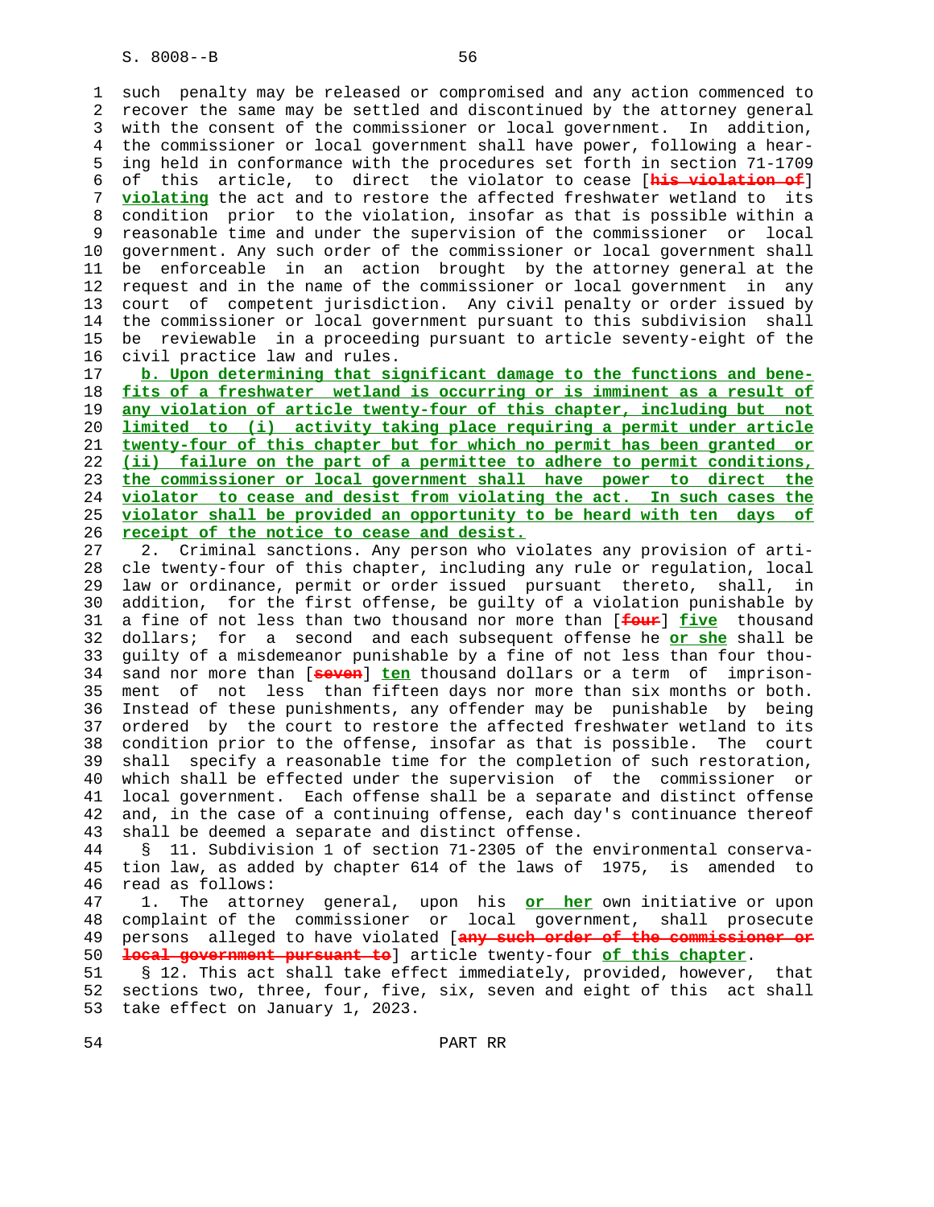such penalty may be released or compromised and any action commenced to recover the same may be settled and discontinued by the attorney general with the consent of the commissioner or local government. In addition, the commissioner or local government shall have power, following a hearing held in conformance with the procedures set forth in section 71-1709 of this article, to direct the violator to cease [~~his violation of~~] **violating** the act and to restore the affected freshwater wetland to its condition prior to the violation, insofar as that is possible within a reasonable time and under the supervision of the commissioner or local government. Any such order of the commissioner or local government shall be enforceable in an action brought by the attorney general at the request and in the name of the commissioner or local government in any court of competent jurisdiction. Any civil penalty or order issued by the commissioner or local government pursuant to this subdivision shall be reviewable in a proceeding pursuant to article seventy-eight of the civil practice law and rules.

**b. Upon determining that significant damage to the functions and benefits of a freshwater wetland is occurring or is imminent as a result of any violation of article twenty-four of this chapter, including but not limited to (i) activity taking place requiring a permit under article twenty-four of this chapter but for which no permit has been granted or (ii) failure on the part of a permittee to adhere to permit conditions, the commissioner or local government shall have power to direct the violator to cease and desist from violating the act. In such cases the violator shall be provided an opportunity to be heard with ten days of receipt of the notice to cease and desist.**

2. Criminal sanctions. Any person who violates any provision of article twenty-four of this chapter, including any rule or regulation, local law or ordinance, permit or order issued pursuant thereto, shall, in addition, for the first offense, be guilty of a violation punishable by a fine of not less than two thousand nor more than [~~four~~] **five** thousand dollars; for a second and each subsequent offense he **or she** shall be guilty of a misdemeanor punishable by a fine of not less than four thousand nor more than [~~seven~~] **ten** thousand dollars or a term of imprisonment of not less than fifteen days nor more than six months or both. Instead of these punishments, any offender may be punishable by being ordered by the court to restore the affected freshwater wetland to its condition prior to the offense, insofar as that is possible. The court shall specify a reasonable time for the completion of such restoration, which shall be effected under the supervision of the commissioner or local government. Each offense shall be a separate and distinct offense and, in the case of a continuing offense, each day's continuance thereof shall be deemed a separate and distinct offense.

§ 11. Subdivision 1 of section 71-2305 of the environmental conservation law, as added by chapter 614 of the laws of 1975, is amended to read as follows:

1. The attorney general, upon his **or her** own initiative or upon complaint of the commissioner or local government, shall prosecute persons alleged to have violated [~~any such order of the commissioner or local government pursuant to~~] article twenty-four **of this chapter**.

§ 12. This act shall take effect immediately, provided, however, that sections two, three, four, five, six, seven and eight of this act shall take effect on January 1, 2023.

PART RR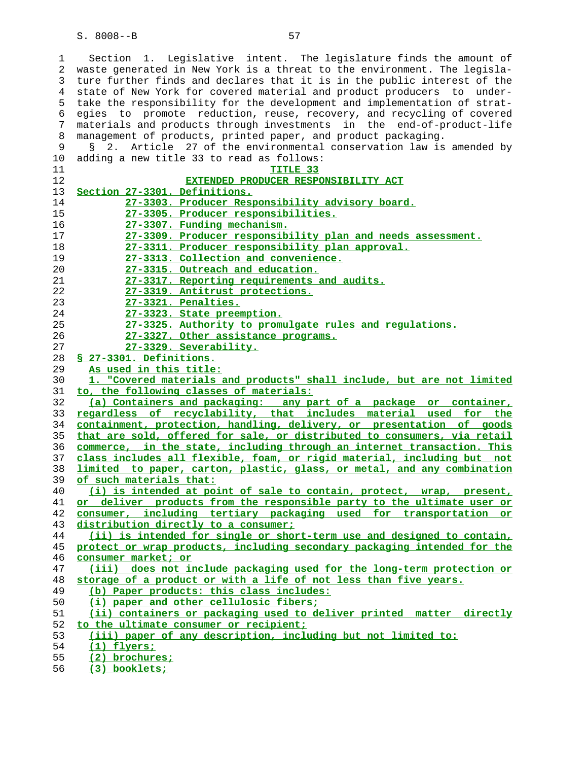Section 1. Legislative intent. The legislature finds the amount of waste generated in New York is a threat to the environment. The legislature further finds and declares that it is in the public interest of the state of New York for covered material and product producers to undertake the responsibility for the development and implementation of strategies to promote reduction, reuse, recovery, and recycling of covered materials and products through investments in the end-of-product-life management of products, printed paper, and product packaging.

§ 2. Article 27 of the environmental conservation law is amended by adding a new title 33 to read as follows:

## TITLE 33

## EXTENDED PRODUCER RESPONSIBILITY ACT

Section 27-3301. Definitions.
27-3303. Producer Responsibility advisory board.
27-3305. Producer responsibilities.
27-3307. Funding mechanism.
27-3309. Producer responsibility plan and needs assessment.
27-3311. Producer responsibility plan approval.
27-3313. Collection and convenience.
27-3315. Outreach and education.
27-3317. Reporting requirements and audits.
27-3319. Antitrust protections.
27-3321. Penalties.
27-3323. State preemption.
27-3325. Authority to promulgate rules and regulations.
27-3327. Other assistance programs.
27-3329. Severability.

§ 27-3301. Definitions.

As used in this title:

1. "Covered materials and products" shall include, but are not limited to, the following classes of materials:

(a) Containers and packaging: any part of a package or container, regardless of recyclability, that includes material used for the containment, protection, handling, delivery, or presentation of goods that are sold, offered for sale, or distributed to consumers, via retail commerce, in the state, including through an internet transaction. This class includes all flexible, foam, or rigid material, including but not limited to paper, carton, plastic, glass, or metal, and any combination of such materials that:

(i) is intended at point of sale to contain, protect, wrap, present, or deliver products from the responsible party to the ultimate user or consumer, including tertiary packaging used for transportation or distribution directly to a consumer;

(ii) is intended for single or short-term use and designed to contain, protect or wrap products, including secondary packaging intended for the consumer market; or

(iii) does not include packaging used for the long-term protection or storage of a product or with a life of not less than five years.

(b) Paper products: this class includes:

(i) paper and other cellulosic fibers;

(ii) containers or packaging used to deliver printed matter directly to the ultimate consumer or recipient;

(iii) paper of any description, including but not limited to:

(1) flyers;

(2) brochures;

(3) booklets;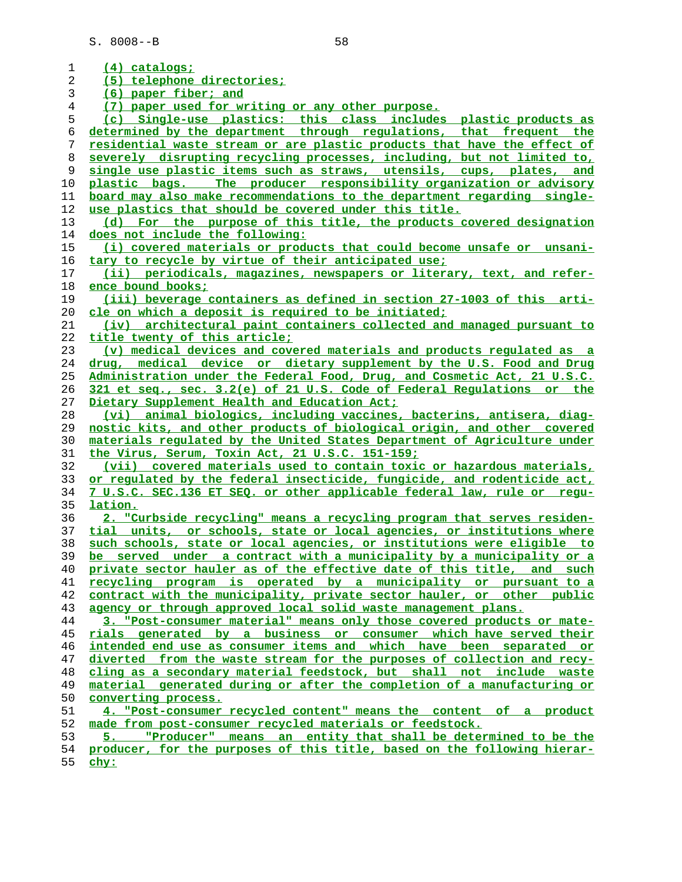(4) catalogs;

(5) telephone directories;

(6) paper fiber; and

(7) paper used for writing or any other purpose.

(c) Single-use plastics: this class includes plastic products as determined by the department through regulations, that frequent the residential waste stream or are plastic products that have the effect of severely disrupting recycling processes, including, but not limited to, single use plastic items such as straws, utensils, cups, plates, and plastic bags. The producer responsibility organization or advisory board may also make recommendations to the department regarding single-use plastics that should be covered under this title.

(d) For the purpose of this title, the products covered designation does not include the following:

(i) covered materials or products that could become unsafe or unsanitary to recycle by virtue of their anticipated use;

(ii) periodicals, magazines, newspapers or literary, text, and reference bound books;

(iii) beverage containers as defined in section 27-1003 of this article on which a deposit is required to be initiated;

(iv) architectural paint containers collected and managed pursuant to title twenty of this article;

(v) medical devices and covered materials and products regulated as a drug, medical device or dietary supplement by the U.S. Food and Drug Administration under the Federal Food, Drug, and Cosmetic Act, 21 U.S.C. 321 et seq., sec. 3.2(e) of 21 U.S. Code of Federal Regulations or the Dietary Supplement Health and Education Act;

(vi) animal biologics, including vaccines, bacterins, antisera, diagnostic kits, and other products of biological origin, and other covered materials regulated by the United States Department of Agriculture under the Virus, Serum, Toxin Act, 21 U.S.C. 151-159;

(vii) covered materials used to contain toxic or hazardous materials, or regulated by the federal insecticide, fungicide, and rodenticide act, 7 U.S.C. SEC.136 ET SEQ. or other applicable federal law, rule or regulation.

2. "Curbside recycling" means a recycling program that serves residential units, or schools, state or local agencies, or institutions where such schools, state or local agencies, or institutions were eligible to be served under a contract with a municipality by a municipality or a private sector hauler as of the effective date of this title, and such recycling program is operated by a municipality or pursuant to a contract with the municipality, private sector hauler, or other public agency or through approved local solid waste management plans.

3. "Post-consumer material" means only those covered products or materials generated by a business or consumer which have served their intended end use as consumer items and which have been separated or diverted from the waste stream for the purposes of collection and recycling as a secondary material feedstock, but shall not include waste material generated during or after the completion of a manufacturing or converting process.

4. "Post-consumer recycled content" means the content of a product made from post-consumer recycled materials or feedstock.

5. "Producer" means an entity that shall be determined to be the producer, for the purposes of this title, based on the following hierarchy: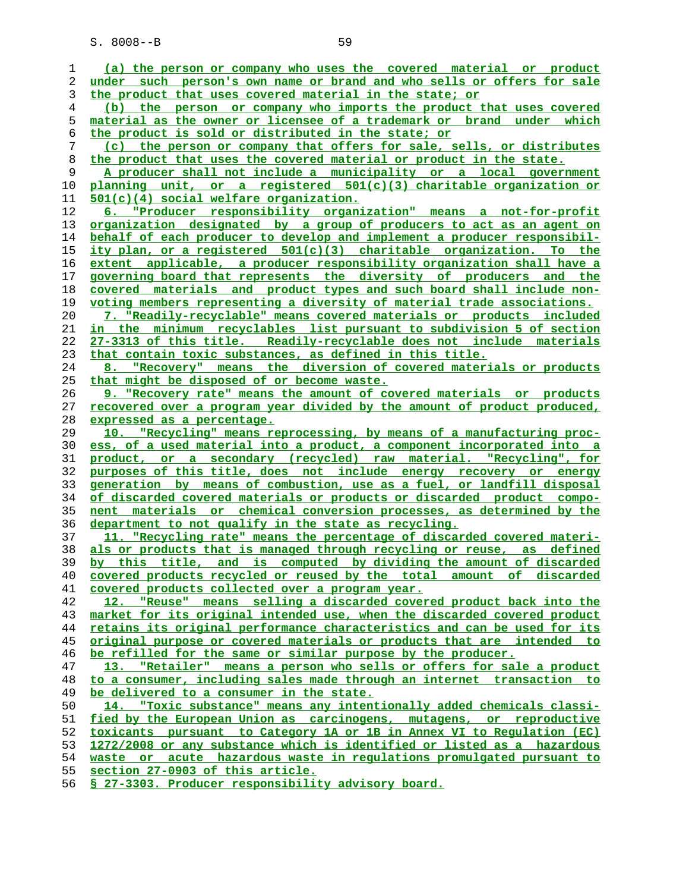(a) the person or company who uses the covered material or product under such person's own name or brand and who sells or offers for sale the product that uses covered material in the state; or

(b) the person or company who imports the product that uses covered material as the owner or licensee of a trademark or brand under which the product is sold or distributed in the state; or

(c) the person or company that offers for sale, sells, or distributes the product that uses the covered material or product in the state.

A producer shall not include a municipality or a local government planning unit, or a registered 501(c)(3) charitable organization or 501(c)(4) social welfare organization.

6. "Producer responsibility organization" means a not-for-profit organization designated by a group of producers to act as an agent on behalf of each producer to develop and implement a producer responsibility plan, or a registered 501(c)(3) charitable organization. To the extent applicable, a producer responsibility organization shall have a governing board that represents the diversity of producers and the covered materials and product types and such board shall include non-voting members representing a diversity of material trade associations.

7. "Readily-recyclable" means covered materials or products included in the minimum recyclables list pursuant to subdivision 5 of section 27-3313 of this title. Readily-recyclable does not include materials that contain toxic substances, as defined in this title.

8. "Recovery" means the diversion of covered materials or products that might be disposed of or become waste.

9. "Recovery rate" means the amount of covered materials or products recovered over a program year divided by the amount of product produced, expressed as a percentage.

10. "Recycling" means reprocessing, by means of a manufacturing process, of a used material into a product, a component incorporated into a product, or a secondary (recycled) raw material. "Recycling", for purposes of this title, does not include energy recovery or energy generation by means of combustion, use as a fuel, or landfill disposal of discarded covered materials or products or discarded product component materials or chemical conversion processes, as determined by the department to not qualify in the state as recycling.

11. "Recycling rate" means the percentage of discarded covered materials or products that is managed through recycling or reuse, as defined by this title, and is computed by dividing the amount of discarded covered products recycled or reused by the total amount of discarded covered products collected over a program year.

12. "Reuse" means selling a discarded covered product back into the market for its original intended use, when the discarded covered product retains its original performance characteristics and can be used for its original purpose or covered materials or products that are intended to be refilled for the same or similar purpose by the producer.

13. "Retailer" means a person who sells or offers for sale a product to a consumer, including sales made through an internet transaction to be delivered to a consumer in the state.

14. "Toxic substance" means any intentionally added chemicals classified by the European Union as carcinogens, mutagens, or reproductive toxicants pursuant to Category 1A or 1B in Annex VI to Regulation (EC) 1272/2008 or any substance which is identified or listed as a hazardous waste or acute hazardous waste in regulations promulgated pursuant to section 27-0903 of this article.

§ 27-3303. Producer responsibility advisory board.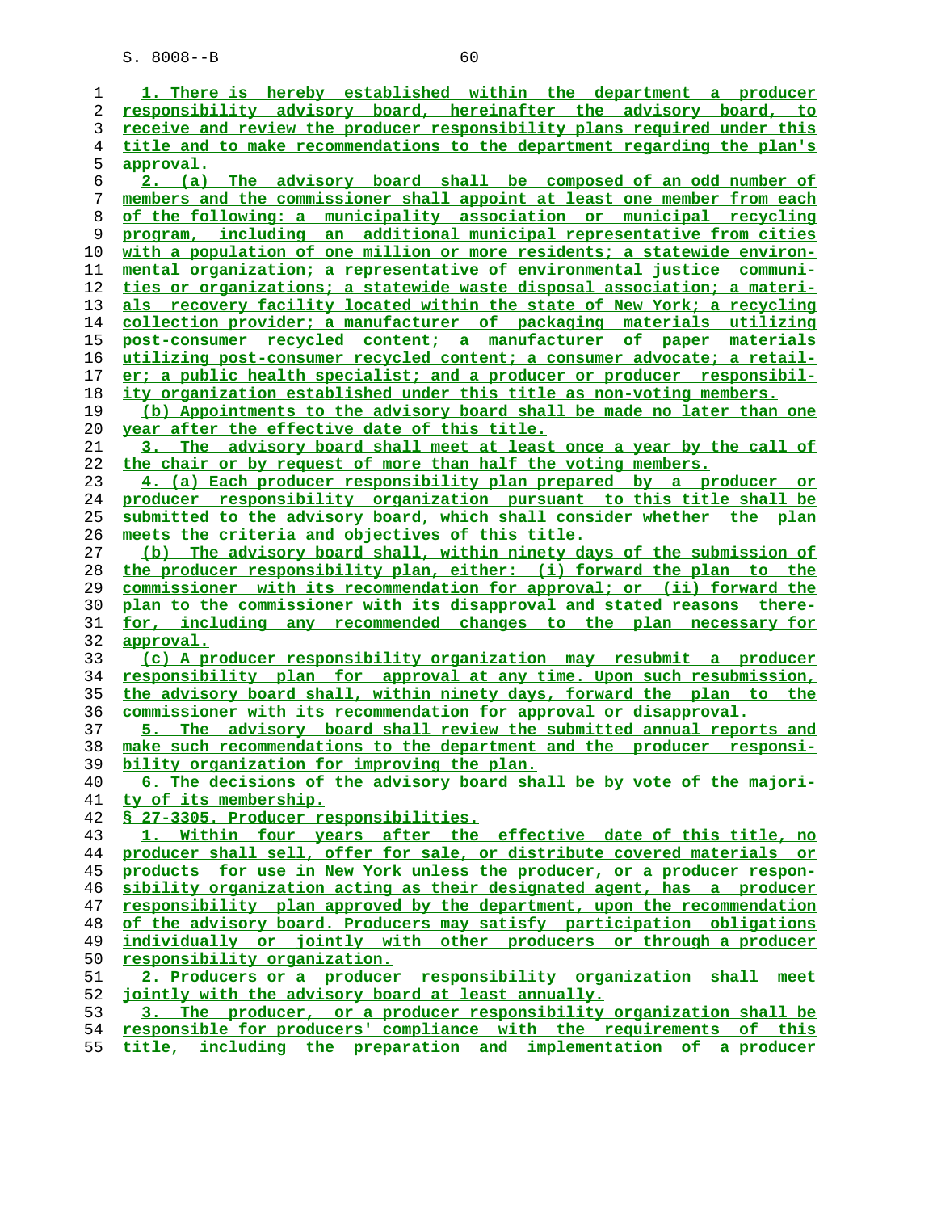1. There is hereby established within the department a producer responsibility advisory board, hereinafter the advisory board, to receive and review the producer responsibility plans required under this title and to make recommendations to the department regarding the plan's approval.

2. (a) The advisory board shall be composed of an odd number of members and the commissioner shall appoint at least one member from each of the following: a municipality association or municipal recycling program, including an additional municipal representative from cities with a population of one million or more residents; a statewide environmental organization; a representative of environmental justice communities or organizations; a statewide waste disposal association; a materials recovery facility located within the state of New York; a recycling collection provider; a manufacturer of packaging materials utilizing post-consumer recycled content; a manufacturer of paper materials utilizing post-consumer recycled content; a consumer advocate; a retailer; a public health specialist; and a producer or producer responsibility organization established under this title as non-voting members.

(b) Appointments to the advisory board shall be made no later than one year after the effective date of this title.

3. The advisory board shall meet at least once a year by the call of the chair or by request of more than half the voting members.

4. (a) Each producer responsibility plan prepared by a producer or producer responsibility organization pursuant to this title shall be submitted to the advisory board, which shall consider whether the plan meets the criteria and objectives of this title.

(b) The advisory board shall, within ninety days of the submission of the producer responsibility plan, either: (i) forward the plan to the commissioner with its recommendation for approval; or (ii) forward the plan to the commissioner with its disapproval and stated reasons therefor, including any recommended changes to the plan necessary for approval.

(c) A producer responsibility organization may resubmit a producer responsibility plan for approval at any time. Upon such resubmission, the advisory board shall, within ninety days, forward the plan to the commissioner with its recommendation for approval or disapproval.

5. The advisory board shall review the submitted annual reports and make such recommendations to the department and the producer responsibility organization for improving the plan.

6. The decisions of the advisory board shall be by vote of the majority of its membership.

§ 27-3305. Producer responsibilities.

1. Within four years after the effective date of this title, no producer shall sell, offer for sale, or distribute covered materials or products for use in New York unless the producer, or a producer responsibility organization acting as their designated agent, has a producer responsibility plan approved by the department, upon the recommendation of the advisory board. Producers may satisfy participation obligations individually or jointly with other producers or through a producer responsibility organization.

2. Producers or a producer responsibility organization shall meet jointly with the advisory board at least annually.

3. The producer, or a producer responsibility organization shall be responsible for producers' compliance with the requirements of this title, including the preparation and implementation of a producer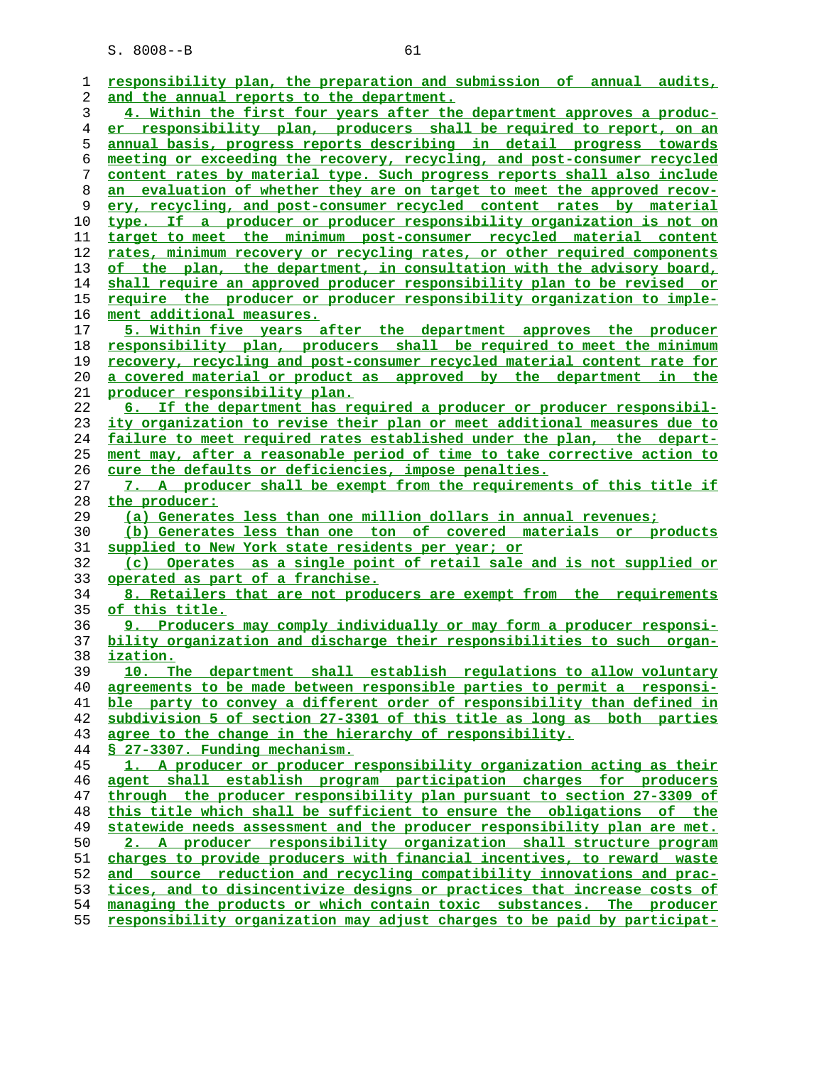responsibility plan, the preparation and submission of annual audits, and the annual reports to the department.

4. Within the first four years after the department approves a producer responsibility plan, producers shall be required to report, on an annual basis, progress reports describing in detail progress towards meeting or exceeding the recovery, recycling, and post-consumer recycled content rates by material type. Such progress reports shall also include an evaluation of whether they are on target to meet the approved recovery, recycling, and post-consumer recycled content rates by material type. If a producer or producer responsibility organization is not on target to meet the minimum post-consumer recycled material content rates, minimum recovery or recycling rates, or other required components of the plan, the department, in consultation with the advisory board, shall require an approved producer responsibility plan to be revised or require the producer or producer responsibility organization to implement additional measures.

5. Within five years after the department approves the producer responsibility plan, producers shall be required to meet the minimum recovery, recycling and post-consumer recycled material content rate for a covered material or product as approved by the department in the producer responsibility plan.

6. If the department has required a producer or producer responsibility organization to revise their plan or meet additional measures due to failure to meet required rates established under the plan, the department may, after a reasonable period of time to take corrective action to cure the defaults or deficiencies, impose penalties.

7. A producer shall be exempt from the requirements of this title if the producer:

(a) Generates less than one million dollars in annual revenues;

(b) Generates less than one ton of covered materials or products supplied to New York state residents per year; or

(c) Operates as a single point of retail sale and is not supplied or operated as part of a franchise.

8. Retailers that are not producers are exempt from the requirements of this title.

9. Producers may comply individually or may form a producer responsibility organization and discharge their responsibilities to such organization.

10. The department shall establish regulations to allow voluntary agreements to be made between responsible parties to permit a responsible party to convey a different order of responsibility than defined in subdivision 5 of section 27-3301 of this title as long as both parties agree to the change in the hierarchy of responsibility.

§ 27-3307. Funding mechanism.

1. A producer or producer responsibility organization acting as their agent shall establish program participation charges for producers through the producer responsibility plan pursuant to section 27-3309 of this title which shall be sufficient to ensure the obligations of the statewide needs assessment and the producer responsibility plan are met.

2. A producer responsibility organization shall structure program charges to provide producers with financial incentives, to reward waste and source reduction and recycling compatibility innovations and practices, and to disincentivize designs or practices that increase costs of managing the products or which contain toxic substances. The producer responsibility organization may adjust charges to be paid by participat-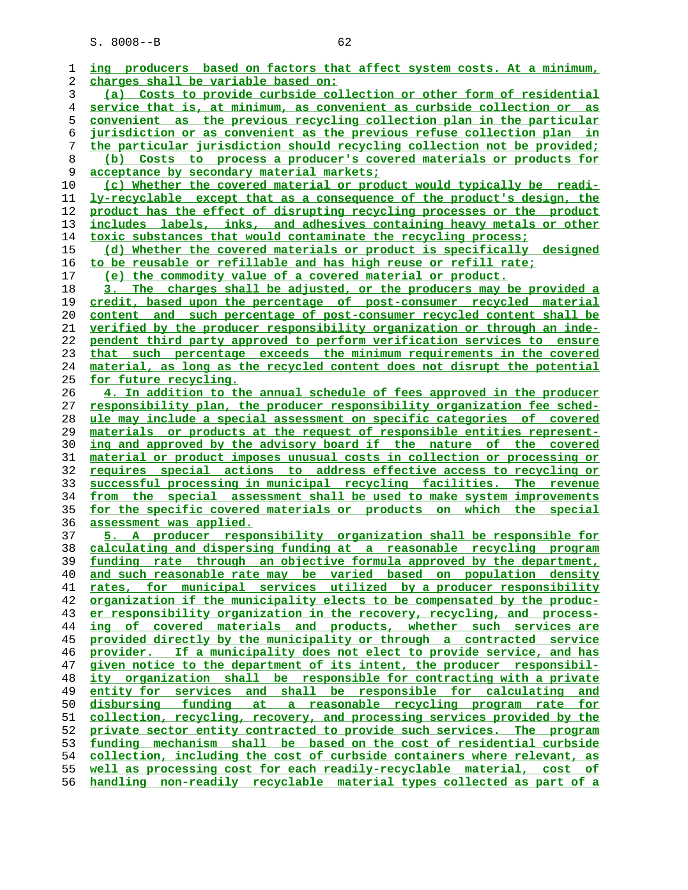ing producers based on factors that affect system costs. At a minimum, charges shall be variable based on:

(a) Costs to provide curbside collection or other form of residential service that is, at minimum, as convenient as curbside collection or as convenient as the previous recycling collection plan in the particular jurisdiction or as convenient as the previous refuse collection plan in the particular jurisdiction should recycling collection not be provided;

(b) Costs to process a producer's covered materials or products for acceptance by secondary material markets;

(c) Whether the covered material or product would typically be readily-recyclable except that as a consequence of the product's design, the product has the effect of disrupting recycling processes or the product includes labels, inks, and adhesives containing heavy metals or other toxic substances that would contaminate the recycling process;

(d) Whether the covered materials or product is specifically designed to be reusable or refillable and has high reuse or refill rate;

(e) the commodity value of a covered material or product.

3. The charges shall be adjusted, or the producers may be provided a credit, based upon the percentage of post-consumer recycled material content and such percentage of post-consumer recycled content shall be verified by the producer responsibility organization or through an independent third party approved to perform verification services to ensure that such percentage exceeds the minimum requirements in the covered material, as long as the recycled content does not disrupt the potential for future recycling.

4. In addition to the annual schedule of fees approved in the producer responsibility plan, the producer responsibility organization fee schedule may include a special assessment on specific categories of covered materials or products at the request of responsible entities representing and approved by the advisory board if the nature of the covered material or product imposes unusual costs in collection or processing or requires special actions to address effective access to recycling or successful processing in municipal recycling facilities. The revenue from the special assessment shall be used to make system improvements for the specific covered materials or products on which the special assessment was applied.

5. A producer responsibility organization shall be responsible for calculating and dispersing funding at a reasonable recycling program funding rate through an objective formula approved by the department, and such reasonable rate may be varied based on population density rates, for municipal services utilized by a producer responsibility organization if the municipality elects to be compensated by the producer responsibility organization in the recovery, recycling, and processing of covered materials and products, whether such services are provided directly by the municipality or through a contracted service provider. If a municipality does not elect to provide service, and has given notice to the department of its intent, the producer responsibility organization shall be responsible for contracting with a private entity for services and shall be responsible for calculating and disbursing funding at a reasonable recycling program rate for collection, recycling, recovery, and processing services provided by the private sector entity contracted to provide such services. The program funding mechanism shall be based on the cost of residential curbside collection, including the cost of curbside containers where relevant, as well as processing cost for each readily-recyclable material, cost of handling non-readily recyclable material types collected as part of a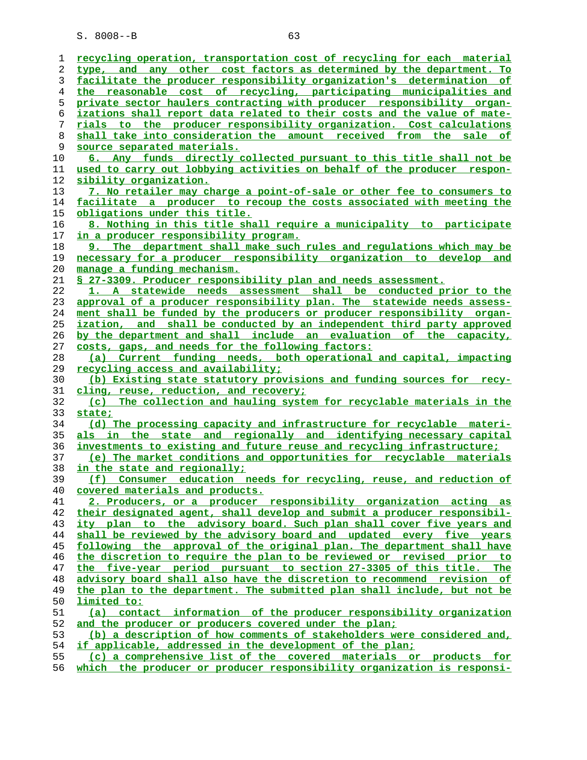recycling operation, transportation cost of recycling for each material type, and any other cost factors as determined by the department. To facilitate the producer responsibility organization's determination of the reasonable cost of recycling, participating municipalities and private sector haulers contracting with producer responsibility organizations shall report data related to their costs and the value of materials to the producer responsibility organization. Cost calculations shall take into consideration the amount received from the sale of source separated materials.

6. Any funds directly collected pursuant to this title shall not be used to carry out lobbying activities on behalf of the producer responsibility organization.

7. No retailer may charge a point-of-sale or other fee to consumers to facilitate a producer to recoup the costs associated with meeting the obligations under this title.

8. Nothing in this title shall require a municipality to participate in a producer responsibility program.

9. The department shall make such rules and regulations which may be necessary for a producer responsibility organization to develop and manage a funding mechanism.

§ 27-3309. Producer responsibility plan and needs assessment.

1. A statewide needs assessment shall be conducted prior to the approval of a producer responsibility plan. The statewide needs assessment shall be funded by the producers or producer responsibility organization, and shall be conducted by an independent third party approved by the department and shall include an evaluation of the capacity, costs, gaps, and needs for the following factors:

(a) Current funding needs, both operational and capital, impacting recycling access and availability;

(b) Existing state statutory provisions and funding sources for recycling, reuse, reduction, and recovery;

(c) The collection and hauling system for recyclable materials in the state;

(d) The processing capacity and infrastructure for recyclable materials in the state and regionally and identifying necessary capital investments to existing and future reuse and recycling infrastructure;

(e) The market conditions and opportunities for recyclable materials in the state and regionally;

(f) Consumer education needs for recycling, reuse, and reduction of covered materials and products.

2. Producers, or a producer responsibility organization acting as their designated agent, shall develop and submit a producer responsibility plan to the advisory board. Such plan shall cover five years and shall be reviewed by the advisory board and updated every five years following the approval of the original plan. The department shall have the discretion to require the plan to be reviewed or revised prior to the five-year period pursuant to section 27-3305 of this title. The advisory board shall also have the discretion to recommend revision of the plan to the department. The submitted plan shall include, but not be limited to:

(a) contact information of the producer responsibility organization and the producer or producers covered under the plan;

(b) a description of how comments of stakeholders were considered and, if applicable, addressed in the development of the plan;

(c) a comprehensive list of the covered materials or products for which the producer or producer responsibility organization is responsi-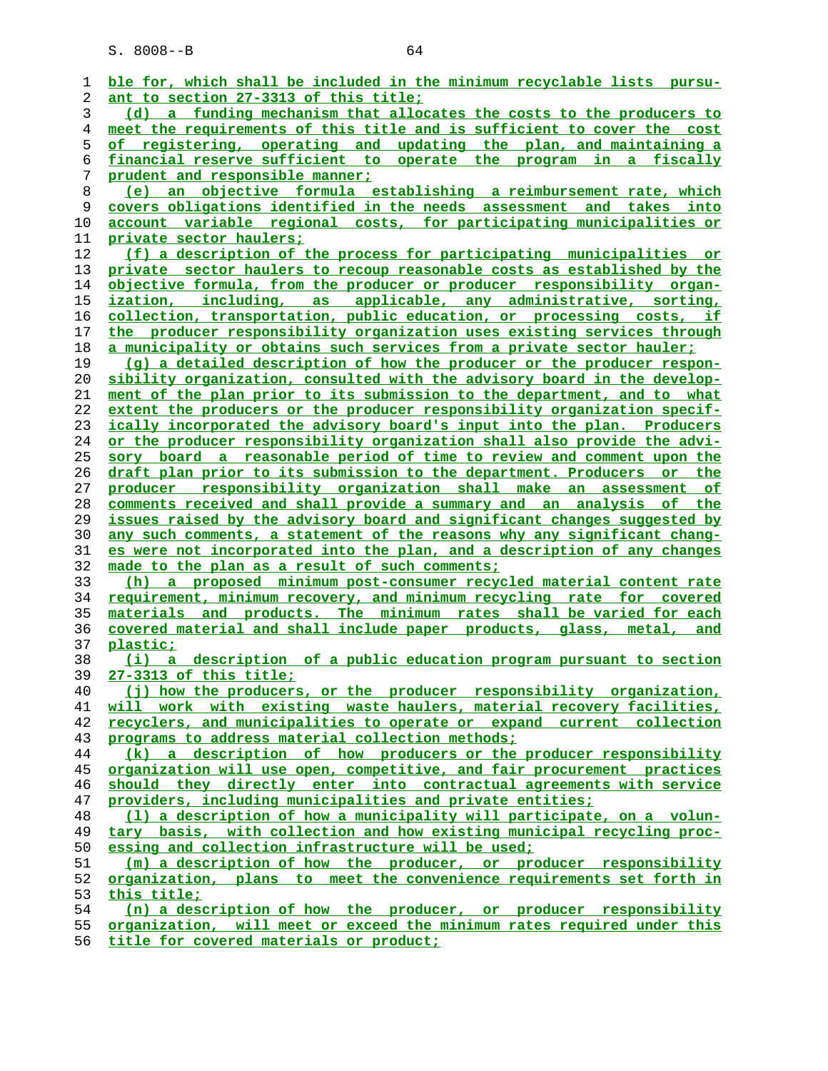ble for, which shall be included in the minimum recyclable lists pursuant to section 27-3313 of this title;

(d) a funding mechanism that allocates the costs to the producers to meet the requirements of this title and is sufficient to cover the cost of registering, operating and updating the plan, and maintaining a financial reserve sufficient to operate the program in a fiscally prudent and responsible manner;

(e) an objective formula establishing a reimbursement rate, which covers obligations identified in the needs assessment and takes into account variable regional costs, for participating municipalities or private sector haulers;

(f) a description of the process for participating municipalities or private sector haulers to recoup reasonable costs as established by the objective formula, from the producer or producer responsibility organization, including, as applicable, any administrative, sorting, collection, transportation, public education, or processing costs, if the producer responsibility organization uses existing services through a municipality or obtains such services from a private sector hauler;

(g) a detailed description of how the producer or the producer responsibility organization, consulted with the advisory board in the development of the plan prior to its submission to the department, and to what extent the producers or the producer responsibility organization specifically incorporated the advisory board's input into the plan. Producers or the producer responsibility organization shall also provide the advisory board a reasonable period of time to review and comment upon the draft plan prior to its submission to the department. Producers or the producer responsibility organization shall make an assessment of comments received and shall provide a summary and an analysis of the issues raised by the advisory board and significant changes suggested by any such comments, a statement of the reasons why any significant changes were not incorporated into the plan, and a description of any changes made to the plan as a result of such comments;

(h) a proposed minimum post-consumer recycled material content rate requirement, minimum recovery, and minimum recycling rate for covered materials and products. The minimum rates shall be varied for each covered material and shall include paper products, glass, metal, and plastic;

(i) a description of a public education program pursuant to section 27-3313 of this title;

(j) how the producers, or the producer responsibility organization, will work with existing waste haulers, material recovery facilities, recyclers, and municipalities to operate or expand current collection programs to address material collection methods;

(k) a description of how producers or the producer responsibility organization will use open, competitive, and fair procurement practices should they directly enter into contractual agreements with service providers, including municipalities and private entities;

(l) a description of how a municipality will participate, on a voluntary basis, with collection and how existing municipal recycling processing and collection infrastructure will be used;

(m) a description of how the producer, or producer responsibility organization, plans to meet the convenience requirements set forth in this title;

(n) a description of how the producer, or producer responsibility organization, will meet or exceed the minimum rates required under this title for covered materials or product;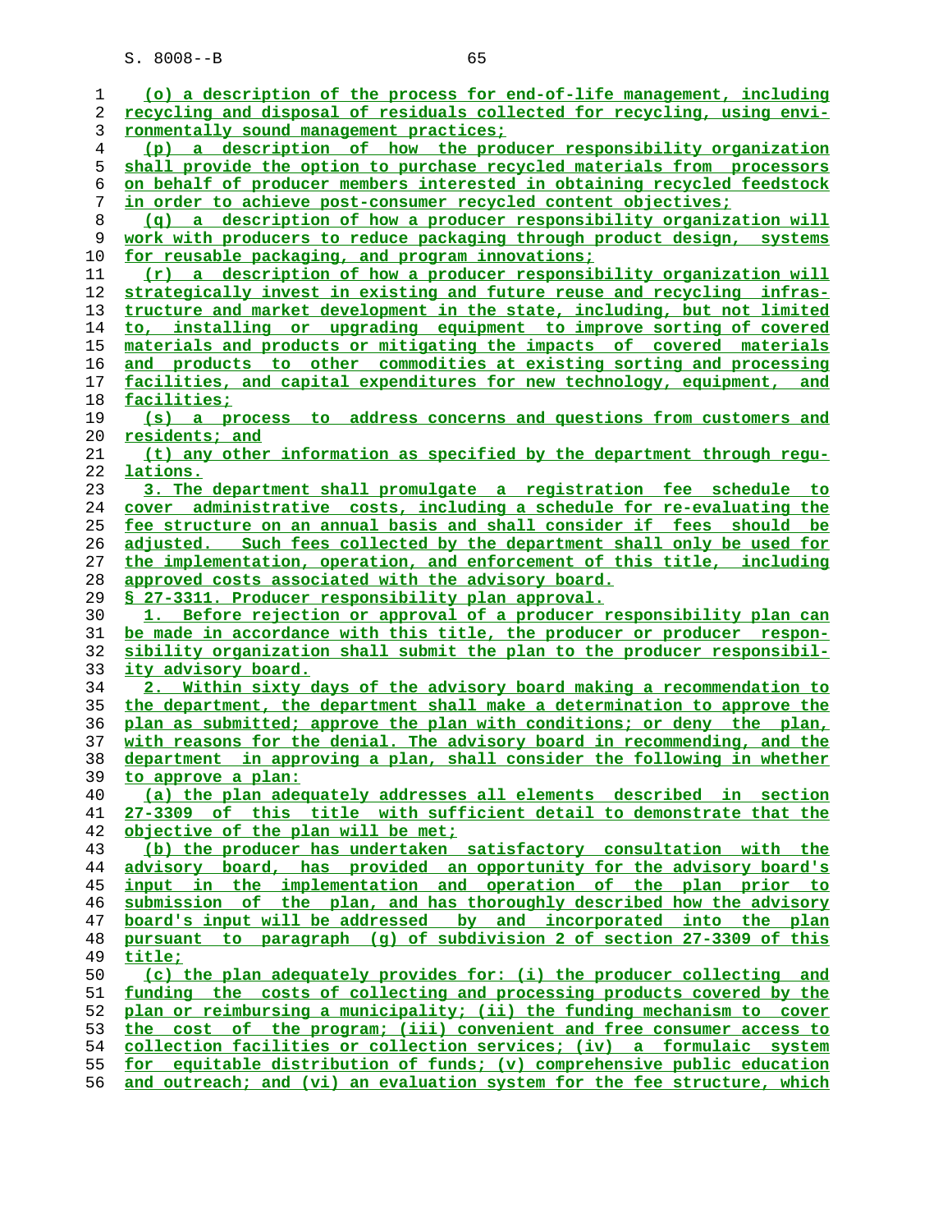(o) a description of the process for end-of-life management, including recycling and disposal of residuals collected for recycling, using environmentally sound management practices;

(p) a description of how the producer responsibility organization shall provide the option to purchase recycled materials from processors on behalf of producer members interested in obtaining recycled feedstock in order to achieve post-consumer recycled content objectives;

(q) a description of how a producer responsibility organization will work with producers to reduce packaging through product design, systems for reusable packaging, and program innovations;

(r) a description of how a producer responsibility organization will strategically invest in existing and future reuse and recycling infrastructure and market development in the state, including, but not limited to, installing or upgrading equipment to improve sorting of covered materials and products or mitigating the impacts of covered materials and products to other commodities at existing sorting and processing facilities, and capital expenditures for new technology, equipment, and facilities;

(s) a process to address concerns and questions from customers and residents; and

(t) any other information as specified by the department through regulations.

3. The department shall promulgate a registration fee schedule to cover administrative costs, including a schedule for re-evaluating the fee structure on an annual basis and shall consider if fees should be adjusted. Such fees collected by the department shall only be used for the implementation, operation, and enforcement of this title, including approved costs associated with the advisory board.

§ 27-3311. Producer responsibility plan approval.

1. Before rejection or approval of a producer responsibility plan can be made in accordance with this title, the producer or producer responsibility organization shall submit the plan to the producer responsibility advisory board.

2. Within sixty days of the advisory board making a recommendation to the department, the department shall make a determination to approve the plan as submitted; approve the plan with conditions; or deny the plan, with reasons for the denial. The advisory board in recommending, and the department in approving a plan, shall consider the following in whether to approve a plan:

(a) the plan adequately addresses all elements described in section 27-3309 of this title with sufficient detail to demonstrate that the objective of the plan will be met;

(b) the producer has undertaken satisfactory consultation with the advisory board, has provided an opportunity for the advisory board's input in the implementation and operation of the plan prior to submission of the plan, and has thoroughly described how the advisory board's input will be addressed by and incorporated into the plan pursuant to paragraph (g) of subdivision 2 of section 27-3309 of this title;

(c) the plan adequately provides for: (i) the producer collecting and funding the costs of collecting and processing products covered by the plan or reimbursing a municipality; (ii) the funding mechanism to cover the cost of the program; (iii) convenient and free consumer access to collection facilities or collection services; (iv) a formulaic system for equitable distribution of funds; (v) comprehensive public education and outreach; and (vi) an evaluation system for the fee structure, which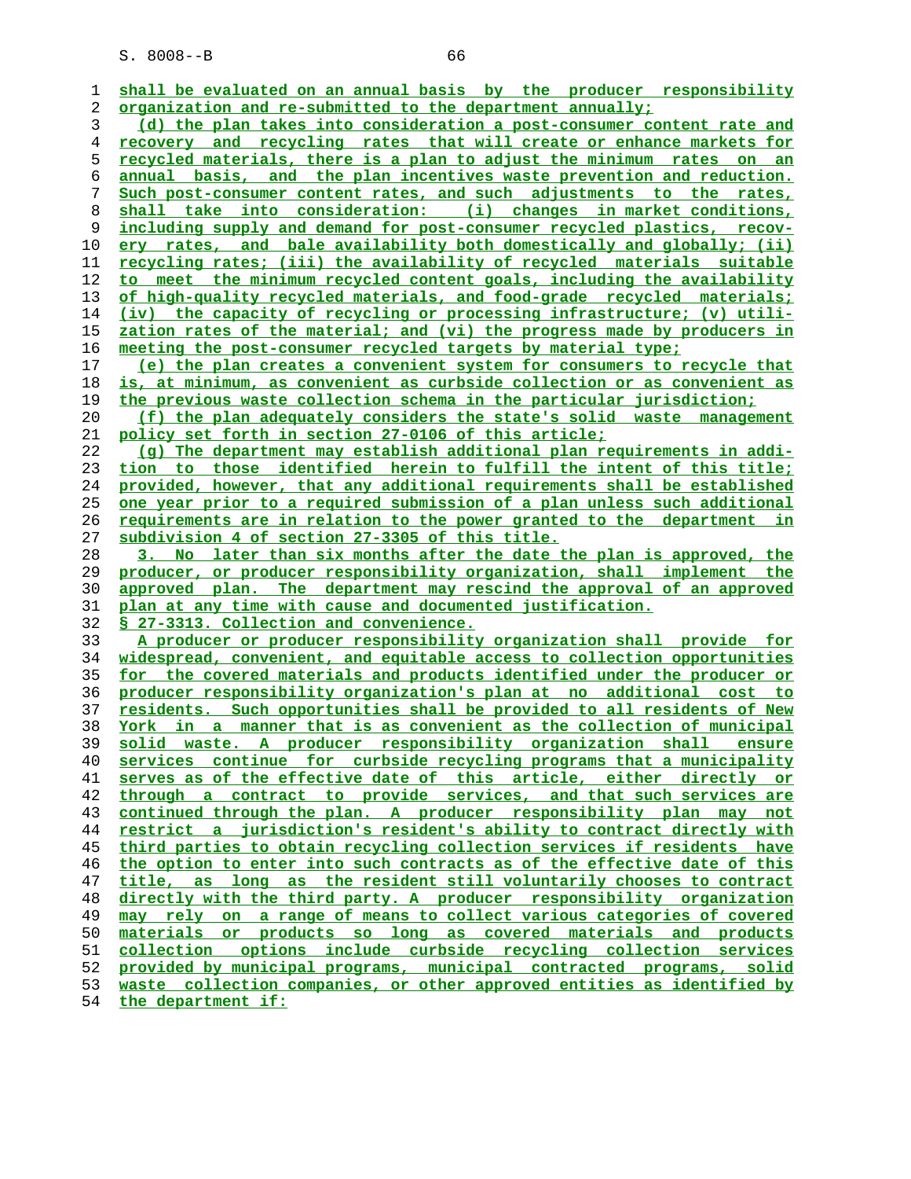shall be evaluated on an annual basis by the producer responsibility organization and re-submitted to the department annually;

(d) the plan takes into consideration a post-consumer content rate and recovery and recycling rates that will create or enhance markets for recycled materials, there is a plan to adjust the minimum rates on an annual basis, and the plan incentives waste prevention and reduction. Such post-consumer content rates, and such adjustments to the rates, shall take into consideration: (i) changes in market conditions, including supply and demand for post-consumer recycled plastics, recovery rates, and bale availability both domestically and globally; (ii) recycling rates; (iii) the availability of recycled materials suitable to meet the minimum recycled content goals, including the availability of high-quality recycled materials, and food-grade recycled materials; (iv) the capacity of recycling or processing infrastructure; (v) utilization rates of the material; and (vi) the progress made by producers in meeting the post-consumer recycled targets by material type;

(e) the plan creates a convenient system for consumers to recycle that is, at minimum, as convenient as curbside collection or as convenient as the previous waste collection schema in the particular jurisdiction;

(f) the plan adequately considers the state's solid waste management policy set forth in section 27-0106 of this article;

(g) The department may establish additional plan requirements in addition to those identified herein to fulfill the intent of this title; provided, however, that any additional requirements shall be established one year prior to a required submission of a plan unless such additional requirements are in relation to the power granted to the department in subdivision 4 of section 27-3305 of this title.

3. No later than six months after the date the plan is approved, the producer, or producer responsibility organization, shall implement the approved plan. The department may rescind the approval of an approved plan at any time with cause and documented justification.

§ 27-3313. Collection and convenience.

A producer or producer responsibility organization shall provide for widespread, convenient, and equitable access to collection opportunities for the covered materials and products identified under the producer or producer responsibility organization's plan at no additional cost to residents. Such opportunities shall be provided to all residents of New York in a manner that is as convenient as the collection of municipal solid waste. A producer responsibility organization shall ensure services continue for curbside recycling programs that a municipality serves as of the effective date of this article, either directly or through a contract to provide services, and that such services are continued through the plan. A producer responsibility plan may not restrict a jurisdiction's resident's ability to contract directly with third parties to obtain recycling collection services if residents have the option to enter into such contracts as of the effective date of this title, as long as the resident still voluntarily chooses to contract directly with the third party. A producer responsibility organization may rely on a range of means to collect various categories of covered materials or products so long as covered materials and products collection options include curbside recycling collection services provided by municipal programs, municipal contracted programs, solid waste collection companies, or other approved entities as identified by the department if: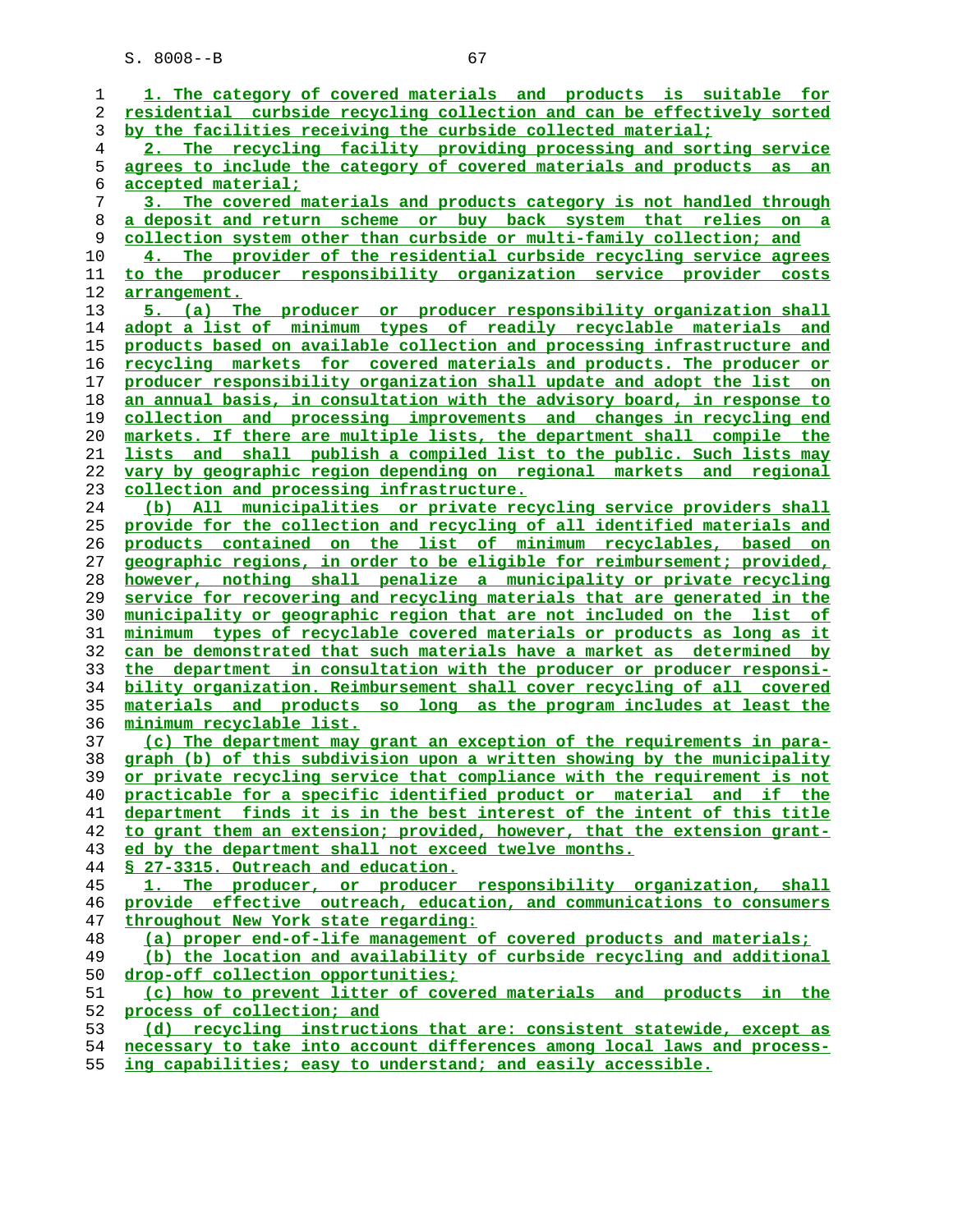1. The category of covered materials and products is suitable for residential curbside recycling collection and can be effectively sorted by the facilities receiving the curbside collected material;

2. The recycling facility providing processing and sorting service agrees to include the category of covered materials and products as an accepted material;

3. The covered materials and products category is not handled through a deposit and return scheme or buy back system that relies on a collection system other than curbside or multi-family collection; and

4. The provider of the residential curbside recycling service agrees to the producer responsibility organization service provider costs arrangement.

5. (a) The producer or producer responsibility organization shall adopt a list of minimum types of readily recyclable materials and products based on available collection and processing infrastructure and recycling markets for covered materials and products. The producer or producer responsibility organization shall update and adopt the list on an annual basis, in consultation with the advisory board, in response to collection and processing improvements and changes in recycling end markets. If there are multiple lists, the department shall compile the lists and shall publish a compiled list to the public. Such lists may vary by geographic region depending on regional markets and regional collection and processing infrastructure.

(b) All municipalities or private recycling service providers shall provide for the collection and recycling of all identified materials and products contained on the list of minimum recyclables, based on geographic regions, in order to be eligible for reimbursement; provided, however, nothing shall penalize a municipality or private recycling service for recovering and recycling materials that are generated in the municipality or geographic region that are not included on the list of minimum types of recyclable covered materials or products as long as it can be demonstrated that such materials have a market as determined by the department in consultation with the producer or producer responsibility organization. Reimbursement shall cover recycling of all covered materials and products so long as the program includes at least the minimum recyclable list.

(c) The department may grant an exception of the requirements in paragraph (b) of this subdivision upon a written showing by the municipality or private recycling service that compliance with the requirement is not practicable for a specific identified product or material and if the department finds it is in the best interest of the intent of this title to grant them an extension; provided, however, that the extension granted by the department shall not exceed twelve months.

§ 27-3315. Outreach and education.

1. The producer, or producer responsibility organization, shall provide effective outreach, education, and communications to consumers throughout New York state regarding:

(a) proper end-of-life management of covered products and materials;

(b) the location and availability of curbside recycling and additional drop-off collection opportunities;

(c) how to prevent litter of covered materials and products in the process of collection; and

(d) recycling instructions that are: consistent statewide, except as necessary to take into account differences among local laws and processing capabilities; easy to understand; and easily accessible.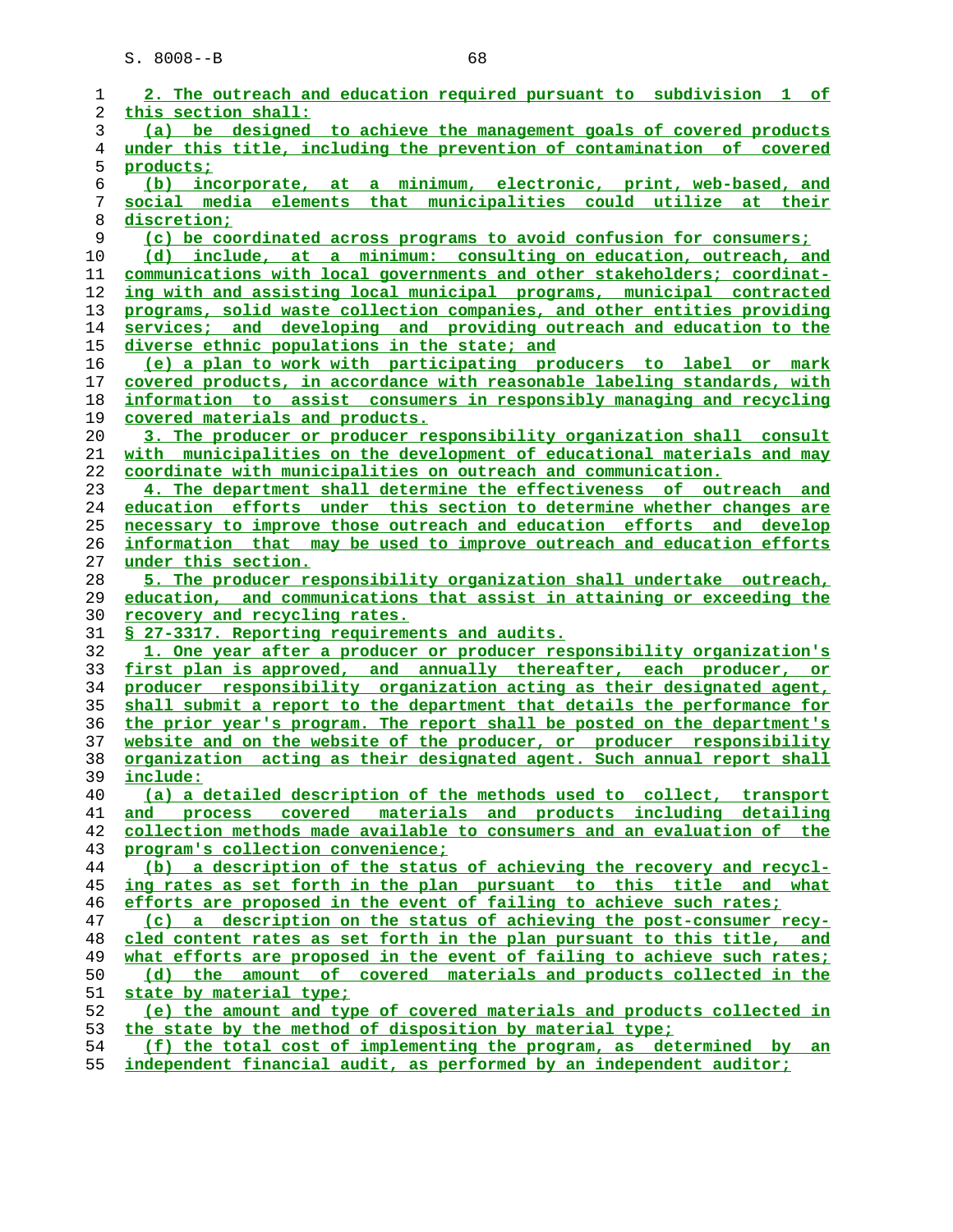2. The outreach and education required pursuant to subdivision 1 of this section shall:

(a) be designed to achieve the management goals of covered products under this title, including the prevention of contamination of covered products;

(b) incorporate, at a minimum, electronic, print, web-based, and social media elements that municipalities could utilize at their discretion;

(c) be coordinated across programs to avoid confusion for consumers;

(d) include, at a minimum: consulting on education, outreach, and communications with local governments and other stakeholders; coordinating with and assisting local municipal programs, municipal contracted programs, solid waste collection companies, and other entities providing services; and developing and providing outreach and education to the diverse ethnic populations in the state; and

(e) a plan to work with participating producers to label or mark covered products, in accordance with reasonable labeling standards, with information to assist consumers in responsibly managing and recycling covered materials and products.

3. The producer or producer responsibility organization shall consult with municipalities on the development of educational materials and may coordinate with municipalities on outreach and communication.

4. The department shall determine the effectiveness of outreach and education efforts under this section to determine whether changes are necessary to improve those outreach and education efforts and develop information that may be used to improve outreach and education efforts under this section.

5. The producer responsibility organization shall undertake outreach, education, and communications that assist in attaining or exceeding the recovery and recycling rates.

§ 27-3317. Reporting requirements and audits.

1. One year after a producer or producer responsibility organization's first plan is approved, and annually thereafter, each producer, or producer responsibility organization acting as their designated agent, shall submit a report to the department that details the performance for the prior year's program. The report shall be posted on the department's website and on the website of the producer, or producer responsibility organization acting as their designated agent. Such annual report shall include:

(a) a detailed description of the methods used to collect, transport and process covered materials and products including detailing collection methods made available to consumers and an evaluation of the program's collection convenience;

(b) a description of the status of achieving the recovery and recycling rates as set forth in the plan pursuant to this title and what efforts are proposed in the event of failing to achieve such rates;

(c) a description on the status of achieving the post-consumer recycled content rates as set forth in the plan pursuant to this title, and what efforts are proposed in the event of failing to achieve such rates;

(d) the amount of covered materials and products collected in the state by material type;

(e) the amount and type of covered materials and products collected in the state by the method of disposition by material type;

(f) the total cost of implementing the program, as determined by an independent financial audit, as performed by an independent auditor;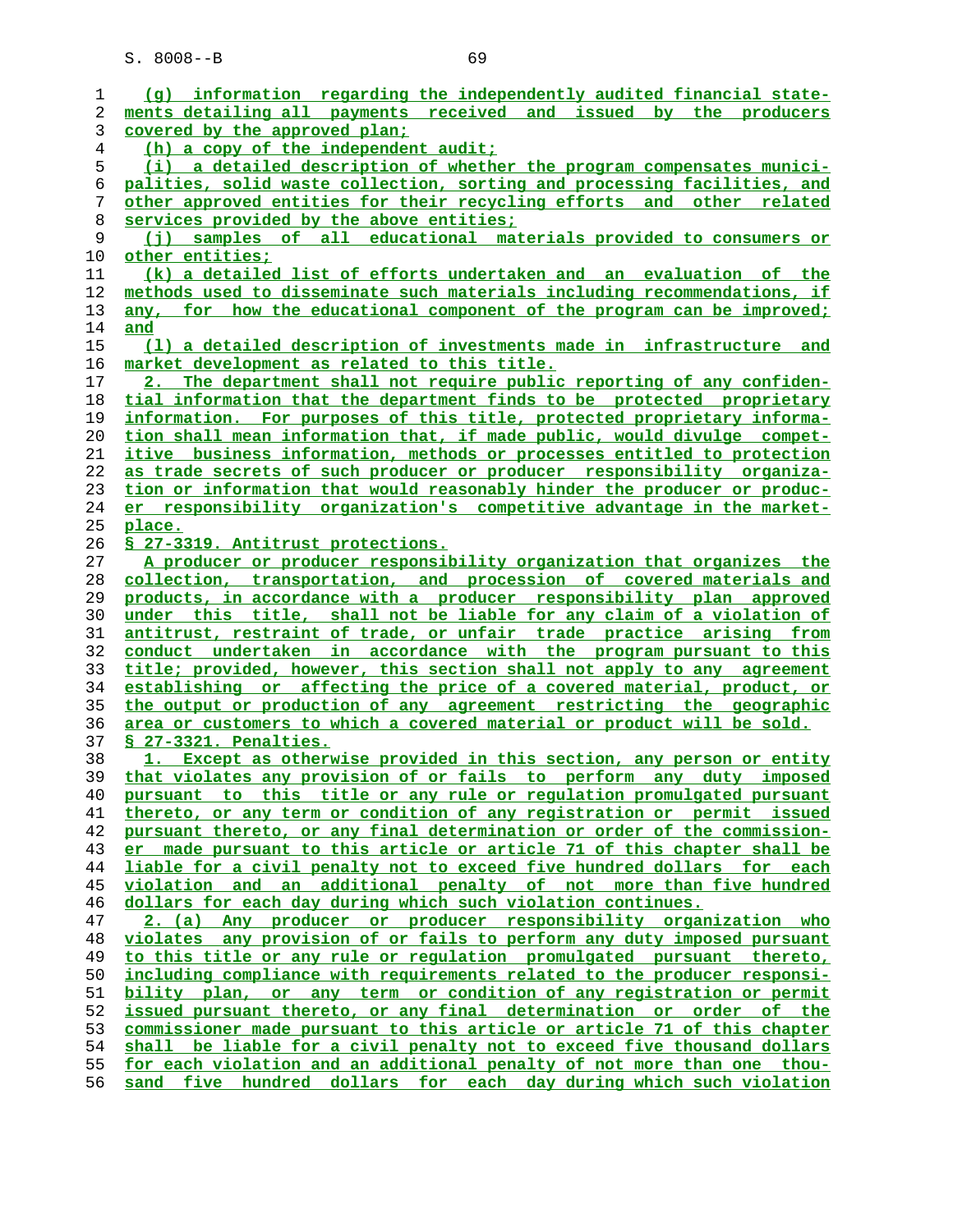(g) information regarding the independently audited financial statements detailing all payments received and issued by the producers covered by the approved plan;

(h) a copy of the independent audit;

(i) a detailed description of whether the program compensates municipalities, solid waste collection, sorting and processing facilities, and other approved entities for their recycling efforts and other related services provided by the above entities;

(j) samples of all educational materials provided to consumers or other entities;

(k) a detailed list of efforts undertaken and an evaluation of the methods used to disseminate such materials including recommendations, if any, for how the educational component of the program can be improved; and

(l) a detailed description of investments made in infrastructure and market development as related to this title.

2. The department shall not require public reporting of any confidential information that the department finds to be protected proprietary information. For purposes of this title, protected proprietary information shall mean information that, if made public, would divulge competitive business information, methods or processes entitled to protection as trade secrets of such producer or producer responsibility organization or information that would reasonably hinder the producer or producer responsibility organization's competitive advantage in the marketplace.

§ 27-3319. Antitrust protections.

A producer or producer responsibility organization that organizes the collection, transportation, and procession of covered materials and products, in accordance with a producer responsibility plan approved under this title, shall not be liable for any claim of a violation of antitrust, restraint of trade, or unfair trade practice arising from conduct undertaken in accordance with the program pursuant to this title; provided, however, this section shall not apply to any agreement establishing or affecting the price of a covered material, product, or the output or production of any agreement restricting the geographic area or customers to which a covered material or product will be sold.

§ 27-3321. Penalties.

1. Except as otherwise provided in this section, any person or entity that violates any provision of or fails to perform any duty imposed pursuant to this title or any rule or regulation promulgated pursuant thereto, or any term or condition of any registration or permit issued pursuant thereto, or any final determination or order of the commissioner made pursuant to this article or article 71 of this chapter shall be liable for a civil penalty not to exceed five hundred dollars for each violation and an additional penalty of not more than five hundred dollars for each day during which such violation continues.

2. (a) Any producer or producer responsibility organization who violates any provision of or fails to perform any duty imposed pursuant to this title or any rule or regulation promulgated pursuant thereto, including compliance with requirements related to the producer responsibility plan, or any term or condition of any registration or permit issued pursuant thereto, or any final determination or order of the commissioner made pursuant to this article or article 71 of this chapter shall be liable for a civil penalty not to exceed five thousand dollars for each violation and an additional penalty of not more than one thousand five hundred dollars for each day during which such violation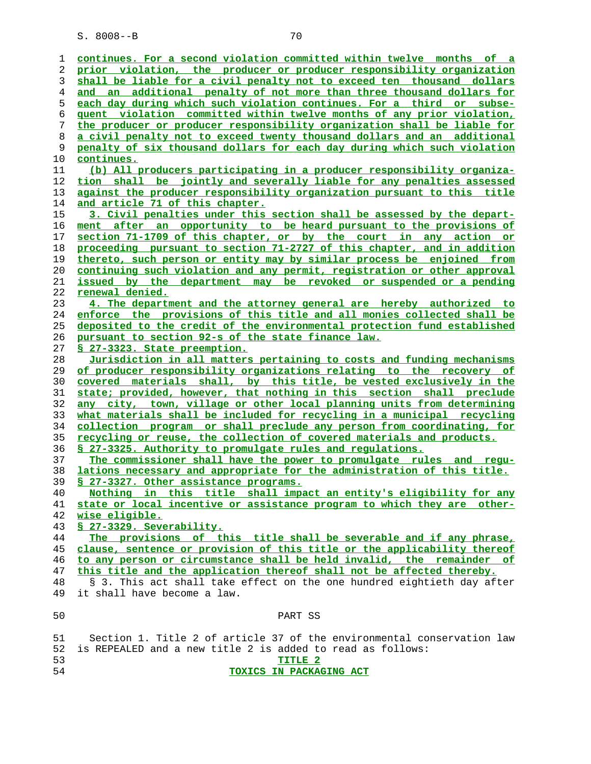continues. For a second violation committed within twelve months of a prior violation, the producer or producer responsibility organization shall be liable for a civil penalty not to exceed ten thousand dollars and an additional penalty of not more than three thousand dollars for each day during which such violation continues. For a third or subsequent violation committed within twelve months of any prior violation, the producer or producer responsibility organization shall be liable for a civil penalty not to exceed twenty thousand dollars and an additional penalty of six thousand dollars for each day during which such violation continues.

(b) All producers participating in a producer responsibility organization shall be jointly and severally liable for any penalties assessed against the producer responsibility organization pursuant to this title and article 71 of this chapter.

3. Civil penalties under this section shall be assessed by the department after an opportunity to be heard pursuant to the provisions of section 71-1709 of this chapter, or by the court in any action or proceeding pursuant to section 71-2727 of this chapter, and in addition thereto, such person or entity may by similar process be enjoined from continuing such violation and any permit, registration or other approval issued by the department may be revoked or suspended or a pending renewal denied.

4. The department and the attorney general are hereby authorized to enforce the provisions of this title and all monies collected shall be deposited to the credit of the environmental protection fund established pursuant to section 92-s of the state finance law.

§ 27-3323. State preemption.

Jurisdiction in all matters pertaining to costs and funding mechanisms of producer responsibility organizations relating to the recovery of covered materials shall, by this title, be vested exclusively in the state; provided, however, that nothing in this section shall preclude any city, town, village or other local planning units from determining what materials shall be included for recycling in a municipal recycling collection program or shall preclude any person from coordinating, for recycling or reuse, the collection of covered materials and products.

§ 27-3325. Authority to promulgate rules and regulations.

The commissioner shall have the power to promulgate rules and regulations necessary and appropriate for the administration of this title.

§ 27-3327. Other assistance programs.

Nothing in this title shall impact an entity's eligibility for any state or local incentive or assistance program to which they are otherwise eligible.

§ 27-3329. Severability.

The provisions of this title shall be severable and if any phrase, clause, sentence or provision of this title or the applicability thereof to any person or circumstance shall be held invalid, the remainder of this title and the application thereof shall not be affected thereby.

§ 3. This act shall take effect on the one hundred eightieth day after it shall have become a law.

PART SS

Section 1. Title 2 of article 37 of the environmental conservation law is REPEALED and a new title 2 is added to read as follows:

TITLE 2

TOXICS IN PACKAGING ACT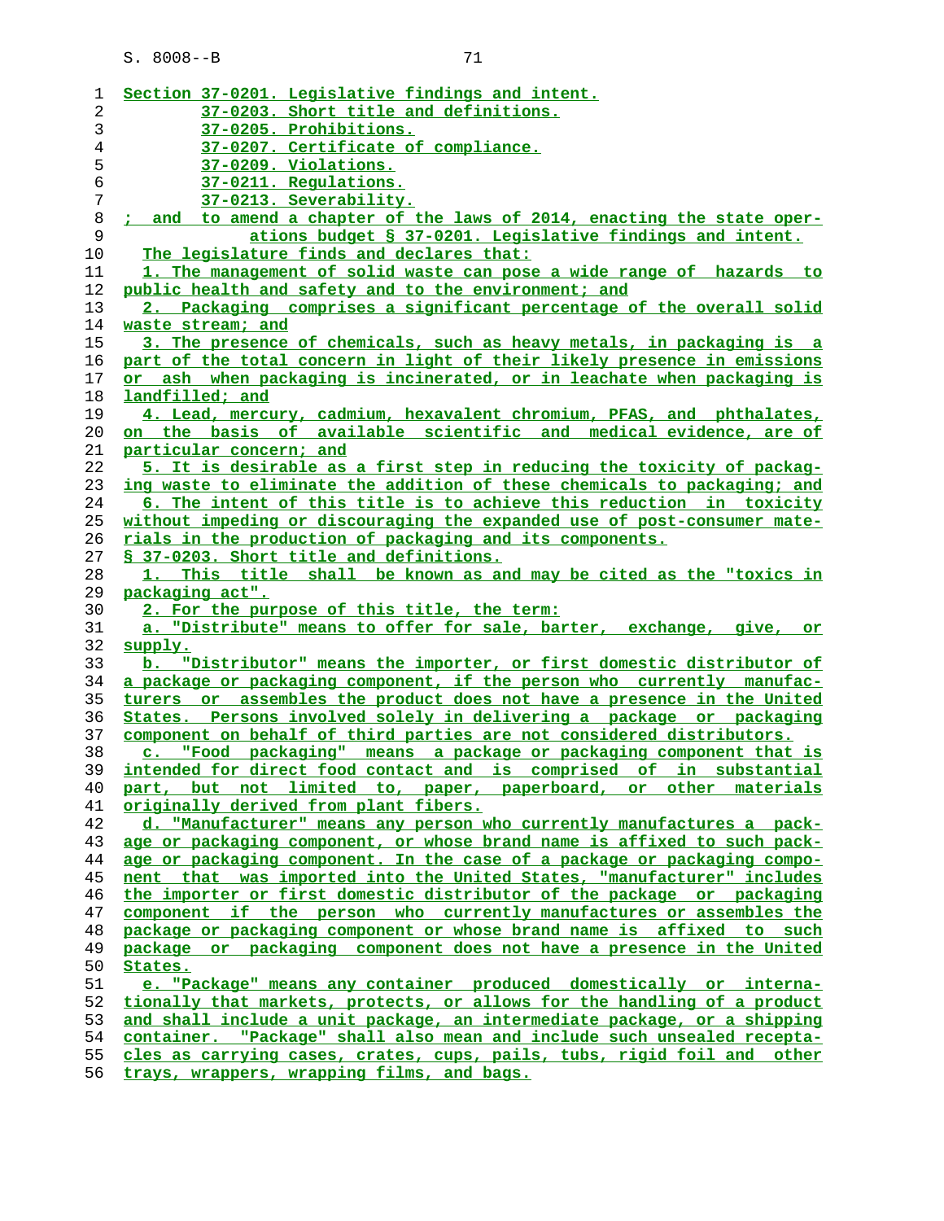Section 37-0201. Legislative findings and intent.

37-0203. Short title and definitions.

37-0205. Prohibitions.

37-0207. Certificate of compliance.

37-0209. Violations.

37-0211. Regulations.

37-0213. Severability.

; and to amend a chapter of the laws of 2014, enacting the state operations budget § 37-0201. Legislative findings and intent.

The legislature finds and declares that:

1. The management of solid waste can pose a wide range of hazards to public health and safety and to the environment; and

2. Packaging comprises a significant percentage of the overall solid waste stream; and

3. The presence of chemicals, such as heavy metals, in packaging is a part of the total concern in light of their likely presence in emissions or ash when packaging is incinerated, or in leachate when packaging is landfilled; and

4. Lead, mercury, cadmium, hexavalent chromium, PFAS, and phthalates, on the basis of available scientific and medical evidence, are of particular concern; and

5. It is desirable as a first step in reducing the toxicity of packaging waste to eliminate the addition of these chemicals to packaging; and

6. The intent of this title is to achieve this reduction in toxicity without impeding or discouraging the expanded use of post-consumer materials in the production of packaging and its components.

§ 37-0203. Short title and definitions.

1. This title shall be known as and may be cited as the "toxics in packaging act".

2. For the purpose of this title, the term:

a. "Distribute" means to offer for sale, barter, exchange, give, or supply.

b. "Distributor" means the importer, or first domestic distributor of a package or packaging component, if the person who currently manufactures or assembles the product does not have a presence in the United States. Persons involved solely in delivering a package or packaging component on behalf of third parties are not considered distributors.

c. "Food packaging" means a package or packaging component that is intended for direct food contact and is comprised of in substantial part, but not limited to, paper, paperboard, or other materials originally derived from plant fibers.

d. "Manufacturer" means any person who currently manufactures a package or packaging component, or whose brand name is affixed to such package or packaging component. In the case of a package or packaging component that was imported into the United States, "manufacturer" includes the importer or first domestic distributor of the package or packaging component if the person who currently manufactures or assembles the package or packaging component or whose brand name is affixed to such package or packaging component does not have a presence in the United States.

e. "Package" means any container produced domestically or internationally that markets, protects, or allows for the handling of a product and shall include a unit package, an intermediate package, or a shipping container. "Package" shall also mean and include such unsealed receptacles as carrying cases, crates, cups, pails, tubs, rigid foil and other trays, wrappers, wrapping films, and bags.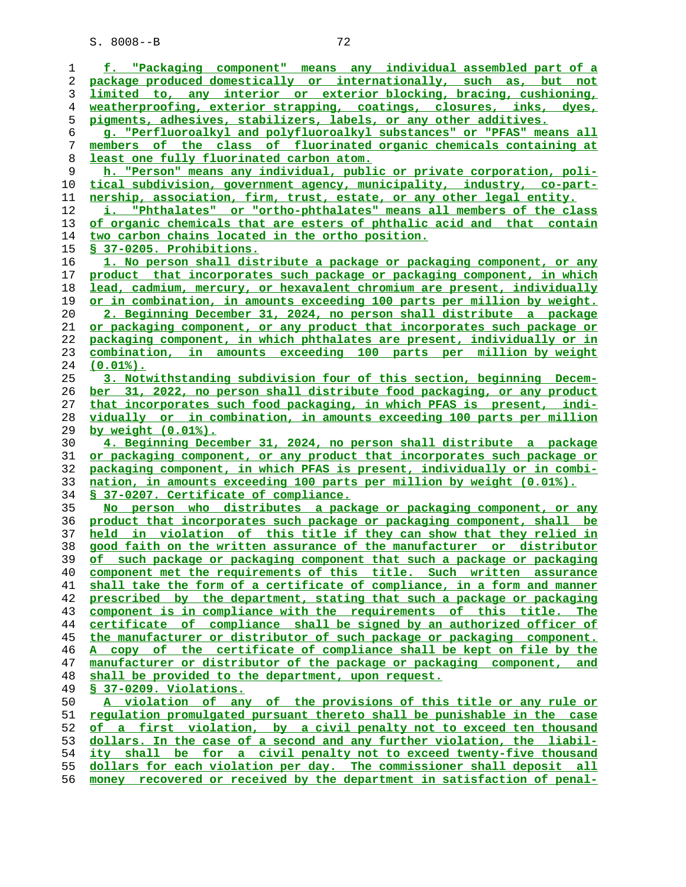f. "Packaging component" means any individual assembled part of a package produced domestically or internationally, such as, but not limited to, any interior or exterior blocking, bracing, cushioning, weatherproofing, exterior strapping, coatings, closures, inks, dyes, pigments, adhesives, stabilizers, labels, or any other additives.

g. "Perfluoroalkyl and polyfluoroalkyl substances" or "PFAS" means all members of the class of fluorinated organic chemicals containing at least one fully fluorinated carbon atom.

h. "Person" means any individual, public or private corporation, political subdivision, government agency, municipality, industry, co-partnership, association, firm, trust, estate, or any other legal entity.

i. "Phthalates" or "ortho-phthalates" means all members of the class of organic chemicals that are esters of phthalic acid and that contain two carbon chains located in the ortho position.

§ 37-0205. Prohibitions.

1. No person shall distribute a package or packaging component, or any product that incorporates such package or packaging component, in which lead, cadmium, mercury, or hexavalent chromium are present, individually or in combination, in amounts exceeding 100 parts per million by weight.

2. Beginning December 31, 2024, no person shall distribute a package or packaging component, or any product that incorporates such package or packaging component, in which phthalates are present, individually or in combination, in amounts exceeding 100 parts per million by weight (0.01%).

3. Notwithstanding subdivision four of this section, beginning December 31, 2022, no person shall distribute food packaging, or any product that incorporates such food packaging, in which PFAS is present, individually or in combination, in amounts exceeding 100 parts per million by weight (0.01%).

4. Beginning December 31, 2024, no person shall distribute a package or packaging component, or any product that incorporates such package or packaging component, in which PFAS is present, individually or in combination, in amounts exceeding 100 parts per million by weight (0.01%).

§ 37-0207. Certificate of compliance.

No person who distributes a package or packaging component, or any product that incorporates such package or packaging component, shall be held in violation of this title if they can show that they relied in good faith on the written assurance of the manufacturer or distributor of such package or packaging component that such a package or packaging component met the requirements of this title. Such written assurance shall take the form of a certificate of compliance, in a form and manner prescribed by the department, stating that such a package or packaging component is in compliance with the requirements of this title. The certificate of compliance shall be signed by an authorized officer of the manufacturer or distributor of such package or packaging component. A copy of the certificate of compliance shall be kept on file by the manufacturer or distributor of the package or packaging component, and shall be provided to the department, upon request.

§ 37-0209. Violations.

A violation of any of the provisions of this title or any rule or regulation promulgated pursuant thereto shall be punishable in the case of a first violation, by a civil penalty not to exceed ten thousand dollars. In the case of a second and any further violation, the liability shall be for a civil penalty not to exceed twenty-five thousand dollars for each violation per day. The commissioner shall deposit all money recovered or received by the department in satisfaction of penal-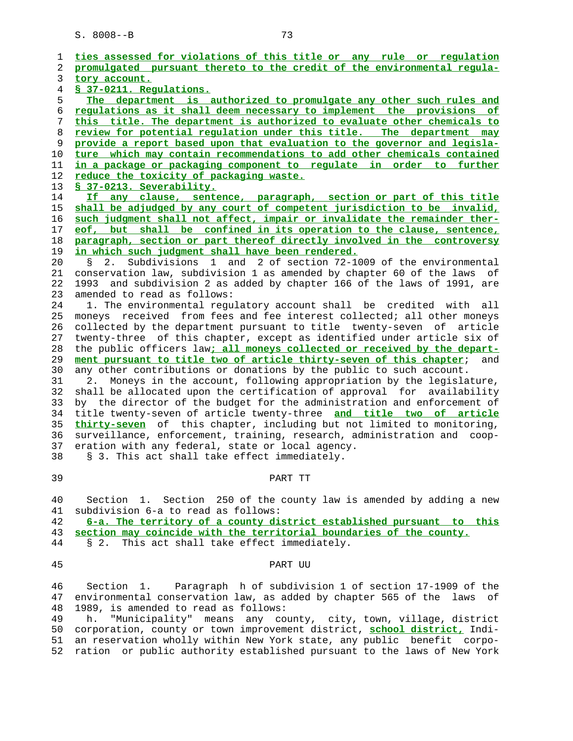ties assessed for violations of this title or any rule or regulation promulgated pursuant thereto to the credit of the environmental regulatory account.

§ 37-0211. Regulations.

The department is authorized to promulgate any other such rules and regulations as it shall deem necessary to implement the provisions of this title. The department is authorized to evaluate other chemicals to review for potential regulation under this title. The department may provide a report based upon that evaluation to the governor and legislature which may contain recommendations to add other chemicals contained in a package or packaging component to regulate in order to further reduce the toxicity of packaging waste.

§ 37-0213. Severability.

If any clause, sentence, paragraph, section or part of this title shall be adjudged by any court of competent jurisdiction to be invalid, such judgment shall not affect, impair or invalidate the remainder thereof, but shall be confined in its operation to the clause, sentence, paragraph, section or part thereof directly involved in the controversy in which such judgment shall have been rendered.

§ 2. Subdivisions 1 and 2 of section 72-1009 of the environmental conservation law, subdivision 1 as amended by chapter 60 of the laws of 1993 and subdivision 2 as added by chapter 166 of the laws of 1991, are amended to read as follows:

1. The environmental regulatory account shall be credited with all moneys received from fees and fee interest collected; all other moneys collected by the department pursuant to title twenty-seven of article twenty-three of this chapter, except as identified under article six of the public officers law; all moneys collected or received by the department pursuant to title two of article thirty-seven of this chapter; and any other contributions or donations by the public to such account.

2. Moneys in the account, following appropriation by the legislature, shall be allocated upon the certification of approval for availability by the director of the budget for the administration and enforcement of title twenty-seven of article twenty-three and title two of article thirty-seven of this chapter, including but not limited to monitoring, surveillance, enforcement, training, research, administration and cooperation with any federal, state or local agency.

§ 3. This act shall take effect immediately.

PART TT

Section 1. Section 250 of the county law is amended by adding a new subdivision 6-a to read as follows:

6-a. The territory of a county district established pursuant to this section may coincide with the territorial boundaries of the county.

§ 2. This act shall take effect immediately.

PART UU

Section 1. Paragraph h of subdivision 1 of section 17-1909 of the environmental conservation law, as added by chapter 565 of the laws of 1989, is amended to read as follows:

h. "Municipality" means any county, city, town, village, district corporation, county or town improvement district, school district, Indian reservation wholly within New York state, any public benefit corporation or public authority established pursuant to the laws of New York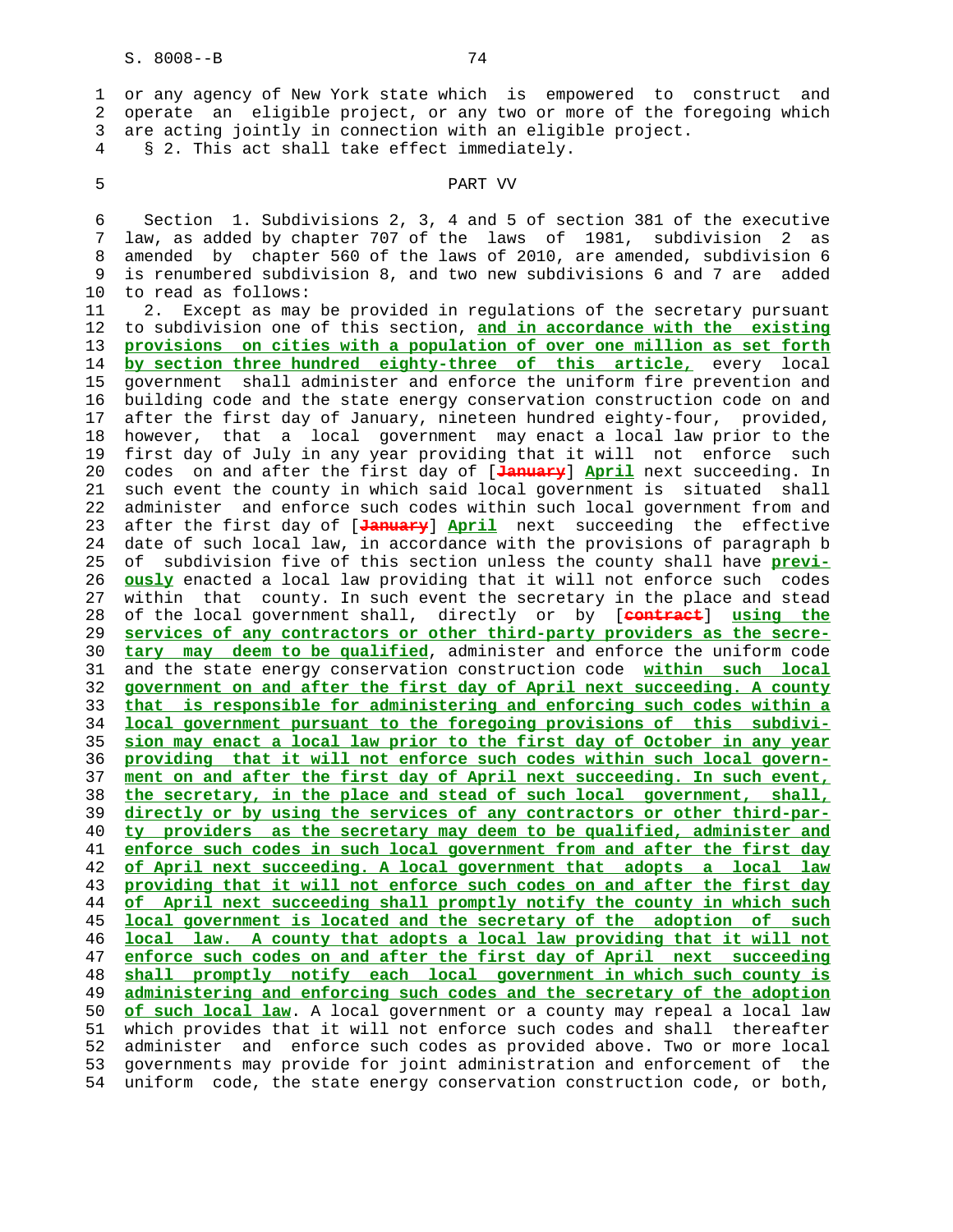or any agency of New York state which is empowered to construct and operate an eligible project, or any two or more of the foregoing which are acting jointly in connection with an eligible project.

§ 2. This act shall take effect immediately.

PART VV

Section 1. Subdivisions 2, 3, 4 and 5 of section 381 of the executive law, as added by chapter 707 of the laws of 1981, subdivision 2 as amended by chapter 560 of the laws of 2010, are amended, subdivision 6 is renumbered subdivision 8, and two new subdivisions 6 and 7 are added to read as follows:

2. Except as may be provided in regulations of the secretary pursuant to subdivision one of this section, **and in accordance with the existing provisions on cities with a population of over one million as set forth by section three hundred eighty-three of this article,** every local government shall administer and enforce the uniform fire prevention and building code and the state energy conservation construction code on and after the first day of January, nineteen hundred eighty-four, provided, however, that a local government may enact a local law prior to the first day of July in any year providing that it will not enforce such codes on and after the first day of [~~January~~] **April** next succeeding. In such event the county in which said local government is situated shall administer and enforce such codes within such local government from and after the first day of [~~January~~] **April** next succeeding the effective date of such local law, in accordance with the provisions of paragraph b of subdivision five of this section unless the county shall have **previously** enacted a local law providing that it will not enforce such codes within that county. In such event the secretary in the place and stead of the local government shall, directly or by [~~contract~~] **using the services of any contractors or other third-party providers as the secretary may deem to be qualified**, administer and enforce the uniform code and the state energy conservation construction code **within such local government on and after the first day of April next succeeding. A county that is responsible for administering and enforcing such codes within a local government pursuant to the foregoing provisions of this subdivision may enact a local law prior to the first day of October in any year providing that it will not enforce such codes within such local government on and after the first day of April next succeeding. In such event, the secretary, in the place and stead of such local government, shall, directly or by using the services of any contractors or other third-party providers as the secretary may deem to be qualified, administer and enforce such codes in such local government from and after the first day of April next succeeding. A local government that adopts a local law providing that it will not enforce such codes on and after the first day of April next succeeding shall promptly notify the county in which such local government is located and the secretary of the adoption of such local law. A county that adopts a local law providing that it will not enforce such codes on and after the first day of April next succeeding shall promptly notify each local government in which such county is administering and enforcing such codes and the secretary of the adoption of such local law**. A local government or a county may repeal a local law which provides that it will not enforce such codes and shall thereafter administer and enforce such codes as provided above. Two or more local governments may provide for joint administration and enforcement of the uniform code, the state energy conservation construction code, or both,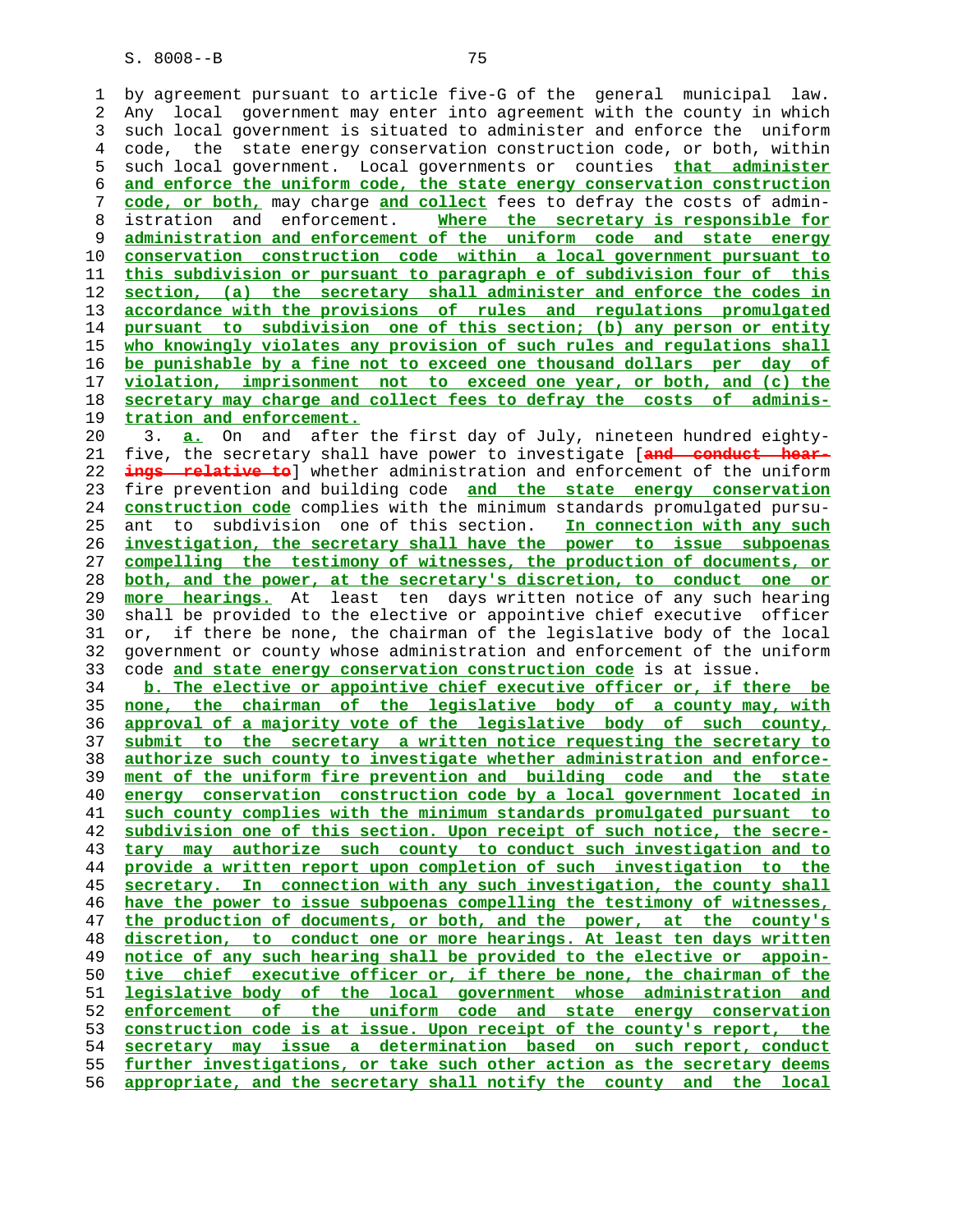by agreement pursuant to article five-G of the general municipal law. Any local government may enter into agreement with the county in which such local government is situated to administer and enforce the uniform code, the state energy conservation construction code, or both, within such local government. Local governments or counties that administer and enforce the uniform code, the state energy conservation construction code, or both, may charge and collect fees to defray the costs of administration and enforcement. Where the secretary is responsible for administration and enforcement of the uniform code and state energy conservation construction code within a local government pursuant to this subdivision or pursuant to paragraph e of subdivision four of this section, (a) the secretary shall administer and enforce the codes in accordance with the provisions of rules and regulations promulgated pursuant to subdivision one of this section; (b) any person or entity who knowingly violates any provision of such rules and regulations shall be punishable by a fine not to exceed one thousand dollars per day of violation, imprisonment not to exceed one year, or both, and (c) the secretary may charge and collect fees to defray the costs of administration and enforcement.

3. a. On and after the first day of July, nineteen hundred eighty-five, the secretary shall have power to investigate [and conduct hearings relative to] whether administration and enforcement of the uniform fire prevention and building code and the state energy conservation construction code complies with the minimum standards promulgated pursuant to subdivision one of this section. In connection with any such investigation, the secretary shall have the power to issue subpoenas compelling the testimony of witnesses, the production of documents, or both, and the power, at the secretary's discretion, to conduct one or more hearings. At least ten days written notice of any such hearing shall be provided to the elective or appointive chief executive officer or, if there be none, the chairman of the legislative body of the local government or county whose administration and enforcement of the uniform code and state energy conservation construction code is at issue.

b. The elective or appointive chief executive officer or, if there be none, the chairman of the legislative body of a county may, with approval of a majority vote of the legislative body of such county, submit to the secretary a written notice requesting the secretary to authorize such county to investigate whether administration and enforcement of the uniform fire prevention and building code and the state energy conservation construction code by a local government located in such county complies with the minimum standards promulgated pursuant to subdivision one of this section. Upon receipt of such notice, the secretary may authorize such county to conduct such investigation and to provide a written report upon completion of such investigation to the secretary. In connection with any such investigation, the county shall have the power to issue subpoenas compelling the testimony of witnesses, the production of documents, or both, and the power, at the county's discretion, to conduct one or more hearings. At least ten days written notice of any such hearing shall be provided to the elective or appointive chief executive officer or, if there be none, the chairman of the legislative body of the local government whose administration and enforcement of the uniform code and state energy conservation construction code is at issue. Upon receipt of the county's report, the secretary may issue a determination based on such report, conduct further investigations, or take such other action as the secretary deems appropriate, and the secretary shall notify the county and the local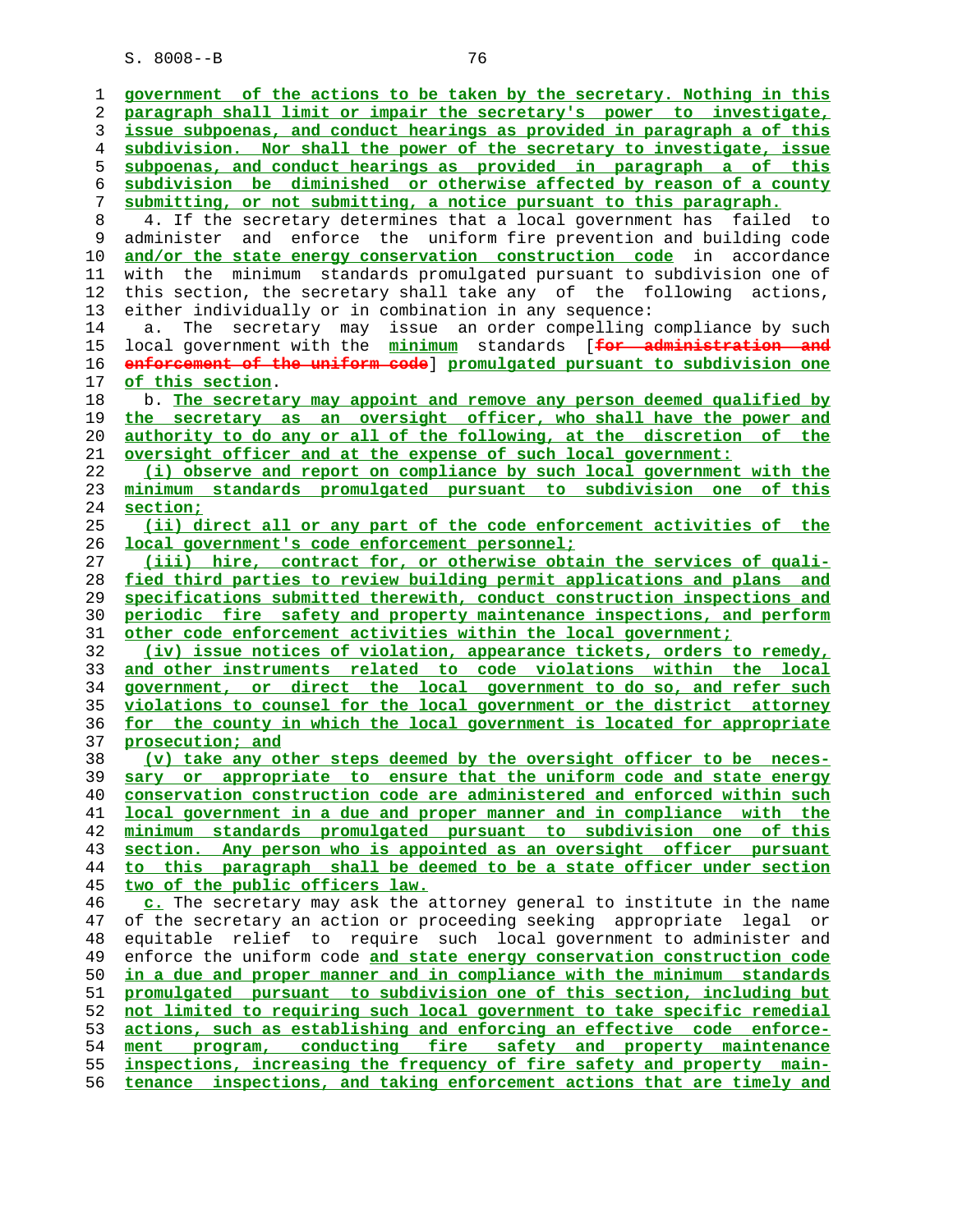government of the actions to be taken by the secretary. Nothing in this paragraph shall limit or impair the secretary's power to investigate, issue subpoenas, and conduct hearings as provided in paragraph a of this subdivision. Nor shall the power of the secretary to investigate, issue subpoenas, and conduct hearings as provided in paragraph a of this subdivision be diminished or otherwise affected by reason of a county submitting, or not submitting, a notice pursuant to this paragraph.

4. If the secretary determines that a local government has failed to administer and enforce the uniform fire prevention and building code and/or the state energy conservation construction code in accordance with the minimum standards promulgated pursuant to subdivision one of this section, the secretary shall take any of the following actions, either individually or in combination in any sequence:

a. The secretary may issue an order compelling compliance by such local government with the minimum standards [for administration and enforcement of the uniform code] promulgated pursuant to subdivision one of this section.

b. The secretary may appoint and remove any person deemed qualified by the secretary as an oversight officer, who shall have the power and authority to do any or all of the following, at the discretion of the oversight officer and at the expense of such local government:

(i) observe and report on compliance by such local government with the minimum standards promulgated pursuant to subdivision one of this section;

(ii) direct all or any part of the code enforcement activities of the local government's code enforcement personnel;

(iii) hire, contract for, or otherwise obtain the services of qualified third parties to review building permit applications and plans and specifications submitted therewith, conduct construction inspections and periodic fire safety and property maintenance inspections, and perform other code enforcement activities within the local government;

(iv) issue notices of violation, appearance tickets, orders to remedy, and other instruments related to code violations within the local government, or direct the local government to do so, and refer such violations to counsel for the local government or the district attorney for the county in which the local government is located for appropriate prosecution; and

(v) take any other steps deemed by the oversight officer to be necessary or appropriate to ensure that the uniform code and state energy conservation construction code are administered and enforced within such local government in a due and proper manner and in compliance with the minimum standards promulgated pursuant to subdivision one of this section. Any person who is appointed as an oversight officer pursuant to this paragraph shall be deemed to be a state officer under section two of the public officers law.

c. The secretary may ask the attorney general to institute in the name of the secretary an action or proceeding seeking appropriate legal or equitable relief to require such local government to administer and enforce the uniform code and state energy conservation construction code in a due and proper manner and in compliance with the minimum standards promulgated pursuant to subdivision one of this section, including but not limited to requiring such local government to take specific remedial actions, such as establishing and enforcing an effective code enforcement program, conducting fire safety and property maintenance inspections, increasing the frequency of fire safety and property maintenance inspections, and taking enforcement actions that are timely and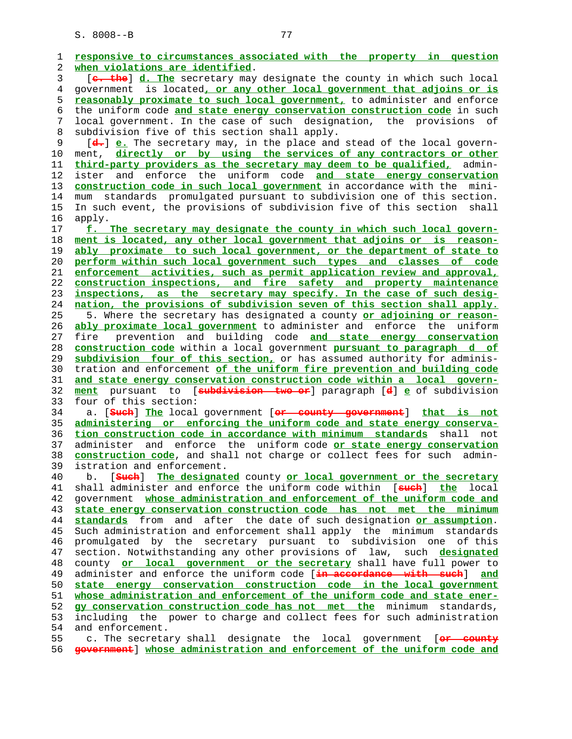responsive to circumstances associated with the property in question when violations are identified.

[c. the] d. The secretary may designate the county in which such local government is located, or any other local government that adjoins or is reasonably proximate to such local government, to administer and enforce the uniform code and state energy conservation construction code in such local government. In the case of such designation, the provisions of subdivision five of this section shall apply.

[d.] e. The secretary may, in the place and stead of the local government, directly or by using the services of any contractors or other third-party providers as the secretary may deem to be qualified, administer and enforce the uniform code and state energy conservation construction code in such local government in accordance with the minimum standards promulgated pursuant to subdivision one of this section. In such event, the provisions of subdivision five of this section shall apply.

f. The secretary may designate the county in which such local government is located, any other local government that adjoins or is reasonably proximate to such local government, or the department of state to perform within such local government such types and classes of code enforcement activities, such as permit application review and approval, construction inspections, and fire safety and property maintenance inspections, as the secretary may specify. In the case of such designation, the provisions of subdivision seven of this section shall apply.

5. Where the secretary has designated a county or adjoining or reasonably proximate local government to administer and enforce the uniform fire prevention and building code and state energy conservation construction code within a local government pursuant to paragraph d of subdivision four of this section, or has assumed authority for administration and enforcement of the uniform fire prevention and building code and state energy conservation construction code within a local government pursuant to [subdivision two or] paragraph [d] e of subdivision four of this section:

a. [Such] The local government [or county government] that is not administering or enforcing the uniform code and state energy conservation construction code in accordance with minimum standards shall not administer and enforce the uniform code or state energy conservation construction code, and shall not charge or collect fees for such administration and enforcement.

b. [Such] The designated county or local government or the secretary shall administer and enforce the uniform code within [such] the local government whose administration and enforcement of the uniform code and state energy conservation construction code has not met the minimum standards from and after the date of such designation or assumption. Such administration and enforcement shall apply the minimum standards promulgated by the secretary pursuant to subdivision one of this section. Notwithstanding any other provisions of law, such designated county or local government or the secretary shall have full power to administer and enforce the uniform code [in accordance with such] and state energy conservation construction code in the local government whose administration and enforcement of the uniform code and state energy conservation construction code has not met the minimum standards, including the power to charge and collect fees for such administration and enforcement.

c. The secretary shall designate the local government [or county government] whose administration and enforcement of the uniform code and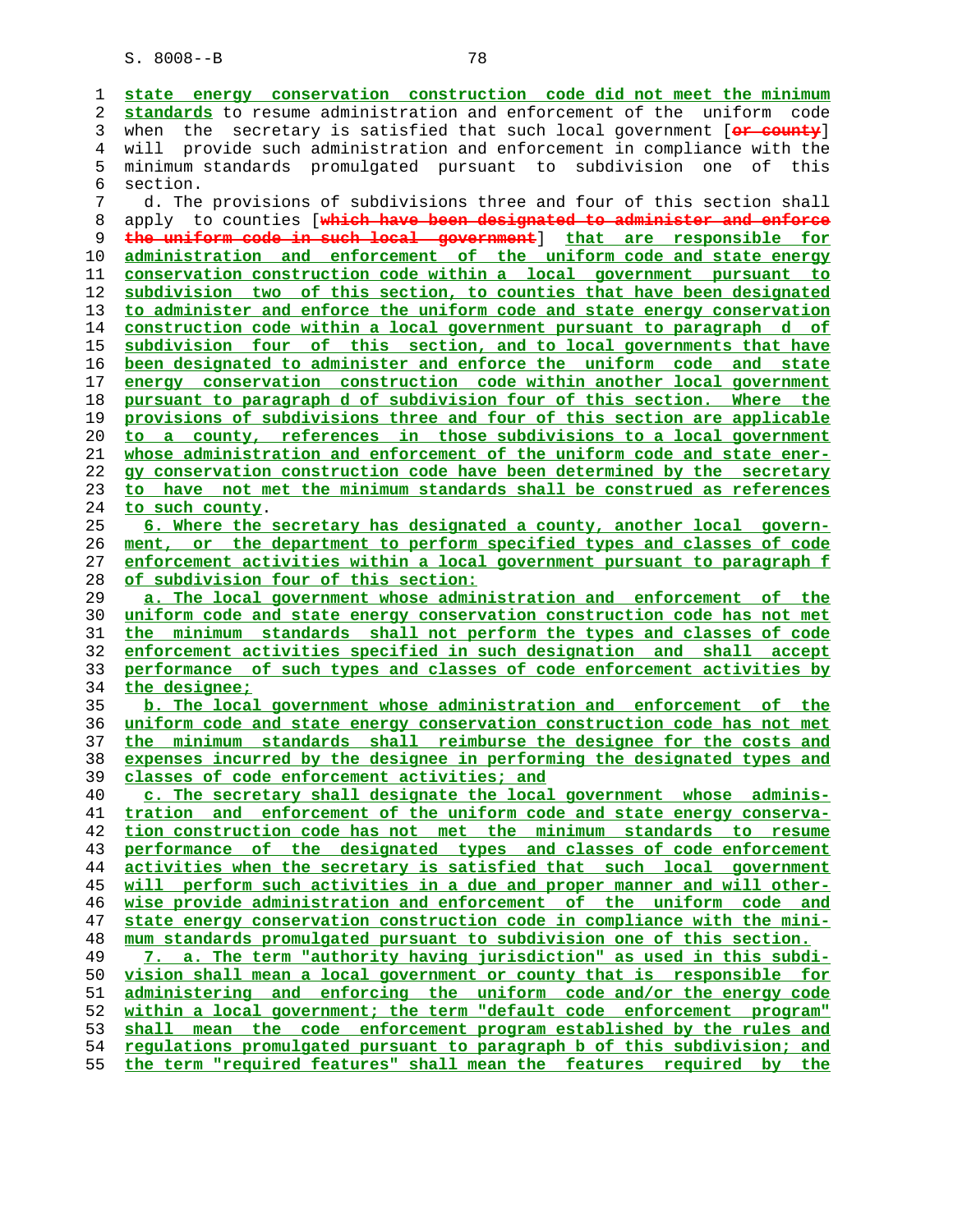state energy conservation construction code did not meet the minimum standards to resume administration and enforcement of the uniform code when the secretary is satisfied that such local government [or county] will provide such administration and enforcement in compliance with the minimum standards promulgated pursuant to subdivision one of this section.

d. The provisions of subdivisions three and four of this section shall apply to counties [which have been designated to administer and enforce the uniform code in such local government] that are responsible for administration and enforcement of the uniform code and state energy conservation construction code within a local government pursuant to subdivision two of this section, to counties that have been designated to administer and enforce the uniform code and state energy conservation construction code within a local government pursuant to paragraph d of subdivision four of this section, and to local governments that have been designated to administer and enforce the uniform code and state energy conservation construction code within another local government pursuant to paragraph d of subdivision four of this section. Where the provisions of subdivisions three and four of this section are applicable to a county, references in those subdivisions to a local government whose administration and enforcement of the uniform code and state energy conservation construction code have been determined by the secretary to have not met the minimum standards shall be construed as references to such county.

6. Where the secretary has designated a county, another local government, or the department to perform specified types and classes of code enforcement activities within a local government pursuant to paragraph f of subdivision four of this section:

a. The local government whose administration and enforcement of the uniform code and state energy conservation construction code has not met the minimum standards shall not perform the types and classes of code enforcement activities specified in such designation and shall accept performance of such types and classes of code enforcement activities by the designee;

b. The local government whose administration and enforcement of the uniform code and state energy conservation construction code has not met the minimum standards shall reimburse the designee for the costs and expenses incurred by the designee in performing the designated types and classes of code enforcement activities; and

c. The secretary shall designate the local government whose administration and enforcement of the uniform code and state energy conservation construction code has not met the minimum standards to resume performance of the designated types and classes of code enforcement activities when the secretary is satisfied that such local government will perform such activities in a due and proper manner and will otherwise provide administration and enforcement of the uniform code and state energy conservation construction code in compliance with the minimum standards promulgated pursuant to subdivision one of this section.

7. a. The term "authority having jurisdiction" as used in this subdivision shall mean a local government or county that is responsible for administering and enforcing the uniform code and/or the energy code within a local government; the term "default code enforcement program" shall mean the code enforcement program established by the rules and regulations promulgated pursuant to paragraph b of this subdivision; and the term "required features" shall mean the features required by the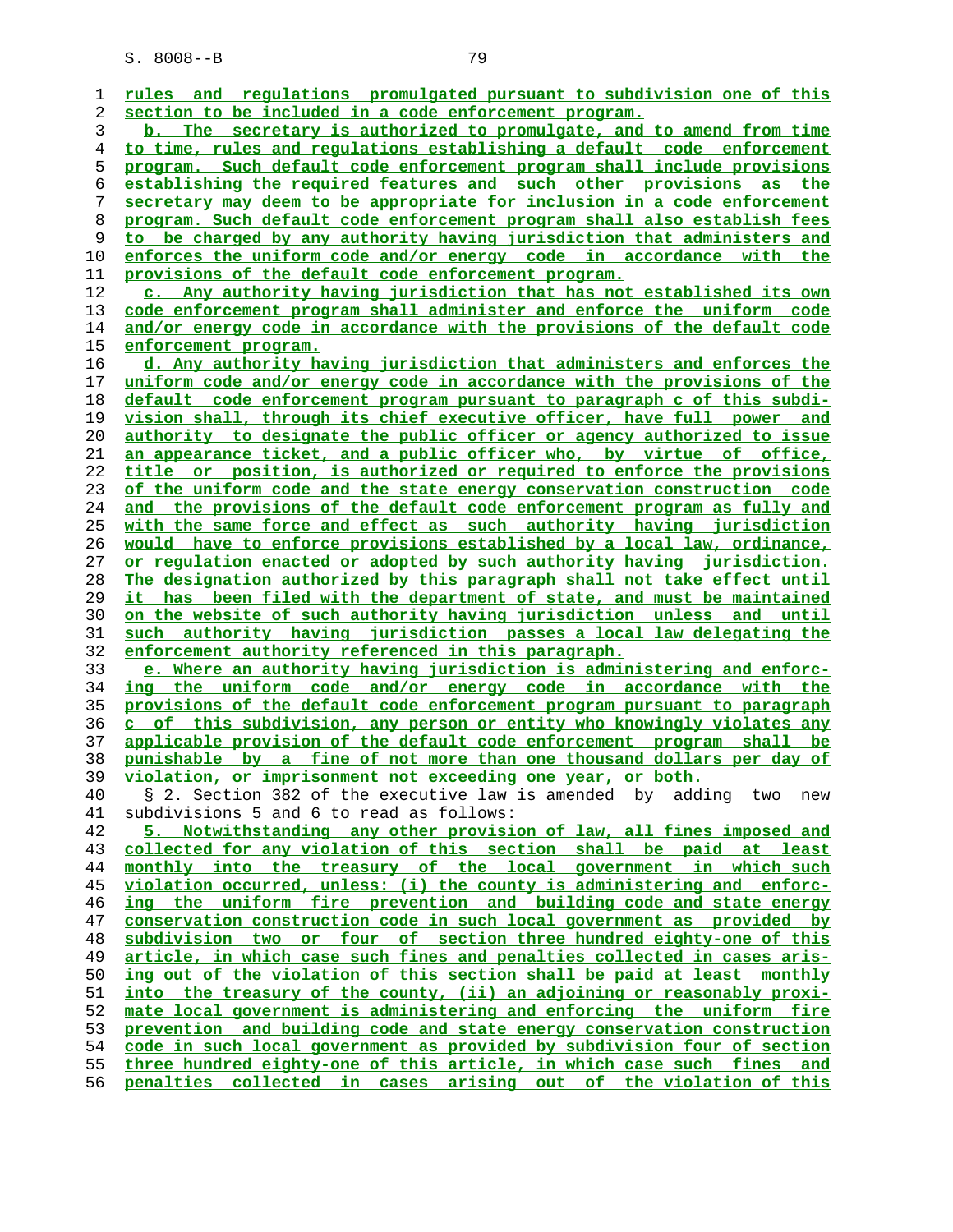rules and regulations promulgated pursuant to subdivision one of this section to be included in a code enforcement program.

b. The secretary is authorized to promulgate, and to amend from time to time, rules and regulations establishing a default code enforcement program. Such default code enforcement program shall include provisions establishing the required features and such other provisions as the secretary may deem to be appropriate for inclusion in a code enforcement program. Such default code enforcement program shall also establish fees to be charged by any authority having jurisdiction that administers and enforces the uniform code and/or energy code in accordance with the provisions of the default code enforcement program.

c. Any authority having jurisdiction that has not established its own code enforcement program shall administer and enforce the uniform code and/or energy code in accordance with the provisions of the default code enforcement program.

d. Any authority having jurisdiction that administers and enforces the uniform code and/or energy code in accordance with the provisions of the default code enforcement program pursuant to paragraph c of this subdivision shall, through its chief executive officer, have full power and authority to designate the public officer or agency authorized to issue an appearance ticket, and a public officer who, by virtue of office, title or position, is authorized or required to enforce the provisions of the uniform code and the state energy conservation construction code and the provisions of the default code enforcement program as fully and with the same force and effect as such authority having jurisdiction would have to enforce provisions established by a local law, ordinance, or regulation enacted or adopted by such authority having jurisdiction. The designation authorized by this paragraph shall not take effect until it has been filed with the department of state, and must be maintained on the website of such authority having jurisdiction unless and until such authority having jurisdiction passes a local law delegating the enforcement authority referenced in this paragraph.

e. Where an authority having jurisdiction is administering and enforcing the uniform code and/or energy code in accordance with the provisions of the default code enforcement program pursuant to paragraph c of this subdivision, any person or entity who knowingly violates any applicable provision of the default code enforcement program shall be punishable by a fine of not more than one thousand dollars per day of violation, or imprisonment not exceeding one year, or both.

§ 2. Section 382 of the executive law is amended by adding two new subdivisions 5 and 6 to read as follows:

5. Notwithstanding any other provision of law, all fines imposed and collected for any violation of this section shall be paid at least monthly into the treasury of the local government in which such violation occurred, unless: (i) the county is administering and enforcing the uniform fire prevention and building code and state energy conservation construction code in such local government as provided by subdivision two or four of section three hundred eighty-one of this article, in which case such fines and penalties collected in cases arising out of the violation of this section shall be paid at least monthly into the treasury of the county, (ii) an adjoining or reasonably proximate local government is administering and enforcing the uniform fire prevention and building code and state energy conservation construction code in such local government as provided by subdivision four of section three hundred eighty-one of this article, in which case such fines and penalties collected in cases arising out of the violation of this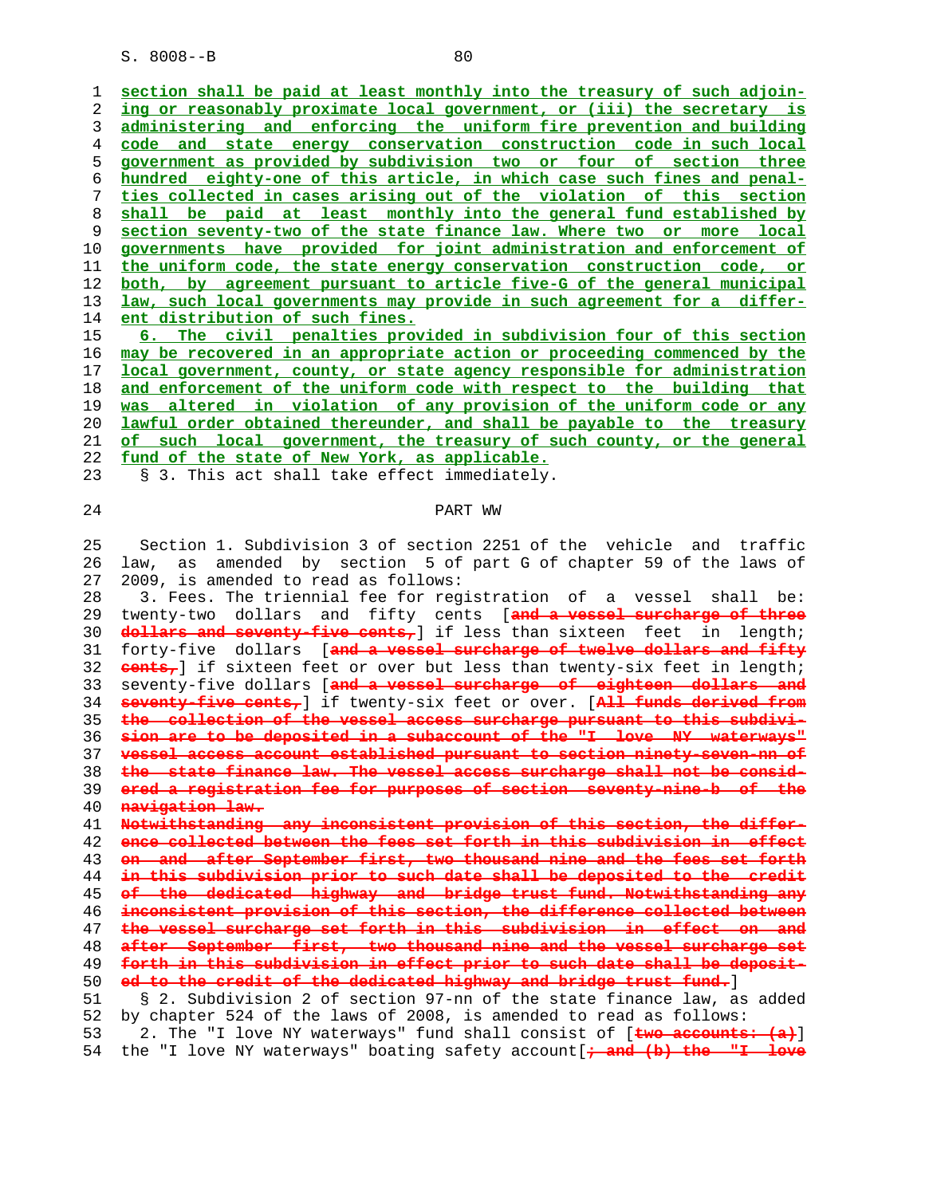section shall be paid at least monthly into the treasury of such adjoining or reasonably proximate local government, or (iii) the secretary is administering and enforcing the uniform fire prevention and building code and state energy conservation construction code in such local government as provided by subdivision two or four of section three hundred eighty-one of this article, in which case such fines and penalties collected in cases arising out of the violation of this section shall be paid at least monthly into the general fund established by section seventy-two of the state finance law. Where two or more local governments have provided for joint administration and enforcement of the uniform code, the state energy conservation construction code, or both, by agreement pursuant to article five-G of the general municipal law, such local governments may provide in such agreement for a different distribution of such fines.

6. The civil penalties provided in subdivision four of this section may be recovered in an appropriate action or proceeding commenced by the local government, county, or state agency responsible for administration and enforcement of the uniform code with respect to the building that was altered in violation of any provision of the uniform code or any lawful order obtained thereunder, and shall be payable to the treasury of such local government, the treasury of such county, or the general fund of the state of New York, as applicable.

§ 3. This act shall take effect immediately.

PART WW

Section 1. Subdivision 3 of section 2251 of the vehicle and traffic law, as amended by section 5 of part G of chapter 59 of the laws of 2009, is amended to read as follows:

3. Fees. The triennial fee for registration of a vessel shall be: twenty-two dollars and fifty cents [and a vessel surcharge of three dollars and seventy-five cents,] if less than sixteen feet in length; forty-five dollars [and a vessel surcharge of twelve dollars and fifty cents,] if sixteen feet or over but less than twenty-six feet in length; seventy-five dollars [and a vessel surcharge of eighteen dollars and seventy-five cents,] if twenty-six feet or over. [All funds derived from the collection of the vessel access surcharge pursuant to this subdivision are to be deposited in a subaccount of the "I love NY waterways" vessel access account established pursuant to section ninety-seven-nn of the state finance law. The vessel access surcharge shall not be considered a registration fee for purposes of section seventy-nine-b of the navigation law.

Notwithstanding any inconsistent provision of this section, the difference collected between the fees set forth in this subdivision in effect on and after September first, two thousand nine and the fees set forth in this subdivision prior to such date shall be deposited to the credit of the dedicated highway and bridge trust fund. Notwithstanding any inconsistent provision of this section, the difference collected between the vessel surcharge set forth in this subdivision in effect on and after September first, two thousand nine and the vessel surcharge set forth in this subdivision in effect prior to such date shall be deposited to the credit of the dedicated highway and bridge trust fund.]

§ 2. Subdivision 2 of section 97-nn of the state finance law, as added by chapter 524 of the laws of 2008, is amended to read as follows:

2. The "I love NY waterways" fund shall consist of [two accounts: (a)] the "I love NY waterways" boating safety account[; and (b) the "I love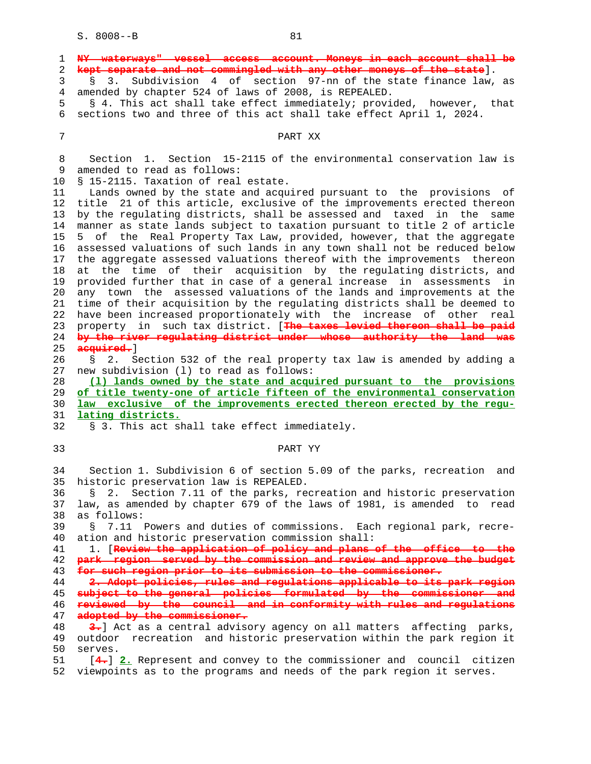NY waterways" vessel access account. Moneys in each account shall be kept separate and not commingled with any other moneys of the state].

§ 3. Subdivision 4 of section 97-nn of the state finance law, as amended by chapter 524 of laws of 2008, is REPEALED.

§ 4. This act shall take effect immediately; provided, however, that sections two and three of this act shall take effect April 1, 2024.

## PART XX

Section 1. Section 15-2115 of the environmental conservation law is amended to read as follows:

§ 15-2115. Taxation of real estate.

Lands owned by the state and acquired pursuant to the provisions of title 21 of this article, exclusive of the improvements erected thereon by the regulating districts, shall be assessed and taxed in the same manner as state lands subject to taxation pursuant to title 2 of article 5 of the Real Property Tax Law, provided, however, that the aggregate assessed valuations of such lands in any town shall not be reduced below the aggregate assessed valuations thereof with the improvements thereon at the time of their acquisition by the regulating districts, and provided further that in case of a general increase in assessments in any town the assessed valuations of the lands and improvements at the time of their acquisition by the regulating districts shall be deemed to have been increased proportionately with the increase of other real property in such tax district. [The taxes levied thereon shall be paid by the river regulating district under whose authority the land was acquired.]

§ 2. Section 532 of the real property tax law is amended by adding a new subdivision (l) to read as follows:

(l) lands owned by the state and acquired pursuant to the provisions of title twenty-one of article fifteen of the environmental conservation law exclusive of the improvements erected thereon erected by the regulating districts.

§ 3. This act shall take effect immediately.

## PART YY

Section 1. Subdivision 6 of section 5.09 of the parks, recreation and historic preservation law is REPEALED.

§ 2. Section 7.11 of the parks, recreation and historic preservation law, as amended by chapter 679 of the laws of 1981, is amended to read as follows:

§ 7.11 Powers and duties of commissions. Each regional park, recreation and historic preservation commission shall:

1. [Review the application of policy and plans of the office to the park region served by the commission and review and approve the budget for such region prior to its submission to the commissioner.

2. Adopt policies, rules and regulations applicable to its park region subject to the general policies formulated by the commissioner and reviewed by the council and in conformity with rules and regulations adopted by the commissioner.

3.] Act as a central advisory agency on all matters affecting parks, outdoor recreation and historic preservation within the park region it serves.

[4.] 2. Represent and convey to the commissioner and council citizen viewpoints as to the programs and needs of the park region it serves.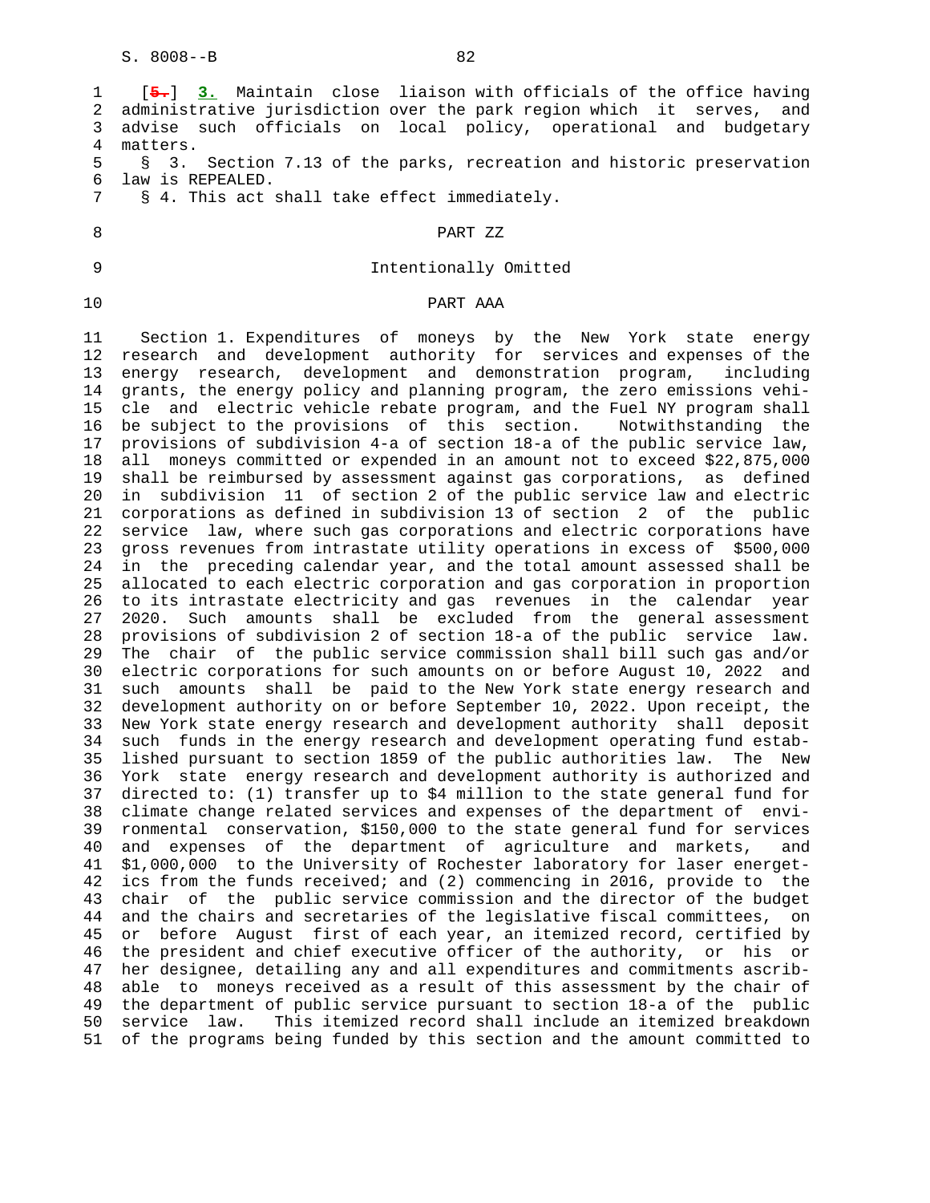[~~5.~~] 3. Maintain close liaison with officials of the office having administrative jurisdiction over the park region which it serves, and advise such officials on local policy, operational and budgetary matters.

§ 3. Section 7.13 of the parks, recreation and historic preservation law is REPEALED.

§ 4. This act shall take effect immediately.

PART ZZ

Intentionally Omitted

PART AAA

Section 1. Expenditures of moneys by the New York state energy research and development authority for services and expenses of the energy research, development and demonstration program, including grants, the energy policy and planning program, the zero emissions vehicle and electric vehicle rebate program, and the Fuel NY program shall be subject to the provisions of this section. Notwithstanding the provisions of subdivision 4-a of section 18-a of the public service law, all moneys committed or expended in an amount not to exceed $22,875,000 shall be reimbursed by assessment against gas corporations, as defined in subdivision 11 of section 2 of the public service law and electric corporations as defined in subdivision 13 of section 2 of the public service law, where such gas corporations and electric corporations have gross revenues from intrastate utility operations in excess of $500,000 in the preceding calendar year, and the total amount assessed shall be allocated to each electric corporation and gas corporation in proportion to its intrastate electricity and gas revenues in the calendar year 2020. Such amounts shall be excluded from the general assessment provisions of subdivision 2 of section 18-a of the public service law. The chair of the public service commission shall bill such gas and/or electric corporations for such amounts on or before August 10, 2022 and such amounts shall be paid to the New York state energy research and development authority on or before September 10, 2022. Upon receipt, the New York state energy research and development authority shall deposit such funds in the energy research and development operating fund established pursuant to section 1859 of the public authorities law. The New York state energy research and development authority is authorized and directed to: (1) transfer up to $4 million to the state general fund for climate change related services and expenses of the department of environmental conservation, $150,000 to the state general fund for services and expenses of the department of agriculture and markets, and $1,000,000 to the University of Rochester laboratory for laser energetics from the funds received; and (2) commencing in 2016, provide to the chair of the public service commission and the director of the budget and the chairs and secretaries of the legislative fiscal committees, on or before August first of each year, an itemized record, certified by the president and chief executive officer of the authority, or his or her designee, detailing any and all expenditures and commitments ascribable to moneys received as a result of this assessment by the chair of the department of public service pursuant to section 18-a of the public service law. This itemized record shall include an itemized breakdown of the programs being funded by this section and the amount committed to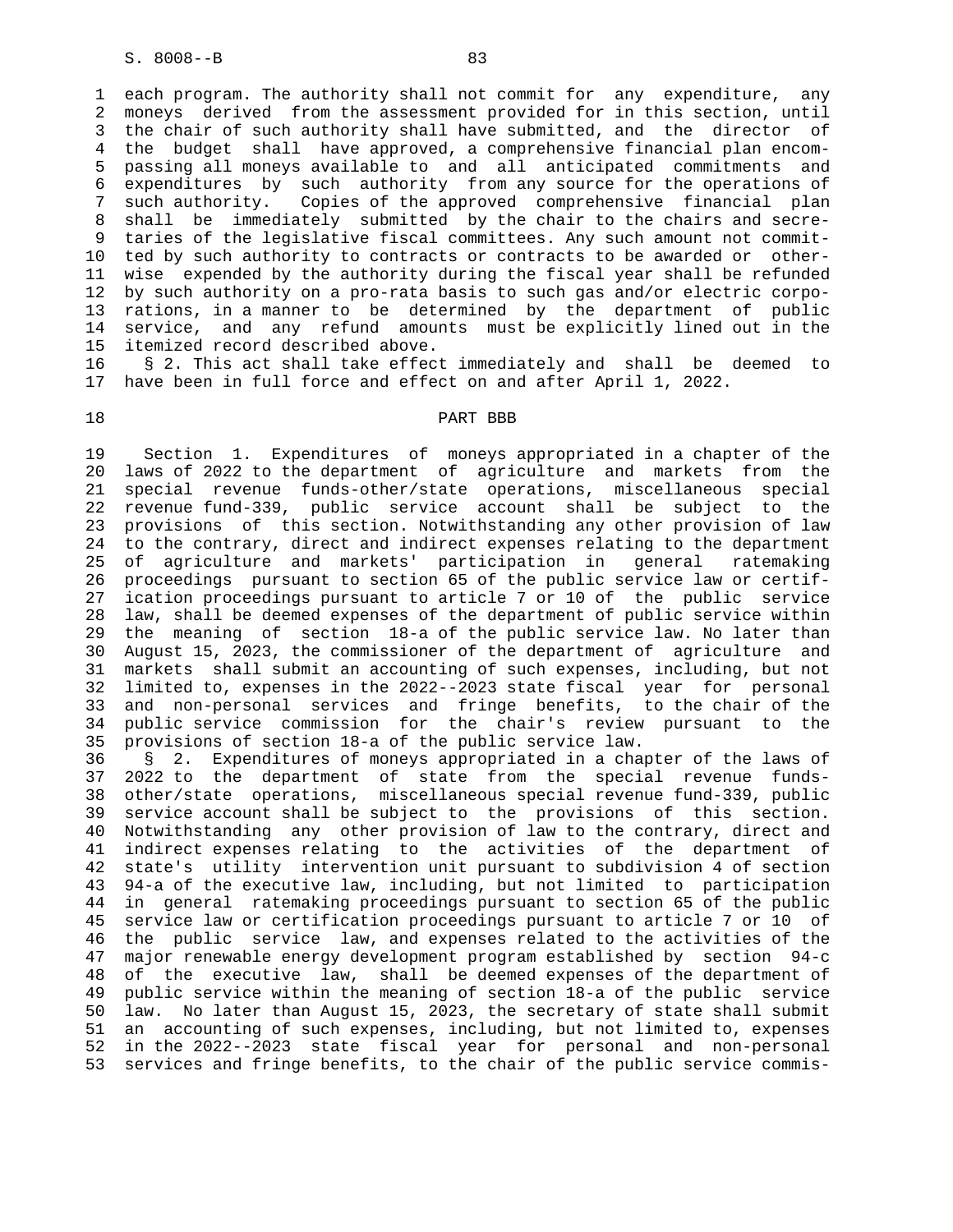each program. The authority shall not commit for any expenditure, any moneys derived from the assessment provided for in this section, until the chair of such authority shall have submitted, and the director of the budget shall have approved, a comprehensive financial plan encompassing all moneys available to and all anticipated commitments and expenditures by such authority from any source for the operations of such authority. Copies of the approved comprehensive financial plan shall be immediately submitted by the chair to the chairs and secretaries of the legislative fiscal committees. Any such amount not committed by such authority to contracts or contracts to be awarded or otherwise expended by the authority during the fiscal year shall be refunded by such authority on a pro-rata basis to such gas and/or electric corporations, in a manner to be determined by the department of public service, and any refund amounts must be explicitly lined out in the itemized record described above.

§ 2. This act shall take effect immediately and shall be deemed to have been in full force and effect on and after April 1, 2022.

PART BBB

Section 1. Expenditures of moneys appropriated in a chapter of the laws of 2022 to the department of agriculture and markets from the special revenue funds-other/state operations, miscellaneous special revenue fund-339, public service account shall be subject to the provisions of this section. Notwithstanding any other provision of law to the contrary, direct and indirect expenses relating to the department of agriculture and markets' participation in general ratemaking proceedings pursuant to section 65 of the public service law or certification proceedings pursuant to article 7 or 10 of the public service law, shall be deemed expenses of the department of public service within the meaning of section 18-a of the public service law. No later than August 15, 2023, the commissioner of the department of agriculture and markets shall submit an accounting of such expenses, including, but not limited to, expenses in the 2022--2023 state fiscal year for personal and non-personal services and fringe benefits, to the chair of the public service commission for the chair's review pursuant to the provisions of section 18-a of the public service law.

§ 2. Expenditures of moneys appropriated in a chapter of the laws of 2022 to the department of state from the special revenue funds-other/state operations, miscellaneous special revenue fund-339, public service account shall be subject to the provisions of this section. Notwithstanding any other provision of law to the contrary, direct and indirect expenses relating to the activities of the department of state's utility intervention unit pursuant to subdivision 4 of section 94-a of the executive law, including, but not limited to participation in general ratemaking proceedings pursuant to section 65 of the public service law or certification proceedings pursuant to article 7 or 10 of the public service law, and expenses related to the activities of the major renewable energy development program established by section 94-c of the executive law, shall be deemed expenses of the department of public service within the meaning of section 18-a of the public service law. No later than August 15, 2023, the secretary of state shall submit an accounting of such expenses, including, but not limited to, expenses in the 2022--2023 state fiscal year for personal and non-personal services and fringe benefits, to the chair of the public service commis-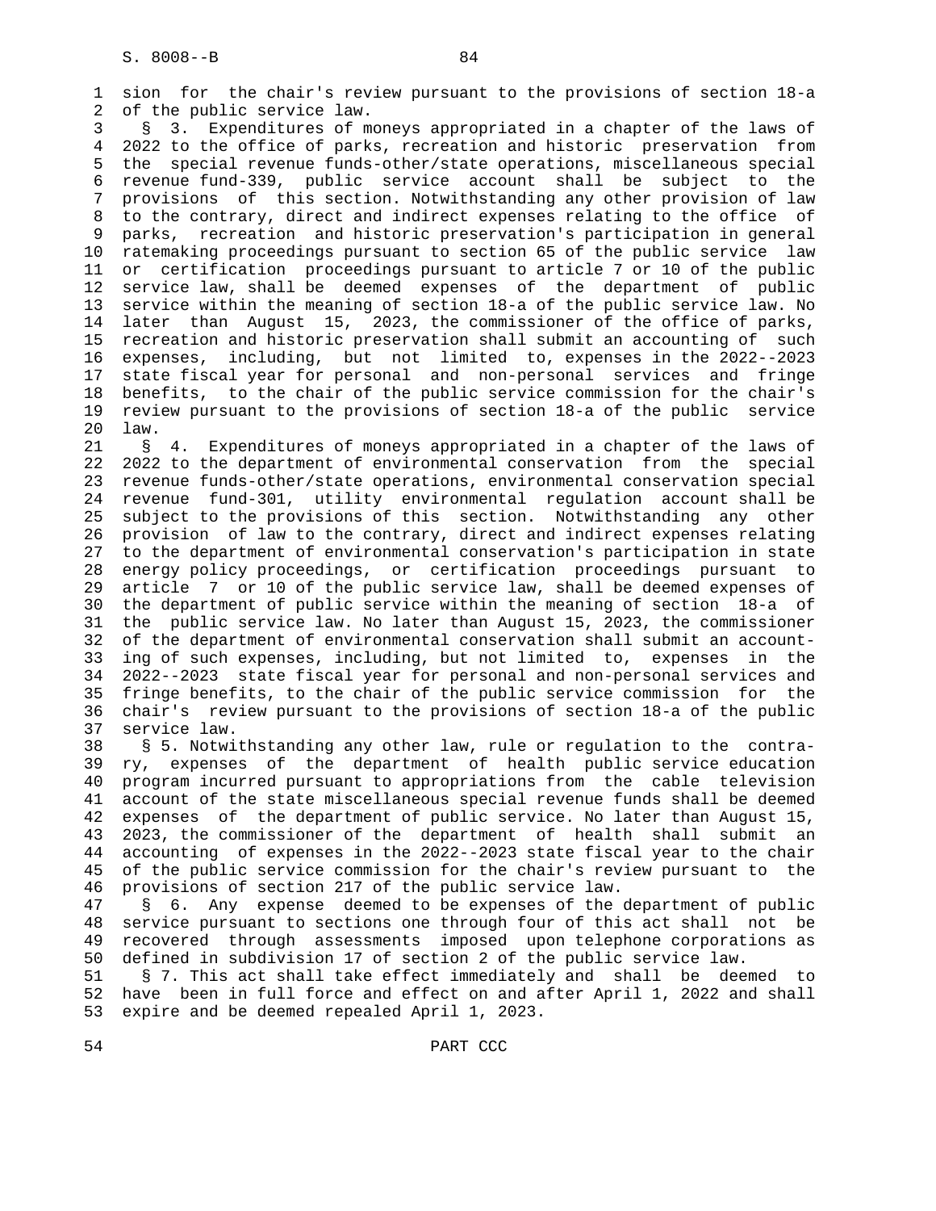sion for the chair's review pursuant to the provisions of section 18-a of the public service law.

§ 3. Expenditures of moneys appropriated in a chapter of the laws of 2022 to the office of parks, recreation and historic preservation from the special revenue funds-other/state operations, miscellaneous special revenue fund-339, public service account shall be subject to the provisions of this section. Notwithstanding any other provision of law to the contrary, direct and indirect expenses relating to the office of parks, recreation and historic preservation's participation in general ratemaking proceedings pursuant to section 65 of the public service law or certification proceedings pursuant to article 7 or 10 of the public service law, shall be deemed expenses of the department of public service within the meaning of section 18-a of the public service law. No later than August 15, 2023, the commissioner of the office of parks, recreation and historic preservation shall submit an accounting of such expenses, including, but not limited to, expenses in the 2022--2023 state fiscal year for personal and non-personal services and fringe benefits, to the chair of the public service commission for the chair's review pursuant to the provisions of section 18-a of the public service law.

§ 4. Expenditures of moneys appropriated in a chapter of the laws of 2022 to the department of environmental conservation from the special revenue funds-other/state operations, environmental conservation special revenue fund-301, utility environmental regulation account shall be subject to the provisions of this section. Notwithstanding any other provision of law to the contrary, direct and indirect expenses relating to the department of environmental conservation's participation in state energy policy proceedings, or certification proceedings pursuant to article 7 or 10 of the public service law, shall be deemed expenses of the department of public service within the meaning of section 18-a of the public service law. No later than August 15, 2023, the commissioner of the department of environmental conservation shall submit an accounting of such expenses, including, but not limited to, expenses in the 2022--2023 state fiscal year for personal and non-personal services and fringe benefits, to the chair of the public service commission for the chair's review pursuant to the provisions of section 18-a of the public service law.

§ 5. Notwithstanding any other law, rule or regulation to the contrary, expenses of the department of health public service education program incurred pursuant to appropriations from the cable television account of the state miscellaneous special revenue funds shall be deemed expenses of the department of public service. No later than August 15, 2023, the commissioner of the department of health shall submit an accounting of expenses in the 2022--2023 state fiscal year to the chair of the public service commission for the chair's review pursuant to the provisions of section 217 of the public service law.

§ 6. Any expense deemed to be expenses of the department of public service pursuant to sections one through four of this act shall not be recovered through assessments imposed upon telephone corporations as defined in subdivision 17 of section 2 of the public service law.

§ 7. This act shall take effect immediately and shall be deemed to have been in full force and effect on and after April 1, 2022 and shall expire and be deemed repealed April 1, 2023.

PART CCC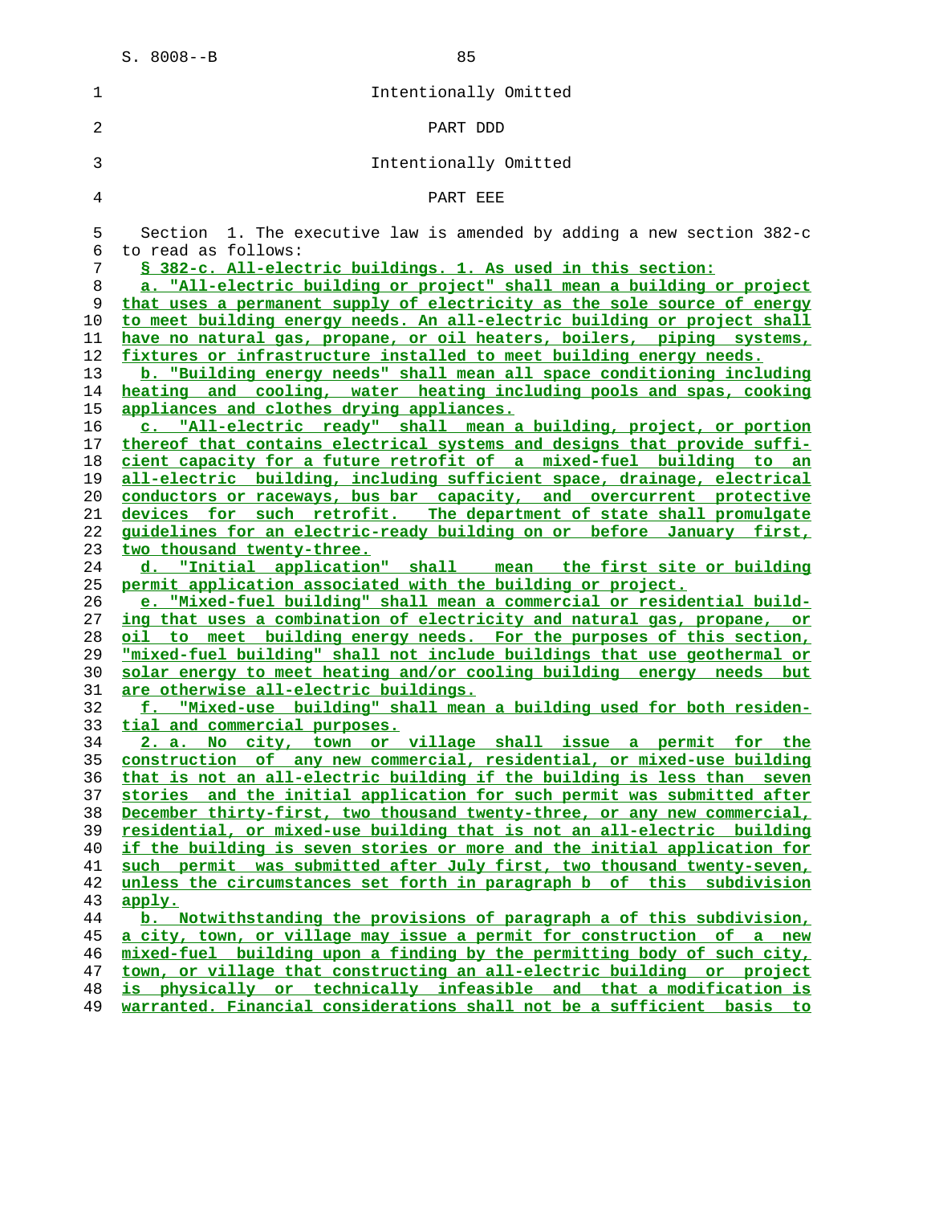Intentionally Omitted

PART DDD

Intentionally Omitted

PART EEE

Section 1. The executive law is amended by adding a new section 382-c to read as follows:

§ 382-c. All-electric buildings. 1. As used in this section:

a. "All-electric building or project" shall mean a building or project that uses a permanent supply of electricity as the sole source of energy to meet building energy needs. An all-electric building or project shall have no natural gas, propane, or oil heaters, boilers, piping systems, fixtures or infrastructure installed to meet building energy needs.

b. "Building energy needs" shall mean all space conditioning including heating and cooling, water heating including pools and spas, cooking appliances and clothes drying appliances.

c. "All-electric ready" shall mean a building, project, or portion thereof that contains electrical systems and designs that provide sufficient capacity for a future retrofit of a mixed-fuel building to an all-electric building, including sufficient space, drainage, electrical conductors or raceways, bus bar capacity, and overcurrent protective devices for such retrofit. The department of state shall promulgate guidelines for an electric-ready building on or before January first, two thousand twenty-three.

d. "Initial application" shall mean the first site or building permit application associated with the building or project.

e. "Mixed-fuel building" shall mean a commercial or residential building that uses a combination of electricity and natural gas, propane, or oil to meet building energy needs. For the purposes of this section, "mixed-fuel building" shall not include buildings that use geothermal or solar energy to meet heating and/or cooling building energy needs but are otherwise all-electric buildings.

f. "Mixed-use building" shall mean a building used for both residential and commercial purposes.

2. a. No city, town or village shall issue a permit for the construction of any new commercial, residential, or mixed-use building that is not an all-electric building if the building is less than seven stories and the initial application for such permit was submitted after December thirty-first, two thousand twenty-three, or any new commercial, residential, or mixed-use building that is not an all-electric building if the building is seven stories or more and the initial application for such permit was submitted after July first, two thousand twenty-seven, unless the circumstances set forth in paragraph b of this subdivision apply.

b. Notwithstanding the provisions of paragraph a of this subdivision, a city, town, or village may issue a permit for construction of a new mixed-fuel building upon a finding by the permitting body of such city, town, or village that constructing an all-electric building or project is physically or technically infeasible and that a modification is warranted. Financial considerations shall not be a sufficient basis to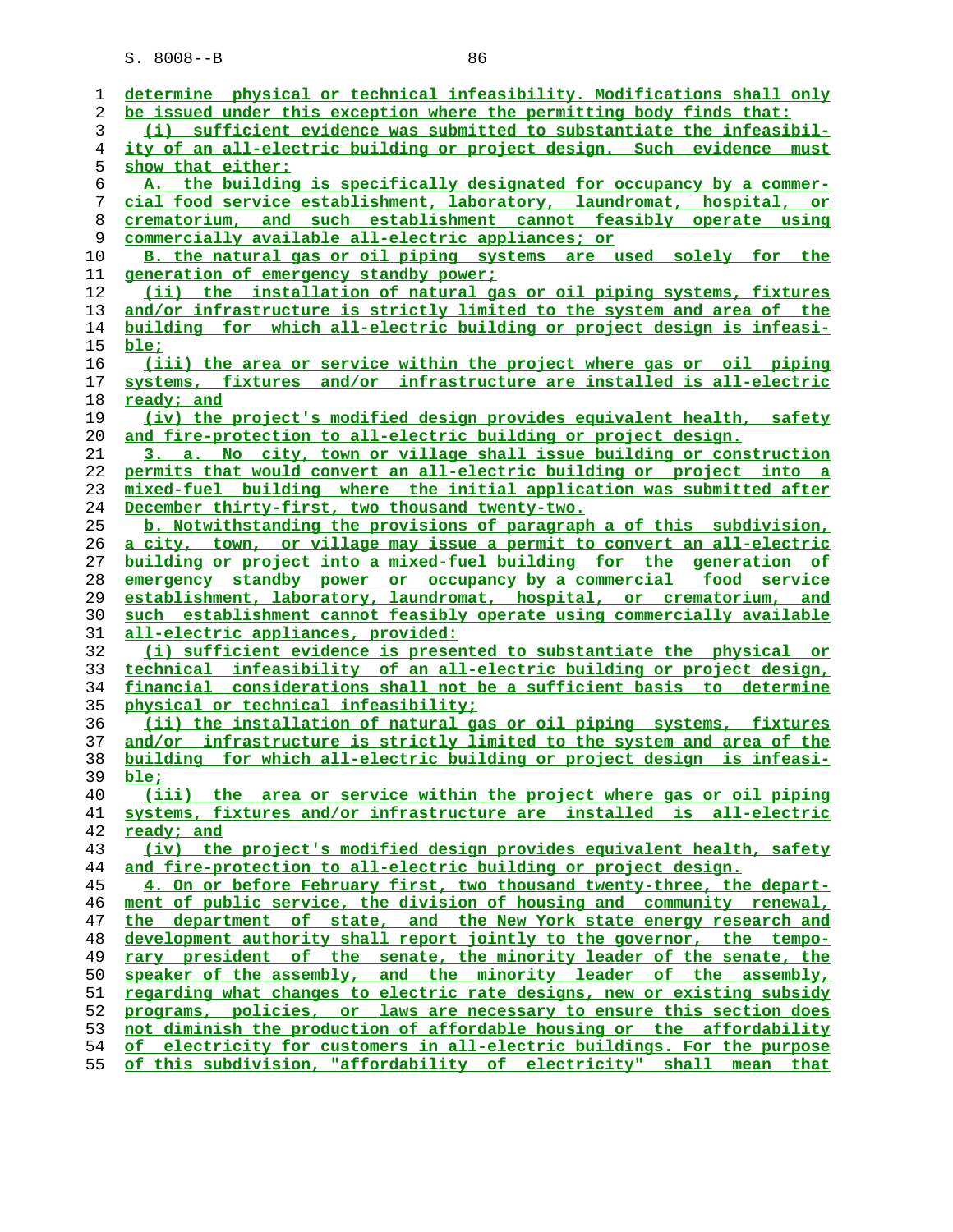determine physical or technical infeasibility. Modifications shall only be issued under this exception where the permitting body finds that:

(i) sufficient evidence was submitted to substantiate the infeasibility of an all-electric building or project design. Such evidence must show that either:

A. the building is specifically designated for occupancy by a commercial food service establishment, laboratory, laundromat, hospital, or crematorium, and such establishment cannot feasibly operate using commercially available all-electric appliances; or

B. the natural gas or oil piping systems are used solely for the generation of emergency standby power;

(ii) the installation of natural gas or oil piping systems, fixtures and/or infrastructure is strictly limited to the system and area of the building for which all-electric building or project design is infeasible;

(iii) the area or service within the project where gas or oil piping systems, fixtures and/or infrastructure are installed is all-electric ready; and

(iv) the project's modified design provides equivalent health, safety and fire-protection to all-electric building or project design.

3. a. No city, town or village shall issue building or construction permits that would convert an all-electric building or project into a mixed-fuel building where the initial application was submitted after December thirty-first, two thousand twenty-two.

b. Notwithstanding the provisions of paragraph a of this subdivision, a city, town, or village may issue a permit to convert an all-electric building or project into a mixed-fuel building for the generation of emergency standby power or occupancy by a commercial food service establishment, laboratory, laundromat, hospital, or crematorium, and such establishment cannot feasibly operate using commercially available all-electric appliances, provided:

(i) sufficient evidence is presented to substantiate the physical or technical infeasibility of an all-electric building or project design, financial considerations shall not be a sufficient basis to determine physical or technical infeasibility;

(ii) the installation of natural gas or oil piping systems, fixtures and/or infrastructure is strictly limited to the system and area of the building for which all-electric building or project design is infeasible;

(iii) the area or service within the project where gas or oil piping systems, fixtures and/or infrastructure are installed is all-electric ready; and

(iv) the project's modified design provides equivalent health, safety and fire-protection to all-electric building or project design.

4. On or before February first, two thousand twenty-three, the department of public service, the division of housing and community renewal, the department of state, and the New York state energy research and development authority shall report jointly to the governor, the temporary president of the senate, the minority leader of the senate, the speaker of the assembly, and the minority leader of the assembly, regarding what changes to electric rate designs, new or existing subsidy programs, policies, or laws are necessary to ensure this section does not diminish the production of affordable housing or the affordability of electricity for customers in all-electric buildings. For the purpose of this subdivision, "affordability of electricity" shall mean that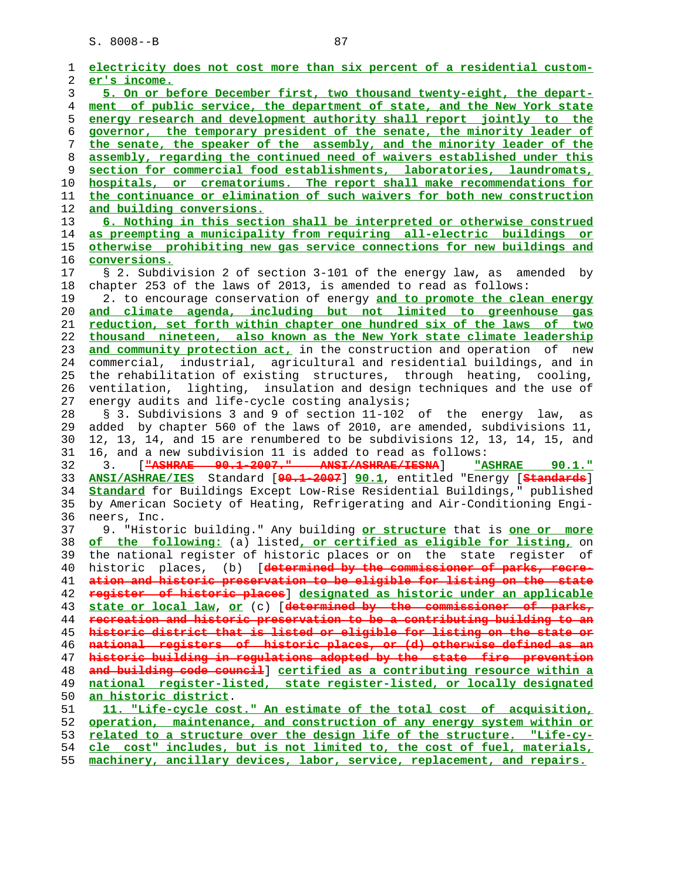electricity does not cost more than six percent of a residential customer's income.

5. On or before December first, two thousand twenty-eight, the department of public service, the department of state, and the New York state energy research and development authority shall report jointly to the governor, the temporary president of the senate, the minority leader of the senate, the speaker of the assembly, and the minority leader of the assembly, regarding the continued need of waivers established under this section for commercial food establishments, laboratories, laundromats, hospitals, or crematoriums. The report shall make recommendations for the continuance or elimination of such waivers for both new construction and building conversions.

6. Nothing in this section shall be interpreted or otherwise construed as preempting a municipality from requiring all-electric buildings or otherwise prohibiting new gas service connections for new buildings and conversions.

§ 2. Subdivision 2 of section 3-101 of the energy law, as amended by chapter 253 of the laws of 2013, is amended to read as follows:

2. to encourage conservation of energy and to promote the clean energy and climate agenda, including but not limited to greenhouse gas reduction, set forth within chapter one hundred six of the laws of two thousand nineteen, also known as the New York state climate leadership and community protection act, in the construction and operation of new commercial, industrial, agricultural and residential buildings, and in the rehabilitation of existing structures, through heating, cooling, ventilation, lighting, insulation and design techniques and the use of energy audits and life-cycle costing analysis;

§ 3. Subdivisions 3 and 9 of section 11-102 of the energy law, as added by chapter 560 of the laws of 2010, are amended, subdivisions 11, 12, 13, 14, and 15 are renumbered to be subdivisions 12, 13, 14, 15, and 16, and a new subdivision 11 is added to read as follows:

3. ["ASHRAE 90.1-2007." ANSI/ASHRAE/IESNA] "ASHRAE 90.1." ANSI/ASHRAE/IES Standard [90.1-2007] 90.1, entitled "Energy [Standards] Standard for Buildings Except Low-Rise Residential Buildings," published by American Society of Heating, Refrigerating and Air-Conditioning Engineers, Inc.

9. "Historic building." Any building or structure that is one or more of the following: (a) listed, or certified as eligible for listing, on the national register of historic places or on the state register of historic places, (b) [determined by the commissioner of parks, recreation and historic preservation to be eligible for listing on the state register of historic places] designated as historic under an applicable state or local law, or (c) [determined by the commissioner of parks, recreation and historic preservation to be a contributing building to an historic district that is listed or eligible for listing on the state or national registers of historic places, or (d) otherwise defined as an historic building in regulations adopted by the state fire prevention and building code council] certified as a contributing resource within a national register-listed, state register-listed, or locally designated an historic district.

11. "Life-cycle cost." An estimate of the total cost of acquisition, operation, maintenance, and construction of any energy system within or related to a structure over the design life of the structure. "Life-cycle cost" includes, but is not limited to, the cost of fuel, materials, machinery, ancillary devices, labor, service, replacement, and repairs.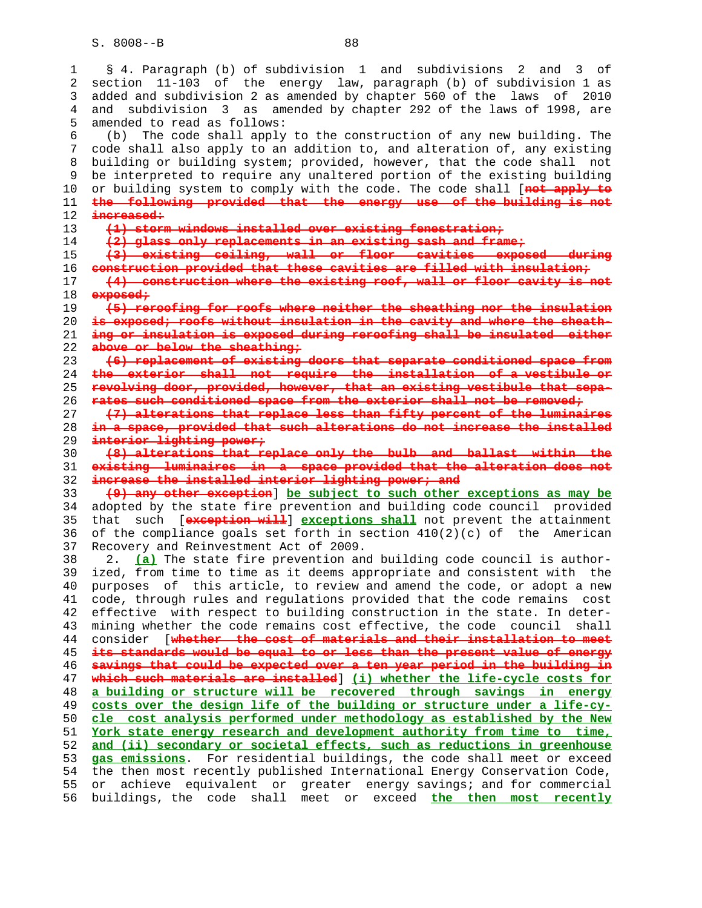§ 4. Paragraph (b) of subdivision 1 and subdivisions 2 and 3 of section 11-103 of the energy law, paragraph (b) of subdivision 1 as added and subdivision 2 as amended by chapter 560 of the laws of 2010 and subdivision 3 as amended by chapter 292 of the laws of 1998, are amended to read as follows:

(b) The code shall apply to the construction of any new building. The code shall also apply to an addition to, and alteration of, any existing building or building system; provided, however, that the code shall not be interpreted to require any unaltered portion of the existing building or building system to comply with the code. The code shall [~~not apply to the following provided that the energy use of the building is not increased:~~

~~(1) storm windows installed over existing fenestration;~~

~~(2) glass only replacements in an existing sash and frame;~~

~~(3) existing ceiling, wall or floor cavities exposed during construction provided that these cavities are filled with insulation;~~

~~(4) construction where the existing roof, wall or floor cavity is not exposed;~~

~~(5) reroofing for roofs where neither the sheathing nor the insulation is exposed; roofs without insulation in the cavity and where the sheathing or insulation is exposed during reroofing shall be insulated either above or below the sheathing;~~

~~(6) replacement of existing doors that separate conditioned space from the exterior shall not require the installation of a vestibule or revolving door, provided, however, that an existing vestibule that separates such conditioned space from the exterior shall not be removed;~~

~~(7) alterations that replace less than fifty percent of the luminaires in a space, provided that such alterations do not increase the installed interior lighting power;~~

~~(8) alterations that replace only the bulb and ballast within the existing luminaires in a space provided that the alteration does not increase the installed interior lighting power; and~~

~~(9) any other exception~~] __be subject to such other exceptions as may be__ adopted by the state fire prevention and building code council provided that such [~~exception will~~] __exceptions shall__ not prevent the attainment of the compliance goals set forth in section 410(2)(c) of the American Recovery and Reinvestment Act of 2009.

2. __(a)__ The state fire prevention and building code council is authorized, from time to time as it deems appropriate and consistent with the purposes of this article, to review and amend the code, or adopt a new code, through rules and regulations provided that the code remains cost effective with respect to building construction in the state. In determining whether the code remains cost effective, the code council shall consider [~~whether the cost of materials and their installation to meet its standards would be equal to or less than the present value of energy savings that could be expected over a ten year period in the building in which such materials are installed~~] __(i) whether the life-cycle costs for a building or structure will be recovered through savings in energy costs over the design life of the building or structure under a life-cycle cost analysis performed under methodology as established by the New York state energy research and development authority from time to time, and (ii) secondary or societal effects, such as reductions in greenhouse gas emissions__. For residential buildings, the code shall meet or exceed the then most recently published International Energy Conservation Code, or achieve equivalent or greater energy savings; and for commercial buildings, the code shall meet or exceed __the then most recently__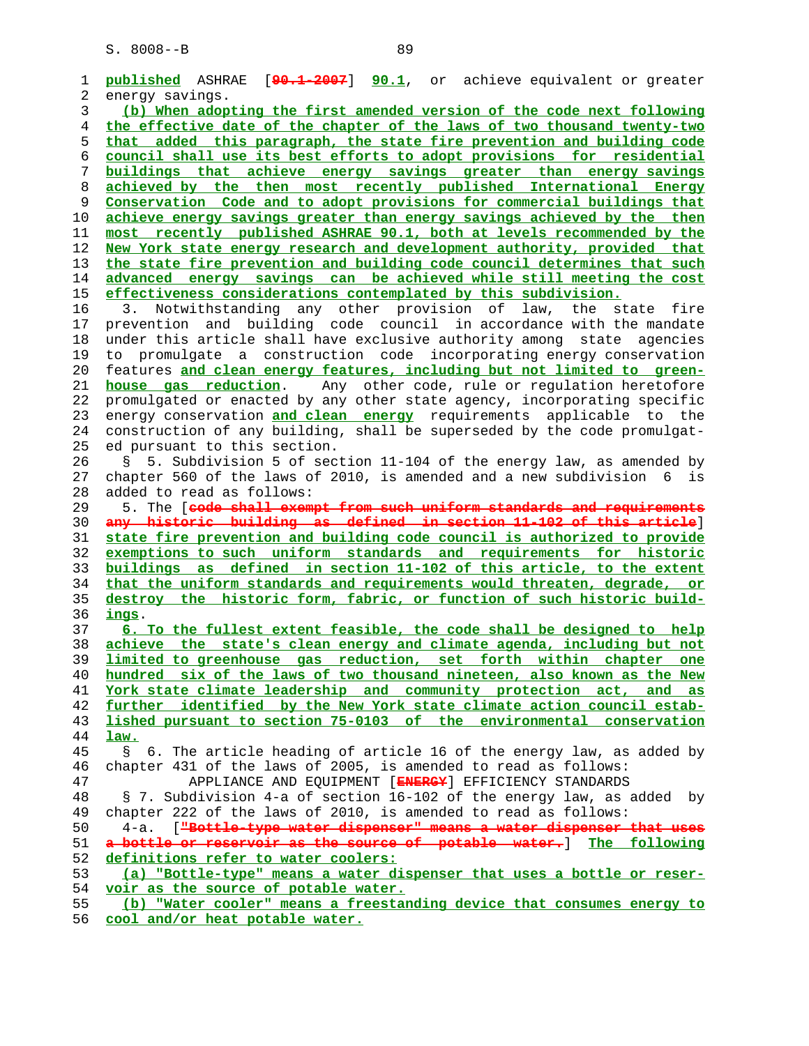published ASHRAE [90.1-2007] 90.1, or achieve equivalent or greater energy savings.

(b) When adopting the first amended version of the code next following the effective date of the chapter of the laws of two thousand twenty-two that added this paragraph, the state fire prevention and building code council shall use its best efforts to adopt provisions for residential buildings that achieve energy savings greater than energy savings achieved by the then most recently published International Energy Conservation Code and to adopt provisions for commercial buildings that achieve energy savings greater than energy savings achieved by the then most recently published ASHRAE 90.1, both at levels recommended by the New York state energy research and development authority, provided that the state fire prevention and building code council determines that such advanced energy savings can be achieved while still meeting the cost effectiveness considerations contemplated by this subdivision.

3. Notwithstanding any other provision of law, the state fire prevention and building code council in accordance with the mandate under this article shall have exclusive authority among state agencies to promulgate a construction code incorporating energy conservation features and clean energy features, including but not limited to greenhouse gas reduction. Any other code, rule or regulation heretofore promulgated or enacted by any other state agency, incorporating specific energy conservation and clean energy requirements applicable to the construction of any building, shall be superseded by the code promulgated pursuant to this section.

§ 5. Subdivision 5 of section 11-104 of the energy law, as amended by chapter 560 of the laws of 2010, is amended and a new subdivision 6 is added to read as follows:

5. The [code shall exempt from such uniform standards and requirements any historic building as defined in section 11-102 of this article] state fire prevention and building code council is authorized to provide exemptions to such uniform standards and requirements for historic buildings as defined in section 11-102 of this article, to the extent that the uniform standards and requirements would threaten, degrade, or destroy the historic form, fabric, or function of such historic buildings.

6. To the fullest extent feasible, the code shall be designed to help achieve the state's clean energy and climate agenda, including but not limited to greenhouse gas reduction, set forth within chapter one hundred six of the laws of two thousand nineteen, also known as the New York state climate leadership and community protection act, and as further identified by the New York state climate action council established pursuant to section 75-0103 of the environmental conservation law.

§ 6. The article heading of article 16 of the energy law, as added by chapter 431 of the laws of 2005, is amended to read as follows:

APPLIANCE AND EQUIPMENT [ENERGY] EFFICIENCY STANDARDS

§ 7. Subdivision 4-a of section 16-102 of the energy law, as added by chapter 222 of the laws of 2010, is amended to read as follows:

4-a. ["Bottle-type water dispenser" means a water dispenser that uses a bottle or reservoir as the source of potable water.] The following definitions refer to water coolers:

(a) "Bottle-type" means a water dispenser that uses a bottle or reservoir as the source of potable water.

(b) "Water cooler" means a freestanding device that consumes energy to cool and/or heat potable water.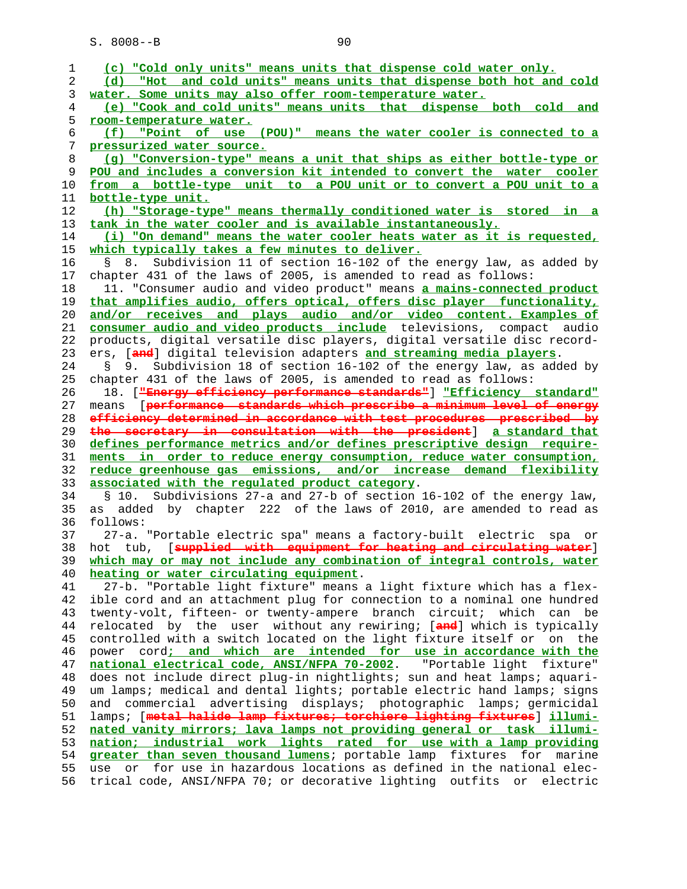(c) "Cold only units" means units that dispense cold water only.

(d) "Hot and cold units" means units that dispense both hot and cold water. Some units may also offer room-temperature water.

(e) "Cook and cold units" means units that dispense both cold and room-temperature water.

(f) "Point of use (POU)" means the water cooler is connected to a pressurized water source.

(g) "Conversion-type" means a unit that ships as either bottle-type or POU and includes a conversion kit intended to convert the water cooler from a bottle-type unit to a POU unit or to convert a POU unit to a bottle-type unit.

(h) "Storage-type" means thermally conditioned water is stored in a tank in the water cooler and is available instantaneously.

(i) "On demand" means the water cooler heats water as it is requested, which typically takes a few minutes to deliver.

§ 8. Subdivision 11 of section 16-102 of the energy law, as added by chapter 431 of the laws of 2005, is amended to read as follows:

11. "Consumer audio and video product" means a mains-connected product that amplifies audio, offers optical disc player functionality, and/or receives and plays audio and/or video content. Examples of consumer audio and video products include televisions, compact audio products, digital versatile disc players, digital versatile disc recorders, [and] digital television adapters and streaming media players.

§ 9. Subdivision 18 of section 16-102 of the energy law, as added by chapter 431 of the laws of 2005, is amended to read as follows:

18. ["Energy efficiency performance standards"] "Efficiency standard" means [performance standards which prescribe a minimum level of energy efficiency determined in accordance with test procedures prescribed by the secretary in consultation with the president] a standard that defines performance metrics and/or defines prescriptive design requirements in order to reduce energy consumption, reduce water consumption, reduce greenhouse gas emissions, and/or increase demand flexibility associated with the regulated product category.

§ 10. Subdivisions 27-a and 27-b of section 16-102 of the energy law, as added by chapter 222 of the laws of 2010, are amended to read as follows:

27-a. "Portable electric spa" means a factory-built electric spa or hot tub, [supplied with equipment for heating and circulating water] which may or may not include any combination of integral controls, water heating or water circulating equipment.

27-b. "Portable light fixture" means a light fixture which has a flexible cord and an attachment plug for connection to a nominal one hundred twenty-volt, fifteen- or twenty-ampere branch circuit; which can be relocated by the user without any rewiring; [and] which is typically controlled with a switch located on the light fixture itself or on the power cord; and which are intended for use in accordance with the national electrical code, ANSI/NFPA 70-2002. "Portable light fixture" does not include direct plug-in nightlights; sun and heat lamps; aquarium lamps; medical and dental lights; portable electric hand lamps; signs and commercial advertising displays; photographic lamps; germicidal lamps; [metal halide lamp fixtures; torchiere lighting fixtures] illuminated vanity mirrors; lava lamps not providing general or task illumination; industrial work lights rated for use with a lamp providing greater than seven thousand lumens; portable lamp fixtures for marine use or for use in hazardous locations as defined in the national electrical code, ANSI/NFPA 70; or decorative lighting outfits or electric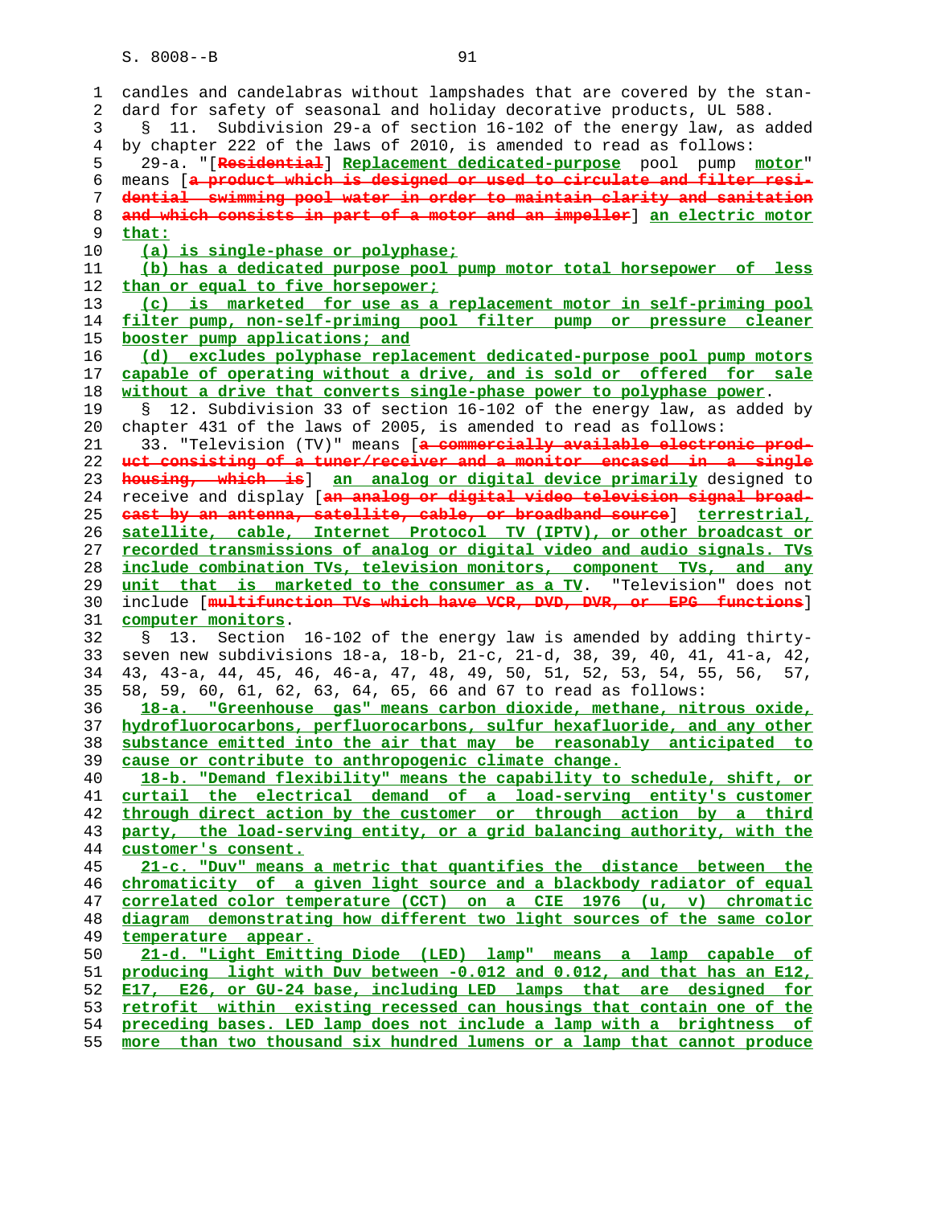candles and candelabras without lampshades that are covered by the standard for safety of seasonal and holiday decorative products, UL 588.

§ 11. Subdivision 29-a of section 16-102 of the energy law, as added by chapter 222 of the laws of 2010, is amended to read as follows:

29-a. "[~~Residential~~] **Replacement dedicated-purpose** pool pump **motor**" means [~~a product which is designed or used to circulate and filter residential swimming pool water in order to maintain clarity and sanitation and which consists in part of a motor and an impeller~~] **an electric motor that:**

**(a) is single-phase or polyphase;**

**(b) has a dedicated purpose pool pump motor total horsepower of less than or equal to five horsepower;**

**(c) is marketed for use as a replacement motor in self-priming pool filter pump, non-self-priming pool filter pump or pressure cleaner booster pump applications; and**

**(d) excludes polyphase replacement dedicated-purpose pool pump motors capable of operating without a drive, and is sold or offered for sale without a drive that converts single-phase power to polyphase power**.

§ 12. Subdivision 33 of section 16-102 of the energy law, as added by chapter 431 of the laws of 2005, is amended to read as follows:

33. "Television (TV)" means [~~a commercially available electronic product consisting of a tuner/receiver and a monitor encased in a single housing, which is~~] **an analog or digital device primarily** designed to receive and display [~~an analog or digital video television signal broadcast by an antenna, satellite, cable, or broadband source~~] **terrestrial, satellite, cable, Internet Protocol TV (IPTV), or other broadcast or recorded transmissions of analog or digital video and audio signals. TVs include combination TVs, television monitors, component TVs, and any unit that is marketed to the consumer as a TV**. "Television" does not include [~~multifunction TVs which have VCR, DVD, DVR, or EPG functions~~] **computer monitors**.

§ 13. Section 16-102 of the energy law is amended by adding thirty-seven new subdivisions 18-a, 18-b, 21-c, 21-d, 38, 39, 40, 41, 41-a, 42, 43, 43-a, 44, 45, 46, 46-a, 47, 48, 49, 50, 51, 52, 53, 54, 55, 56, 57, 58, 59, 60, 61, 62, 63, 64, 65, 66 and 67 to read as follows:

**18-a. "Greenhouse gas" means carbon dioxide, methane, nitrous oxide, hydrofluorocarbons, perfluorocarbons, sulfur hexafluoride, and any other substance emitted into the air that may be reasonably anticipated to cause or contribute to anthropogenic climate change.**

**18-b. "Demand flexibility" means the capability to schedule, shift, or curtail the electrical demand of a load-serving entity's customer through direct action by the customer or through action by a third party, the load-serving entity, or a grid balancing authority, with the customer's consent.**

**21-c. "Duv" means a metric that quantifies the distance between the chromaticity of a given light source and a blackbody radiator of equal correlated color temperature (CCT) on a CIE 1976 (u, v) chromatic diagram demonstrating how different two light sources of the same color temperature appear.**

**21-d. "Light Emitting Diode (LED) lamp" means a lamp capable of producing light with Duv between -0.012 and 0.012, and that has an E12, E17, E26, or GU-24 base, including LED lamps that are designed for retrofit within existing recessed can housings that contain one of the preceding bases. LED lamp does not include a lamp with a brightness of more than two thousand six hundred lumens or a lamp that cannot produce**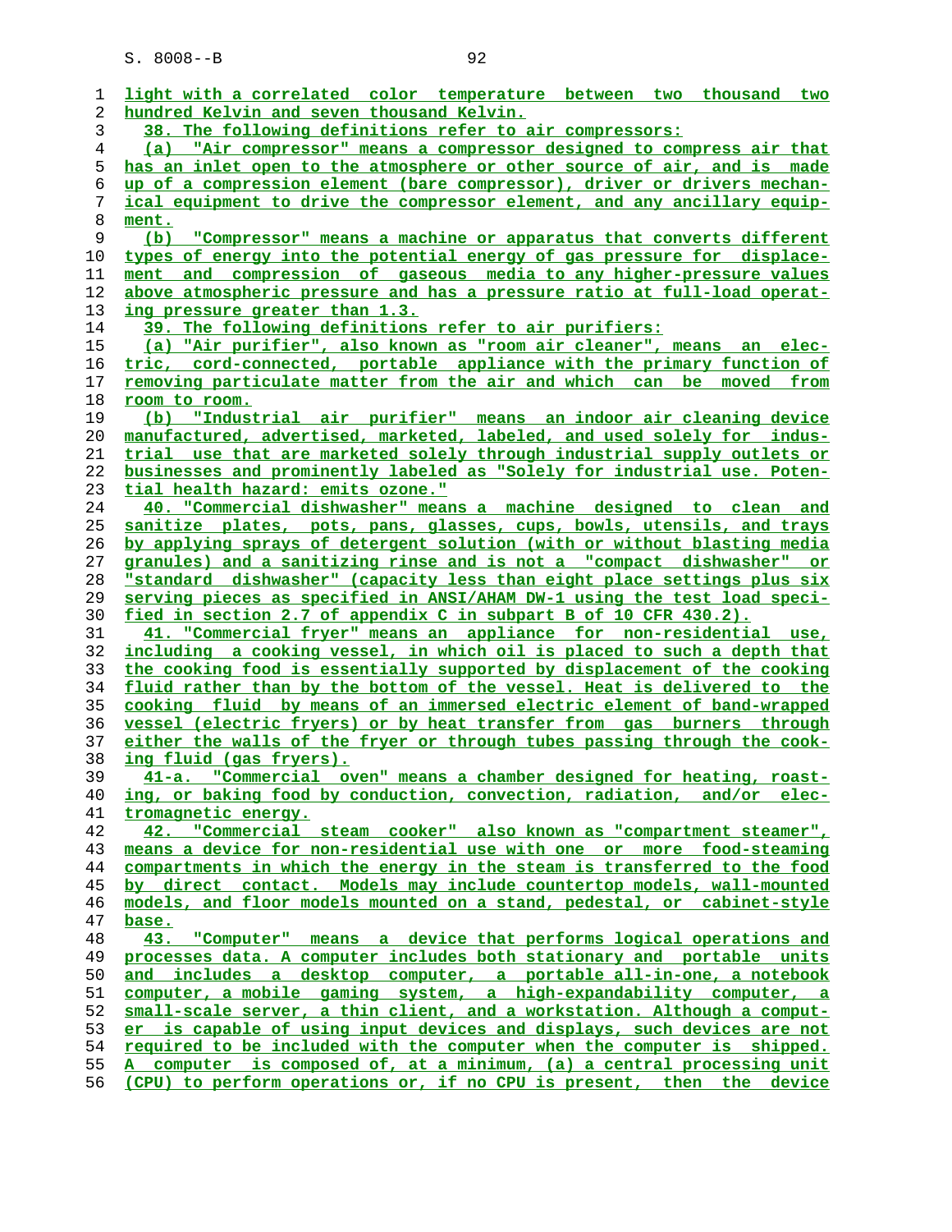light with a correlated color temperature between two thousand two hundred Kelvin and seven thousand Kelvin.

38. The following definitions refer to air compressors:

(a) "Air compressor" means a compressor designed to compress air that has an inlet open to the atmosphere or other source of air, and is made up of a compression element (bare compressor), driver or drivers mechanical equipment to drive the compressor element, and any ancillary equipment.

(b) "Compressor" means a machine or apparatus that converts different types of energy into the potential energy of gas pressure for displacement and compression of gaseous media to any higher-pressure values above atmospheric pressure and has a pressure ratio at full-load operating pressure greater than 1.3.

39. The following definitions refer to air purifiers:

(a) "Air purifier", also known as "room air cleaner", means an electric, cord-connected, portable appliance with the primary function of removing particulate matter from the air and which can be moved from room to room.

(b) "Industrial air purifier" means an indoor air cleaning device manufactured, advertised, marketed, labeled, and used solely for industrial use that are marketed solely through industrial supply outlets or businesses and prominently labeled as "Solely for industrial use. Potential health hazard: emits ozone."

40. "Commercial dishwasher" means a machine designed to clean and sanitize plates, pots, pans, glasses, cups, bowls, utensils, and trays by applying sprays of detergent solution (with or without blasting media granules) and a sanitizing rinse and is not a "compact dishwasher" or "standard dishwasher" (capacity less than eight place settings plus six serving pieces as specified in ANSI/AHAM DW-1 using the test load specified in section 2.7 of appendix C in subpart B of 10 CFR 430.2).

41. "Commercial fryer" means an appliance for non-residential use, including a cooking vessel, in which oil is placed to such a depth that the cooking food is essentially supported by displacement of the cooking fluid rather than by the bottom of the vessel. Heat is delivered to the cooking fluid by means of an immersed electric element of band-wrapped vessel (electric fryers) or by heat transfer from gas burners through either the walls of the fryer or through tubes passing through the cooking fluid (gas fryers).

41-a. "Commercial oven" means a chamber designed for heating, roasting, or baking food by conduction, convection, radiation, and/or electromagnetic energy.

42. "Commercial steam cooker" also known as "compartment steamer", means a device for non-residential use with one or more food-steaming compartments in which the energy in the steam is transferred to the food by direct contact. Models may include countertop models, wall-mounted models, and floor models mounted on a stand, pedestal, or cabinet-style base.

43. "Computer" means a device that performs logical operations and processes data. A computer includes both stationary and portable units and includes a desktop computer, a portable all-in-one, a notebook computer, a mobile gaming system, a high-expandability computer, a small-scale server, a thin client, and a workstation. Although a computer is capable of using input devices and displays, such devices are not required to be included with the computer when the computer is shipped. A computer is composed of, at a minimum, (a) a central processing unit (CPU) to perform operations or, if no CPU is present, then the device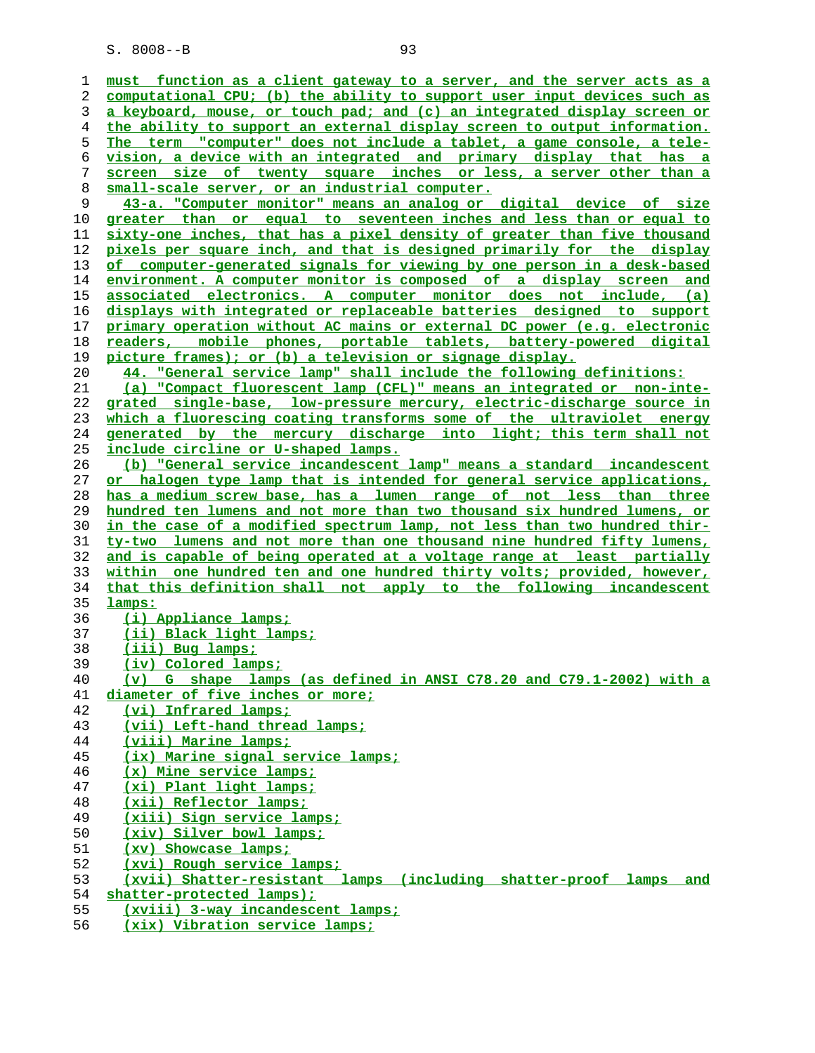must function as a client gateway to a server, and the server acts as a computational CPU; (b) the ability to support user input devices such as a keyboard, mouse, or touch pad; and (c) an integrated display screen or the ability to support an external display screen to output information. The term "computer" does not include a tablet, a game console, a television, a device with an integrated and primary display that has a screen size of twenty square inches or less, a server other than a small-scale server, or an industrial computer.

43-a. "Computer monitor" means an analog or digital device of size greater than or equal to seventeen inches and less than or equal to sixty-one inches, that has a pixel density of greater than five thousand pixels per square inch, and that is designed primarily for the display of computer-generated signals for viewing by one person in a desk-based environment. A computer monitor is composed of a display screen and associated electronics. A computer monitor does not include, (a) displays with integrated or replaceable batteries designed to support primary operation without AC mains or external DC power (e.g. electronic readers, mobile phones, portable tablets, battery-powered digital picture frames); or (b) a television or signage display.

44. "General service lamp" shall include the following definitions:

(a) "Compact fluorescent lamp (CFL)" means an integrated or non-integrated single-base, low-pressure mercury, electric-discharge source in which a fluorescing coating transforms some of the ultraviolet energy generated by the mercury discharge into light; this term shall not include circline or U-shaped lamps.

(b) "General service incandescent lamp" means a standard incandescent or halogen type lamp that is intended for general service applications, has a medium screw base, has a lumen range of not less than three hundred ten lumens and not more than two thousand six hundred lumens, or in the case of a modified spectrum lamp, not less than two hundred thirty-two lumens and not more than one thousand nine hundred fifty lumens, and is capable of being operated at a voltage range at least partially within one hundred ten and one hundred thirty volts; provided, however, that this definition shall not apply to the following incandescent lamps:

(i) Appliance lamps;

(ii) Black light lamps;

(iii) Bug lamps;

(iv) Colored lamps;

(v) G shape lamps (as defined in ANSI C78.20 and C79.1-2002) with a diameter of five inches or more;

(vi) Infrared lamps;

(vii) Left-hand thread lamps;

(viii) Marine lamps;

(ix) Marine signal service lamps;

(x) Mine service lamps;

(xi) Plant light lamps;

(xii) Reflector lamps;

(xiii) Sign service lamps;

(xiv) Silver bowl lamps;

(xv) Showcase lamps;

(xvi) Rough service lamps;

(xvii) Shatter-resistant lamps (including shatter-proof lamps and shatter-protected lamps);

(xviii) 3-way incandescent lamps;

(xix) Vibration service lamps;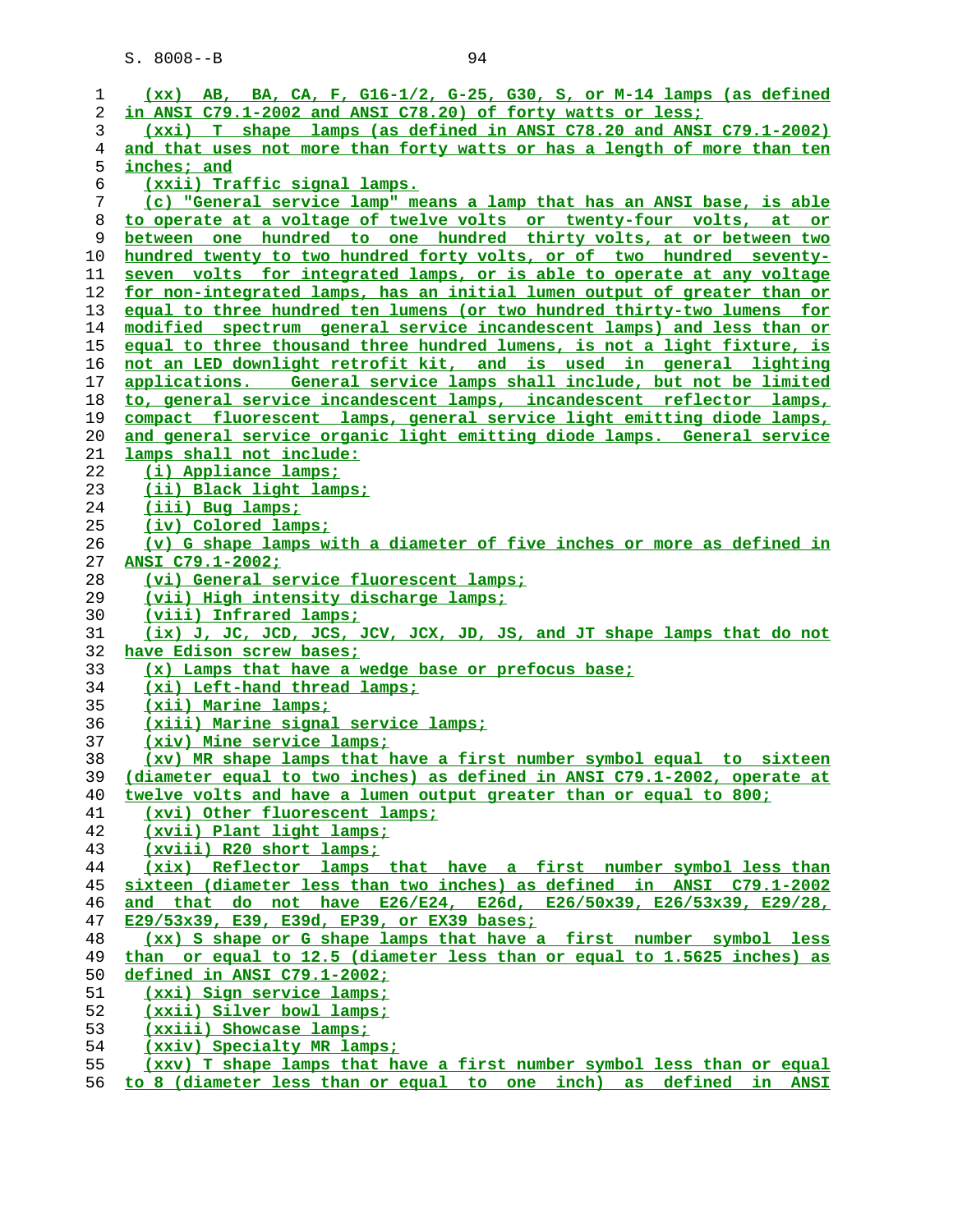(xx) AB, BA, CA, F, G16-1/2, G-25, G30, S, or M-14 lamps (as defined in ANSI C79.1-2002 and ANSI C78.20) of forty watts or less;

(xxi) T shape lamps (as defined in ANSI C78.20 and ANSI C79.1-2002) and that uses not more than forty watts or has a length of more than ten inches; and

(xxii) Traffic signal lamps.

(c) "General service lamp" means a lamp that has an ANSI base, is able to operate at a voltage of twelve volts or twenty-four volts, at or between one hundred to one hundred thirty volts, at or between two hundred twenty to two hundred forty volts, or of two hundred seventy-seven volts for integrated lamps, or is able to operate at any voltage for non-integrated lamps, has an initial lumen output of greater than or equal to three hundred ten lumens (or two hundred thirty-two lumens for modified spectrum general service incandescent lamps) and less than or equal to three thousand three hundred lumens, is not a light fixture, is not an LED downlight retrofit kit, and is used in general lighting applications. General service lamps shall include, but not be limited to, general service incandescent lamps, incandescent reflector lamps, compact fluorescent lamps, general service light emitting diode lamps, and general service organic light emitting diode lamps. General service lamps shall not include:

(i) Appliance lamps;

(ii) Black light lamps;

(iii) Bug lamps;

(iv) Colored lamps;

(v) G shape lamps with a diameter of five inches or more as defined in ANSI C79.1-2002;

(vi) General service fluorescent lamps;

(vii) High intensity discharge lamps;

(viii) Infrared lamps;

(ix) J, JC, JCD, JCS, JCV, JCX, JD, JS, and JT shape lamps that do not have Edison screw bases;

(x) Lamps that have a wedge base or prefocus base;

(xi) Left-hand thread lamps;

(xii) Marine lamps;

(xiii) Marine signal service lamps;

(xiv) Mine service lamps;

(xv) MR shape lamps that have a first number symbol equal to sixteen (diameter equal to two inches) as defined in ANSI C79.1-2002, operate at twelve volts and have a lumen output greater than or equal to 800;

(xvi) Other fluorescent lamps;

(xvii) Plant light lamps;

(xviii) R20 short lamps;

(xix) Reflector lamps that have a first number symbol less than sixteen (diameter less than two inches) as defined in ANSI C79.1-2002 and that do not have E26/E24, E26d, E26/50x39, E26/53x39, E29/28, E29/53x39, E39, E39d, EP39, or EX39 bases;

(xx) S shape or G shape lamps that have a first number symbol less than or equal to 12.5 (diameter less than or equal to 1.5625 inches) as defined in ANSI C79.1-2002;

(xxi) Sign service lamps;

(xxii) Silver bowl lamps;

(xxiii) Showcase lamps;

(xxiv) Specialty MR lamps;

(xxv) T shape lamps that have a first number symbol less than or equal to 8 (diameter less than or equal to one inch) as defined in ANSI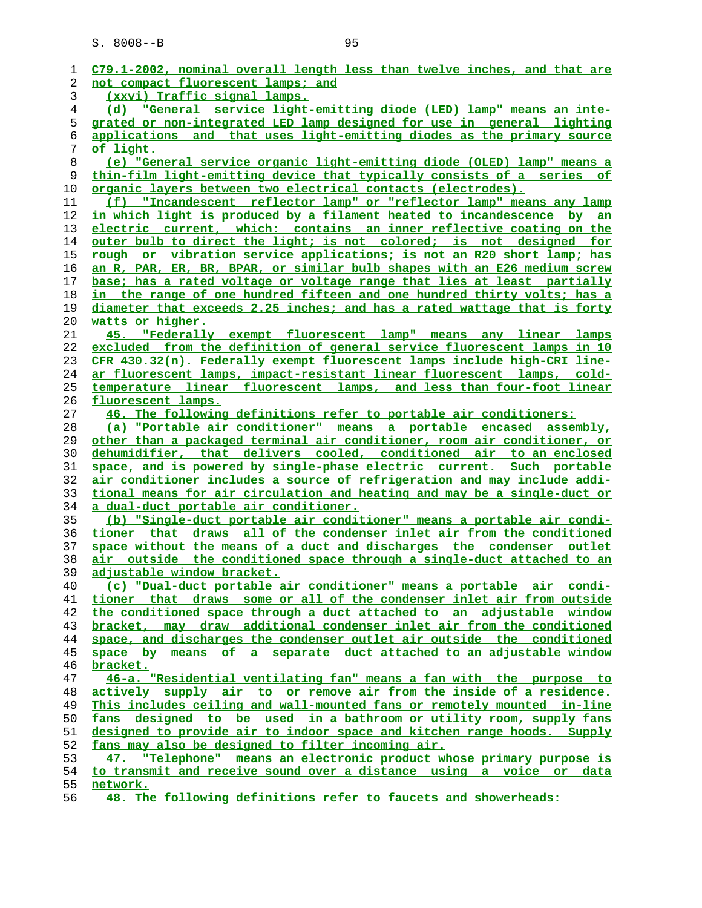C79.1-2002, nominal overall length less than twelve inches, and that are not compact fluorescent lamps; and

(xxvi) Traffic signal lamps.

(d) "General service light-emitting diode (LED) lamp" means an integrated or non-integrated LED lamp designed for use in general lighting applications and that uses light-emitting diodes as the primary source of light.

(e) "General service organic light-emitting diode (OLED) lamp" means a thin-film light-emitting device that typically consists of a series of organic layers between two electrical contacts (electrodes).

(f) "Incandescent reflector lamp" or "reflector lamp" means any lamp in which light is produced by a filament heated to incandescence by an electric current, which: contains an inner reflective coating on the outer bulb to direct the light; is not colored; is not designed for rough or vibration service applications; is not an R20 short lamp; has an R, PAR, ER, BR, BPAR, or similar bulb shapes with an E26 medium screw base; has a rated voltage or voltage range that lies at least partially in the range of one hundred fifteen and one hundred thirty volts; has a diameter that exceeds 2.25 inches; and has a rated wattage that is forty watts or higher.

45. "Federally exempt fluorescent lamp" means any linear lamps excluded from the definition of general service fluorescent lamps in 10 CFR 430.32(n). Federally exempt fluorescent lamps include high-CRI linear fluorescent lamps, impact-resistant linear fluorescent lamps, cold-temperature linear fluorescent lamps, and less than four-foot linear fluorescent lamps.

46. The following definitions refer to portable air conditioners:

(a) "Portable air conditioner" means a portable encased assembly, other than a packaged terminal air conditioner, room air conditioner, or dehumidifier, that delivers cooled, conditioned air to an enclosed space, and is powered by single-phase electric current. Such portable air conditioner includes a source of refrigeration and may include additional means for air circulation and heating and may be a single-duct or a dual-duct portable air conditioner.

(b) "Single-duct portable air conditioner" means a portable air conditioner that draws all of the condenser inlet air from the conditioned space without the means of a duct and discharges the condenser outlet air outside the conditioned space through a single-duct attached to an adjustable window bracket.

(c) "Dual-duct portable air conditioner" means a portable air conditioner that draws some or all of the condenser inlet air from outside the conditioned space through a duct attached to an adjustable window bracket, may draw additional condenser inlet air from the conditioned space, and discharges the condenser outlet air outside the conditioned space by means of a separate duct attached to an adjustable window bracket.

46-a. "Residential ventilating fan" means a fan with the purpose to actively supply air to or remove air from the inside of a residence. This includes ceiling and wall-mounted fans or remotely mounted in-line fans designed to be used in a bathroom or utility room, supply fans designed to provide air to indoor space and kitchen range hoods. Supply fans may also be designed to filter incoming air.

47. "Telephone" means an electronic product whose primary purpose is to transmit and receive sound over a distance using a voice or data network.

48. The following definitions refer to faucets and showerheads: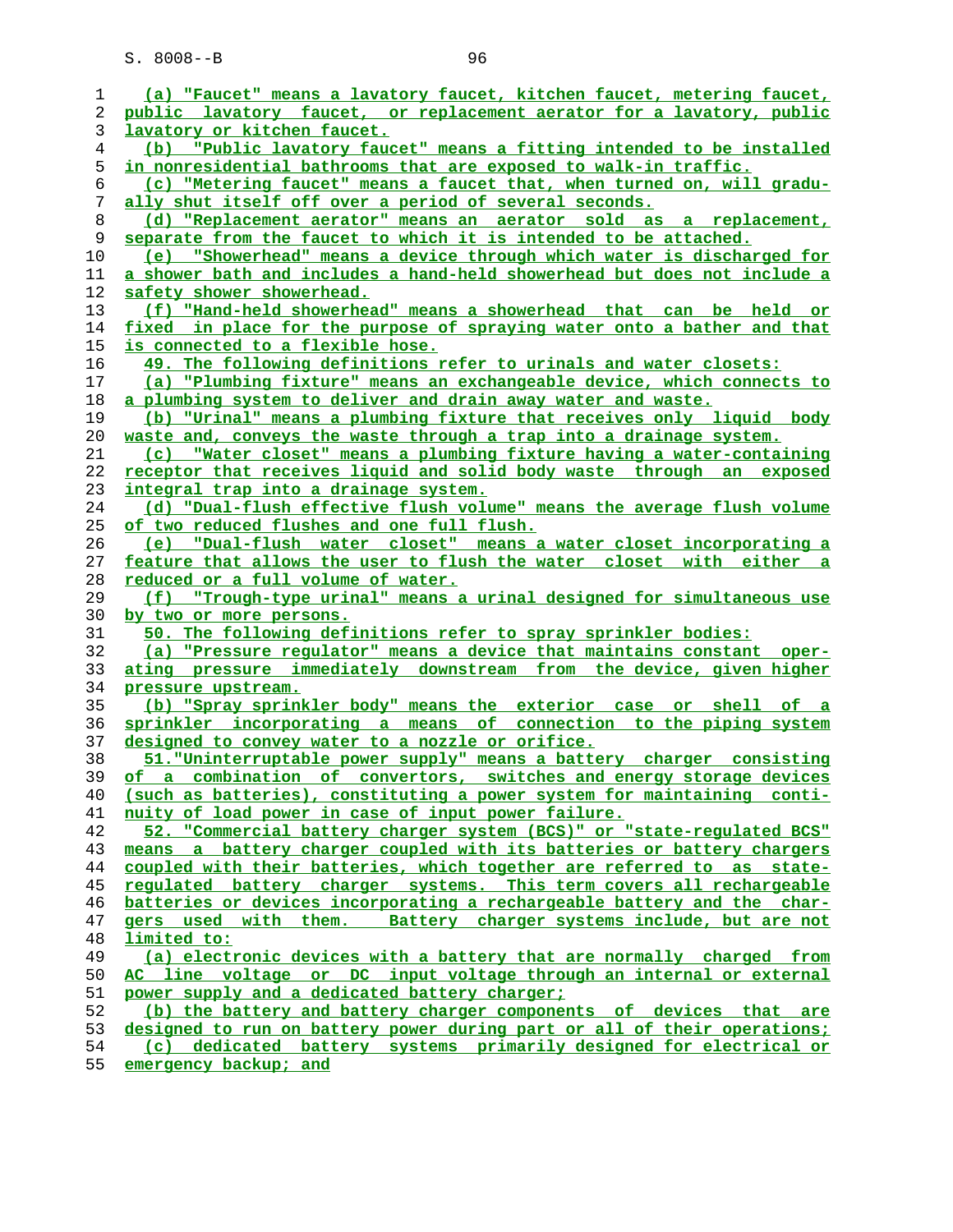(a) "Faucet" means a lavatory faucet, kitchen faucet, metering faucet, public lavatory faucet, or replacement aerator for a lavatory, public lavatory or kitchen faucet.

(b) "Public lavatory faucet" means a fitting intended to be installed in nonresidential bathrooms that are exposed to walk-in traffic.

(c) "Metering faucet" means a faucet that, when turned on, will gradually shut itself off over a period of several seconds.

(d) "Replacement aerator" means an aerator sold as a replacement, separate from the faucet to which it is intended to be attached.

(e) "Showerhead" means a device through which water is discharged for a shower bath and includes a hand-held showerhead but does not include a safety shower showerhead.

(f) "Hand-held showerhead" means a showerhead that can be held or fixed in place for the purpose of spraying water onto a bather and that is connected to a flexible hose.

49. The following definitions refer to urinals and water closets:

(a) "Plumbing fixture" means an exchangeable device, which connects to a plumbing system to deliver and drain away water and waste.

(b) "Urinal" means a plumbing fixture that receives only liquid body waste and, conveys the waste through a trap into a drainage system.

(c) "Water closet" means a plumbing fixture having a water-containing receptor that receives liquid and solid body waste through an exposed integral trap into a drainage system.

(d) "Dual-flush effective flush volume" means the average flush volume of two reduced flushes and one full flush.

(e) "Dual-flush water closet" means a water closet incorporating a feature that allows the user to flush the water closet with either a reduced or a full volume of water.

(f) "Trough-type urinal" means a urinal designed for simultaneous use by two or more persons.

50. The following definitions refer to spray sprinkler bodies:

(a) "Pressure regulator" means a device that maintains constant operating pressure immediately downstream from the device, given higher pressure upstream.

(b) "Spray sprinkler body" means the exterior case or shell of a sprinkler incorporating a means of connection to the piping system designed to convey water to a nozzle or orifice.

51."Uninterruptable power supply" means a battery charger consisting of a combination of convertors, switches and energy storage devices (such as batteries), constituting a power system for maintaining continuity of load power in case of input power failure.

52. "Commercial battery charger system (BCS)" or "state-regulated BCS" means a battery charger coupled with its batteries or battery chargers coupled with their batteries, which together are referred to as state-regulated battery charger systems. This term covers all rechargeable batteries or devices incorporating a rechargeable battery and the chargers used with them. Battery charger systems include, but are not limited to:

(a) electronic devices with a battery that are normally charged from AC line voltage or DC input voltage through an internal or external power supply and a dedicated battery charger;

(b) the battery and battery charger components of devices that are designed to run on battery power during part or all of their operations;

(c) dedicated battery systems primarily designed for electrical or emergency backup; and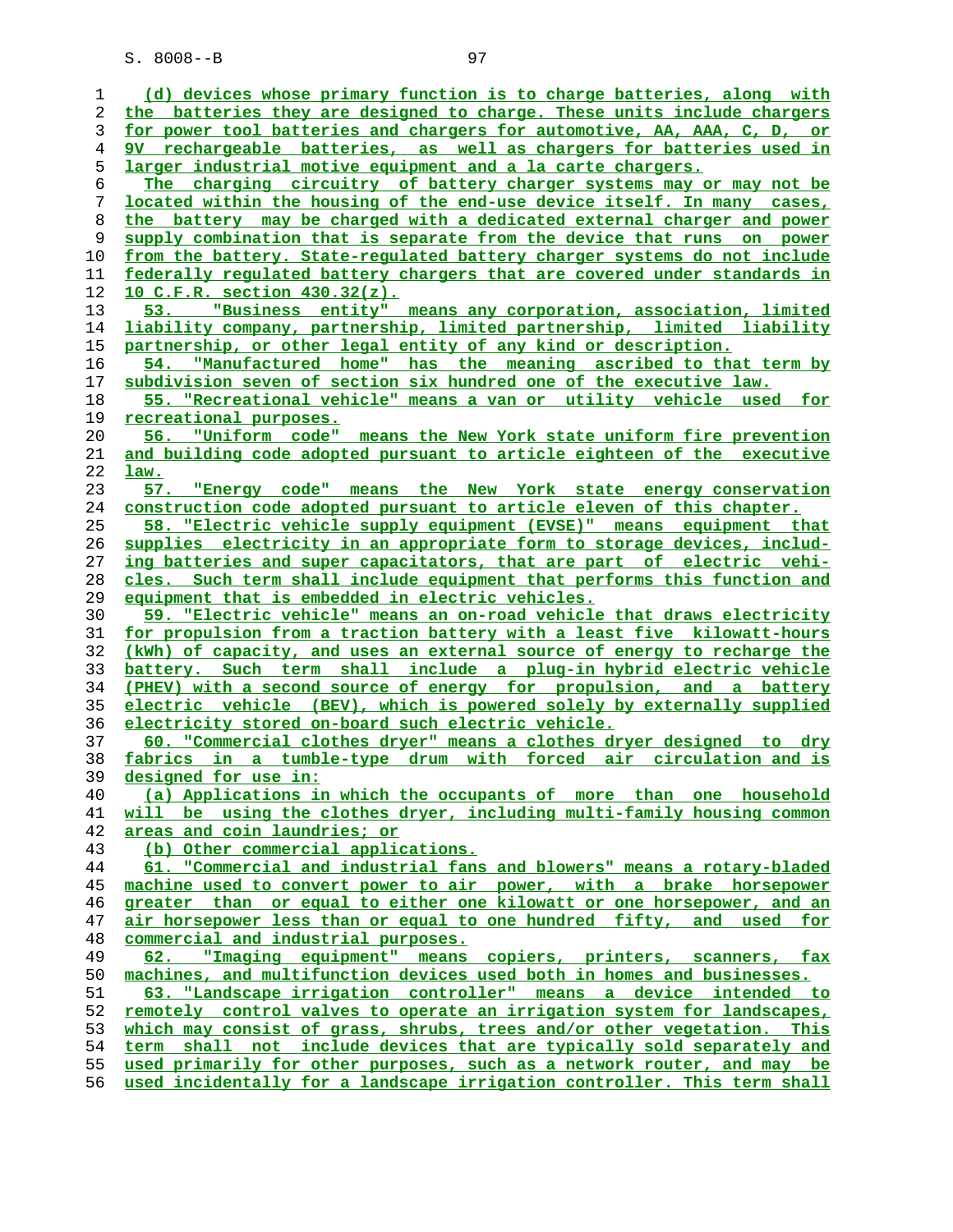(d) devices whose primary function is to charge batteries, along with the batteries they are designed to charge. These units include chargers for power tool batteries and chargers for automotive, AA, AAA, C, D, or 9V rechargeable batteries, as well as chargers for batteries used in larger industrial motive equipment and a la carte chargers.

The charging circuitry of battery charger systems may or may not be located within the housing of the end-use device itself. In many cases, the battery may be charged with a dedicated external charger and power supply combination that is separate from the device that runs on power from the battery. State-regulated battery charger systems do not include federally regulated battery chargers that are covered under standards in 10 C.F.R. section 430.32(z).

53. "Business entity" means any corporation, association, limited liability company, partnership, limited partnership, limited liability partnership, or other legal entity of any kind or description.

54. "Manufactured home" has the meaning ascribed to that term by subdivision seven of section six hundred one of the executive law.

55. "Recreational vehicle" means a van or utility vehicle used for recreational purposes.

56. "Uniform code" means the New York state uniform fire prevention and building code adopted pursuant to article eighteen of the executive law.

57. "Energy code" means the New York state energy conservation construction code adopted pursuant to article eleven of this chapter.

58. "Electric vehicle supply equipment (EVSE)" means equipment that supplies electricity in an appropriate form to storage devices, including batteries and super capacitators, that are part of electric vehicles. Such term shall include equipment that performs this function and equipment that is embedded in electric vehicles.

59. "Electric vehicle" means an on-road vehicle that draws electricity for propulsion from a traction battery with a least five kilowatt-hours (kWh) of capacity, and uses an external source of energy to recharge the battery. Such term shall include a plug-in hybrid electric vehicle (PHEV) with a second source of energy for propulsion, and a battery electric vehicle (BEV), which is powered solely by externally supplied electricity stored on-board such electric vehicle.

60. "Commercial clothes dryer" means a clothes dryer designed to dry fabrics in a tumble-type drum with forced air circulation and is designed for use in:

(a) Applications in which the occupants of more than one household will be using the clothes dryer, including multi-family housing common areas and coin laundries; or

(b) Other commercial applications.

61. "Commercial and industrial fans and blowers" means a rotary-bladed machine used to convert power to air power, with a brake horsepower greater than or equal to either one kilowatt or one horsepower, and an air horsepower less than or equal to one hundred fifty, and used for commercial and industrial purposes.

62. "Imaging equipment" means copiers, printers, scanners, fax machines, and multifunction devices used both in homes and businesses.

63. "Landscape irrigation controller" means a device intended to remotely control valves to operate an irrigation system for landscapes, which may consist of grass, shrubs, trees and/or other vegetation. This term shall not include devices that are typically sold separately and used primarily for other purposes, such as a network router, and may be used incidentally for a landscape irrigation controller. This term shall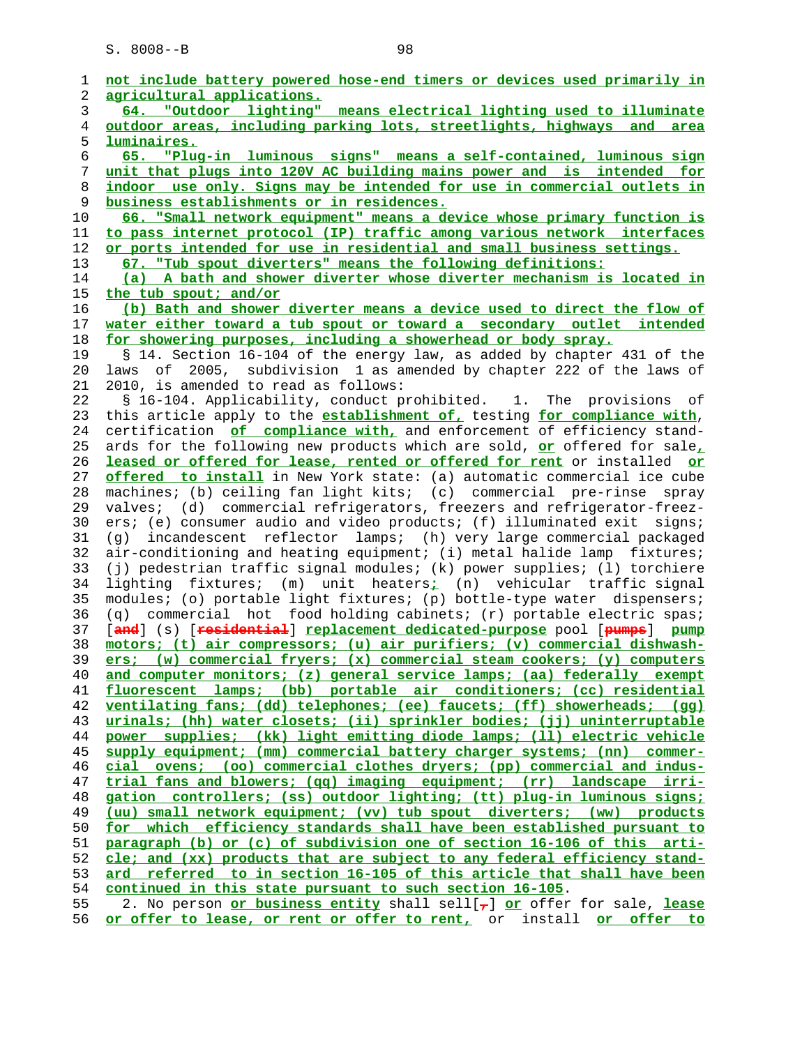not include battery powered hose-end timers or devices used primarily in agricultural applications.

64. "Outdoor lighting" means electrical lighting used to illuminate outdoor areas, including parking lots, streetlights, highways and area luminaires.

65. "Plug-in luminous signs" means a self-contained, luminous sign unit that plugs into 120V AC building mains power and is intended for indoor use only. Signs may be intended for use in commercial outlets in business establishments or in residences.

66. "Small network equipment" means a device whose primary function is to pass internet protocol (IP) traffic among various network interfaces or ports intended for use in residential and small business settings.

67. "Tub spout diverters" means the following definitions:

(a) A bath and shower diverter whose diverter mechanism is located in the tub spout; and/or

(b) Bath and shower diverter means a device used to direct the flow of water either toward a tub spout or toward a secondary outlet intended for showering purposes, including a showerhead or body spray.

§ 14. Section 16-104 of the energy law, as added by chapter 431 of the laws of 2005, subdivision 1 as amended by chapter 222 of the laws of 2010, is amended to read as follows:

§ 16-104. Applicability, conduct prohibited. 1. The provisions of this article apply to the establishment of, testing for compliance with, certification of compliance with, and enforcement of efficiency standards for the following new products which are sold, or offered for sale, leased or offered for lease, rented or offered for rent or installed or offered to install in New York state: (a) automatic commercial ice cube machines; (b) ceiling fan light kits; (c) commercial pre-rinse spray valves; (d) commercial refrigerators, freezers and refrigerator-freezers; (e) consumer audio and video products; (f) illuminated exit signs; (g) incandescent reflector lamps; (h) very large commercial packaged air-conditioning and heating equipment; (i) metal halide lamp fixtures; (j) pedestrian traffic signal modules; (k) power supplies; (l) torchiere lighting fixtures; (m) unit heaters; (n) vehicular traffic signal modules; (o) portable light fixtures; (p) bottle-type water dispensers; (q) commercial hot food holding cabinets; (r) portable electric spas; [and] (s) [residential] replacement dedicated-purpose pool [pumps] pump motors; (t) air compressors; (u) air purifiers; (v) commercial dishwashers; (w) commercial fryers; (x) commercial steam cookers; (y) computers and computer monitors; (z) general service lamps; (aa) federally exempt fluorescent lamps; (bb) portable air conditioners; (cc) residential ventilating fans; (dd) telephones; (ee) faucets; (ff) showerheads; (gg) urinals; (hh) water closets; (ii) sprinkler bodies; (jj) uninterruptable power supplies; (kk) light emitting diode lamps; (ll) electric vehicle supply equipment; (mm) commercial battery charger systems; (nn) commercial ovens; (oo) commercial clothes dryers; (pp) commercial and industrial fans and blowers; (qq) imaging equipment; (rr) landscape irrigation controllers; (ss) outdoor lighting; (tt) plug-in luminous signs; (uu) small network equipment; (vv) tub spout diverters; (ww) products for which efficiency standards shall have been established pursuant to paragraph (b) or (c) of subdivision one of section 16-106 of this article; and (xx) products that are subject to any federal efficiency standard referred to in section 16-105 of this article that shall have been continued in this state pursuant to such section 16-105.

2. No person or business entity shall sell[,] or offer for sale, lease or offer to lease, or rent or offer to rent, or install or offer to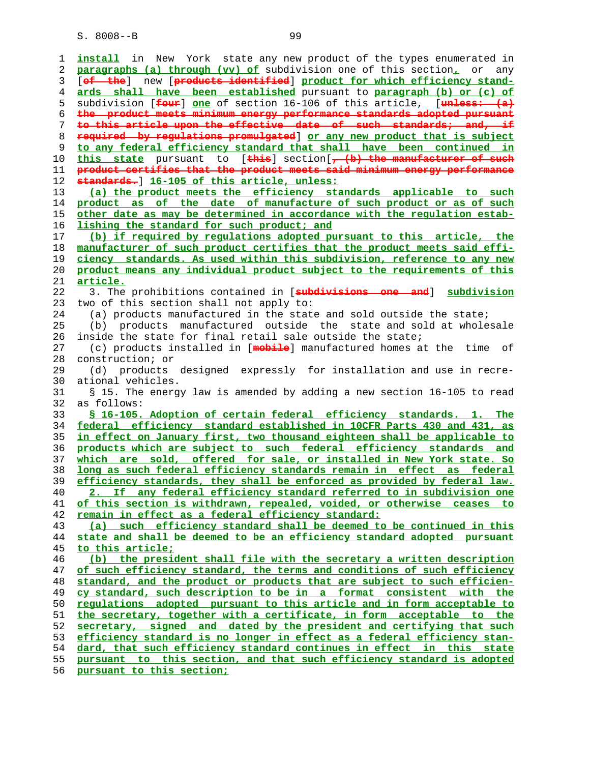install in New York state any new product of the types enumerated in paragraphs (a) through (vv) of subdivision one of this section, or any [of the] new [products identified] product for which efficiency standards shall have been established pursuant to paragraph (b) or (c) of subdivision [four] one of section 16-106 of this article, [unless: (a) the product meets minimum energy performance standards adopted pursuant to this article upon the effective date of such standards; and, if required by regulations promulgated] or any new product that is subject to any federal efficiency standard that shall have been continued in this state pursuant to [this] section[, (b) the manufacturer of such product certifies that the product meets said minimum energy performance standards.] 16-105 of this article, unless:

(a) the product meets the efficiency standards applicable to such product as of the date of manufacture of such product or as of such other date as may be determined in accordance with the regulation establishing the standard for such product; and

(b) if required by regulations adopted pursuant to this article, the manufacturer of such product certifies that the product meets said efficiency standards. As used within this subdivision, reference to any new product means any individual product subject to the requirements of this article.

3. The prohibitions contained in [subdivisions one and] subdivision two of this section shall not apply to:

(a) products manufactured in the state and sold outside the state;

(b) products manufactured outside the state and sold at wholesale inside the state for final retail sale outside the state;

(c) products installed in [mobile] manufactured homes at the time of construction; or

(d) products designed expressly for installation and use in recreational vehicles.

§ 15. The energy law is amended by adding a new section 16-105 to read as follows:

§ 16-105. Adoption of certain federal efficiency standards. 1. The federal efficiency standard established in 10CFR Parts 430 and 431, as in effect on January first, two thousand eighteen shall be applicable to products which are subject to such federal efficiency standards and which are sold, offered for sale, or installed in New York state. So long as such federal efficiency standards remain in effect as federal efficiency standards, they shall be enforced as provided by federal law.

2. If any federal efficiency standard referred to in subdivision one of this section is withdrawn, repealed, voided, or otherwise ceases to remain in effect as a federal efficiency standard:

(a) such efficiency standard shall be deemed to be continued in this state and shall be deemed to be an efficiency standard adopted pursuant to this article;

(b) the president shall file with the secretary a written description of such efficiency standard, the terms and conditions of such efficiency standard, and the product or products that are subject to such efficiency standard, such description to be in a format consistent with the regulations adopted pursuant to this article and in form acceptable to the secretary, together with a certificate, in form acceptable to the secretary, signed and dated by the president and certifying that such efficiency standard is no longer in effect as a federal efficiency standard, that such efficiency standard continues in effect in this state pursuant to this section, and that such efficiency standard is adopted pursuant to this section;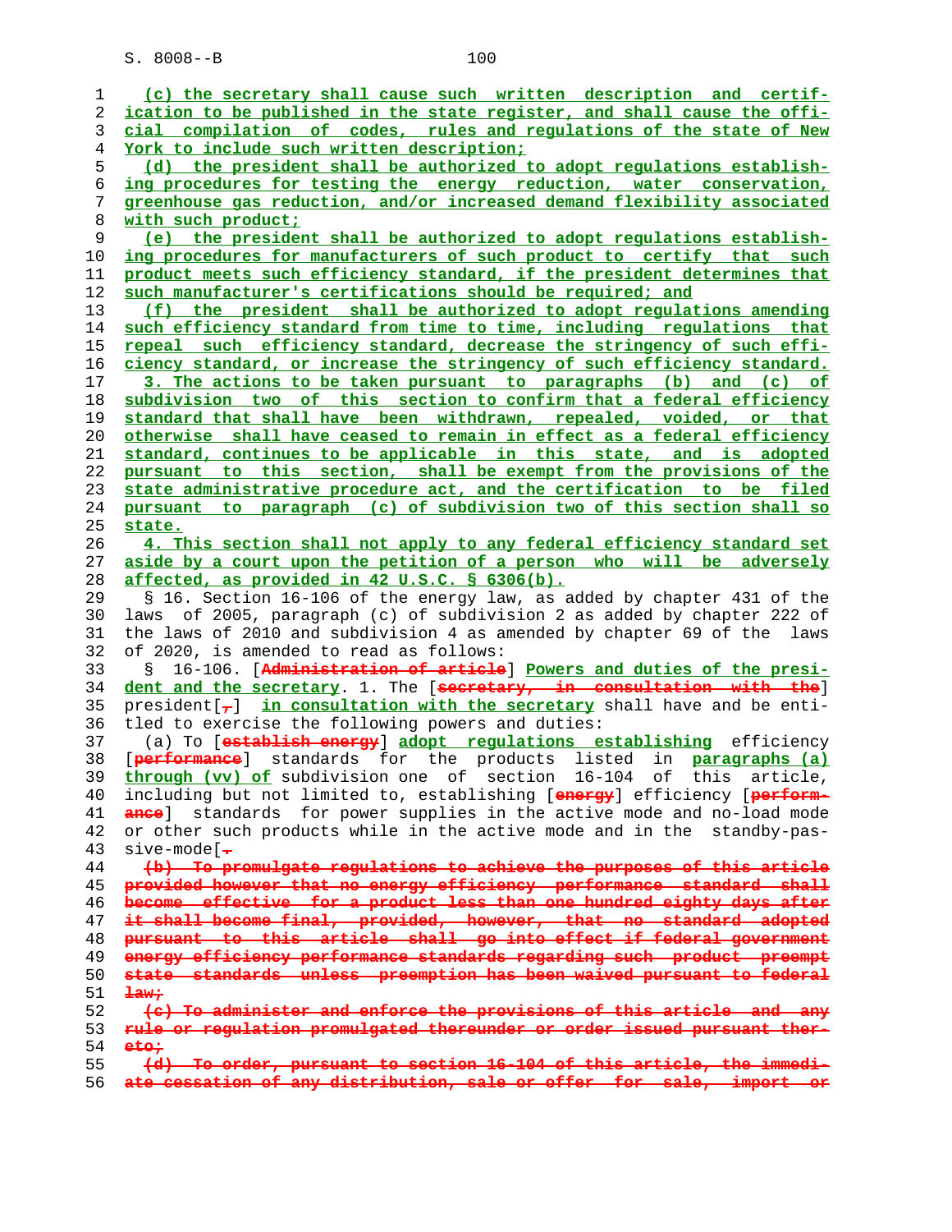(c) the secretary shall cause such written description and certification to be published in the state register, and shall cause the official compilation of codes, rules and regulations of the state of New York to include such written description;

(d) the president shall be authorized to adopt regulations establishing procedures for testing the energy reduction, water conservation, greenhouse gas reduction, and/or increased demand flexibility associated with such product;

(e) the president shall be authorized to adopt regulations establishing procedures for manufacturers of such product to certify that such product meets such efficiency standard, if the president determines that such manufacturer's certifications should be required; and

(f) the president shall be authorized to adopt regulations amending such efficiency standard from time to time, including regulations that repeal such efficiency standard, decrease the stringency of such efficiency standard, or increase the stringency of such efficiency standard.

3. The actions to be taken pursuant to paragraphs (b) and (c) of subdivision two of this section to confirm that a federal efficiency standard that shall have been withdrawn, repealed, voided, or that otherwise shall have ceased to remain in effect as a federal efficiency standard, continues to be applicable in this state, and is adopted pursuant to this section, shall be exempt from the provisions of the state administrative procedure act, and the certification to be filed pursuant to paragraph (c) of subdivision two of this section shall so state.

4. This section shall not apply to any federal efficiency standard set aside by a court upon the petition of a person who will be adversely affected, as provided in 42 U.S.C. § 6306(b).

§ 16. Section 16-106 of the energy law, as added by chapter 431 of the laws of 2005, paragraph (c) of subdivision 2 as added by chapter 222 of the laws of 2010 and subdivision 4 as amended by chapter 69 of the laws of 2020, is amended to read as follows:

§ 16-106. [~~Administration of article~~] Powers and duties of the president and the secretary. 1. The [~~secretary, in consultation with the~~] president[~~,~~] in consultation with the secretary shall have and be entitled to exercise the following powers and duties:

(a) To [~~establish energy~~] adopt regulations establishing efficiency [~~performance~~] standards for the products listed in paragraphs (a) through (vv) of subdivision one of section 16-104 of this article, including but not limited to, establishing [~~energy~~] efficiency [~~performance~~] standards for power supplies in the active mode and no-load mode or other such products while in the active mode and in the standby-passive-mode[~~.~~

~~(b) To promulgate regulations to achieve the purposes of this article provided however that no energy efficiency performance standard shall become effective for a product less than one hundred eighty days after it shall become final, provided, however, that no standard adopted pursuant to this article shall go into effect if federal government energy efficiency performance standards regarding such product preempt state standards unless preemption has been waived pursuant to federal law;~~

~~(c) To administer and enforce the provisions of this article and any rule or regulation promulgated thereunder or order issued pursuant thereto;~~

~~(d) To order, pursuant to section 16-104 of this article, the immediate cessation of any distribution, sale or offer for sale, import or~~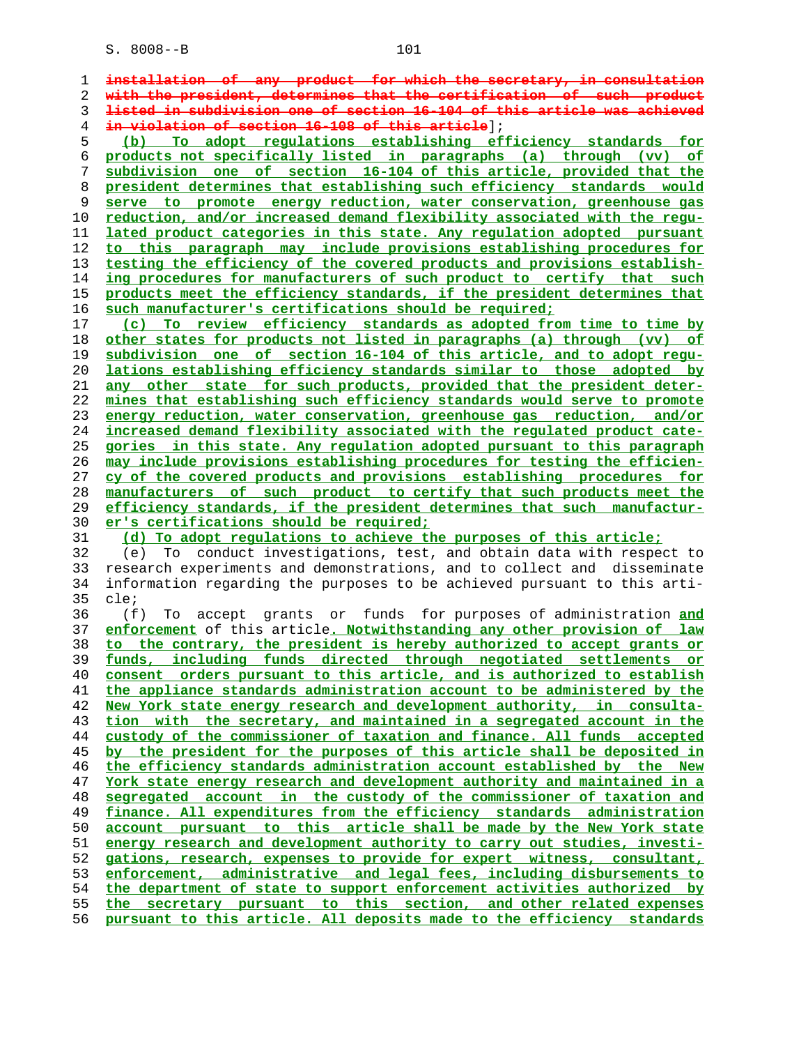~~installation of any product for which the secretary, in consultation with the president, determines that the certification of such product listed in subdivision one of section 16-104 of this article was achieved in violation of section 16-108 of this article~~];

<u>(b) To adopt regulations establishing efficiency standards for products not specifically listed in paragraphs (a) through (vv) of subdivision one of section 16-104 of this article, provided that the president determines that establishing such efficiency standards would serve to promote energy reduction, water conservation, greenhouse gas reduction, and/or increased demand flexibility associated with the regulated product categories in this state. Any regulation adopted pursuant to this paragraph may include provisions establishing procedures for testing the efficiency of the covered products and provisions establishing procedures for manufacturers of such product to certify that such products meet the efficiency standards, if the president determines that such manufacturer's certifications should be required;</u>

<u>(c) To review efficiency standards as adopted from time to time by other states for products not listed in paragraphs (a) through (vv) of subdivision one of section 16-104 of this article, and to adopt regulations establishing efficiency standards similar to those adopted by any other state for such products, provided that the president determines that establishing such efficiency standards would serve to promote energy reduction, water conservation, greenhouse gas reduction, and/or increased demand flexibility associated with the regulated product categories in this state. Any regulation adopted pursuant to this paragraph may include provisions establishing procedures for testing the efficiency of the covered products and provisions establishing procedures for manufacturers of such product to certify that such products meet the efficiency standards, if the president determines that such manufacturer's certifications should be required;</u>

<u>(d) To adopt regulations to achieve the purposes of this article;</u>

(e) To conduct investigations, test, and obtain data with respect to research experiments and demonstrations, and to collect and disseminate information regarding the purposes to be achieved pursuant to this article;

(f) To accept grants or funds for purposes of administration <u>and enforcement</u> of this article<u>. Notwithstanding any other provision of law to the contrary, the president is hereby authorized to accept grants or funds, including funds directed through negotiated settlements or consent orders pursuant to this article, and is authorized to establish the appliance standards administration account to be administered by the New York state energy research and development authority, in consultation with the secretary, and maintained in a segregated account in the custody of the commissioner of taxation and finance. All funds accepted by the president for the purposes of this article shall be deposited in the efficiency standards administration account established by the New York state energy research and development authority and maintained in a segregated account in the custody of the commissioner of taxation and finance. All expenditures from the efficiency standards administration account pursuant to this article shall be made by the New York state energy research and development authority to carry out studies, investigations, research, expenses to provide for expert witness, consultant, enforcement, administrative and legal fees, including disbursements to the department of state to support enforcement activities authorized by the secretary pursuant to this section, and other related expenses pursuant to this article. All deposits made to the efficiency standards</u>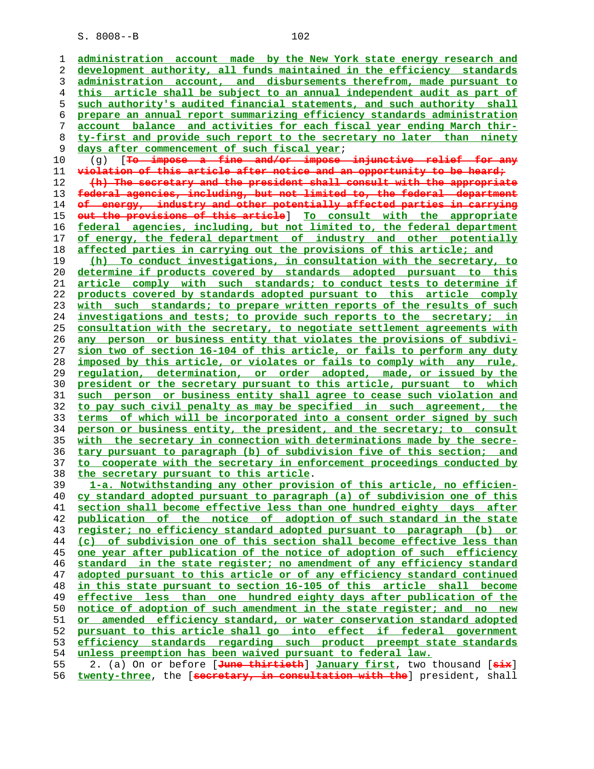administration account made by the New York state energy research and development authority, all funds maintained in the efficiency standards administration account, and disbursements therefrom, made pursuant to this article shall be subject to an annual independent audit as part of such authority's audited financial statements, and such authority shall prepare an annual report summarizing efficiency standards administration account balance and activities for each fiscal year ending March thirty-first and provide such report to the secretary no later than ninety days after commencement of such fiscal year;

(g) [To impose a fine and/or impose injunctive relief for any violation of this article after notice and an opportunity to be heard;

(h) The secretary and the president shall consult with the appropriate federal agencies, including, but not limited to, the federal department of energy, industry and other potentially affected parties in carrying out the provisions of this article] To consult with the appropriate federal agencies, including, but not limited to, the federal department of energy, the federal department of industry and other potentially affected parties in carrying out the provisions of this article; and

(h) To conduct investigations, in consultation with the secretary, to determine if products covered by standards adopted pursuant to this article comply with such standards; to conduct tests to determine if products covered by standards adopted pursuant to this article comply with such standards; to prepare written reports of the results of such investigations and tests; to provide such reports to the secretary; in consultation with the secretary, to negotiate settlement agreements with any person or business entity that violates the provisions of subdivision two of section 16-104 of this article, or fails to perform any duty imposed by this article, or violates or fails to comply with any rule, regulation, determination, or order adopted, made, or issued by the president or the secretary pursuant to this article, pursuant to which such person or business entity shall agree to cease such violation and to pay such civil penalty as may be specified in such agreement, the terms of which will be incorporated into a consent order signed by such person or business entity, the president, and the secretary; to consult with the secretary in connection with determinations made by the secretary pursuant to paragraph (b) of subdivision five of this section; and to cooperate with the secretary in enforcement proceedings conducted by the secretary pursuant to this article.

1-a. Notwithstanding any other provision of this article, no efficiency standard adopted pursuant to paragraph (a) of subdivision one of this section shall become effective less than one hundred eighty days after publication of the notice of adoption of such standard in the state register; no efficiency standard adopted pursuant to paragraph (b) or (c) of subdivision one of this section shall become effective less than one year after publication of the notice of adoption of such efficiency standard in the state register; no amendment of any efficiency standard adopted pursuant to this article or of any efficiency standard continued in this state pursuant to section 16-105 of this article shall become effective less than one hundred eighty days after publication of the notice of adoption of such amendment in the state register; and no new or amended efficiency standard, or water conservation standard adopted pursuant to this article shall go into effect if federal government efficiency standards regarding such product preempt state standards unless preemption has been waived pursuant to federal law.

2. (a) On or before [June thirtieth] January first, two thousand [six] twenty-three, the [secretary, in consultation with the] president, shall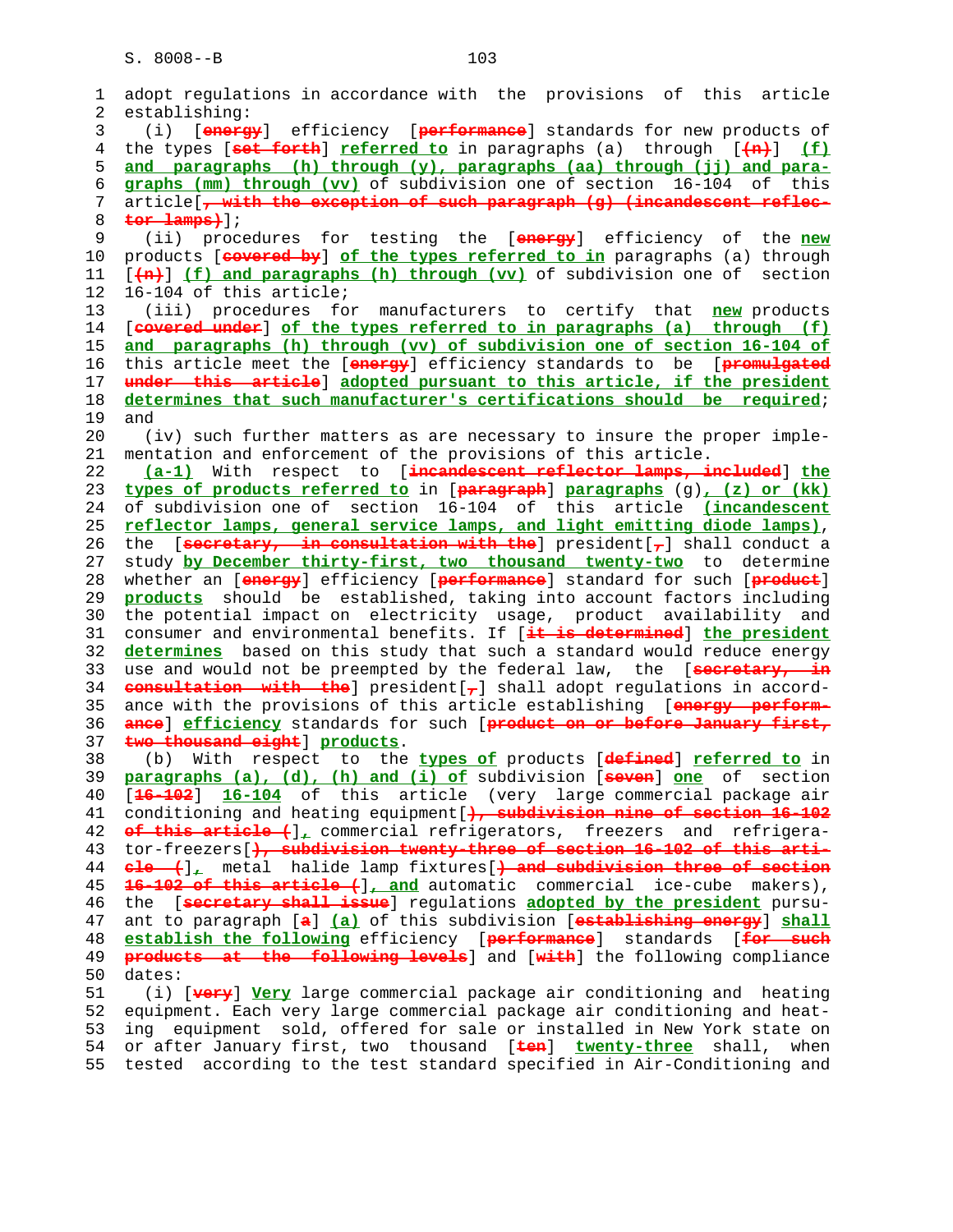adopt regulations in accordance with the provisions of this article establishing:

(i) [energy] efficiency [performance] standards for new products of the types [set forth] referred to in paragraphs (a) through [(n)] (f) and paragraphs (h) through (y), paragraphs (aa) through (jj) and paragraphs (mm) through (vv) of subdivision one of section 16-104 of this article[, with the exception of such paragraph (g) (incandescent reflector lamps)];

(ii) procedures for testing the [energy] efficiency of the new products [covered by] of the types referred to in paragraphs (a) through [(n)] (f) and paragraphs (h) through (vv) of subdivision one of section 16-104 of this article;

(iii) procedures for manufacturers to certify that new products [covered under] of the types referred to in paragraphs (a) through (f) and paragraphs (h) through (vv) of subdivision one of section 16-104 of this article meet the [energy] efficiency standards to be [promulgated under this article] adopted pursuant to this article, if the president determines that such manufacturer's certifications should be required; and

(iv) such further matters as are necessary to insure the proper implementation and enforcement of the provisions of this article.

(a-1) With respect to [incandescent reflector lamps, included] the types of products referred to in [paragraph] paragraphs (g), (z) or (kk) of subdivision one of section 16-104 of this article (incandescent reflector lamps, general service lamps, and light emitting diode lamps), the [secretary, in consultation with the] president[,] shall conduct a study by December thirty-first, two thousand twenty-two to determine whether an [energy] efficiency [performance] standard for such [product] products should be established, taking into account factors including the potential impact on electricity usage, product availability and consumer and environmental benefits. If [it is determined] the president determines based on this study that such a standard would reduce energy use and would not be preempted by the federal law, the [secretary, in consultation with the] president[,] shall adopt regulations in accordance with the provisions of this article establishing [energy performance] efficiency standards for such [product on or before January first, two thousand eight] products.

(b) With respect to the types of products [defined] referred to in paragraphs (a), (d), (h) and (i) of subdivision [seven] one of section [16-102] 16-104 of this article (very large commercial package air conditioning and heating equipment[), subdivision nine of section 16-102 of this article (], commercial refrigerators, freezers and refrigerator-freezers[), subdivision twenty-three of section 16-102 of this article (], metal halide lamp fixtures[) and subdivision three of section 16-102 of this article (], and automatic commercial ice-cube makers), the [secretary shall issue] regulations adopted by the president pursuant to paragraph [a] (a) of this subdivision [establishing energy] shall establish the following efficiency [performance] standards [for such products at the following levels] and [with] the following compliance dates:

(i) [very] Very large commercial package air conditioning and heating equipment. Each very large commercial package air conditioning and heating equipment sold, offered for sale or installed in New York state on or after January first, two thousand [ten] twenty-three shall, when tested according to the test standard specified in Air-Conditioning and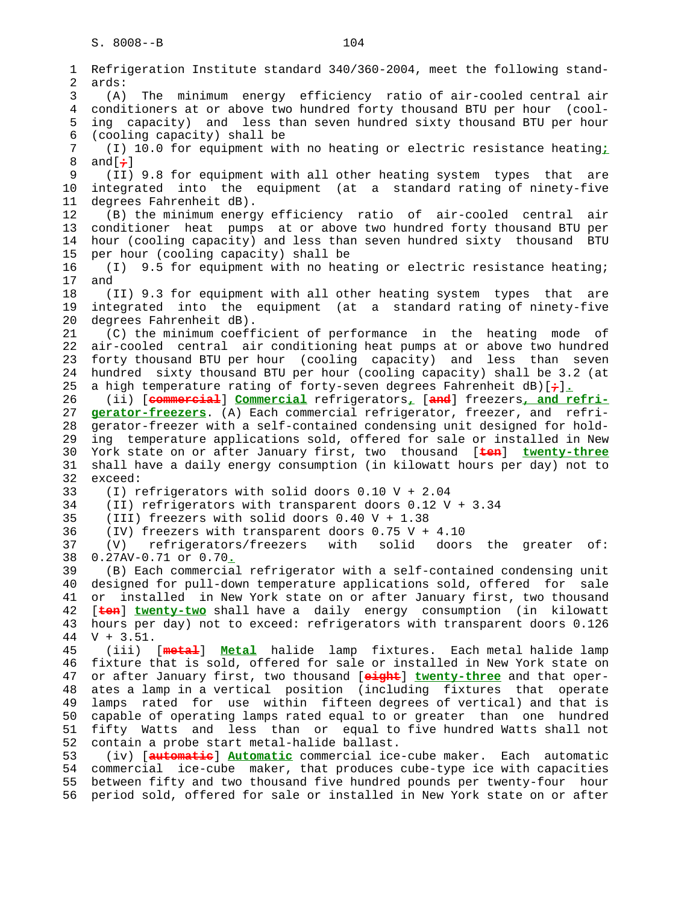Refrigeration Institute standard 340/360-2004, meet the following standards:

(A) The minimum energy efficiency ratio of air-cooled central air conditioners at or above two hundred forty thousand BTU per hour (cooling capacity) and less than seven hundred sixty thousand BTU per hour (cooling capacity) shall be

(I) 10.0 for equipment with no heating or electric resistance heating; and[;]

(II) 9.8 for equipment with all other heating system types that are integrated into the equipment (at a standard rating of ninety-five degrees Fahrenheit dB).

(B) the minimum energy efficiency ratio of air-cooled central air conditioner heat pumps at or above two hundred forty thousand BTU per hour (cooling capacity) and less than seven hundred sixty thousand BTU per hour (cooling capacity) shall be

(I) 9.5 for equipment with no heating or electric resistance heating; and

(II) 9.3 for equipment with all other heating system types that are integrated into the equipment (at a standard rating of ninety-five degrees Fahrenheit dB).

(C) the minimum coefficient of performance in the heating mode of air-cooled central air conditioning heat pumps at or above two hundred forty thousand BTU per hour (cooling capacity) and less than seven hundred sixty thousand BTU per hour (cooling capacity) shall be 3.2 (at a high temperature rating of forty-seven degrees Fahrenheit dB)[;].

(ii) [commercial] **Commercial** refrigerators, [and] freezers**, and refrigerator-freezers**. (A) Each commercial refrigerator, freezer, and refrigerator-freezer with a self-contained condensing unit designed for holding temperature applications sold, offered for sale or installed in New York state on or after January first, two thousand [ten] **twenty-three** shall have a daily energy consumption (in kilowatt hours per day) not to exceed:

(I) refrigerators with solid doors 0.10 V + 2.04

(II) refrigerators with transparent doors 0.12 V + 3.34

(III) freezers with solid doors 0.40 V + 1.38

(IV) freezers with transparent doors 0.75 V + 4.10

(V) refrigerators/freezers with solid doors the greater of: 0.27AV-0.71 or 0.70.

(B) Each commercial refrigerator with a self-contained condensing unit designed for pull-down temperature applications sold, offered for sale or installed in New York state on or after January first, two thousand [ten] **twenty-two** shall have a daily energy consumption (in kilowatt hours per day) not to exceed: refrigerators with transparent doors 0.126 V + 3.51.

(iii) [metal] **Metal** halide lamp fixtures. Each metal halide lamp fixture that is sold, offered for sale or installed in New York state on or after January first, two thousand [eight] **twenty-three** and that operates a lamp in a vertical position (including fixtures that operate lamps rated for use within fifteen degrees of vertical) and that is capable of operating lamps rated equal to or greater than one hundred fifty Watts and less than or equal to five hundred Watts shall not contain a probe start metal-halide ballast.

(iv) [automatic] **Automatic** commercial ice-cube maker. Each automatic commercial ice-cube maker, that produces cube-type ice with capacities between fifty and two thousand five hundred pounds per twenty-four hour period sold, offered for sale or installed in New York state on or after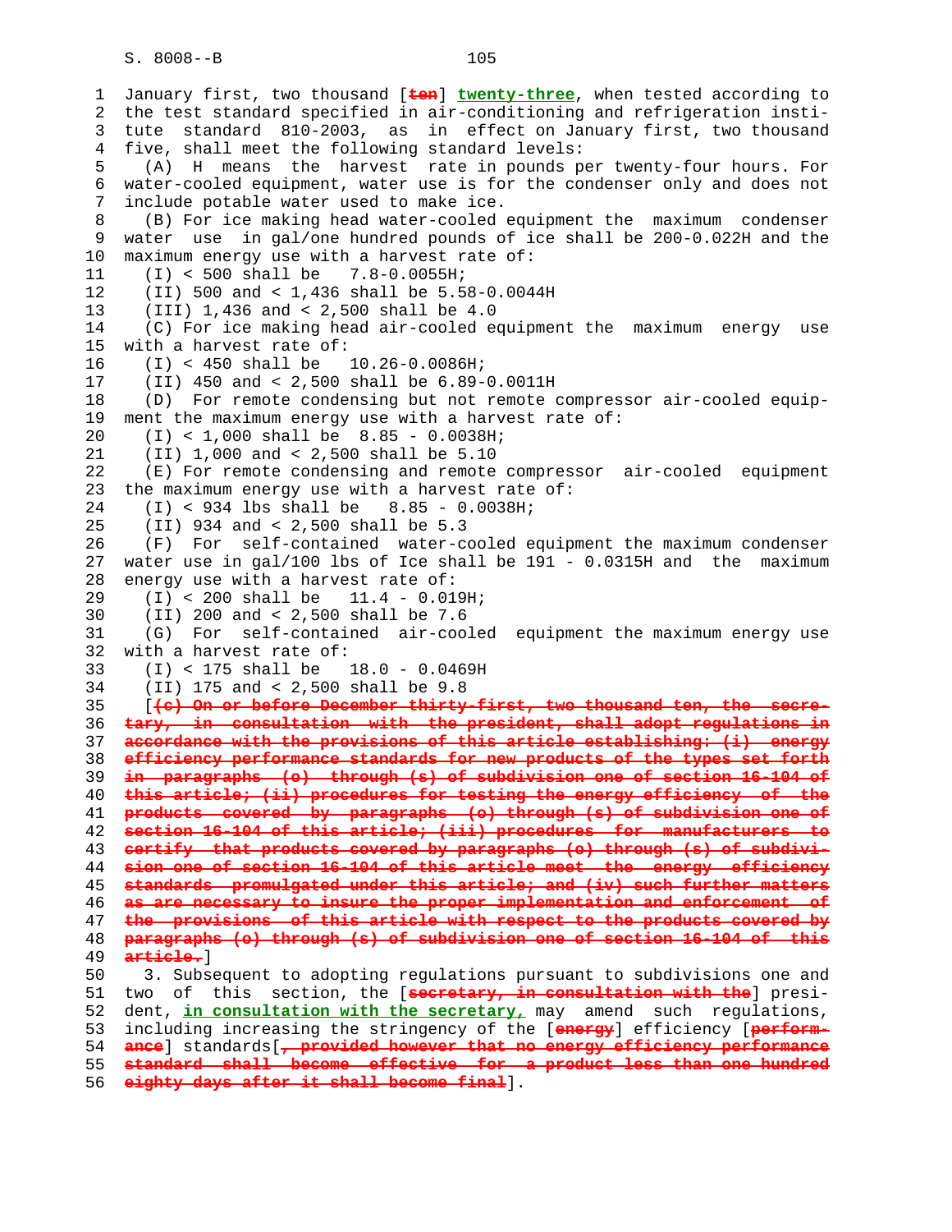January first, two thousand [~~ten~~] **twenty-three**, when tested according to the test standard specified in air-conditioning and refrigeration institute standard 810-2003, as in effect on January first, two thousand five, shall meet the following standard levels:

(A) H means the harvest rate in pounds per twenty-four hours. For water-cooled equipment, water use is for the condenser only and does not include potable water used to make ice.

(B) For ice making head water-cooled equipment the maximum condenser water use in gal/one hundred pounds of ice shall be 200-0.022H and the maximum energy use with a harvest rate of:

(I) < 500 shall be 7.8-0.0055H;

(II) 500 and < 1,436 shall be 5.58-0.0044H

(III) 1,436 and < 2,500 shall be 4.0

(C) For ice making head air-cooled equipment the maximum energy use with a harvest rate of:

(I) < 450 shall be 10.26-0.0086H;

(II) 450 and < 2,500 shall be 6.89-0.0011H

(D) For remote condensing but not remote compressor air-cooled equipment the maximum energy use with a harvest rate of:

(I) < 1,000 shall be 8.85 - 0.0038H;

(II) 1,000 and < 2,500 shall be 5.10

(E) For remote condensing and remote compressor air-cooled equipment the maximum energy use with a harvest rate of:

(I) < 934 lbs shall be 8.85 - 0.0038H;

(II) 934 and < 2,500 shall be 5.3

(F) For self-contained water-cooled equipment the maximum condenser water use in gal/100 lbs of Ice shall be 191 - 0.0315H and the maximum energy use with a harvest rate of:

(I) < 200 shall be 11.4 - 0.019H;

(II) 200 and < 2,500 shall be 7.6

(G) For self-contained air-cooled equipment the maximum energy use with a harvest rate of:

(I) < 175 shall be 18.0 - 0.0469H

(II) 175 and < 2,500 shall be 9.8

[~~(c) On or before December thirty-first, two thousand ten, the secretary, in consultation with the president, shall adopt regulations in accordance with the provisions of this article establishing: (i) energy efficiency performance standards for new products of the types set forth in paragraphs (o) through (s) of subdivision one of section 16-104 of this article; (ii) procedures for testing the energy efficiency of the products covered by paragraphs (o) through (s) of subdivision one of section 16-104 of this article; (iii) procedures for manufacturers to certify that products covered by paragraphs (o) through (s) of subdivision one of section 16-104 of this article meet the energy efficiency standards promulgated under this article; and (iv) such further matters as are necessary to insure the proper implementation and enforcement of the provisions of this article with respect to the products covered by paragraphs (o) through (s) of subdivision one of section 16-104 of this article.~~]

3. Subsequent to adopting regulations pursuant to subdivisions one and two of this section, the [~~secretary, in consultation with the~~] president, **in consultation with the secretary,** may amend such regulations, including increasing the stringency of the [~~energy~~] efficiency [~~performance~~] standards[~~, provided however that no energy efficiency performance standard shall become effective for a product less than one hundred eighty days after it shall become final~~].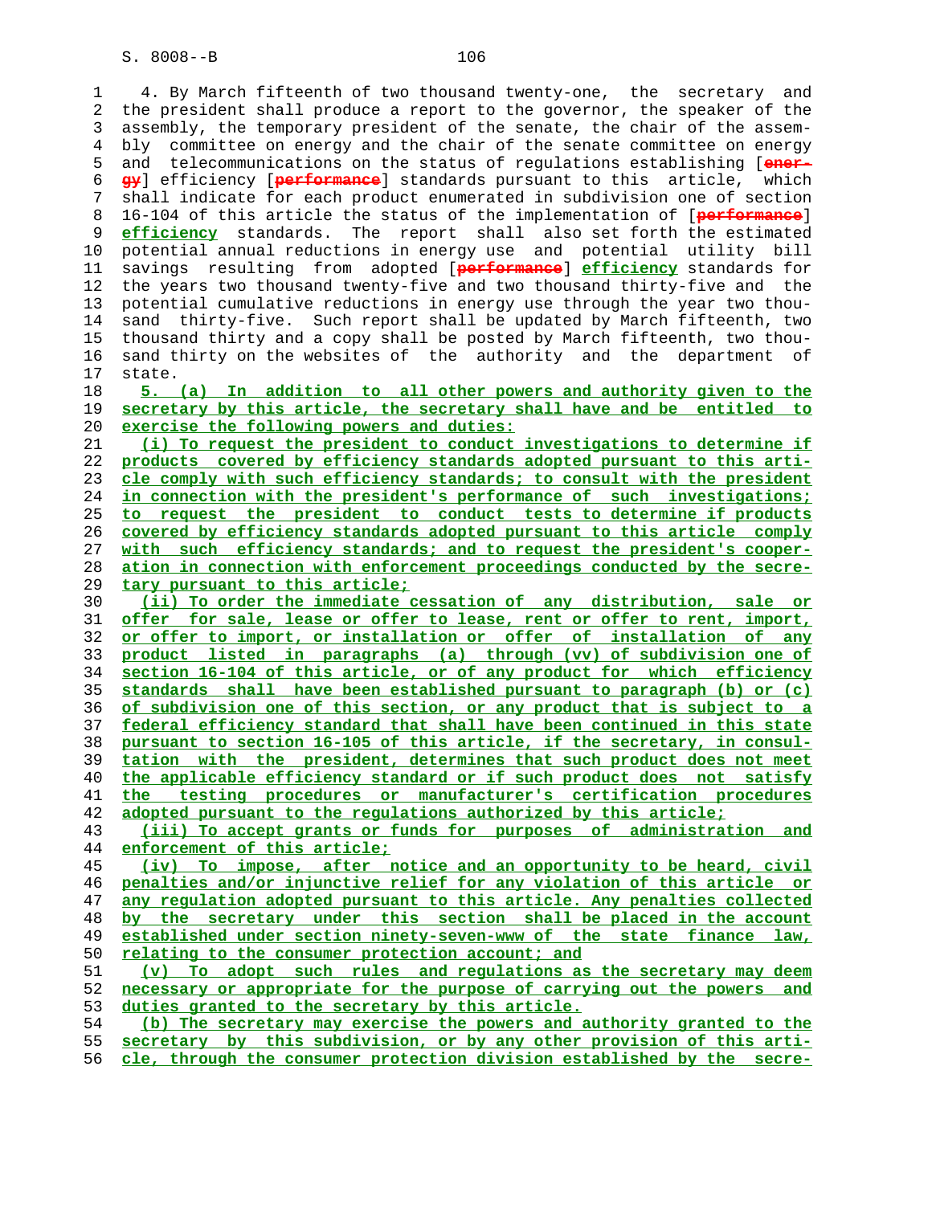4. By March fifteenth of two thousand twenty-one, the secretary and the president shall produce a report to the governor, the speaker of the assembly, the temporary president of the senate, the chair of the assembly committee on energy and the chair of the senate committee on energy and telecommunications on the status of regulations establishing [~~energy~~] efficiency [~~performance~~] standards pursuant to this article, which shall indicate for each product enumerated in subdivision one of section 16-104 of this article the status of the implementation of [~~performance~~] **efficiency** standards. The report shall also set forth the estimated potential annual reductions in energy use and potential utility bill savings resulting from adopted [~~performance~~] **efficiency** standards for the years two thousand twenty-five and two thousand thirty-five and the potential cumulative reductions in energy use through the year two thousand thirty-five. Such report shall be updated by March fifteenth, two thousand thirty and a copy shall be posted by March fifteenth, two thousand thirty on the websites of the authority and the department of state.

**5. (a) In addition to all other powers and authority given to the secretary by this article, the secretary shall have and be entitled to exercise the following powers and duties:**

**(i) To request the president to conduct investigations to determine if products covered by efficiency standards adopted pursuant to this article comply with such efficiency standards; to consult with the president in connection with the president's performance of such investigations; to request the president to conduct tests to determine if products covered by efficiency standards adopted pursuant to this article comply with such efficiency standards; and to request the president's cooperation in connection with enforcement proceedings conducted by the secretary pursuant to this article;**

**(ii) To order the immediate cessation of any distribution, sale or offer for sale, lease or offer to lease, rent or offer to rent, import, or offer to import, or installation or offer of installation of any product listed in paragraphs (a) through (vv) of subdivision one of section 16-104 of this article, or of any product for which efficiency standards shall have been established pursuant to paragraph (b) or (c) of subdivision one of this section, or any product that is subject to a federal efficiency standard that shall have been continued in this state pursuant to section 16-105 of this article, if the secretary, in consultation with the president, determines that such product does not meet the applicable efficiency standard or if such product does not satisfy the testing procedures or manufacturer's certification procedures adopted pursuant to the regulations authorized by this article;**

**(iii) To accept grants or funds for purposes of administration and enforcement of this article;**

**(iv) To impose, after notice and an opportunity to be heard, civil penalties and/or injunctive relief for any violation of this article or any regulation adopted pursuant to this article. Any penalties collected by the secretary under this section shall be placed in the account established under section ninety-seven-www of the state finance law, relating to the consumer protection account; and**

**(v) To adopt such rules and regulations as the secretary may deem necessary or appropriate for the purpose of carrying out the powers and duties granted to the secretary by this article.**

**(b) The secretary may exercise the powers and authority granted to the secretary by this subdivision, or by any other provision of this article, through the consumer protection division established by the secre-**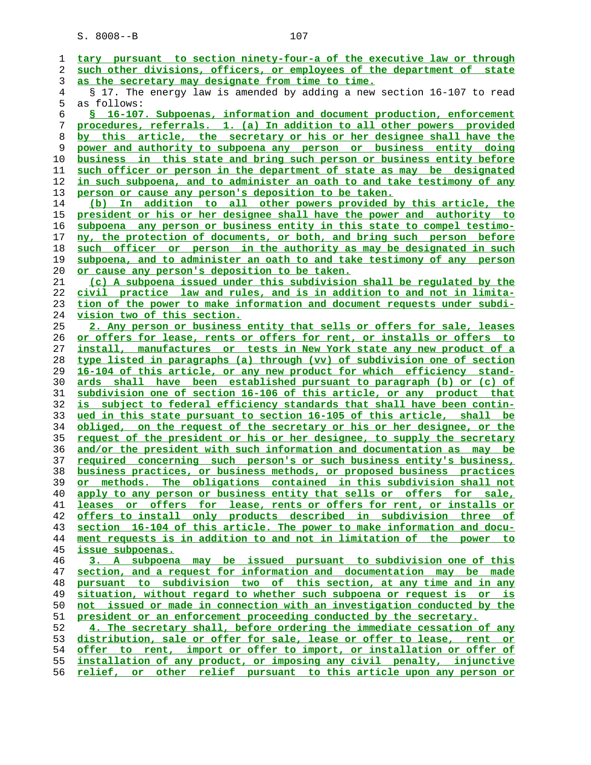tary pursuant to section ninety-four-a of the executive law or through such other divisions, officers, or employees of the department of state as the secretary may designate from time to time.

§ 17. The energy law is amended by adding a new section 16-107 to read as follows:

§ 16-107. Subpoenas, information and document production, enforcement procedures, referrals. 1. (a) In addition to all other powers provided by this article, the secretary or his or her designee shall have the power and authority to subpoena any person or business entity doing business in this state and bring such person or business entity before such officer or person in the department of state as may be designated in such subpoena, and to administer an oath to and take testimony of any person or cause any person's deposition to be taken.

(b) In addition to all other powers provided by this article, the president or his or her designee shall have the power and authority to subpoena any person or business entity in this state to compel testimony, the protection of documents, or both, and bring such person before such officer or person in the authority as may be designated in such subpoena, and to administer an oath to and take testimony of any person or cause any person's deposition to be taken.

(c) A subpoena issued under this subdivision shall be regulated by the civil practice law and rules, and is in addition to and not in limitation of the power to make information and document requests under subdivision two of this section.

2. Any person or business entity that sells or offers for sale, leases or offers for lease, rents or offers for rent, or installs or offers to install, manufactures or tests in New York state any new product of a type listed in paragraphs (a) through (vv) of subdivision one of section 16-104 of this article, or any new product for which efficiency standards shall have been established pursuant to paragraph (b) or (c) of subdivision one of section 16-106 of this article, or any product that is subject to federal efficiency standards that shall have been continued in this state pursuant to section 16-105 of this article, shall be obliged, on the request of the secretary or his or her designee, or the request of the president or his or her designee, to supply the secretary and/or the president with such information and documentation as may be required concerning such person's or such business entity's business, business practices, or business methods, or proposed business practices or methods. The obligations contained in this subdivision shall not apply to any person or business entity that sells or offers for sale, leases or offers for lease, rents or offers for rent, or installs or offers to install only products described in subdivision three of section 16-104 of this article. The power to make information and document requests is in addition to and not in limitation of the power to issue subpoenas.

3. A subpoena may be issued pursuant to subdivision one of this section, and a request for information and documentation may be made pursuant to subdivision two of this section, at any time and in any situation, without regard to whether such subpoena or request is or is not issued or made in connection with an investigation conducted by the president or an enforcement proceeding conducted by the secretary.

4. The secretary shall, before ordering the immediate cessation of any distribution, sale or offer for sale, lease or offer to lease, rent or offer to rent, import or offer to import, or installation or offer of installation of any product, or imposing any civil penalty, injunctive relief, or other relief pursuant to this article upon any person or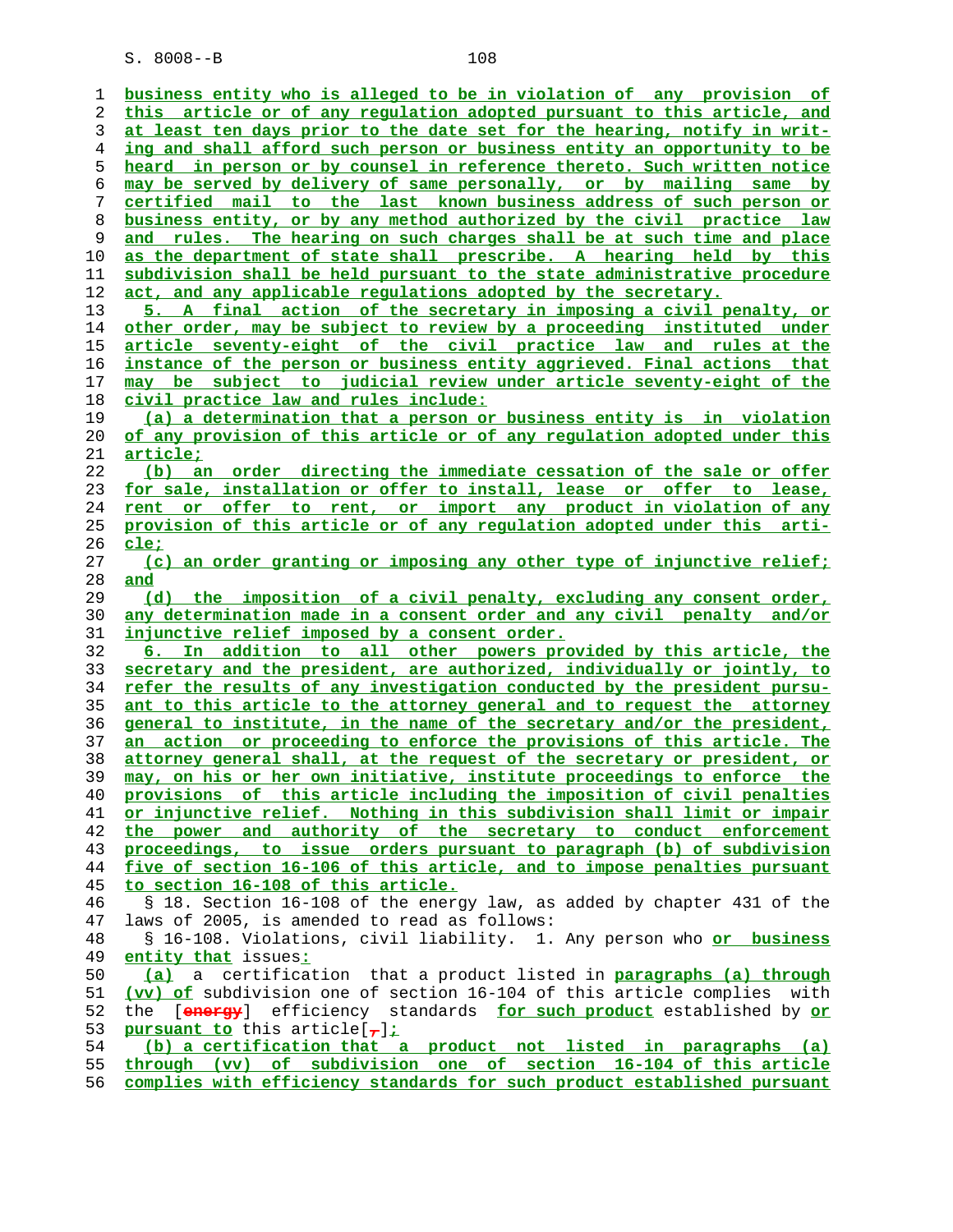business entity who is alleged to be in violation of any provision of this article or of any regulation adopted pursuant to this article, and at least ten days prior to the date set for the hearing, notify in writing and shall afford such person or business entity an opportunity to be heard in person or by counsel in reference thereto. Such written notice may be served by delivery of same personally, or by mailing same by certified mail to the last known business address of such person or business entity, or by any method authorized by the civil practice law and rules. The hearing on such charges shall be at such time and place as the department of state shall prescribe. A hearing held by this subdivision shall be held pursuant to the state administrative procedure act, and any applicable regulations adopted by the secretary.

5. A final action of the secretary in imposing a civil penalty, or other order, may be subject to review by a proceeding instituted under article seventy-eight of the civil practice law and rules at the instance of the person or business entity aggrieved. Final actions that may be subject to judicial review under article seventy-eight of the civil practice law and rules include:

(a) a determination that a person or business entity is in violation of any provision of this article or of any regulation adopted under this article;

(b) an order directing the immediate cessation of the sale or offer for sale, installation or offer to install, lease or offer to lease, rent or offer to rent, or import any product in violation of any provision of this article or of any regulation adopted under this article;

(c) an order granting or imposing any other type of injunctive relief; and

(d) the imposition of a civil penalty, excluding any consent order, any determination made in a consent order and any civil penalty and/or injunctive relief imposed by a consent order.

6. In addition to all other powers provided by this article, the secretary and the president, are authorized, individually or jointly, to refer the results of any investigation conducted by the president pursuant to this article to the attorney general and to request the attorney general to institute, in the name of the secretary and/or the president, an action or proceeding to enforce the provisions of this article. The attorney general shall, at the request of the secretary or president, or may, on his or her own initiative, institute proceedings to enforce the provisions of this article including the imposition of civil penalties or injunctive relief. Nothing in this subdivision shall limit or impair the power and authority of the secretary to conduct enforcement proceedings, to issue orders pursuant to paragraph (b) of subdivision five of section 16-106 of this article, and to impose penalties pursuant to section 16-108 of this article.

§ 18. Section 16-108 of the energy law, as added by chapter 431 of the laws of 2005, is amended to read as follows:

§ 16-108. Violations, civil liability. 1. Any person who or business entity that issues:

(a) a certification that a product listed in paragraphs (a) through (vv) of subdivision one of section 16-104 of this article complies with the [energy] efficiency standards for such product established by or pursuant to this article[,];

(b) a certification that a product not listed in paragraphs (a) through (vv) of subdivision one of section 16-104 of this article complies with efficiency standards for such product established pursuant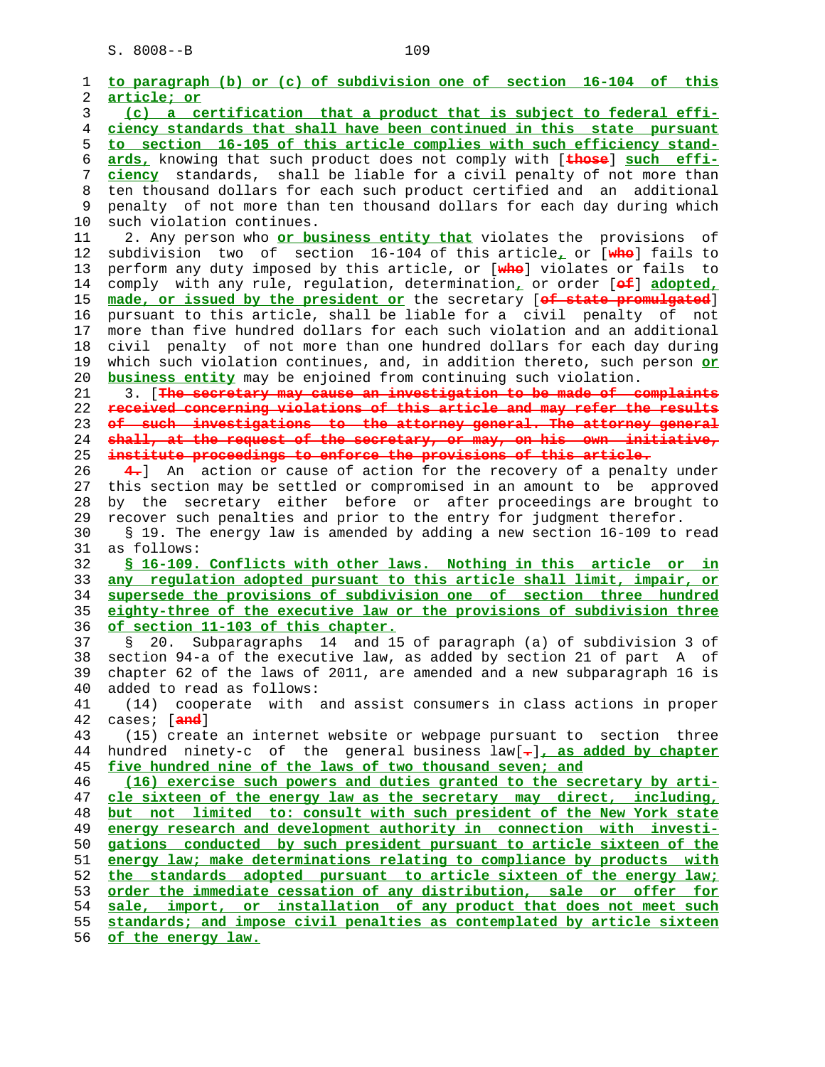to paragraph (b) or (c) of subdivision one of section 16-104 of this article; or

(c) a certification that a product that is subject to federal efficiency standards that shall have been continued in this state pursuant to section 16-105 of this article complies with such efficiency standards, knowing that such product does not comply with [those] such efficiency standards, shall be liable for a civil penalty of not more than ten thousand dollars for each such product certified and an additional penalty of not more than ten thousand dollars for each day during which such violation continues.

2. Any person who or business entity that violates the provisions of subdivision two of section 16-104 of this article, or [who] fails to perform any duty imposed by this article, or [who] violates or fails to comply with any rule, regulation, determination, or order [of] adopted, made, or issued by the president or the secretary [of state promulgated] pursuant to this article, shall be liable for a civil penalty of not more than five hundred dollars for each such violation and an additional civil penalty of not more than one hundred dollars for each day during which such violation continues, and, in addition thereto, such person or business entity may be enjoined from continuing such violation.

3. [The secretary may cause an investigation to be made of complaints received concerning violations of this article and may refer the results of such investigations to the attorney general. The attorney general shall, at the request of the secretary, or may, on his own initiative, institute proceedings to enforce the provisions of this article.

4.] An action or cause of action for the recovery of a penalty under this section may be settled or compromised in an amount to be approved by the secretary either before or after proceedings are brought to recover such penalties and prior to the entry for judgment therefor.

§ 19. The energy law is amended by adding a new section 16-109 to read as follows:

§ 16-109. Conflicts with other laws. Nothing in this article or in any regulation adopted pursuant to this article shall limit, impair, or supersede the provisions of subdivision one of section three hundred eighty-three of the executive law or the provisions of subdivision three of section 11-103 of this chapter.

§ 20. Subparagraphs 14 and 15 of paragraph (a) of subdivision 3 of section 94-a of the executive law, as added by section 21 of part A of chapter 62 of the laws of 2011, are amended and a new subparagraph 16 is added to read as follows:

(14) cooperate with and assist consumers in class actions in proper cases; [and]

(15) create an internet website or webpage pursuant to section three hundred ninety-c of the general business law[.], as added by chapter five hundred nine of the laws of two thousand seven; and

(16) exercise such powers and duties granted to the secretary by article sixteen of the energy law as the secretary may direct, including, but not limited to: consult with such president of the New York state energy research and development authority in connection with investigations conducted by such president pursuant to article sixteen of the energy law; make determinations relating to compliance by products with the standards adopted pursuant to article sixteen of the energy law; order the immediate cessation of any distribution, sale or offer for sale, import, or installation of any product that does not meet such standards; and impose civil penalties as contemplated by article sixteen of the energy law.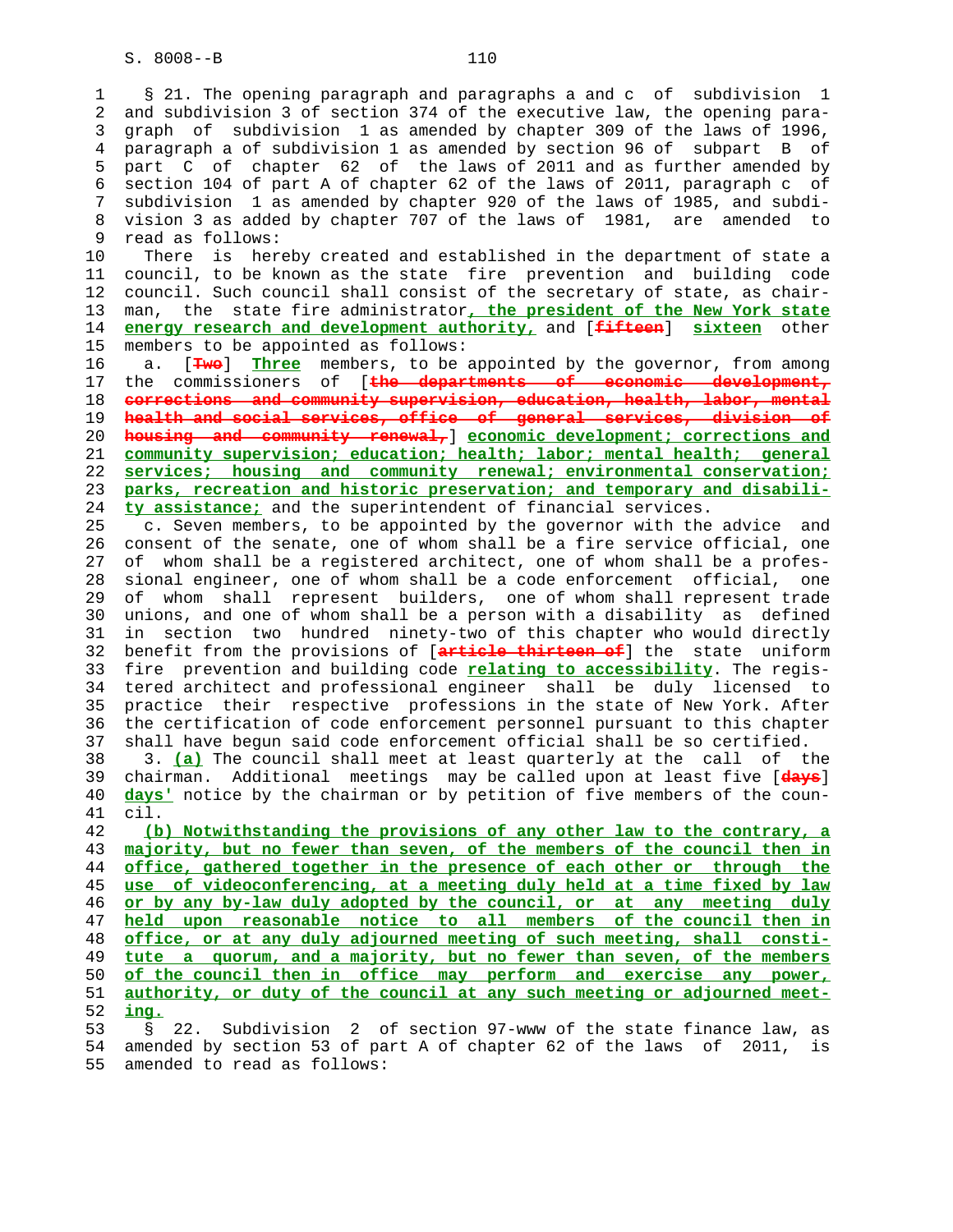§ 21. The opening paragraph and paragraphs a and c of subdivision 1 and subdivision 3 of section 374 of the executive law, the opening paragraph of subdivision 1 as amended by chapter 309 of the laws of 1996, paragraph a of subdivision 1 as amended by section 96 of subpart B of part C of chapter 62 of the laws of 2011 and as further amended by section 104 of part A of chapter 62 of the laws of 2011, paragraph c of subdivision 1 as amended by chapter 920 of the laws of 1985, and subdivision 3 as added by chapter 707 of the laws of 1981, are amended to read as follows:

There is hereby created and established in the department of state a council, to be known as the state fire prevention and building code council. Such council shall consist of the secretary of state, as chairman, the state fire administrator**, the president of the New York state energy research and development authority,** and [~~fifteen~~] **sixteen** other members to be appointed as follows:

a. [~~Two~~] **Three** members, to be appointed by the governor, from among the commissioners of [~~the departments of economic development, corrections and community supervision, education, health, labor, mental health and social services, office of general services, division of housing and community renewal,~~] **economic development; corrections and community supervision; education; health; labor; mental health; general services; housing and community renewal; environmental conservation; parks, recreation and historic preservation; and temporary and disability assistance;** and the superintendent of financial services.

c. Seven members, to be appointed by the governor with the advice and consent of the senate, one of whom shall be a fire service official, one of whom shall be a registered architect, one of whom shall be a professional engineer, one of whom shall be a code enforcement official, one of whom shall represent builders, one of whom shall represent trade unions, and one of whom shall be a person with a disability as defined in section two hundred ninety-two of this chapter who would directly benefit from the provisions of [~~article thirteen of~~] the state uniform fire prevention and building code **relating to accessibility**. The registered architect and professional engineer shall be duly licensed to practice their respective professions in the state of New York. After the certification of code enforcement personnel pursuant to this chapter shall have begun said code enforcement official shall be so certified.

3. **(a)** The council shall meet at least quarterly at the call of the chairman. Additional meetings may be called upon at least five [~~days~~] **days'** notice by the chairman or by petition of five members of the council.

**(b) Notwithstanding the provisions of any other law to the contrary, a majority, but no fewer than seven, of the members of the council then in office, gathered together in the presence of each other or through the use of videoconferencing, at a meeting duly held at a time fixed by law or by any by-law duly adopted by the council, or at any meeting duly held upon reasonable notice to all members of the council then in office, or at any duly adjourned meeting of such meeting, shall constitute a quorum, and a majority, but no fewer than seven, of the members of the council then in office may perform and exercise any power, authority, or duty of the council at any such meeting or adjourned meeting.**

§ 22. Subdivision 2 of section 97-www of the state finance law, as amended by section 53 of part A of chapter 62 of the laws of 2011, is amended to read as follows: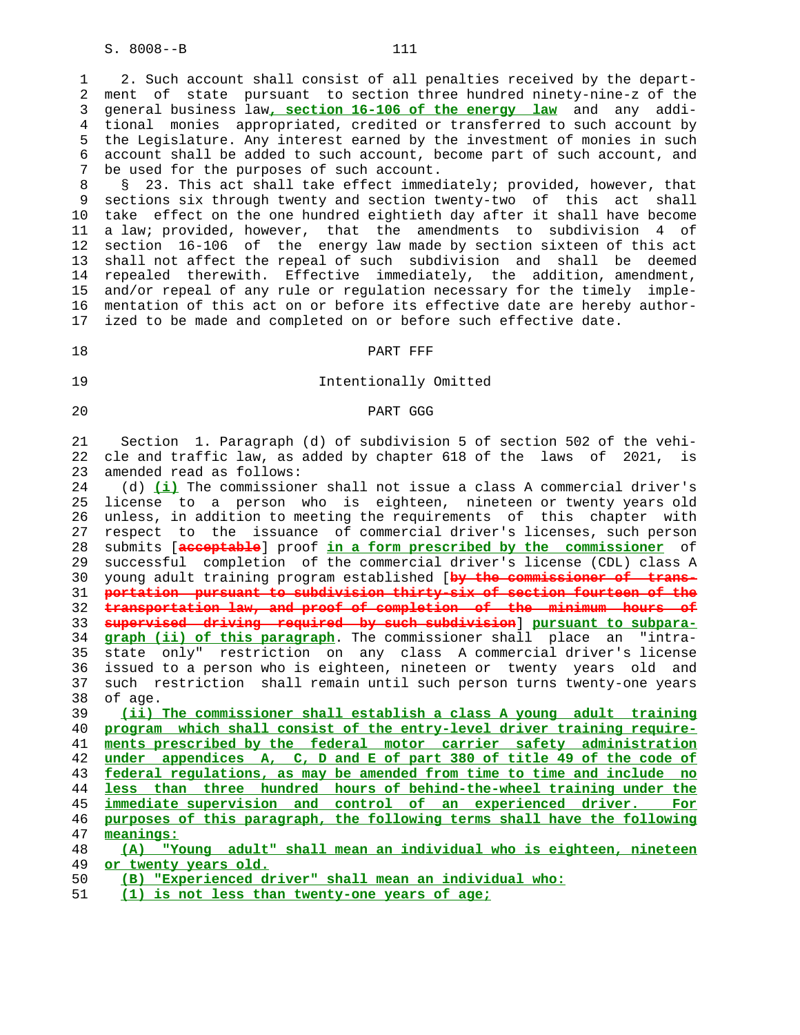2. Such account shall consist of all penalties received by the department of state pursuant to section three hundred ninety-nine-z of the general business law, section 16-106 of the energy law and any additional monies appropriated, credited or transferred to such account by the Legislature. Any interest earned by the investment of monies in such account shall be added to such account, become part of such account, and be used for the purposes of such account.

§ 23. This act shall take effect immediately; provided, however, that sections six through twenty and section twenty-two of this act shall take effect on the one hundred eightieth day after it shall have become a law; provided, however, that the amendments to subdivision 4 of section 16-106 of the energy law made by section sixteen of this act shall not affect the repeal of such subdivision and shall be deemed repealed therewith. Effective immediately, the addition, amendment, and/or repeal of any rule or regulation necessary for the timely implementation of this act on or before its effective date are hereby authorized to be made and completed on or before such effective date.

PART FFF

Intentionally Omitted

PART GGG

Section 1. Paragraph (d) of subdivision 5 of section 502 of the vehicle and traffic law, as added by chapter 618 of the laws of 2021, is amended read as follows:

(d) (i) The commissioner shall not issue a class A commercial driver's license to a person who is eighteen, nineteen or twenty years old unless, in addition to meeting the requirements of this chapter with respect to the issuance of commercial driver's licenses, such person submits [acceptable] proof in a form prescribed by the commissioner of successful completion of the commercial driver's license (CDL) class A young adult training program established [by the commissioner of transportation pursuant to subdivision thirty-six of section fourteen of the transportation law, and proof of completion of the minimum hours of supervised driving required by such subdivision] pursuant to subparagraph (ii) of this paragraph. The commissioner shall place an "intrastate only" restriction on any class A commercial driver's license issued to a person who is eighteen, nineteen or twenty years old and such restriction shall remain until such person turns twenty-one years of age.

(ii) The commissioner shall establish a class A young adult training program which shall consist of the entry-level driver training requirements prescribed by the federal motor carrier safety administration under appendices A, C, D and E of part 380 of title 49 of the code of federal regulations, as may be amended from time to time and include no less than three hundred hours of behind-the-wheel training under the immediate supervision and control of an experienced driver. For purposes of this paragraph, the following terms shall have the following meanings:

(A) "Young adult" shall mean an individual who is eighteen, nineteen or twenty years old.

(B) "Experienced driver" shall mean an individual who:

(1) is not less than twenty-one years of age;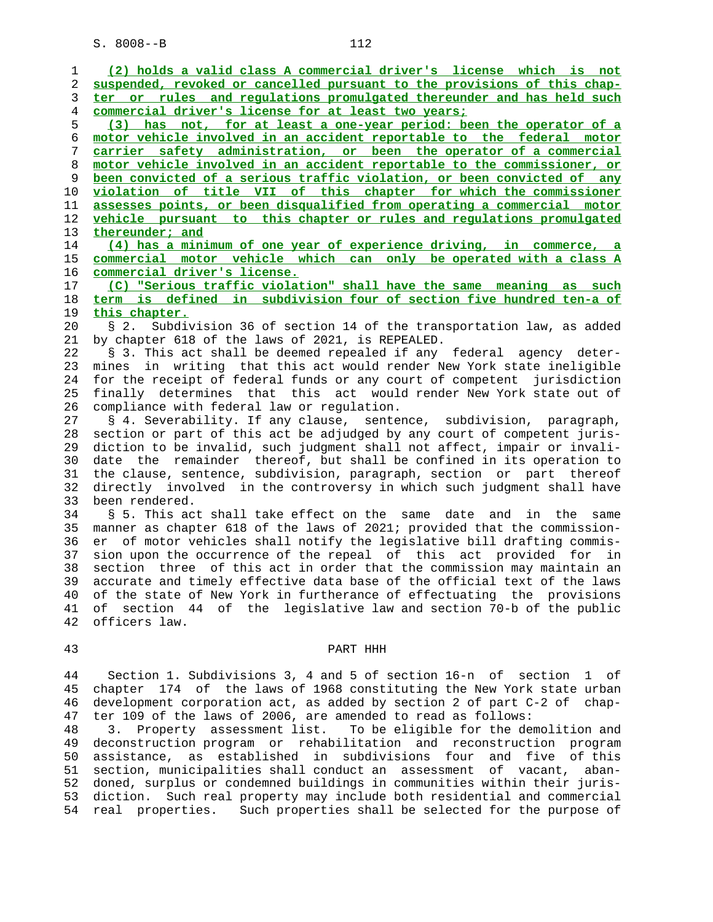(2) holds a valid class A commercial driver's license which is not suspended, revoked or cancelled pursuant to the provisions of this chapter or rules and regulations promulgated thereunder and has held such commercial driver's license for at least two years;

(3) has not, for at least a one-year period: been the operator of a motor vehicle involved in an accident reportable to the federal motor carrier safety administration, or been the operator of a commercial motor vehicle involved in an accident reportable to the commissioner, or been convicted of a serious traffic violation, or been convicted of any violation of title VII of this chapter for which the commissioner assesses points, or been disqualified from operating a commercial motor vehicle pursuant to this chapter or rules and regulations promulgated thereunder; and

(4) has a minimum of one year of experience driving, in commerce, a commercial motor vehicle which can only be operated with a class A commercial driver's license.

(C) "Serious traffic violation" shall have the same meaning as such term is defined in subdivision four of section five hundred ten-a of this chapter.

§ 2. Subdivision 36 of section 14 of the transportation law, as added by chapter 618 of the laws of 2021, is REPEALED.

§ 3. This act shall be deemed repealed if any federal agency determines in writing that this act would render New York state ineligible for the receipt of federal funds or any court of competent jurisdiction finally determines that this act would render New York state out of compliance with federal law or regulation.

§ 4. Severability. If any clause, sentence, subdivision, paragraph, section or part of this act be adjudged by any court of competent jurisdiction to be invalid, such judgment shall not affect, impair or invalidate the remainder thereof, but shall be confined in its operation to the clause, sentence, subdivision, paragraph, section or part thereof directly involved in the controversy in which such judgment shall have been rendered.

§ 5. This act shall take effect on the same date and in the same manner as chapter 618 of the laws of 2021; provided that the commissioner of motor vehicles shall notify the legislative bill drafting commission upon the occurrence of the repeal of this act provided for in section three of this act in order that the commission may maintain an accurate and timely effective data base of the official text of the laws of the state of New York in furtherance of effectuating the provisions of section 44 of the legislative law and section 70-b of the public officers law.

PART HHH

Section 1. Subdivisions 3, 4 and 5 of section 16-n of section 1 of chapter 174 of the laws of 1968 constituting the New York state urban development corporation act, as added by section 2 of part C-2 of chapter 109 of the laws of 2006, are amended to read as follows:

3. Property assessment list. To be eligible for the demolition and deconstruction program or rehabilitation and reconstruction program assistance, as established in subdivisions four and five of this section, municipalities shall conduct an assessment of vacant, abandoned, surplus or condemned buildings in communities within their jurisdiction. Such real property may include both residential and commercial real properties. Such properties shall be selected for the purpose of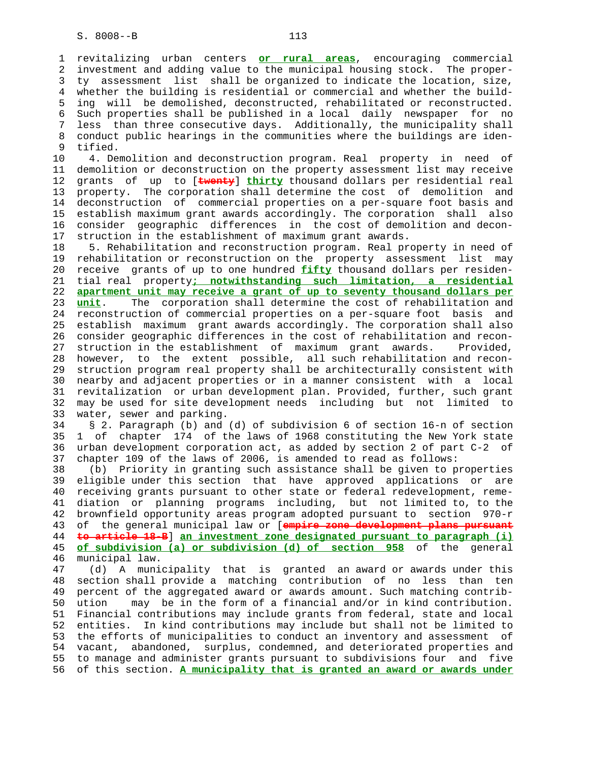revitalizing urban centers **or rural areas**, encouraging commercial investment and adding value to the municipal housing stock. The property assessment list shall be organized to indicate the location, size, whether the building is residential or commercial and whether the building will be demolished, deconstructed, rehabilitated or reconstructed. Such properties shall be published in a local daily newspaper for no less than three consecutive days. Additionally, the municipality shall conduct public hearings in the communities where the buildings are identified.

4. Demolition and deconstruction program. Real property in need of demolition or deconstruction on the property assessment list may receive grants of up to [~~twenty~~] **thirty** thousand dollars per residential real property. The corporation shall determine the cost of demolition and deconstruction of commercial properties on a per-square foot basis and establish maximum grant awards accordingly. The corporation shall also consider geographic differences in the cost of demolition and deconstruction in the establishment of maximum grant awards.

5. Rehabilitation and reconstruction program. Real property in need of rehabilitation or reconstruction on the property assessment list may receive grants of up to one hundred **fifty** thousand dollars per residential real property**; notwithstanding such limitation, a residential apartment unit may receive a grant of up to seventy thousand dollars per unit**. The corporation shall determine the cost of rehabilitation and reconstruction of commercial properties on a per-square foot basis and establish maximum grant awards accordingly. The corporation shall also consider geographic differences in the cost of rehabilitation and reconstruction in the establishment of maximum grant awards. Provided, however, to the extent possible, all such rehabilitation and reconstruction program real property shall be architecturally consistent with nearby and adjacent properties or in a manner consistent with a local revitalization or urban development plan. Provided, further, such grant may be used for site development needs including but not limited to water, sewer and parking.

§ 2. Paragraph (b) and (d) of subdivision 6 of section 16-n of section 1 of chapter 174 of the laws of 1968 constituting the New York state urban development corporation act, as added by section 2 of part C-2 of chapter 109 of the laws of 2006, is amended to read as follows:

(b) Priority in granting such assistance shall be given to properties eligible under this section that have approved applications or are receiving grants pursuant to other state or federal redevelopment, remediation or planning programs including, but not limited to, to the brownfield opportunity areas program adopted pursuant to section 970-r of the general municipal law or [~~empire zone development plans pursuant to article 18-B~~] **an investment zone designated pursuant to paragraph (i) of subdivision (a) or subdivision (d) of section 958** of the general municipal law.

(d) A municipality that is granted an award or awards under this section shall provide a matching contribution of no less than ten percent of the aggregated award or awards amount. Such matching contribution may be in the form of a financial and/or in kind contribution. Financial contributions may include grants from federal, state and local entities. In kind contributions may include but shall not be limited to the efforts of municipalities to conduct an inventory and assessment of vacant, abandoned, surplus, condemned, and deteriorated properties and to manage and administer grants pursuant to subdivisions four and five of this section. **A municipality that is granted an award or awards under**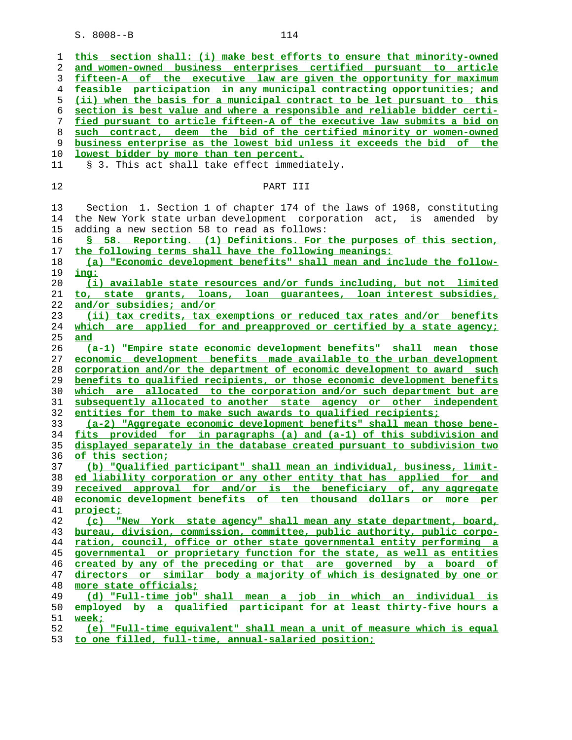this section shall: (i) make best efforts to ensure that minority-owned and women-owned business enterprises certified pursuant to article fifteen-A of the executive law are given the opportunity for maximum feasible participation in any municipal contracting opportunities; and (ii) when the basis for a municipal contract to be let pursuant to this section is best value and where a responsible and reliable bidder certified pursuant to article fifteen-A of the executive law submits a bid on such contract, deem the bid of the certified minority or women-owned business enterprise as the lowest bid unless it exceeds the bid of the lowest bidder by more than ten percent.

§ 3. This act shall take effect immediately.

PART III

Section 1. Section 1 of chapter 174 of the laws of 1968, constituting the New York state urban development corporation act, is amended by adding a new section 58 to read as follows:

§ 58. Reporting. (1) Definitions. For the purposes of this section, the following terms shall have the following meanings:

(a) "Economic development benefits" shall mean and include the following:

(i) available state resources and/or funds including, but not limited to, state grants, loans, loan guarantees, loan interest subsidies, and/or subsidies; and/or

(ii) tax credits, tax exemptions or reduced tax rates and/or benefits which are applied for and preapproved or certified by a state agency; and

(a-1) "Empire state economic development benefits" shall mean those economic development benefits made available to the urban development corporation and/or the department of economic development to award such benefits to qualified recipients, or those economic development benefits which are allocated to the corporation and/or such department but are subsequently allocated to another state agency or other independent entities for them to make such awards to qualified recipients;

(a-2) "Aggregate economic development benefits" shall mean those benefits provided for in paragraphs (a) and (a-1) of this subdivision and displayed separately in the database created pursuant to subdivision two of this section;

(b) "Qualified participant" shall mean an individual, business, limited liability corporation or any other entity that has applied for and received approval for and/or is the beneficiary of, any aggregate economic development benefits of ten thousand dollars or more per project;

(c) "New York state agency" shall mean any state department, board, bureau, division, commission, committee, public authority, public corporation, council, office or other state governmental entity performing a governmental or proprietary function for the state, as well as entities created by any of the preceding or that are governed by a board of directors or similar body a majority of which is designated by one or more state officials;

(d) "Full-time job" shall mean a job in which an individual is employed by a qualified participant for at least thirty-five hours a week;

(e) "Full-time equivalent" shall mean a unit of measure which is equal to one filled, full-time, annual-salaried position;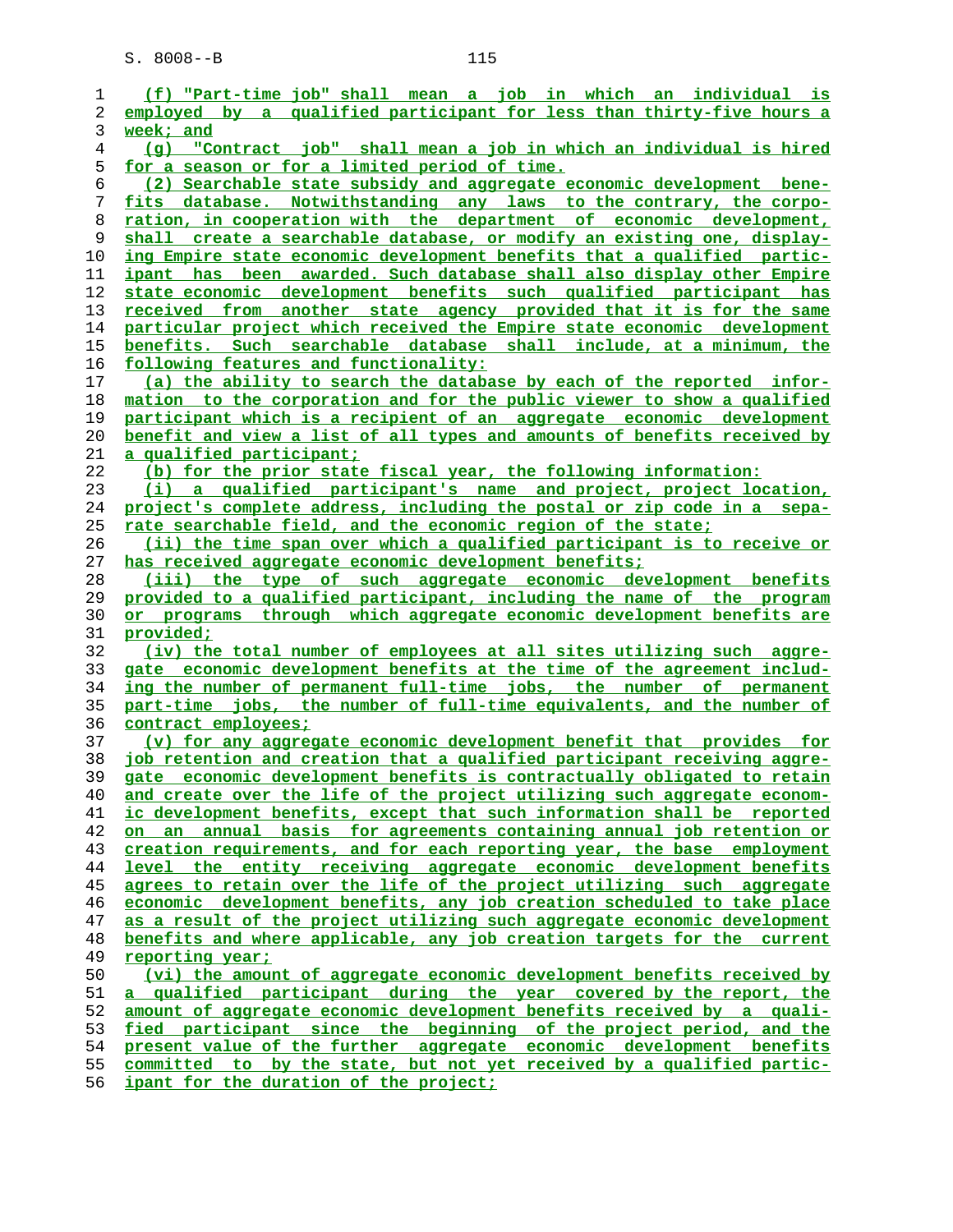(f) "Part-time job" shall mean a job in which an individual is employed by a qualified participant for less than thirty-five hours a week; and

(g) "Contract job" shall mean a job in which an individual is hired for a season or for a limited period of time.

(2) Searchable state subsidy and aggregate economic development benefits database. Notwithstanding any laws to the contrary, the corporation, in cooperation with the department of economic development, shall create a searchable database, or modify an existing one, displaying Empire state economic development benefits that a qualified participant has been awarded. Such database shall also display other Empire state economic development benefits such qualified participant has received from another state agency provided that it is for the same particular project which received the Empire state economic development benefits. Such searchable database shall include, at a minimum, the following features and functionality:

(a) the ability to search the database by each of the reported information to the corporation and for the public viewer to show a qualified participant which is a recipient of an aggregate economic development benefit and view a list of all types and amounts of benefits received by a qualified participant;

(b) for the prior state fiscal year, the following information:

(i) a qualified participant's name and project, project location, project's complete address, including the postal or zip code in a separate searchable field, and the economic region of the state;

(ii) the time span over which a qualified participant is to receive or has received aggregate economic development benefits;

(iii) the type of such aggregate economic development benefits provided to a qualified participant, including the name of the program or programs through which aggregate economic development benefits are provided;

(iv) the total number of employees at all sites utilizing such aggregate economic development benefits at the time of the agreement including the number of permanent full-time jobs, the number of permanent part-time jobs, the number of full-time equivalents, and the number of contract employees;

(v) for any aggregate economic development benefit that provides for job retention and creation that a qualified participant receiving aggregate economic development benefits is contractually obligated to retain and create over the life of the project utilizing such aggregate economic development benefits, except that such information shall be reported on an annual basis for agreements containing annual job retention or creation requirements, and for each reporting year, the base employment level the entity receiving aggregate economic development benefits agrees to retain over the life of the project utilizing such aggregate economic development benefits, any job creation scheduled to take place as a result of the project utilizing such aggregate economic development benefits and where applicable, any job creation targets for the current reporting year;

(vi) the amount of aggregate economic development benefits received by a qualified participant during the year covered by the report, the amount of aggregate economic development benefits received by a qualified participant since the beginning of the project period, and the present value of the further aggregate economic development benefits committed to by the state, but not yet received by a qualified participant for the duration of the project;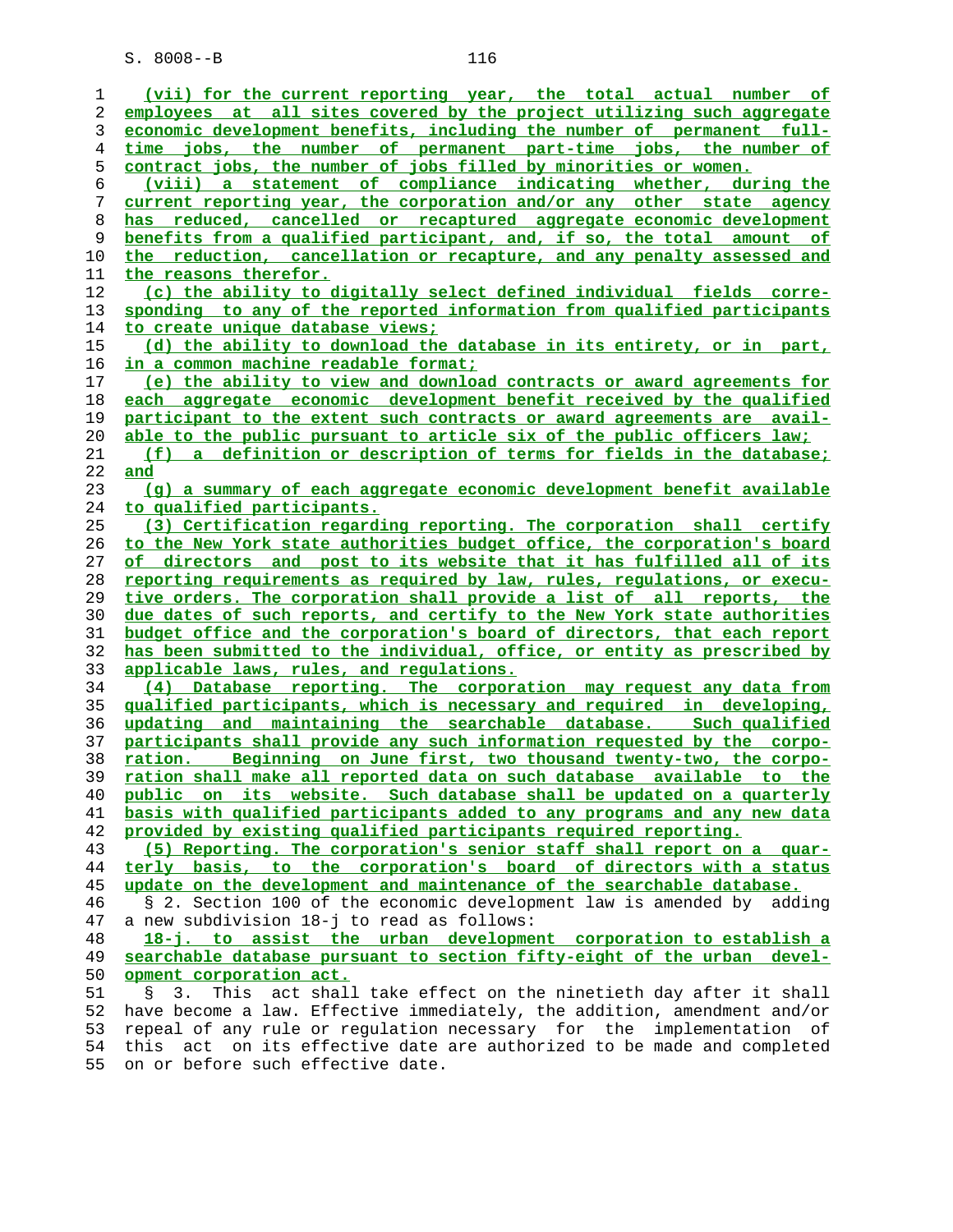(vii) for the current reporting year, the total actual number of employees at all sites covered by the project utilizing such aggregate economic development benefits, including the number of permanent full-time jobs, the number of permanent part-time jobs, the number of contract jobs, the number of jobs filled by minorities or women.

(viii) a statement of compliance indicating whether, during the current reporting year, the corporation and/or any other state agency has reduced, cancelled or recaptured aggregate economic development benefits from a qualified participant, and, if so, the total amount of the reduction, cancellation or recapture, and any penalty assessed and the reasons therefor.

(c) the ability to digitally select defined individual fields corresponding to any of the reported information from qualified participants to create unique database views;

(d) the ability to download the database in its entirety, or in part, in a common machine readable format;

(e) the ability to view and download contracts or award agreements for each aggregate economic development benefit received by the qualified participant to the extent such contracts or award agreements are available to the public pursuant to article six of the public officers law;

(f) a definition or description of terms for fields in the database; and

(g) a summary of each aggregate economic development benefit available to qualified participants.

(3) Certification regarding reporting. The corporation shall certify to the New York state authorities budget office, the corporation's board of directors and post to its website that it has fulfilled all of its reporting requirements as required by law, rules, regulations, or executive orders. The corporation shall provide a list of all reports, the due dates of such reports, and certify to the New York state authorities budget office and the corporation's board of directors, that each report has been submitted to the individual, office, or entity as prescribed by applicable laws, rules, and regulations.

(4) Database reporting. The corporation may request any data from qualified participants, which is necessary and required in developing, updating and maintaining the searchable database. Such qualified participants shall provide any such information requested by the corporation. Beginning on June first, two thousand twenty-two, the corporation shall make all reported data on such database available to the public on its website. Such database shall be updated on a quarterly basis with qualified participants added to any programs and any new data provided by existing qualified participants required reporting.

(5) Reporting. The corporation's senior staff shall report on a quarterly basis, to the corporation's board of directors with a status update on the development and maintenance of the searchable database.

§ 2. Section 100 of the economic development law is amended by adding a new subdivision 18-j to read as follows:

18-j. to assist the urban development corporation to establish a searchable database pursuant to section fifty-eight of the urban development corporation act.

§ 3. This act shall take effect on the ninetieth day after it shall have become a law. Effective immediately, the addition, amendment and/or repeal of any rule or regulation necessary for the implementation of this act on its effective date are authorized to be made and completed on or before such effective date.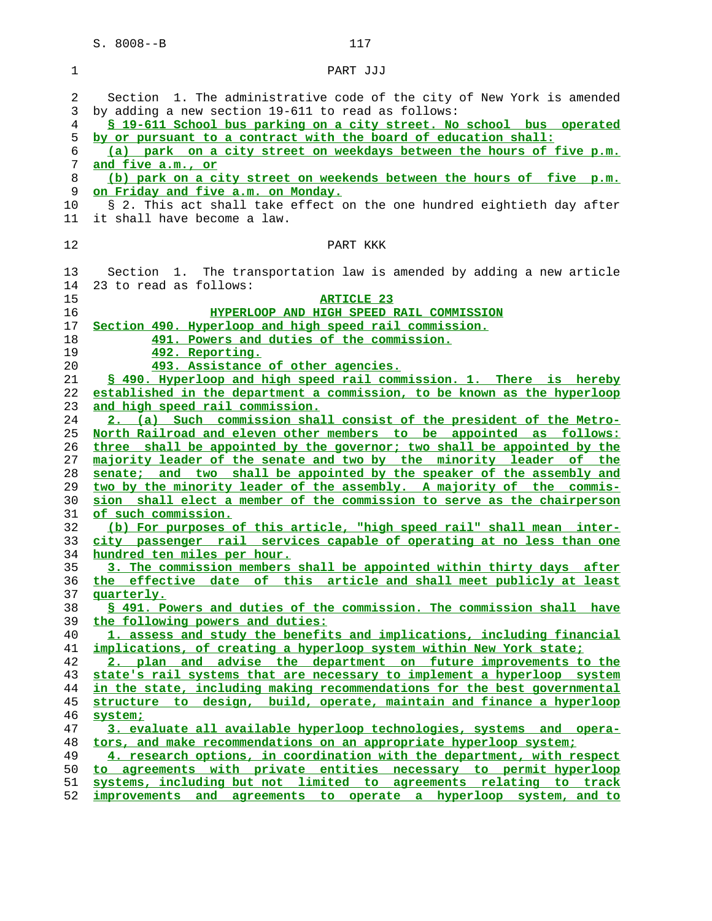PART JJJ

Section 1. The administrative code of the city of New York is amended by adding a new section 19-611 to read as follows:

§ 19-611 School bus parking on a city street. No school bus operated by or pursuant to a contract with the board of education shall:

(a) park on a city street on weekdays between the hours of five p.m. and five a.m., or

(b) park on a city street on weekends between the hours of five p.m. on Friday and five a.m. on Monday.

§ 2. This act shall take effect on the one hundred eightieth day after it shall have become a law.

PART KKK

Section 1. The transportation law is amended by adding a new article 23 to read as follows:

ARTICLE 23

HYPERLOOP AND HIGH SPEED RAIL COMMISSION

Section 490. Hyperloop and high speed rail commission.

491. Powers and duties of the commission.

492. Reporting.

493. Assistance of other agencies.

§ 490. Hyperloop and high speed rail commission. 1. There is hereby established in the department a commission, to be known as the hyperloop and high speed rail commission.

2. (a) Such commission shall consist of the president of the Metro-North Railroad and eleven other members to be appointed as follows: three shall be appointed by the governor; two shall be appointed by the majority leader of the senate and two by the minority leader of the senate; and two shall be appointed by the speaker of the assembly and two by the minority leader of the assembly. A majority of the commission shall elect a member of the commission to serve as the chairperson of such commission.

(b) For purposes of this article, "high speed rail" shall mean inter-city passenger rail services capable of operating at no less than one hundred ten miles per hour.

3. The commission members shall be appointed within thirty days after the effective date of this article and shall meet publicly at least quarterly.

§ 491. Powers and duties of the commission. The commission shall have the following powers and duties:

1. assess and study the benefits and implications, including financial implications, of creating a hyperloop system within New York state;

2. plan and advise the department on future improvements to the state's rail systems that are necessary to implement a hyperloop system in the state, including making recommendations for the best governmental structure to design, build, operate, maintain and finance a hyperloop system;

3. evaluate all available hyperloop technologies, systems and operators, and make recommendations on an appropriate hyperloop system;

4. research options, in coordination with the department, with respect to agreements with private entities necessary to permit hyperloop systems, including but not limited to agreements relating to track improvements and agreements to operate a hyperloop system, and to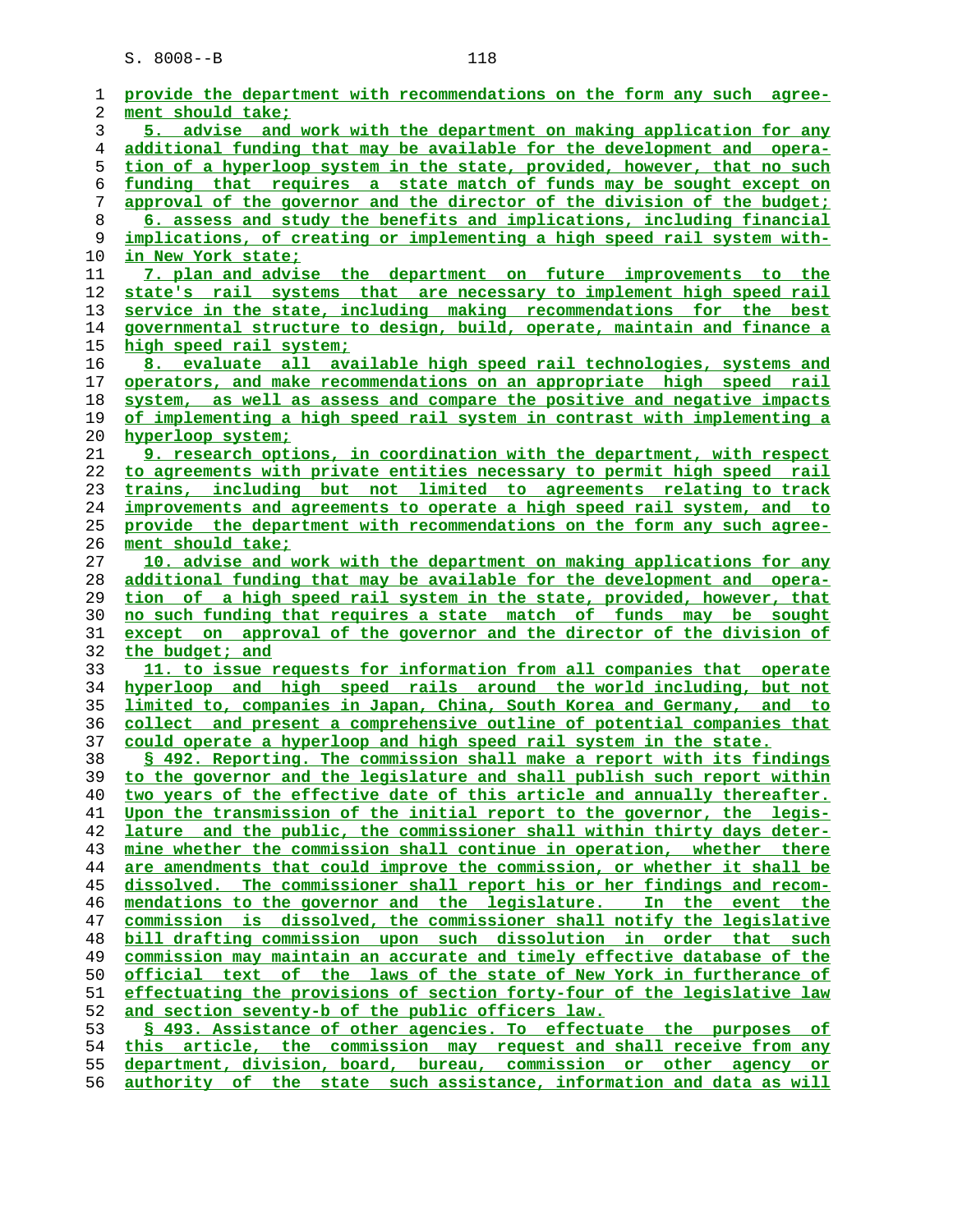provide the department with recommendations on the form any such agreement should take;

5. advise and work with the department on making application for any additional funding that may be available for the development and operation of a hyperloop system in the state, provided, however, that no such funding that requires a state match of funds may be sought except on approval of the governor and the director of the division of the budget;

6. assess and study the benefits and implications, including financial implications, of creating or implementing a high speed rail system within New York state;

7. plan and advise the department on future improvements to the state's rail systems that are necessary to implement high speed rail service in the state, including making recommendations for the best governmental structure to design, build, operate, maintain and finance a high speed rail system;

8. evaluate all available high speed rail technologies, systems and operators, and make recommendations on an appropriate high speed rail system, as well as assess and compare the positive and negative impacts of implementing a high speed rail system in contrast with implementing a hyperloop system;

9. research options, in coordination with the department, with respect to agreements with private entities necessary to permit high speed rail trains, including but not limited to agreements relating to track improvements and agreements to operate a high speed rail system, and to provide the department with recommendations on the form any such agreement should take;

10. advise and work with the department on making applications for any additional funding that may be available for the development and operation of a high speed rail system in the state, provided, however, that no such funding that requires a state match of funds may be sought except on approval of the governor and the director of the division of the budget; and

11. to issue requests for information from all companies that operate hyperloop and high speed rails around the world including, but not limited to, companies in Japan, China, South Korea and Germany, and to collect and present a comprehensive outline of potential companies that could operate a hyperloop and high speed rail system in the state.

§ 492. Reporting. The commission shall make a report with its findings to the governor and the legislature and shall publish such report within two years of the effective date of this article and annually thereafter. Upon the transmission of the initial report to the governor, the legislature and the public, the commissioner shall within thirty days determine whether the commission shall continue in operation, whether there are amendments that could improve the commission, or whether it shall be dissolved. The commissioner shall report his or her findings and recommendations to the governor and the legislature. In the event the commission is dissolved, the commissioner shall notify the legislative bill drafting commission upon such dissolution in order that such commission may maintain an accurate and timely effective database of the official text of the laws of the state of New York in furtherance of effectuating the provisions of section forty-four of the legislative law and section seventy-b of the public officers law.

§ 493. Assistance of other agencies. To effectuate the purposes of this article, the commission may request and shall receive from any department, division, board, bureau, commission or other agency or authority of the state such assistance, information and data as will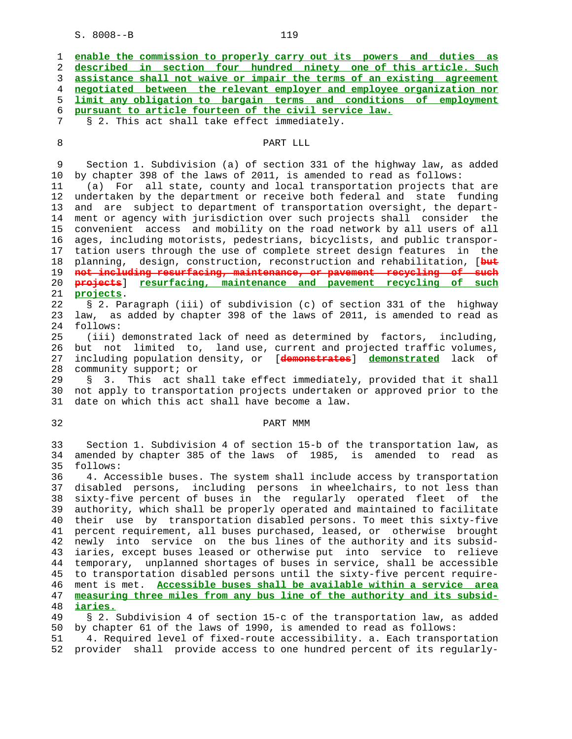**enable the commission to properly carry out its powers and duties as described in section four hundred ninety one of this article. Such assistance shall not waive or impair the terms of an existing agreement negotiated between the relevant employer and employee organization nor limit any obligation to bargain terms and conditions of employment pursuant to article fourteen of the civil service law.**

§ 2. This act shall take effect immediately.

## PART LLL

Section 1. Subdivision (a) of section 331 of the highway law, as added by chapter 398 of the laws of 2011, is amended to read as follows:

(a) For all state, county and local transportation projects that are undertaken by the department or receive both federal and state funding and are subject to department of transportation oversight, the department or agency with jurisdiction over such projects shall consider the convenient access and mobility on the road network by all users of all ages, including motorists, pedestrians, bicyclists, and public transportation users through the use of complete street design features in the planning, design, construction, reconstruction and rehabilitation, [~~but not including resurfacing, maintenance, or pavement recycling of such projects~~] **resurfacing, maintenance and pavement recycling of such projects**.

§ 2. Paragraph (iii) of subdivision (c) of section 331 of the highway law, as added by chapter 398 of the laws of 2011, is amended to read as follows:

(iii) demonstrated lack of need as determined by factors, including, but not limited to, land use, current and projected traffic volumes, including population density, or [~~demonstrates~~] **demonstrated** lack of community support; or

§ 3. This act shall take effect immediately, provided that it shall not apply to transportation projects undertaken or approved prior to the date on which this act shall have become a law.

## PART MMM

Section 1. Subdivision 4 of section 15-b of the transportation law, as amended by chapter 385 of the laws of 1985, is amended to read as follows:

4. Accessible buses. The system shall include access by transportation disabled persons, including persons in wheelchairs, to not less than sixty-five percent of buses in the regularly operated fleet of the authority, which shall be properly operated and maintained to facilitate their use by transportation disabled persons. To meet this sixty-five percent requirement, all buses purchased, leased, or otherwise brought newly into service on the bus lines of the authority and its subsidiaries, except buses leased or otherwise put into service to relieve temporary, unplanned shortages of buses in service, shall be accessible to transportation disabled persons until the sixty-five percent requirement is met. **Accessible buses shall be available within a service area measuring three miles from any bus line of the authority and its subsidiaries.**

§ 2. Subdivision 4 of section 15-c of the transportation law, as added by chapter 61 of the laws of 1990, is amended to read as follows:

4. Required level of fixed-route accessibility. a. Each transportation provider shall provide access to one hundred percent of its regularly-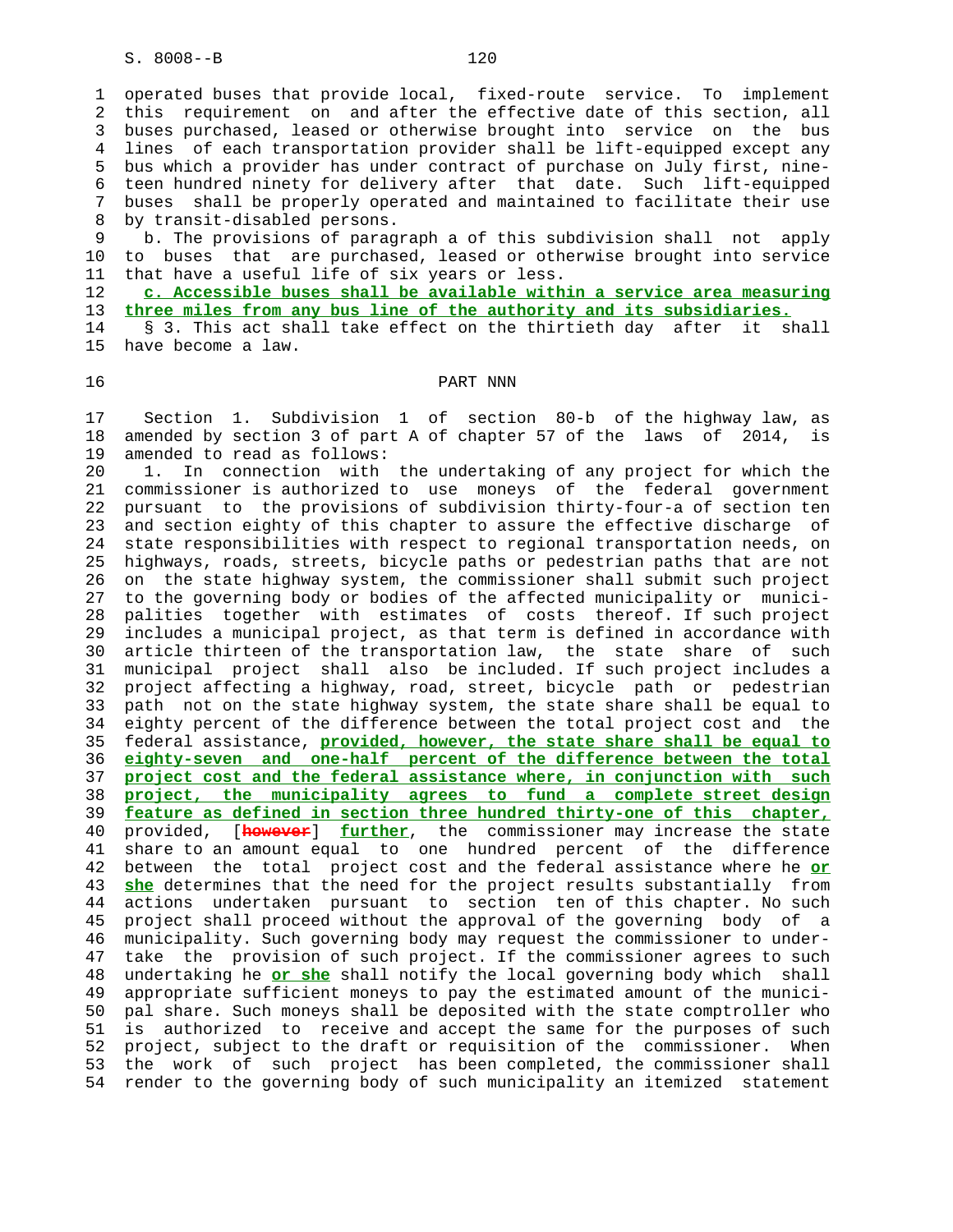operated buses that provide local, fixed-route service. To implement this requirement on and after the effective date of this section, all buses purchased, leased or otherwise brought into service on the bus lines of each transportation provider shall be lift-equipped except any bus which a provider has under contract of purchase on July first, nineteen hundred ninety for delivery after that date. Such lift-equipped buses shall be properly operated and maintained to facilitate their use by transit-disabled persons.

b. The provisions of paragraph a of this subdivision shall not apply to buses that are purchased, leased or otherwise brought into service that have a useful life of six years or less.

**c. Accessible buses shall be available within a service area measuring three miles from any bus line of the authority and its subsidiaries.**

§ 3. This act shall take effect on the thirtieth day after it shall have become a law.

PART NNN

Section 1. Subdivision 1 of section 80-b of the highway law, as amended by section 3 of part A of chapter 57 of the laws of 2014, is amended to read as follows:

1. In connection with the undertaking of any project for which the commissioner is authorized to use moneys of the federal government pursuant to the provisions of subdivision thirty-four-a of section ten and section eighty of this chapter to assure the effective discharge of state responsibilities with respect to regional transportation needs, on highways, roads, streets, bicycle paths or pedestrian paths that are not on the state highway system, the commissioner shall submit such project to the governing body or bodies of the affected municipality or municipalities together with estimates of costs thereof. If such project includes a municipal project, as that term is defined in accordance with article thirteen of the transportation law, the state share of such municipal project shall also be included. If such project includes a project affecting a highway, road, street, bicycle path or pedestrian path not on the state highway system, the state share shall be equal to eighty percent of the difference between the total project cost and the federal assistance, **provided, however, the state share shall be equal to eighty-seven and one-half percent of the difference between the total project cost and the federal assistance where, in conjunction with such project, the municipality agrees to fund a complete street design feature as defined in section three hundred thirty-one of this chapter,** provided, [~~however~~] **further**, the commissioner may increase the state share to an amount equal to one hundred percent of the difference between the total project cost and the federal assistance where he **or she** determines that the need for the project results substantially from actions undertaken pursuant to section ten of this chapter. No such project shall proceed without the approval of the governing body of a municipality. Such governing body may request the commissioner to undertake the provision of such project. If the commissioner agrees to such undertaking he **or she** shall notify the local governing body which shall appropriate sufficient moneys to pay the estimated amount of the municipal share. Such moneys shall be deposited with the state comptroller who is authorized to receive and accept the same for the purposes of such project, subject to the draft or requisition of the commissioner. When the work of such project has been completed, the commissioner shall render to the governing body of such municipality an itemized statement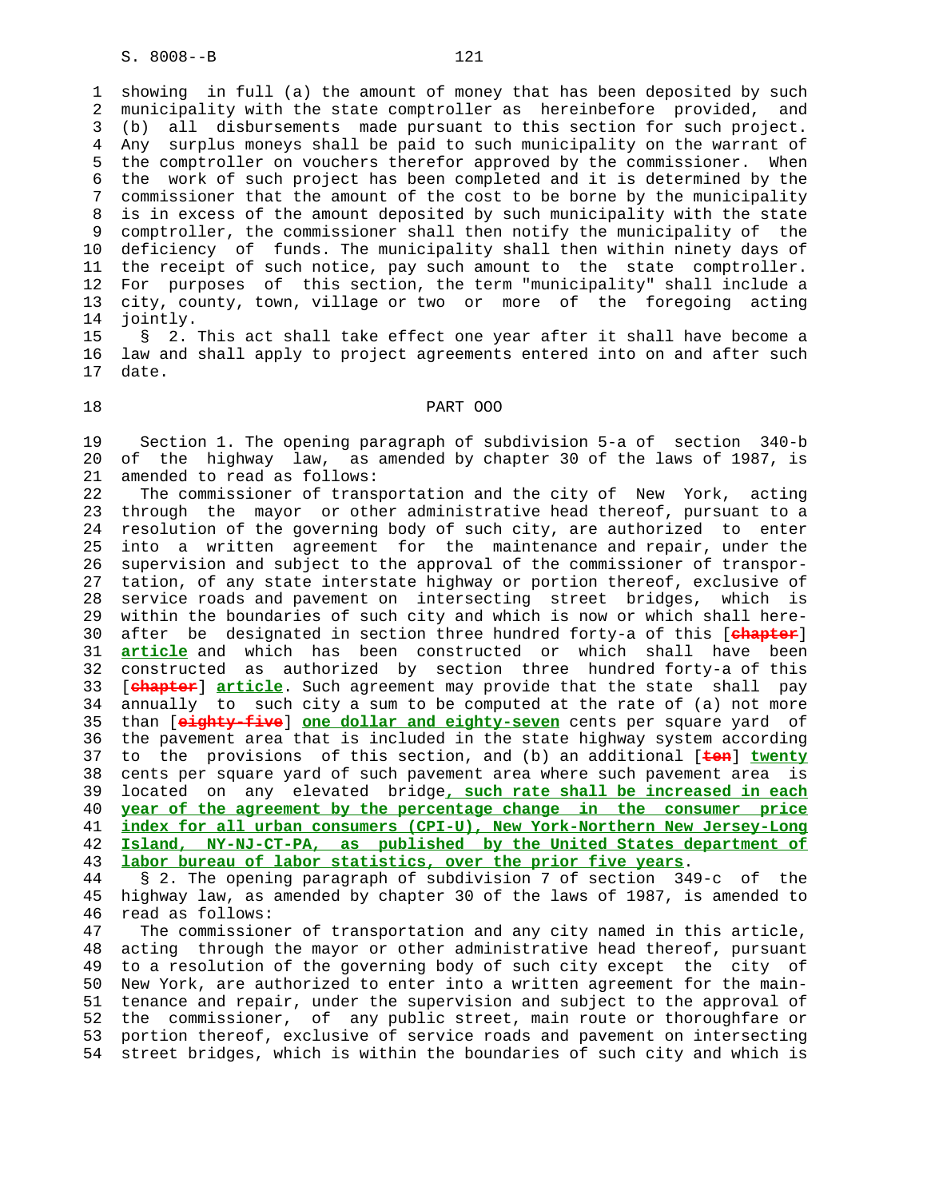showing in full (a) the amount of money that has been deposited by such municipality with the state comptroller as hereinbefore provided, and (b) all disbursements made pursuant to this section for such project. Any surplus moneys shall be paid to such municipality on the warrant of the comptroller on vouchers therefor approved by the commissioner. When the work of such project has been completed and it is determined by the commissioner that the amount of the cost to be borne by the municipality is in excess of the amount deposited by such municipality with the state comptroller, the commissioner shall then notify the municipality of the deficiency of funds. The municipality shall then within ninety days of the receipt of such notice, pay such amount to the state comptroller. For purposes of this section, the term "municipality" shall include a city, county, town, village or two or more of the foregoing acting jointly.

§ 2. This act shall take effect one year after it shall have become a law and shall apply to project agreements entered into on and after such date.

PART OOO

Section 1. The opening paragraph of subdivision 5-a of section 340-b of the highway law, as amended by chapter 30 of the laws of 1987, is amended to read as follows:

The commissioner of transportation and the city of New York, acting through the mayor or other administrative head thereof, pursuant to a resolution of the governing body of such city, are authorized to enter into a written agreement for the maintenance and repair, under the supervision and subject to the approval of the commissioner of transportation, of any state interstate highway or portion thereof, exclusive of service roads and pavement on intersecting street bridges, which is within the boundaries of such city and which is now or which shall hereafter be designated in section three hundred forty-a of this [~~chapter~~] **article** and which has been constructed or which shall have been constructed as authorized by section three hundred forty-a of this [~~chapter~~] **article**. Such agreement may provide that the state shall pay annually to such city a sum to be computed at the rate of (a) not more than [~~eighty-five~~] **one dollar and eighty-seven** cents per square yard of the pavement area that is included in the state highway system according to the provisions of this section, and (b) an additional [~~ten~~] **twenty** cents per square yard of such pavement area where such pavement area is located on any elevated bridge**, such rate shall be increased in each year of the agreement by the percentage change in the consumer price index for all urban consumers (CPI-U), New York-Northern New Jersey-Long Island, NY-NJ-CT-PA, as published by the United States department of labor bureau of labor statistics, over the prior five years**.

§ 2. The opening paragraph of subdivision 7 of section 349-c of the highway law, as amended by chapter 30 of the laws of 1987, is amended to read as follows:

The commissioner of transportation and any city named in this article, acting through the mayor or other administrative head thereof, pursuant to a resolution of the governing body of such city except the city of New York, are authorized to enter into a written agreement for the maintenance and repair, under the supervision and subject to the approval of the commissioner, of any public street, main route or thoroughfare or portion thereof, exclusive of service roads and pavement on intersecting street bridges, which is within the boundaries of such city and which is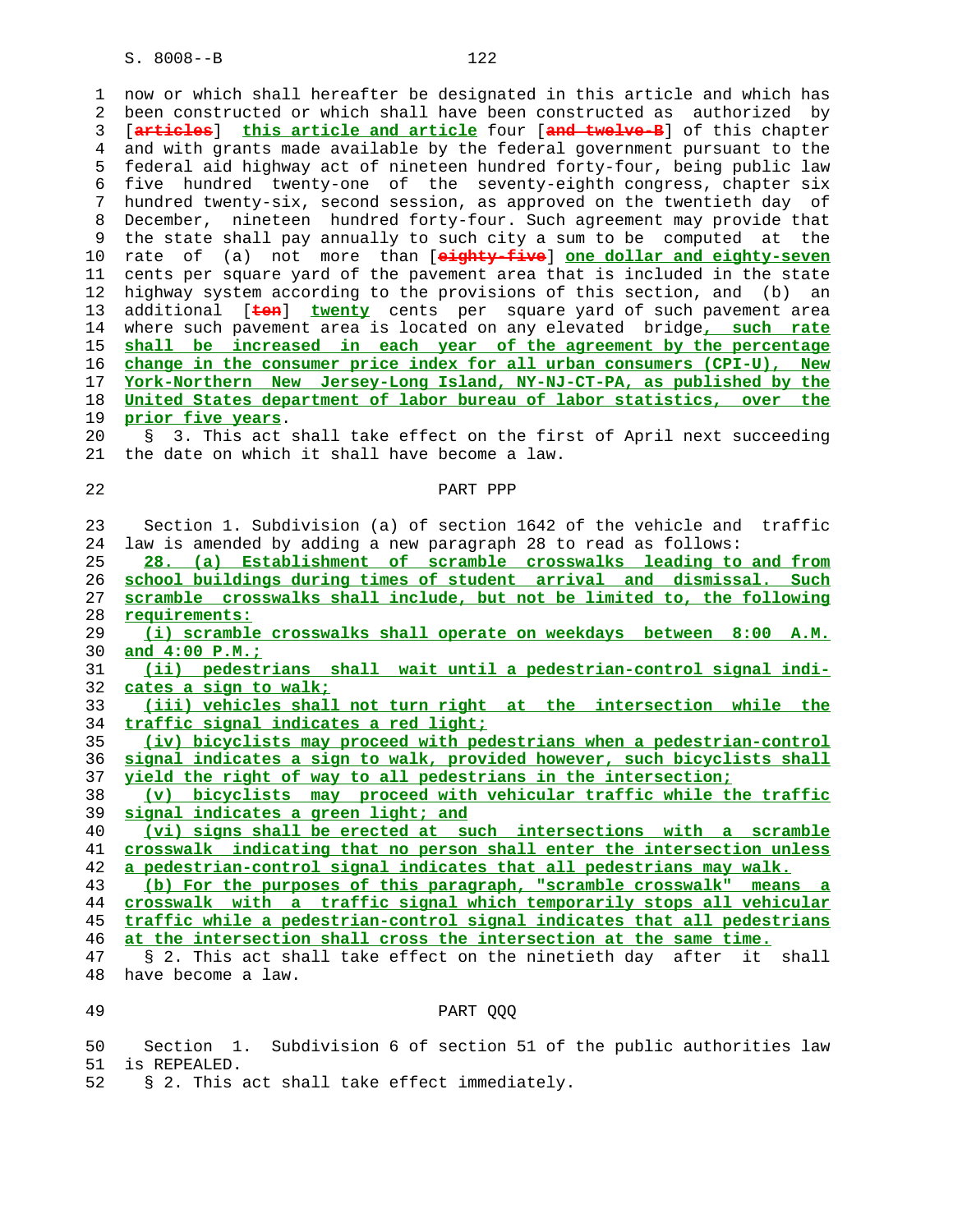now or which shall hereafter be designated in this article and which has been constructed or which shall have been constructed as authorized by [articles] this article and article four [and twelve-B] of this chapter and with grants made available by the federal government pursuant to the federal aid highway act of nineteen hundred forty-four, being public law five hundred twenty-one of the seventy-eighth congress, chapter six hundred twenty-six, second session, as approved on the twentieth day of December, nineteen hundred forty-four. Such agreement may provide that the state shall pay annually to such city a sum to be computed at the rate of (a) not more than [eighty-five] one dollar and eighty-seven cents per square yard of the pavement area that is included in the state highway system according to the provisions of this section, and (b) an additional [ten] twenty cents per square yard of such pavement area where such pavement area is located on any elevated bridge, such rate shall be increased in each year of the agreement by the percentage change in the consumer price index for all urban consumers (CPI-U), New York-Northern New Jersey-Long Island, NY-NJ-CT-PA, as published by the United States department of labor bureau of labor statistics, over the prior five years.

§ 3. This act shall take effect on the first of April next succeeding the date on which it shall have become a law.

PART PPP

Section 1. Subdivision (a) of section 1642 of the vehicle and traffic law is amended by adding a new paragraph 28 to read as follows:

28. (a) Establishment of scramble crosswalks leading to and from school buildings during times of student arrival and dismissal. Such scramble crosswalks shall include, but not be limited to, the following requirements:

(i) scramble crosswalks shall operate on weekdays between 8:00 A.M. and 4:00 P.M.;

(ii) pedestrians shall wait until a pedestrian-control signal indicates a sign to walk;

(iii) vehicles shall not turn right at the intersection while the traffic signal indicates a red light;

(iv) bicyclists may proceed with pedestrians when a pedestrian-control signal indicates a sign to walk, provided however, such bicyclists shall yield the right of way to all pedestrians in the intersection;

(v) bicyclists may proceed with vehicular traffic while the traffic signal indicates a green light; and

(vi) signs shall be erected at such intersections with a scramble crosswalk indicating that no person shall enter the intersection unless a pedestrian-control signal indicates that all pedestrians may walk.

(b) For the purposes of this paragraph, "scramble crosswalk" means a crosswalk with a traffic signal which temporarily stops all vehicular traffic while a pedestrian-control signal indicates that all pedestrians at the intersection shall cross the intersection at the same time.

§ 2. This act shall take effect on the ninetieth day after it shall have become a law.

PART QQQ

Section 1. Subdivision 6 of section 51 of the public authorities law is REPEALED.

§ 2. This act shall take effect immediately.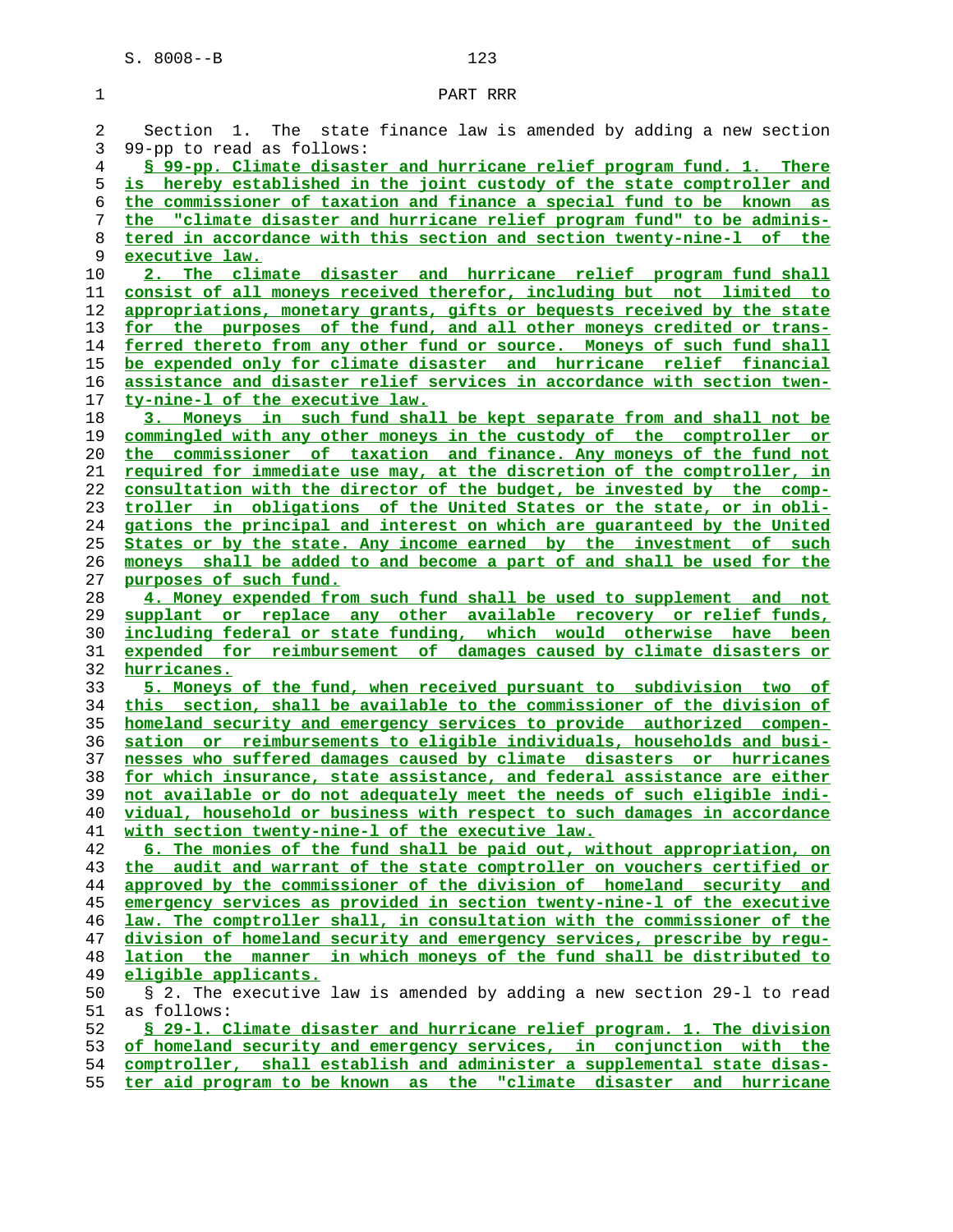PART RRR

Section 1. The state finance law is amended by adding a new section 99-pp to read as follows:

§ 99-pp. Climate disaster and hurricane relief program fund. 1. There is hereby established in the joint custody of the state comptroller and the commissioner of taxation and finance a special fund to be known as the "climate disaster and hurricane relief program fund" to be administered in accordance with this section and section twenty-nine-l of the executive law.

2. The climate disaster and hurricane relief program fund shall consist of all moneys received therefor, including but not limited to appropriations, monetary grants, gifts or bequests received by the state for the purposes of the fund, and all other moneys credited or transferred thereto from any other fund or source. Moneys of such fund shall be expended only for climate disaster and hurricane relief financial assistance and disaster relief services in accordance with section twenty-nine-l of the executive law.

3. Moneys in such fund shall be kept separate from and shall not be commingled with any other moneys in the custody of the comptroller or the commissioner of taxation and finance. Any moneys of the fund not required for immediate use may, at the discretion of the comptroller, in consultation with the director of the budget, be invested by the comptroller in obligations of the United States or the state, or in obligations the principal and interest on which are guaranteed by the United States or by the state. Any income earned by the investment of such moneys shall be added to and become a part of and shall be used for the purposes of such fund.

4. Money expended from such fund shall be used to supplement and not supplant or replace any other available recovery or relief funds, including federal or state funding, which would otherwise have been expended for reimbursement of damages caused by climate disasters or hurricanes.

5. Moneys of the fund, when received pursuant to subdivision two of this section, shall be available to the commissioner of the division of homeland security and emergency services to provide authorized compensation or reimbursements to eligible individuals, households and businesses who suffered damages caused by climate disasters or hurricanes for which insurance, state assistance, and federal assistance are either not available or do not adequately meet the needs of such eligible individual, household or business with respect to such damages in accordance with section twenty-nine-l of the executive law.

6. The monies of the fund shall be paid out, without appropriation, on the audit and warrant of the state comptroller on vouchers certified or approved by the commissioner of the division of homeland security and emergency services as provided in section twenty-nine-l of the executive law. The comptroller shall, in consultation with the commissioner of the division of homeland security and emergency services, prescribe by regulation the manner in which moneys of the fund shall be distributed to eligible applicants.

§ 2. The executive law is amended by adding a new section 29-l to read as follows:

§ 29-l. Climate disaster and hurricane relief program. 1. The division of homeland security and emergency services, in conjunction with the comptroller, shall establish and administer a supplemental state disaster aid program to be known as the "climate disaster and hurricane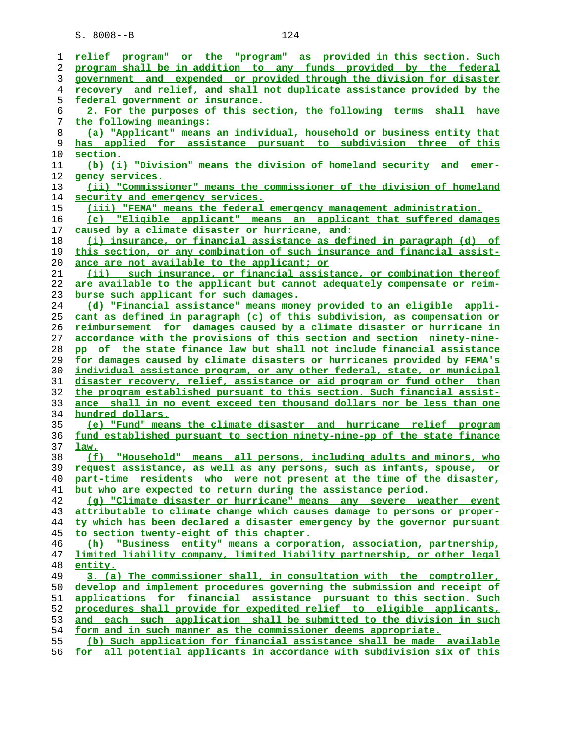relief program" or the "program" as provided in this section. Such program shall be in addition to any funds provided by the federal government and expended or provided through the division for disaster recovery and relief, and shall not duplicate assistance provided by the federal government or insurance.

2. For the purposes of this section, the following terms shall have the following meanings:

(a) "Applicant" means an individual, household or business entity that has applied for assistance pursuant to subdivision three of this section.

(b) (i) "Division" means the division of homeland security and emergency services.

(ii) "Commissioner" means the commissioner of the division of homeland security and emergency services.

(iii) "FEMA" means the federal emergency management administration.

(c) "Eligible applicant" means an applicant that suffered damages caused by a climate disaster or hurricane, and:

(i) insurance, or financial assistance as defined in paragraph (d) of this section, or any combination of such insurance and financial assistance are not available to the applicant; or

(ii) such insurance, or financial assistance, or combination thereof are available to the applicant but cannot adequately compensate or reimburse such applicant for such damages.

(d) "Financial assistance" means money provided to an eligible applicant as defined in paragraph (c) of this subdivision, as compensation or reimbursement for damages caused by a climate disaster or hurricane in accordance with the provisions of this section and section ninety-nine-pp of the state finance law but shall not include financial assistance for damages caused by climate disasters or hurricanes provided by FEMA's individual assistance program, or any other federal, state, or municipal disaster recovery, relief, assistance or aid program or fund other than the program established pursuant to this section. Such financial assistance shall in no event exceed ten thousand dollars nor be less than one hundred dollars.

(e) "Fund" means the climate disaster and hurricane relief program fund established pursuant to section ninety-nine-pp of the state finance law.

(f) "Household" means all persons, including adults and minors, who request assistance, as well as any persons, such as infants, spouse, or part-time residents who were not present at the time of the disaster, but who are expected to return during the assistance period.

(g) "Climate disaster or hurricane" means any severe weather event attributable to climate change which causes damage to persons or property which has been declared a disaster emergency by the governor pursuant to section twenty-eight of this chapter.

(h) "Business entity" means a corporation, association, partnership, limited liability company, limited liability partnership, or other legal entity.

3. (a) The commissioner shall, in consultation with the comptroller, develop and implement procedures governing the submission and receipt of applications for financial assistance pursuant to this section. Such procedures shall provide for expedited relief to eligible applicants, and each such application shall be submitted to the division in such form and in such manner as the commissioner deems appropriate.

(b) Such application for financial assistance shall be made available for all potential applicants in accordance with subdivision six of this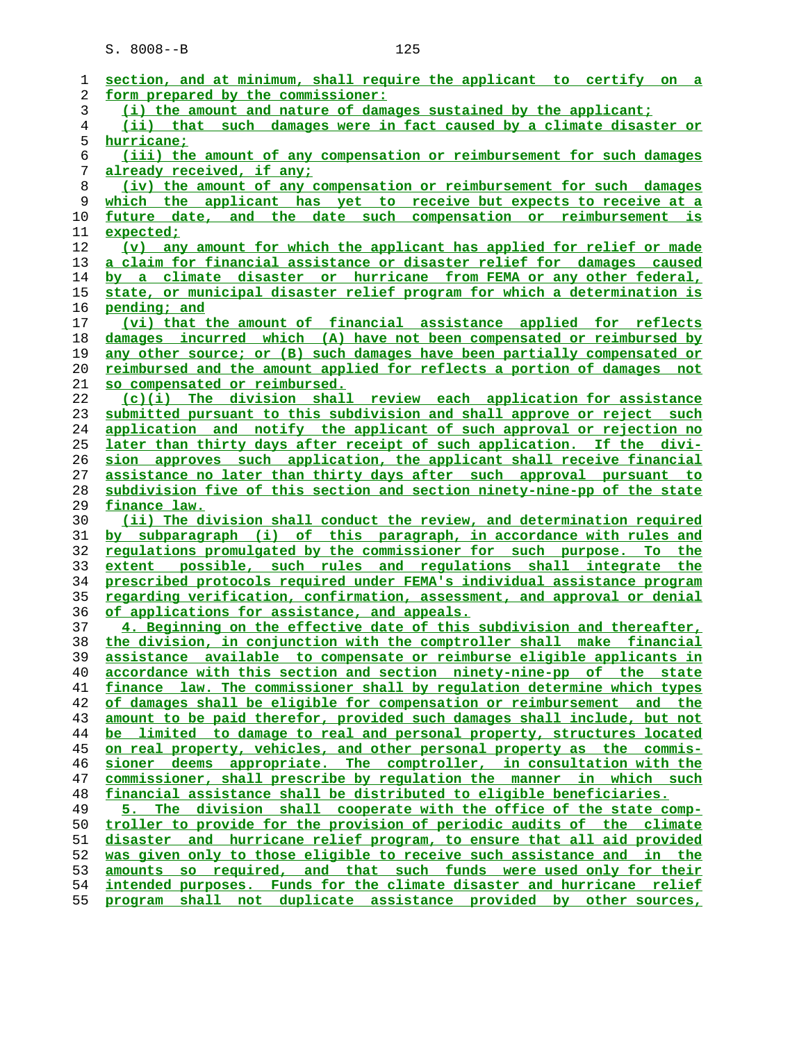section, and at minimum, shall require the applicant to certify on a form prepared by the commissioner:

(i) the amount and nature of damages sustained by the applicant;

(ii) that such damages were in fact caused by a climate disaster or hurricane;

(iii) the amount of any compensation or reimbursement for such damages already received, if any;

(iv) the amount of any compensation or reimbursement for such damages which the applicant has yet to receive but expects to receive at a future date, and the date such compensation or reimbursement is expected;

(v) any amount for which the applicant has applied for relief or made a claim for financial assistance or disaster relief for damages caused by a climate disaster or hurricane from FEMA or any other federal, state, or municipal disaster relief program for which a determination is pending; and

(vi) that the amount of financial assistance applied for reflects damages incurred which (A) have not been compensated or reimbursed by any other source; or (B) such damages have been partially compensated or reimbursed and the amount applied for reflects a portion of damages not so compensated or reimbursed.

(c)(i) The division shall review each application for assistance submitted pursuant to this subdivision and shall approve or reject such application and notify the applicant of such approval or rejection no later than thirty days after receipt of such application. If the division approves such application, the applicant shall receive financial assistance no later than thirty days after such approval pursuant to subdivision five of this section and section ninety-nine-pp of the state finance law.

(ii) The division shall conduct the review, and determination required by subparagraph (i) of this paragraph, in accordance with rules and regulations promulgated by the commissioner for such purpose. To the extent possible, such rules and regulations shall integrate the prescribed protocols required under FEMA's individual assistance program regarding verification, confirmation, assessment, and approval or denial of applications for assistance, and appeals.

4. Beginning on the effective date of this subdivision and thereafter, the division, in conjunction with the comptroller shall make financial assistance available to compensate or reimburse eligible applicants in accordance with this section and section ninety-nine-pp of the state finance law. The commissioner shall by regulation determine which types of damages shall be eligible for compensation or reimbursement and the amount to be paid therefor, provided such damages shall include, but not be limited to damage to real and personal property, structures located on real property, vehicles, and other personal property as the commissioner deems appropriate. The comptroller, in consultation with the commissioner, shall prescribe by regulation the manner in which such financial assistance shall be distributed to eligible beneficiaries.

5. The division shall cooperate with the office of the state comptroller to provide for the provision of periodic audits of the climate disaster and hurricane relief program, to ensure that all aid provided was given only to those eligible to receive such assistance and in the amounts so required, and that such funds were used only for their intended purposes. Funds for the climate disaster and hurricane relief program shall not duplicate assistance provided by other sources,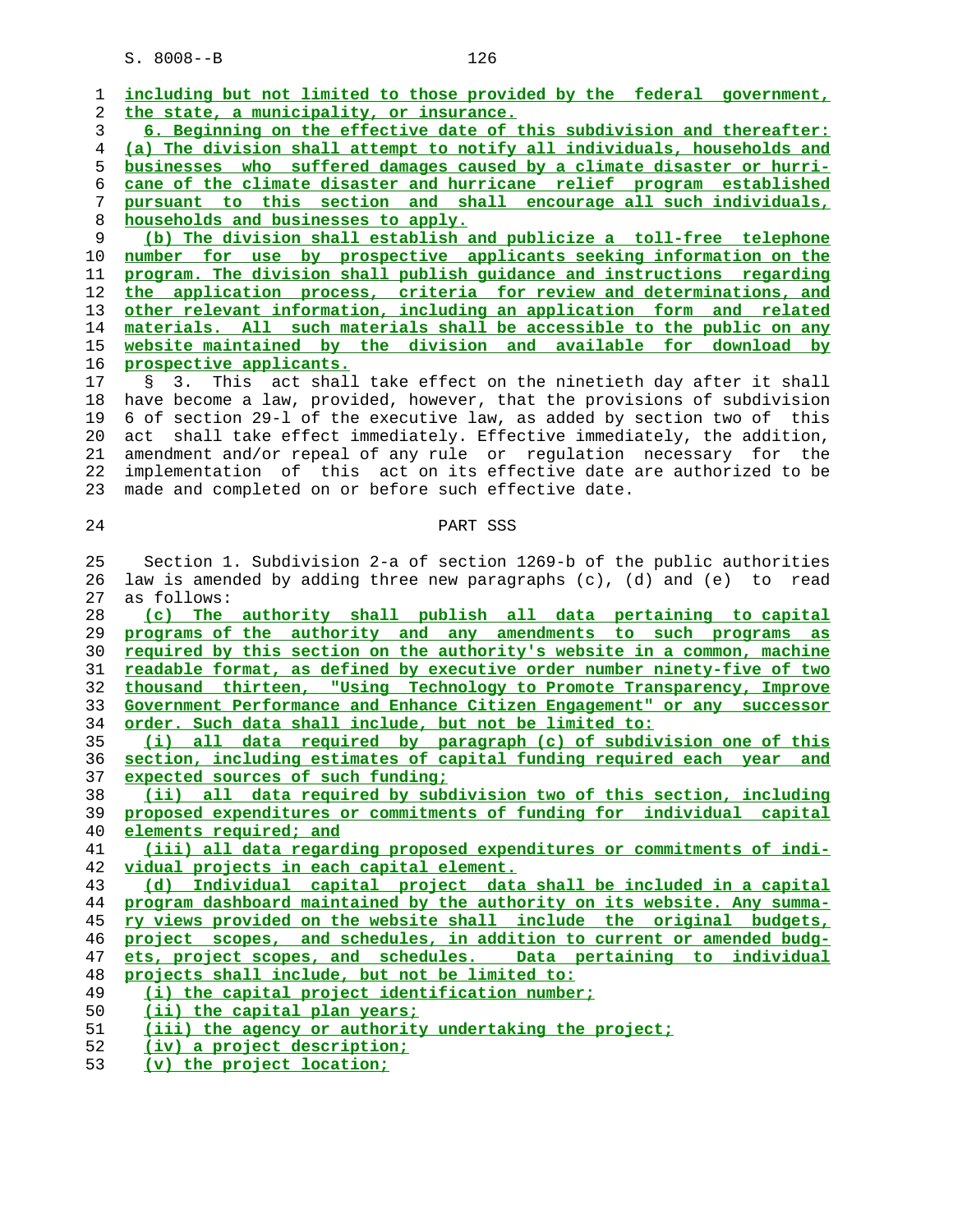including but not limited to those provided by the federal government, the state, a municipality, or insurance.

6. Beginning on the effective date of this subdivision and thereafter:

(a) The division shall attempt to notify all individuals, households and businesses who suffered damages caused by a climate disaster or hurricane of the climate disaster and hurricane relief program established pursuant to this section and shall encourage all such individuals, households and businesses to apply.

(b) The division shall establish and publicize a toll-free telephone number for use by prospective applicants seeking information on the program. The division shall publish guidance and instructions regarding the application process, criteria for review and determinations, and other relevant information, including an application form and related materials. All such materials shall be accessible to the public on any website maintained by the division and available for download by prospective applicants.

§ 3. This act shall take effect on the ninetieth day after it shall have become a law, provided, however, that the provisions of subdivision 6 of section 29-l of the executive law, as added by section two of this act shall take effect immediately. Effective immediately, the addition, amendment and/or repeal of any rule or regulation necessary for the implementation of this act on its effective date are authorized to be made and completed on or before such effective date.

PART SSS

Section 1. Subdivision 2-a of section 1269-b of the public authorities law is amended by adding three new paragraphs (c), (d) and (e) to read as follows:

(c) The authority shall publish all data pertaining to capital programs of the authority and any amendments to such programs as required by this section on the authority's website in a common, machine readable format, as defined by executive order number ninety-five of two thousand thirteen, "Using Technology to Promote Transparency, Improve Government Performance and Enhance Citizen Engagement" or any successor order. Such data shall include, but not be limited to:

(i) all data required by paragraph (c) of subdivision one of this section, including estimates of capital funding required each year and expected sources of such funding;

(ii) all data required by subdivision two of this section, including proposed expenditures or commitments of funding for individual capital elements required; and

(iii) all data regarding proposed expenditures or commitments of individual projects in each capital element.

(d) Individual capital project data shall be included in a capital program dashboard maintained by the authority on its website. Any summary views provided on the website shall include the original budgets, project scopes, and schedules, in addition to current or amended budgets, project scopes, and schedules. Data pertaining to individual projects shall include, but not be limited to:

(i) the capital project identification number;

(ii) the capital plan years;

(iii) the agency or authority undertaking the project;

(iv) a project description;

(v) the project location;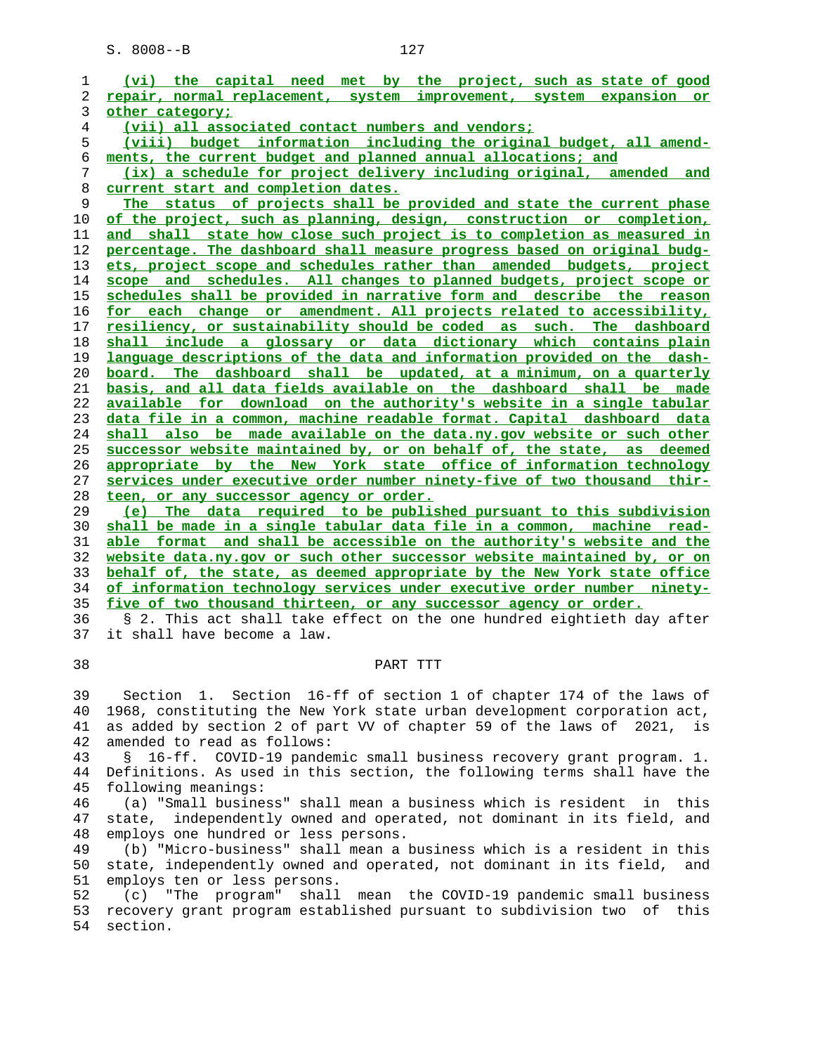(vi) the capital need met by the project, such as state of good repair, normal replacement, system improvement, system expansion or other category;

(vii) all associated contact numbers and vendors;

(viii) budget information including the original budget, all amendments, the current budget and planned annual allocations; and

(ix) a schedule for project delivery including original, amended and current start and completion dates.

The status of projects shall be provided and state the current phase of the project, such as planning, design, construction or completion, and shall state how close such project is to completion as measured in percentage. The dashboard shall measure progress based on original budgets, project scope and schedules rather than amended budgets, project scope and schedules. All changes to planned budgets, project scope or schedules shall be provided in narrative form and describe the reason for each change or amendment. All projects related to accessibility, resiliency, or sustainability should be coded as such. The dashboard shall include a glossary or data dictionary which contains plain language descriptions of the data and information provided on the dashboard. The dashboard shall be updated, at a minimum, on a quarterly basis, and all data fields available on the dashboard shall be made available for download on the authority's website in a single tabular data file in a common, machine readable format. Capital dashboard data shall also be made available on the data.ny.gov website or such other successor website maintained by, or on behalf of, the state, as deemed appropriate by the New York state office of information technology services under executive order number ninety-five of two thousand thirteen, or any successor agency or order.

(e) The data required to be published pursuant to this subdivision shall be made in a single tabular data file in a common, machine readable format and shall be accessible on the authority's website and the website data.ny.gov or such other successor website maintained by, or on behalf of, the state, as deemed appropriate by the New York state office of information technology services under executive order number ninety-five of two thousand thirteen, or any successor agency or order.

§ 2. This act shall take effect on the one hundred eightieth day after it shall have become a law.

PART TTT

Section 1. Section 16-ff of section 1 of chapter 174 of the laws of 1968, constituting the New York state urban development corporation act, as added by section 2 of part VV of chapter 59 of the laws of 2021, is amended to read as follows:

§ 16-ff. COVID-19 pandemic small business recovery grant program. 1. Definitions. As used in this section, the following terms shall have the following meanings:

(a) "Small business" shall mean a business which is resident in this state, independently owned and operated, not dominant in its field, and employs one hundred or less persons.

(b) "Micro-business" shall mean a business which is a resident in this state, independently owned and operated, not dominant in its field, and employs ten or less persons.

(c) "The program" shall mean the COVID-19 pandemic small business recovery grant program established pursuant to subdivision two of this section.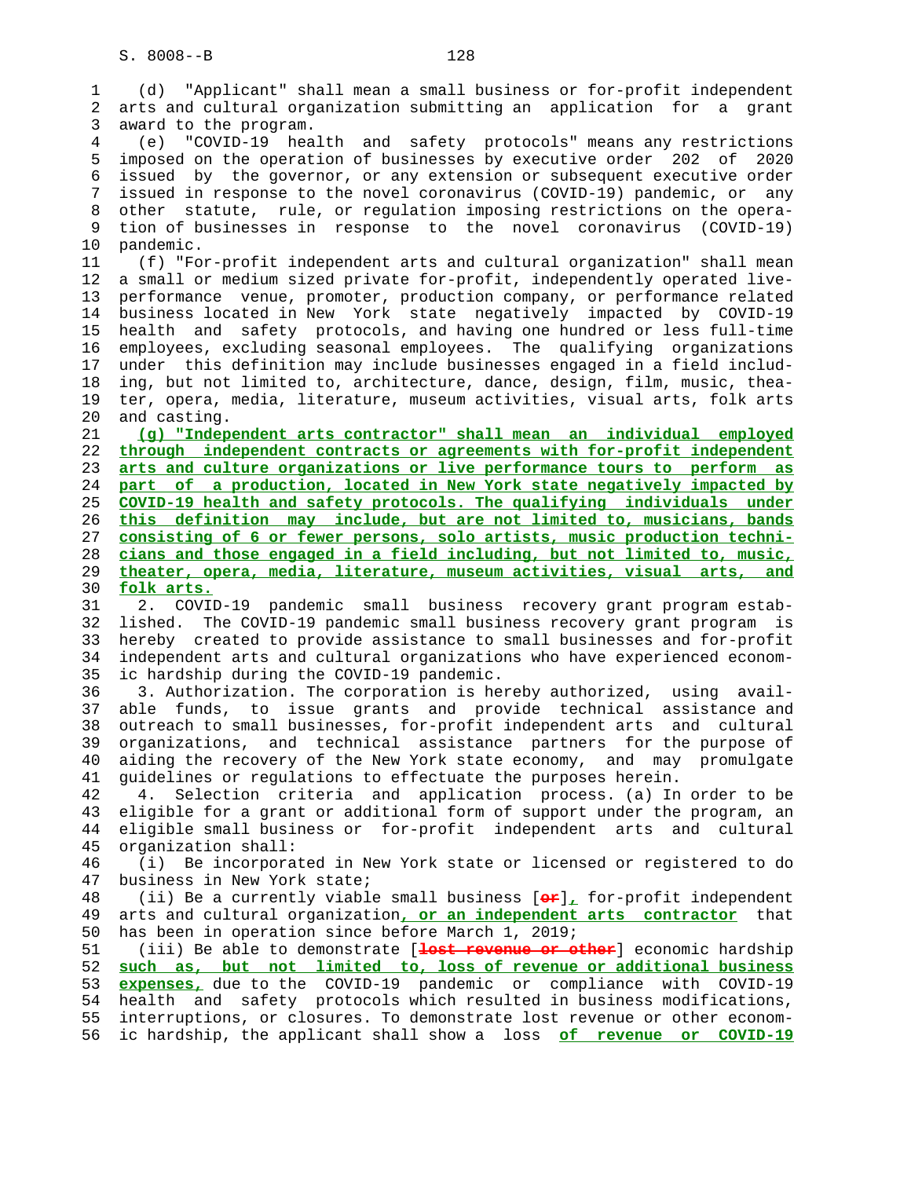(d) "Applicant" shall mean a small business or for-profit independent arts and cultural organization submitting an application for a grant award to the program.

(e) "COVID-19 health and safety protocols" means any restrictions imposed on the operation of businesses by executive order 202 of 2020 issued by the governor, or any extension or subsequent executive order issued in response to the novel coronavirus (COVID-19) pandemic, or any other statute, rule, or regulation imposing restrictions on the operation of businesses in response to the novel coronavirus (COVID-19) pandemic.

(f) "For-profit independent arts and cultural organization" shall mean a small or medium sized private for-profit, independently operated live-performance venue, promoter, production company, or performance related business located in New York state negatively impacted by COVID-19 health and safety protocols, and having one hundred or less full-time employees, excluding seasonal employees. The qualifying organizations under this definition may include businesses engaged in a field including, but not limited to, architecture, dance, design, film, music, theater, opera, media, literature, museum activities, visual arts, folk arts and casting.

(g) "Independent arts contractor" shall mean an individual employed through independent contracts or agreements with for-profit independent arts and culture organizations or live performance tours to perform as part of a production, located in New York state negatively impacted by COVID-19 health and safety protocols. The qualifying individuals under this definition may include, but are not limited to, musicians, bands consisting of 6 or fewer persons, solo artists, music production technicians and those engaged in a field including, but not limited to, music, theater, opera, media, literature, museum activities, visual arts, and folk arts.

2. COVID-19 pandemic small business recovery grant program established. The COVID-19 pandemic small business recovery grant program is hereby created to provide assistance to small businesses and for-profit independent arts and cultural organizations who have experienced economic hardship during the COVID-19 pandemic.

3. Authorization. The corporation is hereby authorized, using available funds, to issue grants and provide technical assistance and outreach to small businesses, for-profit independent arts and cultural organizations, and technical assistance partners for the purpose of aiding the recovery of the New York state economy, and may promulgate guidelines or regulations to effectuate the purposes herein.

4. Selection criteria and application process. (a) In order to be eligible for a grant or additional form of support under the program, an eligible small business or for-profit independent arts and cultural organization shall:

(i) Be incorporated in New York state or licensed or registered to do business in New York state;

(ii) Be a currently viable small business [~~or~~], for-profit independent arts and cultural organization, or an independent arts contractor that has been in operation since before March 1, 2019;

(iii) Be able to demonstrate [~~lost revenue or other~~] economic hardship such as, but not limited to, loss of revenue or additional business expenses, due to the COVID-19 pandemic or compliance with COVID-19 health and safety protocols which resulted in business modifications, interruptions, or closures. To demonstrate lost revenue or other economic hardship, the applicant shall show a loss of revenue or COVID-19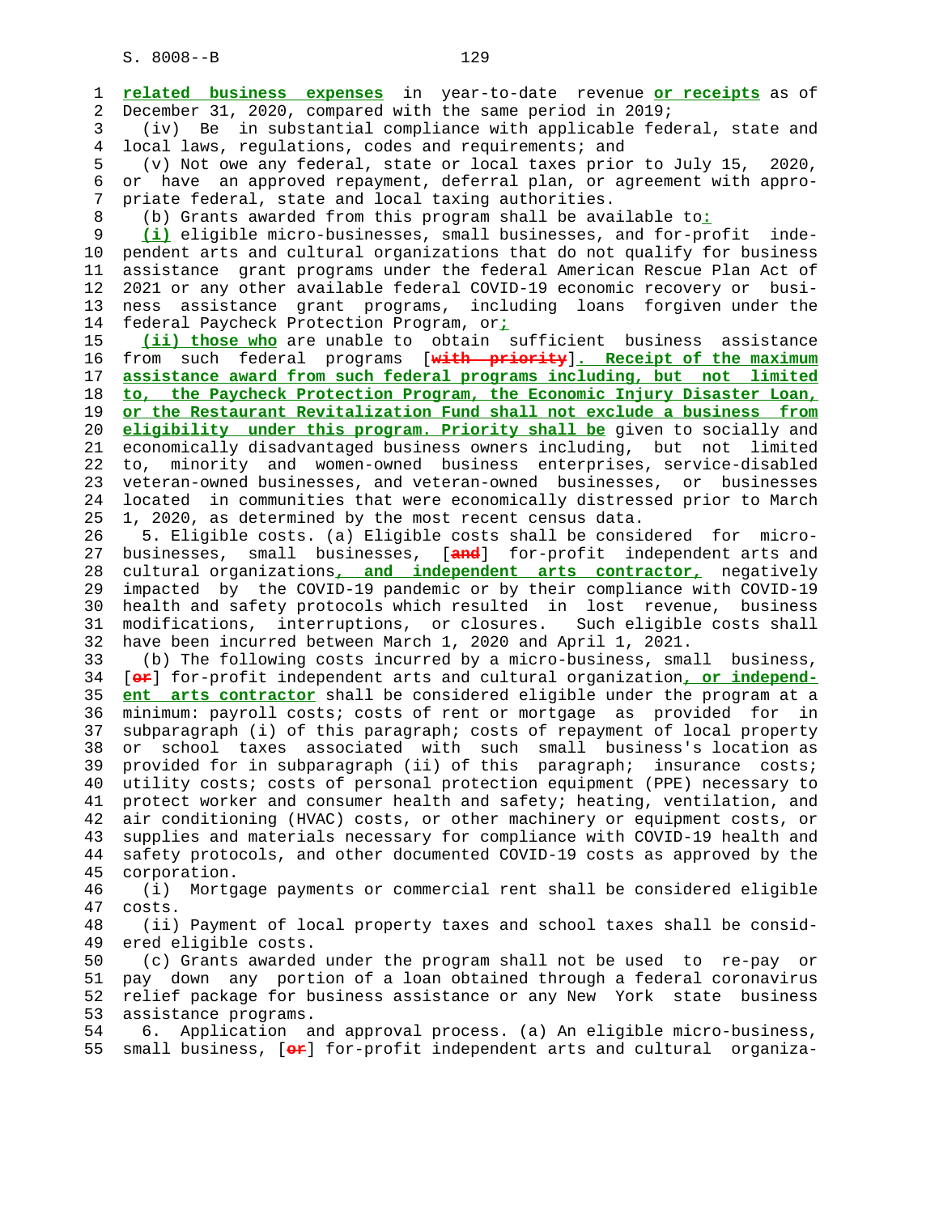related business expenses in year-to-date revenue or receipts as of December 31, 2020, compared with the same period in 2019;

(iv) Be in substantial compliance with applicable federal, state and local laws, regulations, codes and requirements; and

(v) Not owe any federal, state or local taxes prior to July 15, 2020, or have an approved repayment, deferral plan, or agreement with appropriate federal, state and local taxing authorities.

(b) Grants awarded from this program shall be available to:

(i) eligible micro-businesses, small businesses, and for-profit independent arts and cultural organizations that do not qualify for business assistance grant programs under the federal American Rescue Plan Act of 2021 or any other available federal COVID-19 economic recovery or business assistance grant programs, including loans forgiven under the federal Paycheck Protection Program, or;

(ii) those who are unable to obtain sufficient business assistance from such federal programs [with priority]. Receipt of the maximum assistance award from such federal programs including, but not limited to, the Paycheck Protection Program, the Economic Injury Disaster Loan, or the Restaurant Revitalization Fund shall not exclude a business from eligibility under this program. Priority shall be given to socially and economically disadvantaged business owners including, but not limited to, minority and women-owned business enterprises, service-disabled veteran-owned businesses, and veteran-owned businesses, or businesses located in communities that were economically distressed prior to March 1, 2020, as determined by the most recent census data.

5. Eligible costs. (a) Eligible costs shall be considered for micro-businesses, small businesses, [and] for-profit independent arts and cultural organizations, and independent arts contractor, negatively impacted by the COVID-19 pandemic or by their compliance with COVID-19 health and safety protocols which resulted in lost revenue, business modifications, interruptions, or closures. Such eligible costs shall have been incurred between March 1, 2020 and April 1, 2021.

(b) The following costs incurred by a micro-business, small business, [or] for-profit independent arts and cultural organization, or independent arts contractor shall be considered eligible under the program at a minimum: payroll costs; costs of rent or mortgage as provided for in subparagraph (i) of this paragraph; costs of repayment of local property or school taxes associated with such small business's location as provided for in subparagraph (ii) of this paragraph; insurance costs; utility costs; costs of personal protection equipment (PPE) necessary to protect worker and consumer health and safety; heating, ventilation, and air conditioning (HVAC) costs, or other machinery or equipment costs, or supplies and materials necessary for compliance with COVID-19 health and safety protocols, and other documented COVID-19 costs as approved by the corporation.

(i) Mortgage payments or commercial rent shall be considered eligible costs.

(ii) Payment of local property taxes and school taxes shall be considered eligible costs.

(c) Grants awarded under the program shall not be used to re-pay or pay down any portion of a loan obtained through a federal coronavirus relief package for business assistance or any New York state business assistance programs.

6. Application and approval process. (a) An eligible micro-business, small business, [or] for-profit independent arts and cultural organiza-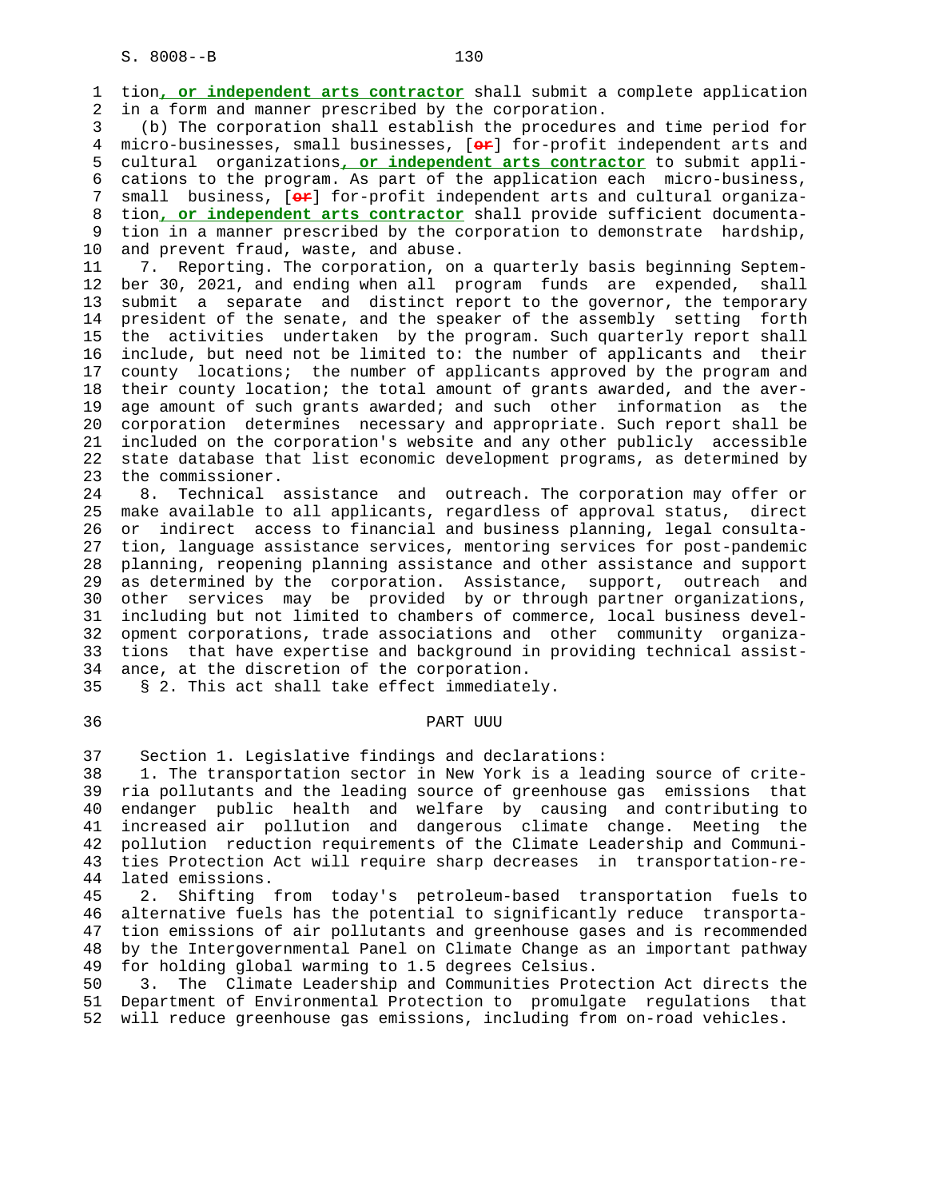tion, **or independent arts contractor** shall submit a complete application in a form and manner prescribed by the corporation.

(b) The corporation shall establish the procedures and time period for micro-businesses, small businesses, [~~or~~] for-profit independent arts and cultural organizations, **or independent arts contractor** to submit applications to the program. As part of the application each micro-business, small business, [~~or~~] for-profit independent arts and cultural organization, **or independent arts contractor** shall provide sufficient documentation in a manner prescribed by the corporation to demonstrate hardship, and prevent fraud, waste, and abuse.

7. Reporting. The corporation, on a quarterly basis beginning September 30, 2021, and ending when all program funds are expended, shall submit a separate and distinct report to the governor, the temporary president of the senate, and the speaker of the assembly setting forth the activities undertaken by the program. Such quarterly report shall include, but need not be limited to: the number of applicants and their county locations; the number of applicants approved by the program and their county location; the total amount of grants awarded, and the average amount of such grants awarded; and such other information as the corporation determines necessary and appropriate. Such report shall be included on the corporation's website and any other publicly accessible state database that list economic development programs, as determined by the commissioner.

8. Technical assistance and outreach. The corporation may offer or make available to all applicants, regardless of approval status, direct or indirect access to financial and business planning, legal consultation, language assistance services, mentoring services for post-pandemic planning, reopening planning assistance and other assistance and support as determined by the corporation. Assistance, support, outreach and other services may be provided by or through partner organizations, including but not limited to chambers of commerce, local business development corporations, trade associations and other community organizations that have expertise and background in providing technical assistance, at the discretion of the corporation.

§ 2. This act shall take effect immediately.

## PART UUU

Section 1. Legislative findings and declarations:

1. The transportation sector in New York is a leading source of criteria pollutants and the leading source of greenhouse gas emissions that endanger public health and welfare by causing and contributing to increased air pollution and dangerous climate change. Meeting the pollution reduction requirements of the Climate Leadership and Communities Protection Act will require sharp decreases in transportation-related emissions.

2. Shifting from today's petroleum-based transportation fuels to alternative fuels has the potential to significantly reduce transportation emissions of air pollutants and greenhouse gases and is recommended by the Intergovernmental Panel on Climate Change as an important pathway for holding global warming to 1.5 degrees Celsius.

3. The Climate Leadership and Communities Protection Act directs the Department of Environmental Protection to promulgate regulations that will reduce greenhouse gas emissions, including from on-road vehicles.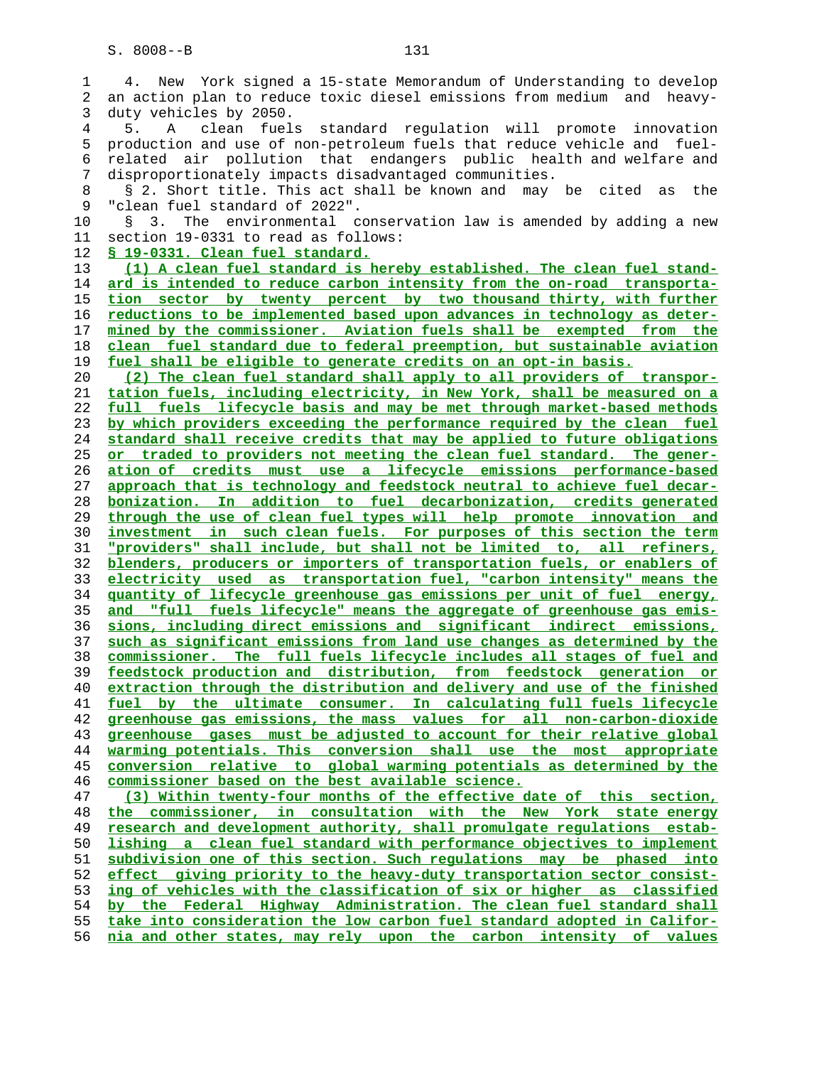4. New York signed a 15-state Memorandum of Understanding to develop an action plan to reduce toxic diesel emissions from medium and heavy-duty vehicles by 2050.

5. A clean fuels standard regulation will promote innovation production and use of non-petroleum fuels that reduce vehicle and fuel-related air pollution that endangers public health and welfare and disproportionately impacts disadvantaged communities.

§ 2. Short title. This act shall be known and may be cited as the "clean fuel standard of 2022".

§ 3. The environmental conservation law is amended by adding a new section 19-0331 to read as follows:

§ 19-0331. Clean fuel standard.

(1) A clean fuel standard is hereby established. The clean fuel standard is intended to reduce carbon intensity from the on-road transportation sector by twenty percent by two thousand thirty, with further reductions to be implemented based upon advances in technology as determined by the commissioner. Aviation fuels shall be exempted from the clean fuel standard due to federal preemption, but sustainable aviation fuel shall be eligible to generate credits on an opt-in basis.

(2) The clean fuel standard shall apply to all providers of transportation fuels, including electricity, in New York, shall be measured on a full fuels lifecycle basis and may be met through market-based methods by which providers exceeding the performance required by the clean fuel standard shall receive credits that may be applied to future obligations or traded to providers not meeting the clean fuel standard. The generation of credits must use a lifecycle emissions performance-based approach that is technology and feedstock neutral to achieve fuel decarbonization. In addition to fuel decarbonization, credits generated through the use of clean fuel types will help promote innovation and investment in such clean fuels. For purposes of this section the term "providers" shall include, but shall not be limited to, all refiners, blenders, producers or importers of transportation fuels, or enablers of electricity used as transportation fuel, "carbon intensity" means the quantity of lifecycle greenhouse gas emissions per unit of fuel energy, and "full fuels lifecycle" means the aggregate of greenhouse gas emissions, including direct emissions and significant indirect emissions, such as significant emissions from land use changes as determined by the commissioner. The full fuels lifecycle includes all stages of fuel and feedstock production and distribution, from feedstock generation or extraction through the distribution and delivery and use of the finished fuel by the ultimate consumer. In calculating full fuels lifecycle greenhouse gas emissions, the mass values for all non-carbon-dioxide greenhouse gases must be adjusted to account for their relative global warming potentials. This conversion shall use the most appropriate conversion relative to global warming potentials as determined by the commissioner based on the best available science.

(3) Within twenty-four months of the effective date of this section, the commissioner, in consultation with the New York state energy research and development authority, shall promulgate regulations establishing a clean fuel standard with performance objectives to implement subdivision one of this section. Such regulations may be phased into effect giving priority to the heavy-duty transportation sector consisting of vehicles with the classification of six or higher as classified by the Federal Highway Administration. The clean fuel standard shall take into consideration the low carbon fuel standard adopted in California and other states, may rely upon the carbon intensity of values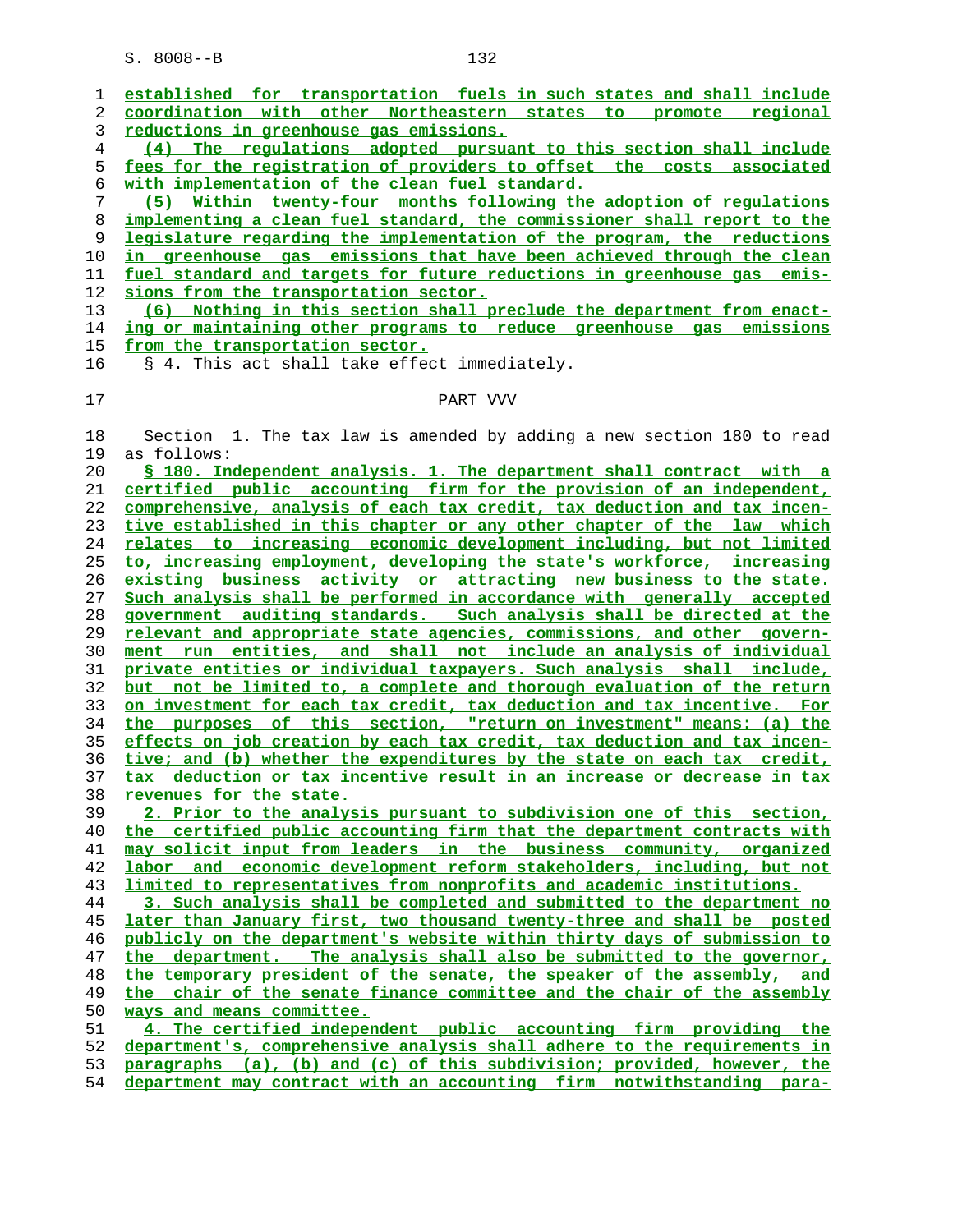established for transportation fuels in such states and shall include coordination with other Northeastern states to promote regional reductions in greenhouse gas emissions.

(4) The regulations adopted pursuant to this section shall include fees for the registration of providers to offset the costs associated with implementation of the clean fuel standard.

(5) Within twenty-four months following the adoption of regulations implementing a clean fuel standard, the commissioner shall report to the legislature regarding the implementation of the program, the reductions in greenhouse gas emissions that have been achieved through the clean fuel standard and targets for future reductions in greenhouse gas emissions from the transportation sector.

(6) Nothing in this section shall preclude the department from enacting or maintaining other programs to reduce greenhouse gas emissions from the transportation sector.

§ 4. This act shall take effect immediately.

PART VVV

Section 1. The tax law is amended by adding a new section 180 to read as follows:

§ 180. Independent analysis. 1. The department shall contract with a certified public accounting firm for the provision of an independent, comprehensive, analysis of each tax credit, tax deduction and tax incentive established in this chapter or any other chapter of the law which relates to increasing economic development including, but not limited to, increasing employment, developing the state's workforce, increasing existing business activity or attracting new business to the state. Such analysis shall be performed in accordance with generally accepted government auditing standards. Such analysis shall be directed at the relevant and appropriate state agencies, commissions, and other government run entities, and shall not include an analysis of individual private entities or individual taxpayers. Such analysis shall include, but not be limited to, a complete and thorough evaluation of the return on investment for each tax credit, tax deduction and tax incentive. For the purposes of this section, "return on investment" means: (a) the effects on job creation by each tax credit, tax deduction and tax incentive; and (b) whether the expenditures by the state on each tax credit, tax deduction or tax incentive result in an increase or decrease in tax revenues for the state.

2. Prior to the analysis pursuant to subdivision one of this section, the certified public accounting firm that the department contracts with may solicit input from leaders in the business community, organized labor and economic development reform stakeholders, including, but not limited to representatives from nonprofits and academic institutions.

3. Such analysis shall be completed and submitted to the department no later than January first, two thousand twenty-three and shall be posted publicly on the department's website within thirty days of submission to the department. The analysis shall also be submitted to the governor, the temporary president of the senate, the speaker of the assembly, and the chair of the senate finance committee and the chair of the assembly ways and means committee.

4. The certified independent public accounting firm providing the department's, comprehensive analysis shall adhere to the requirements in paragraphs (a), (b) and (c) of this subdivision; provided, however, the department may contract with an accounting firm notwithstanding para-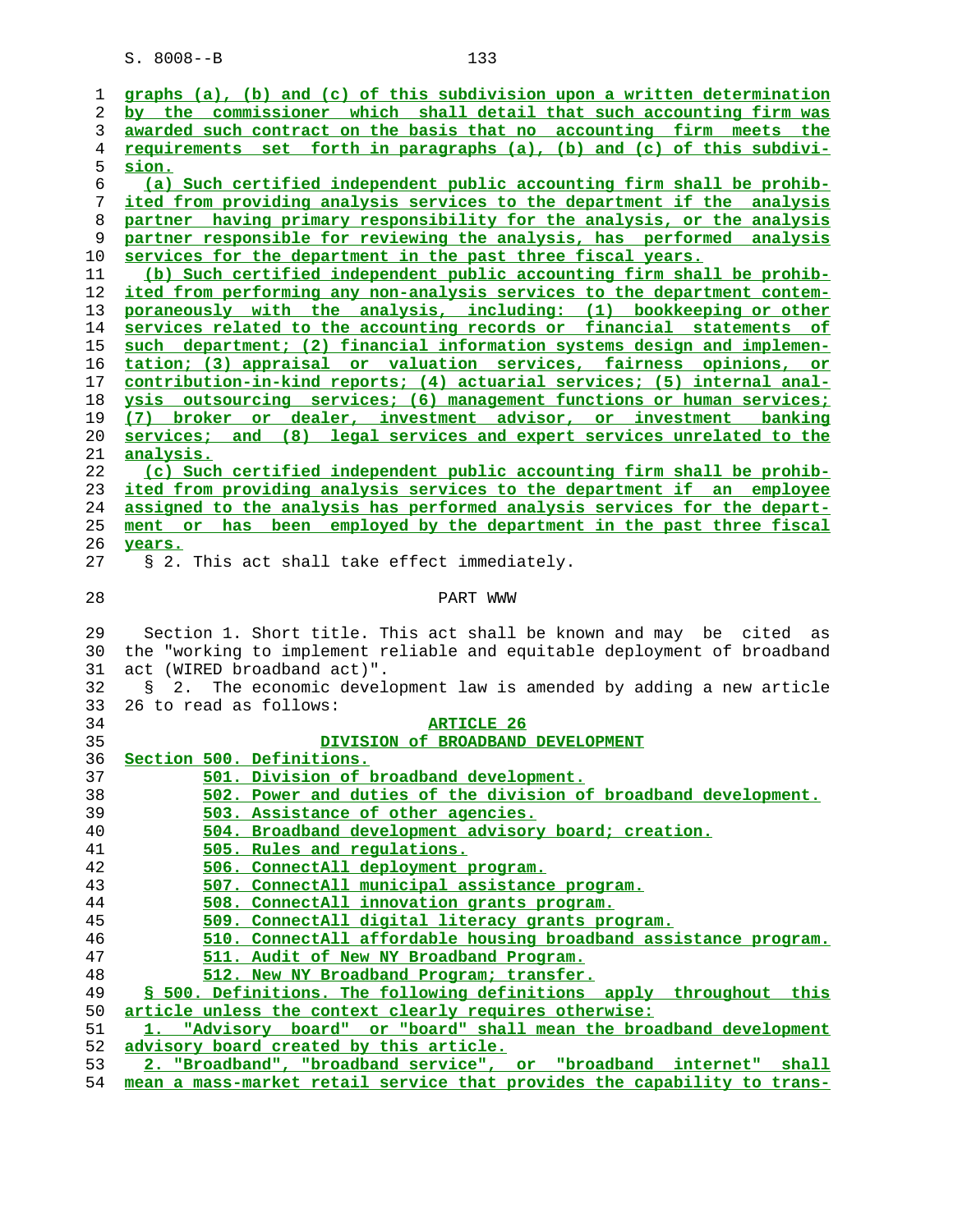graphs (a), (b) and (c) of this subdivision upon a written determination by the commissioner which shall detail that such accounting firm was awarded such contract on the basis that no accounting firm meets the requirements set forth in paragraphs (a), (b) and (c) of this subdivision.

(a) Such certified independent public accounting firm shall be prohibited from providing analysis services to the department if the analysis partner having primary responsibility for the analysis, or the analysis partner responsible for reviewing the analysis, has performed analysis services for the department in the past three fiscal years.

(b) Such certified independent public accounting firm shall be prohibited from performing any non-analysis services to the department contemporaneously with the analysis, including: (1) bookkeeping or other services related to the accounting records or financial statements of such department; (2) financial information systems design and implementation; (3) appraisal or valuation services, fairness opinions, or contribution-in-kind reports; (4) actuarial services; (5) internal analysis outsourcing services; (6) management functions or human services; (7) broker or dealer, investment advisor, or investment banking services; and (8) legal services and expert services unrelated to the analysis.

(c) Such certified independent public accounting firm shall be prohibited from providing analysis services to the department if an employee assigned to the analysis has performed analysis services for the department or has been employed by the department in the past three fiscal years.

§ 2. This act shall take effect immediately.

PART WWW

Section 1. Short title. This act shall be known and may be cited as the "working to implement reliable and equitable deployment of broadband act (WIRED broadband act)".

§ 2. The economic development law is amended by adding a new article 26 to read as follows:

ARTICLE 26

DIVISION of BROADBAND DEVELOPMENT

Section 500. Definitions.
501. Division of broadband development.
502. Power and duties of the division of broadband development.
503. Assistance of other agencies.
504. Broadband development advisory board; creation.
505. Rules and regulations.
506. ConnectAll deployment program.
507. ConnectAll municipal assistance program.
508. ConnectAll innovation grants program.
509. ConnectAll digital literacy grants program.
510. ConnectAll affordable housing broadband assistance program.
511. Audit of New NY Broadband Program.
512. New NY Broadband Program; transfer.

§ 500. Definitions. The following definitions apply throughout this article unless the context clearly requires otherwise:

1. "Advisory board" or "board" shall mean the broadband development advisory board created by this article.

2. "Broadband", "broadband service", or "broadband internet" shall mean a mass-market retail service that provides the capability to trans-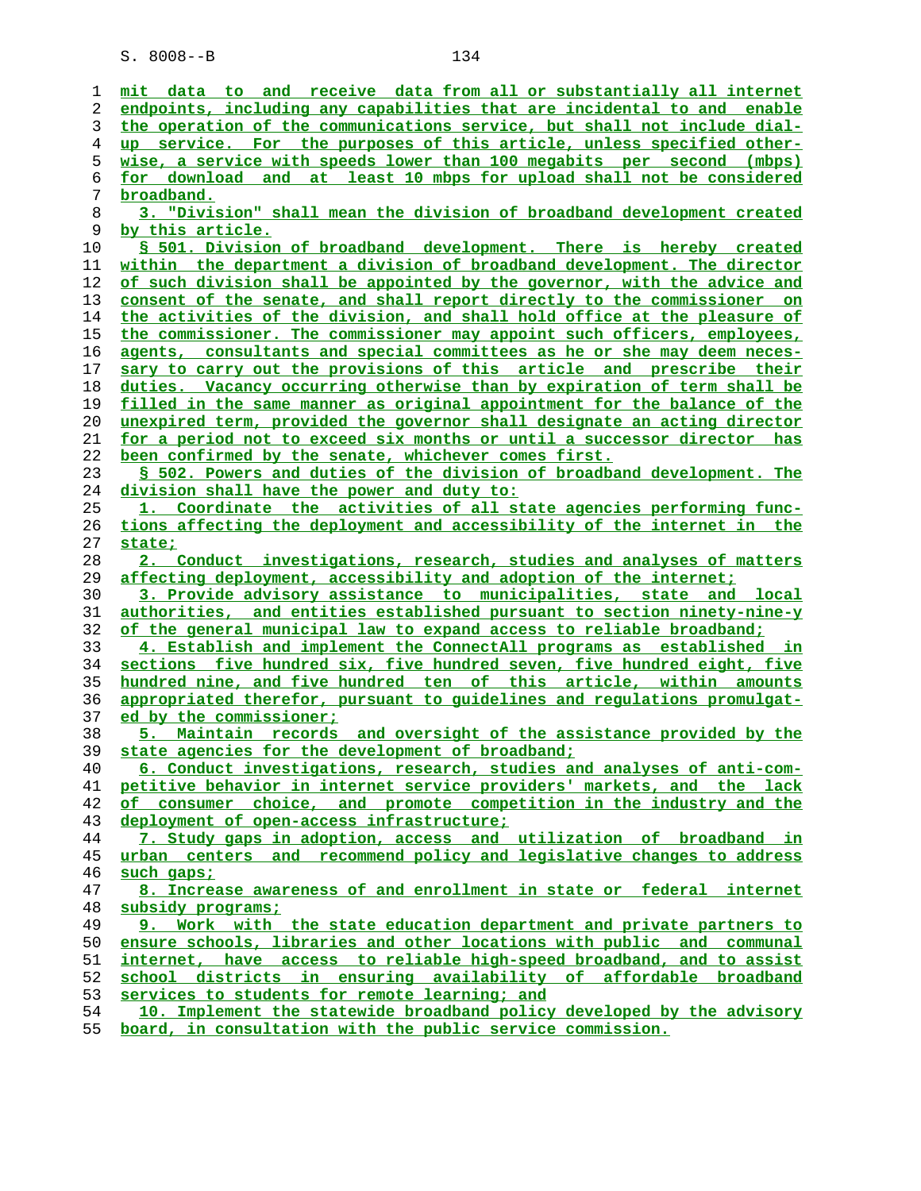mit data to and receive data from all or substantially all internet endpoints, including any capabilities that are incidental to and enable the operation of the communications service, but shall not include dial-up service. For the purposes of this article, unless specified otherwise, a service with speeds lower than 100 megabits per second (mbps) for download and at least 10 mbps for upload shall not be considered broadband.

3. "Division" shall mean the division of broadband development created by this article.

§ 501. Division of broadband development. There is hereby created within the department a division of broadband development. The director of such division shall be appointed by the governor, with the advice and consent of the senate, and shall report directly to the commissioner on the activities of the division, and shall hold office at the pleasure of the commissioner. The commissioner may appoint such officers, employees, agents, consultants and special committees as he or she may deem necessary to carry out the provisions of this article and prescribe their duties. Vacancy occurring otherwise than by expiration of term shall be filled in the same manner as original appointment for the balance of the unexpired term, provided the governor shall designate an acting director for a period not to exceed six months or until a successor director has been confirmed by the senate, whichever comes first.

§ 502. Powers and duties of the division of broadband development. The division shall have the power and duty to:

1. Coordinate the activities of all state agencies performing functions affecting the deployment and accessibility of the internet in the state;

2. Conduct investigations, research, studies and analyses of matters affecting deployment, accessibility and adoption of the internet;

3. Provide advisory assistance to municipalities, state and local authorities, and entities established pursuant to section ninety-nine-y of the general municipal law to expand access to reliable broadband;

4. Establish and implement the ConnectAll programs as established in sections five hundred six, five hundred seven, five hundred eight, five hundred nine, and five hundred ten of this article, within amounts appropriated therefor, pursuant to guidelines and regulations promulgated by the commissioner;

5. Maintain records and oversight of the assistance provided by the state agencies for the development of broadband;

6. Conduct investigations, research, studies and analyses of anti-competitive behavior in internet service providers' markets, and the lack of consumer choice, and promote competition in the industry and the deployment of open-access infrastructure;

7. Study gaps in adoption, access and utilization of broadband in urban centers and recommend policy and legislative changes to address such gaps;

8. Increase awareness of and enrollment in state or federal internet subsidy programs;

9. Work with the state education department and private partners to ensure schools, libraries and other locations with public and communal internet, have access to reliable high-speed broadband, and to assist school districts in ensuring availability of affordable broadband services to students for remote learning; and

10. Implement the statewide broadband policy developed by the advisory board, in consultation with the public service commission.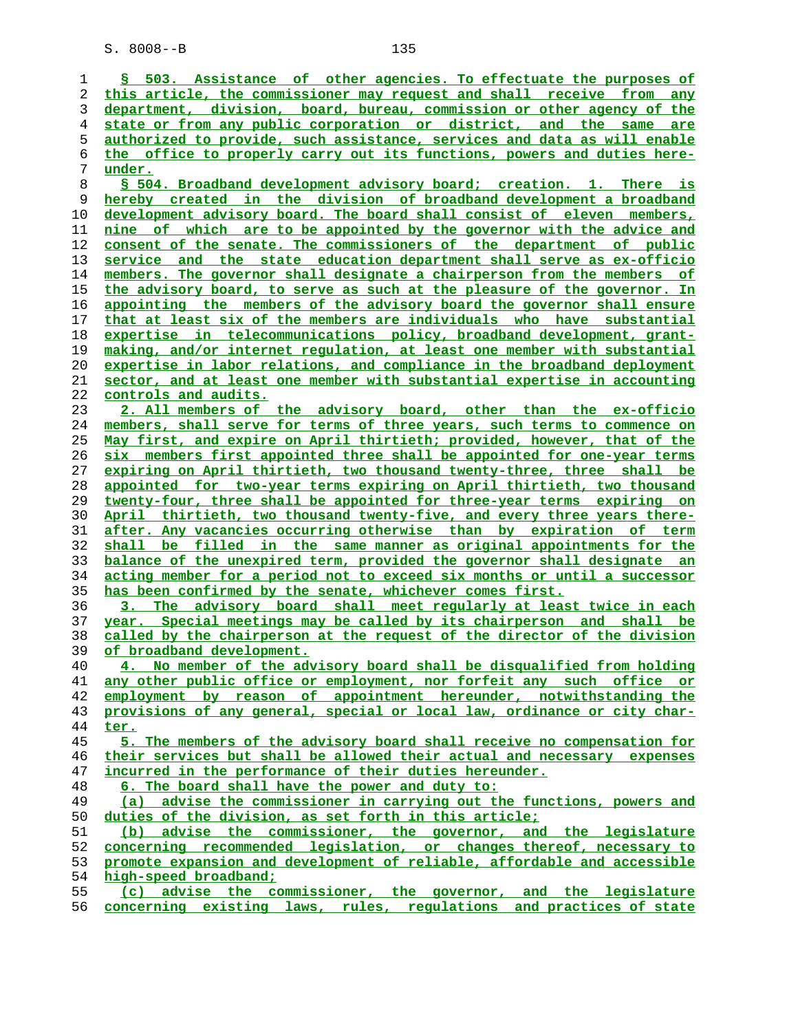§ 503. Assistance of other agencies. To effectuate the purposes of this article, the commissioner may request and shall receive from any department, division, board, bureau, commission or other agency of the state or from any public corporation or district, and the same are authorized to provide, such assistance, services and data as will enable the office to properly carry out its functions, powers and duties hereunder.

§ 504. Broadband development advisory board; creation. 1. There is hereby created in the division of broadband development a broadband development advisory board. The board shall consist of eleven members, nine of which are to be appointed by the governor with the advice and consent of the senate. The commissioners of the department of public service and the state education department shall serve as ex-officio members. The governor shall designate a chairperson from the members of the advisory board, to serve as such at the pleasure of the governor. In appointing the members of the advisory board the governor shall ensure that at least six of the members are individuals who have substantial expertise in telecommunications policy, broadband development, grant-making, and/or internet regulation, at least one member with substantial expertise in labor relations, and compliance in the broadband deployment sector, and at least one member with substantial expertise in accounting controls and audits.

2. All members of the advisory board, other than the ex-officio members, shall serve for terms of three years, such terms to commence on May first, and expire on April thirtieth; provided, however, that of the six members first appointed three shall be appointed for one-year terms expiring on April thirtieth, two thousand twenty-three, three shall be appointed for two-year terms expiring on April thirtieth, two thousand twenty-four, three shall be appointed for three-year terms expiring on April thirtieth, two thousand twenty-five, and every three years thereafter. Any vacancies occurring otherwise than by expiration of term shall be filled in the same manner as original appointments for the balance of the unexpired term, provided the governor shall designate an acting member for a period not to exceed six months or until a successor has been confirmed by the senate, whichever comes first.

3. The advisory board shall meet regularly at least twice in each year. Special meetings may be called by its chairperson and shall be called by the chairperson at the request of the director of the division of broadband development.

4. No member of the advisory board shall be disqualified from holding any other public office or employment, nor forfeit any such office or employment by reason of appointment hereunder, notwithstanding the provisions of any general, special or local law, ordinance or city charter.

5. The members of the advisory board shall receive no compensation for their services but shall be allowed their actual and necessary expenses incurred in the performance of their duties hereunder.

6. The board shall have the power and duty to:

(a) advise the commissioner in carrying out the functions, powers and duties of the division, as set forth in this article;

(b) advise the commissioner, the governor, and the legislature concerning recommended legislation, or changes thereof, necessary to promote expansion and development of reliable, affordable and accessible high-speed broadband;

(c) advise the commissioner, the governor, and the legislature concerning existing laws, rules, regulations and practices of state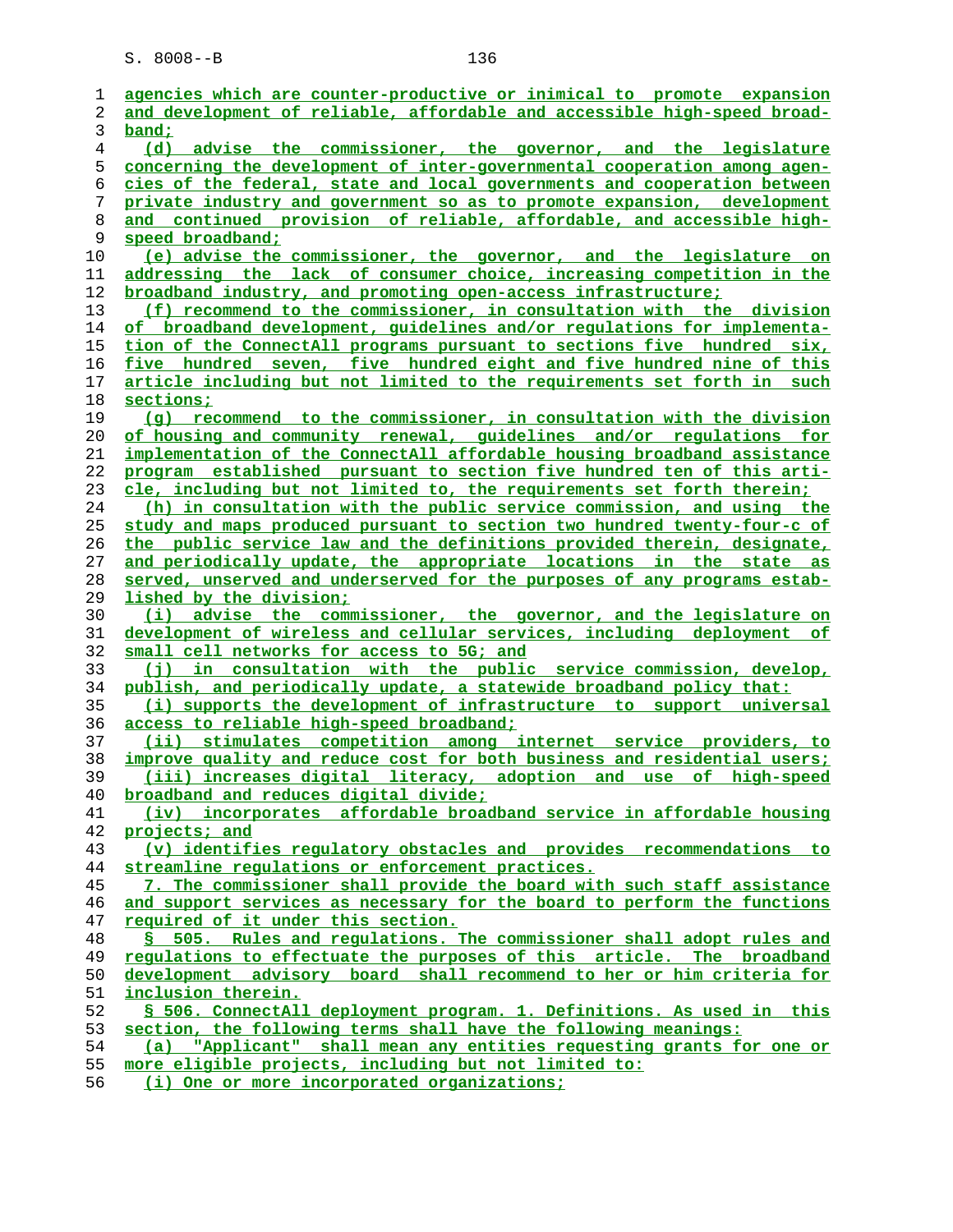agencies which are counter-productive or inimical to promote expansion and development of reliable, affordable and accessible high-speed broadband;

(d) advise the commissioner, the governor, and the legislature concerning the development of inter-governmental cooperation among agencies of the federal, state and local governments and cooperation between private industry and government so as to promote expansion, development and continued provision of reliable, affordable, and accessible high-speed broadband;

(e) advise the commissioner, the governor, and the legislature on addressing the lack of consumer choice, increasing competition in the broadband industry, and promoting open-access infrastructure;

(f) recommend to the commissioner, in consultation with the division of broadband development, guidelines and/or regulations for implementation of the ConnectAll programs pursuant to sections five hundred six, five hundred seven, five hundred eight and five hundred nine of this article including but not limited to the requirements set forth in such sections;

(g) recommend to the commissioner, in consultation with the division of housing and community renewal, guidelines and/or regulations for implementation of the ConnectAll affordable housing broadband assistance program established pursuant to section five hundred ten of this article, including but not limited to, the requirements set forth therein;

(h) in consultation with the public service commission, and using the study and maps produced pursuant to section two hundred twenty-four-c of the public service law and the definitions provided therein, designate, and periodically update, the appropriate locations in the state as served, unserved and underserved for the purposes of any programs established by the division;

(i) advise the commissioner, the governor, and the legislature on development of wireless and cellular services, including deployment of small cell networks for access to 5G; and

(j) in consultation with the public service commission, develop, publish, and periodically update, a statewide broadband policy that:

(i) supports the development of infrastructure to support universal access to reliable high-speed broadband;

(ii) stimulates competition among internet service providers, to improve quality and reduce cost for both business and residential users;

(iii) increases digital literacy, adoption and use of high-speed broadband and reduces digital divide;

(iv) incorporates affordable broadband service in affordable housing projects; and

(v) identifies regulatory obstacles and provides recommendations to streamline regulations or enforcement practices.

7. The commissioner shall provide the board with such staff assistance and support services as necessary for the board to perform the functions required of it under this section.

§ 505. Rules and regulations. The commissioner shall adopt rules and regulations to effectuate the purposes of this article. The broadband development advisory board shall recommend to her or him criteria for inclusion therein.

§ 506. ConnectAll deployment program. 1. Definitions. As used in this section, the following terms shall have the following meanings:

(a) "Applicant" shall mean any entities requesting grants for one or more eligible projects, including but not limited to:

(i) One or more incorporated organizations;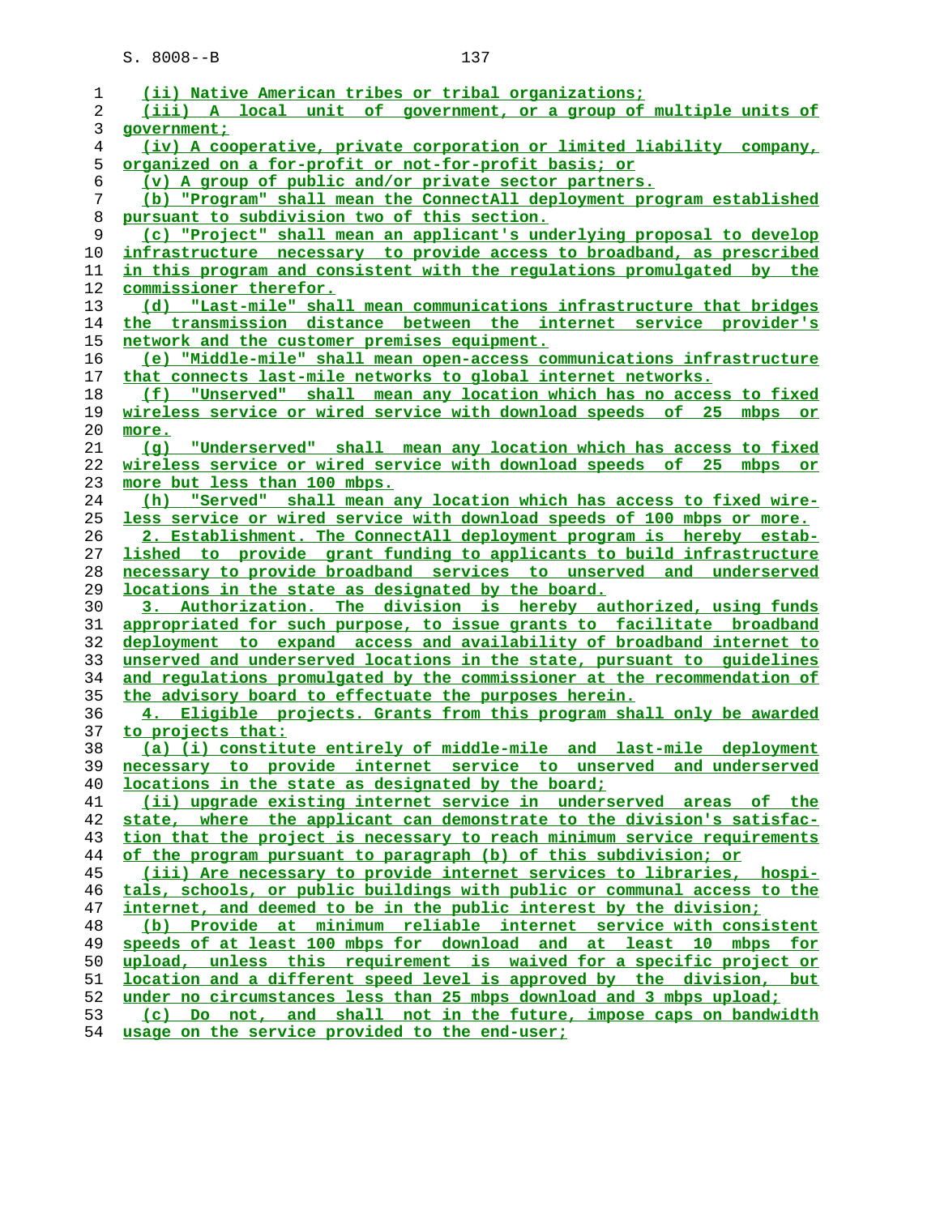(ii) Native American tribes or tribal organizations;

(iii) A local unit of government, or a group of multiple units of government;

(iv) A cooperative, private corporation or limited liability company, organized on a for-profit or not-for-profit basis; or

(v) A group of public and/or private sector partners.

(b) "Program" shall mean the ConnectAll deployment program established pursuant to subdivision two of this section.

(c) "Project" shall mean an applicant's underlying proposal to develop infrastructure necessary to provide access to broadband, as prescribed in this program and consistent with the regulations promulgated by the commissioner therefor.

(d) "Last-mile" shall mean communications infrastructure that bridges the transmission distance between the internet service provider's network and the customer premises equipment.

(e) "Middle-mile" shall mean open-access communications infrastructure that connects last-mile networks to global internet networks.

(f) "Unserved" shall mean any location which has no access to fixed wireless service or wired service with download speeds of 25 mbps or more.

(g) "Underserved" shall mean any location which has access to fixed wireless service or wired service with download speeds of 25 mbps or more but less than 100 mbps.

(h) "Served" shall mean any location which has access to fixed wireless service or wired service with download speeds of 100 mbps or more.

2. Establishment. The ConnectAll deployment program is hereby established to provide grant funding to applicants to build infrastructure necessary to provide broadband services to unserved and underserved locations in the state as designated by the board.

3. Authorization. The division is hereby authorized, using funds appropriated for such purpose, to issue grants to facilitate broadband deployment to expand access and availability of broadband internet to unserved and underserved locations in the state, pursuant to guidelines and regulations promulgated by the commissioner at the recommendation of the advisory board to effectuate the purposes herein.

4. Eligible projects. Grants from this program shall only be awarded to projects that:

(a) (i) constitute entirely of middle-mile and last-mile deployment necessary to provide internet service to unserved and underserved locations in the state as designated by the board;

(ii) upgrade existing internet service in underserved areas of the state, where the applicant can demonstrate to the division's satisfaction that the project is necessary to reach minimum service requirements of the program pursuant to paragraph (b) of this subdivision; or

(iii) Are necessary to provide internet services to libraries, hospitals, schools, or public buildings with public or communal access to the internet, and deemed to be in the public interest by the division;

(b) Provide at minimum reliable internet service with consistent speeds of at least 100 mbps for download and at least 10 mbps for upload, unless this requirement is waived for a specific project or location and a different speed level is approved by the division, but under no circumstances less than 25 mbps download and 3 mbps upload;

(c) Do not, and shall not in the future, impose caps on bandwidth usage on the service provided to the end-user;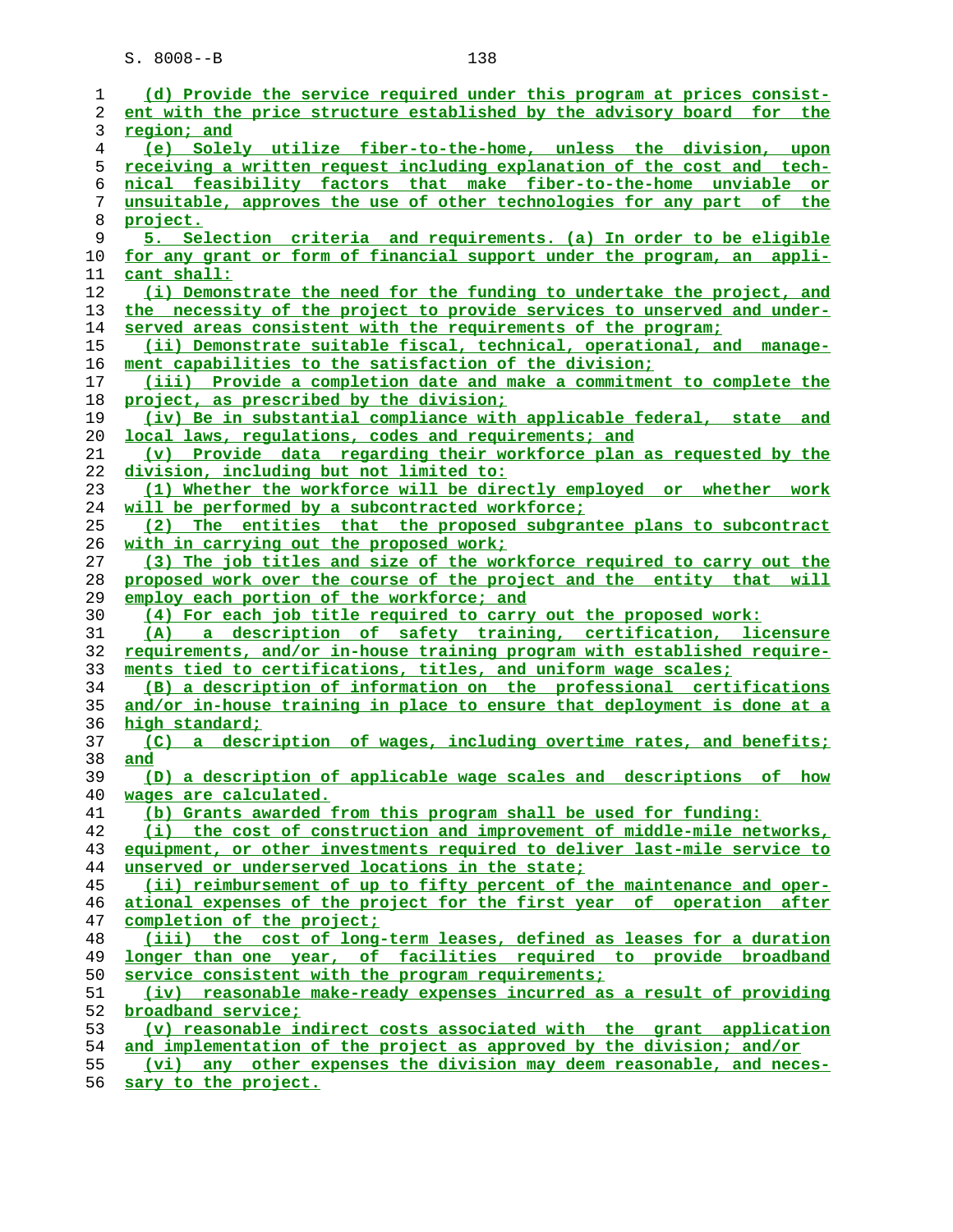(d) Provide the service required under this program at prices consistent with the price structure established by the advisory board for the region; and

(e) Solely utilize fiber-to-the-home, unless the division, upon receiving a written request including explanation of the cost and technical feasibility factors that make fiber-to-the-home unviable or unsuitable, approves the use of other technologies for any part of the project.

5. Selection criteria and requirements. (a) In order to be eligible for any grant or form of financial support under the program, an applicant shall:

(i) Demonstrate the need for the funding to undertake the project, and the necessity of the project to provide services to unserved and underserved areas consistent with the requirements of the program;

(ii) Demonstrate suitable fiscal, technical, operational, and management capabilities to the satisfaction of the division;

(iii) Provide a completion date and make a commitment to complete the project, as prescribed by the division;

(iv) Be in substantial compliance with applicable federal, state and local laws, regulations, codes and requirements; and

(v) Provide data regarding their workforce plan as requested by the division, including but not limited to:

(1) Whether the workforce will be directly employed or whether work will be performed by a subcontracted workforce;

(2) The entities that the proposed subgrantee plans to subcontract with in carrying out the proposed work;

(3) The job titles and size of the workforce required to carry out the proposed work over the course of the project and the entity that will employ each portion of the workforce; and

(4) For each job title required to carry out the proposed work:

(A) a description of safety training, certification, licensure requirements, and/or in-house training program with established requirements tied to certifications, titles, and uniform wage scales;

(B) a description of information on the professional certifications and/or in-house training in place to ensure that deployment is done at a high standard;

(C) a description of wages, including overtime rates, and benefits; and

(D) a description of applicable wage scales and descriptions of how wages are calculated.

(b) Grants awarded from this program shall be used for funding:

(i) the cost of construction and improvement of middle-mile networks, equipment, or other investments required to deliver last-mile service to unserved or underserved locations in the state;

(ii) reimbursement of up to fifty percent of the maintenance and operational expenses of the project for the first year of operation after completion of the project;

(iii) the cost of long-term leases, defined as leases for a duration longer than one year, of facilities required to provide broadband service consistent with the program requirements;

(iv) reasonable make-ready expenses incurred as a result of providing broadband service;

(v) reasonable indirect costs associated with the grant application and implementation of the project as approved by the division; and/or

(vi) any other expenses the division may deem reasonable, and necessary to the project.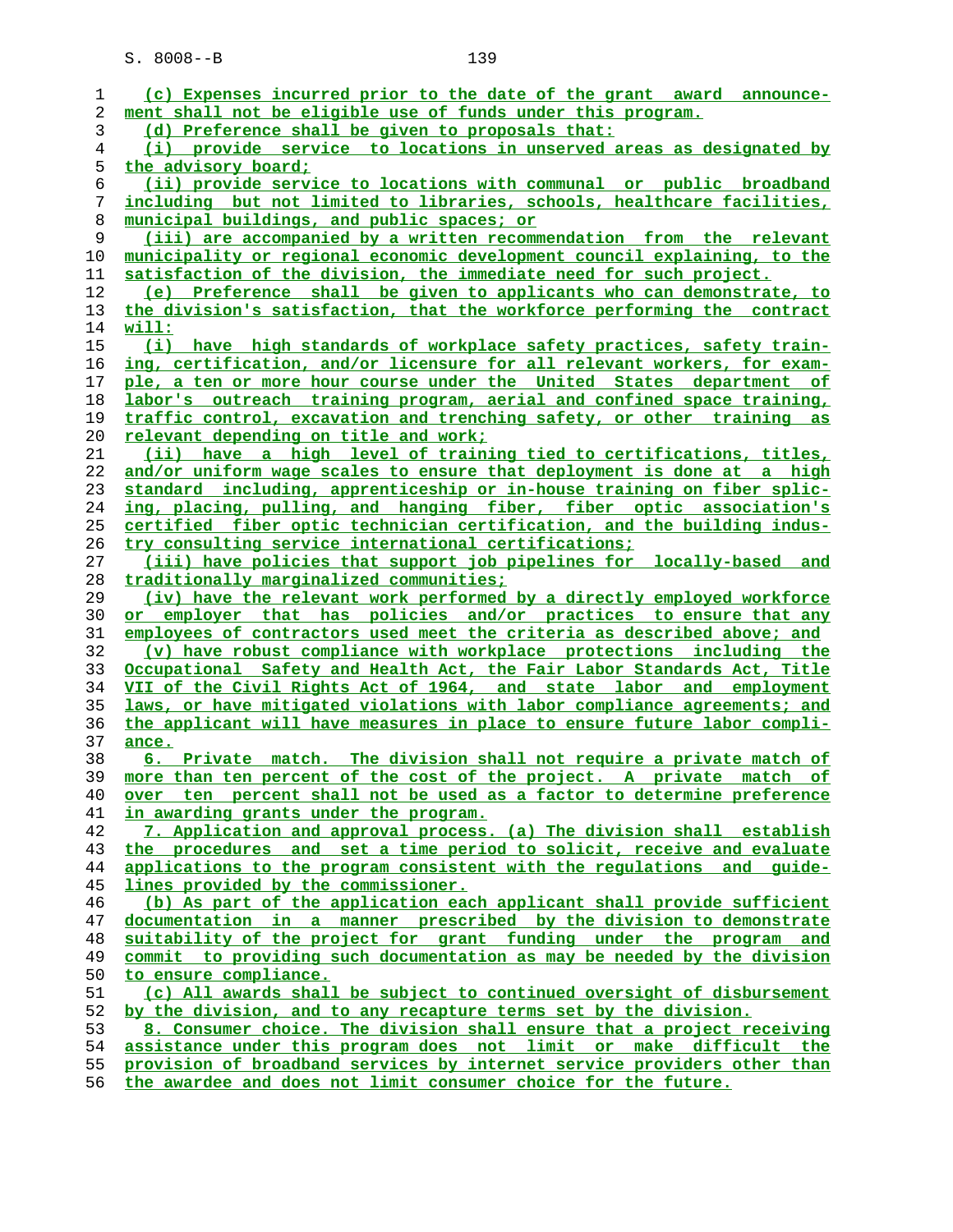(c) Expenses incurred prior to the date of the grant award announcement shall not be eligible use of funds under this program.

(d) Preference shall be given to proposals that:

(i) provide service to locations in unserved areas as designated by the advisory board;

(ii) provide service to locations with communal or public broadband including but not limited to libraries, schools, healthcare facilities, municipal buildings, and public spaces; or

(iii) are accompanied by a written recommendation from the relevant municipality or regional economic development council explaining, to the satisfaction of the division, the immediate need for such project.

(e) Preference shall be given to applicants who can demonstrate, to the division's satisfaction, that the workforce performing the contract will:

(i) have high standards of workplace safety practices, safety training, certification, and/or licensure for all relevant workers, for example, a ten or more hour course under the United States department of labor's outreach training program, aerial and confined space training, traffic control, excavation and trenching safety, or other training as relevant depending on title and work;

(ii) have a high level of training tied to certifications, titles, and/or uniform wage scales to ensure that deployment is done at a high standard including, apprenticeship or in-house training on fiber splicing, placing, pulling, and hanging fiber, fiber optic association's certified fiber optic technician certification, and the building industry consulting service international certifications;

(iii) have policies that support job pipelines for locally-based and traditionally marginalized communities;

(iv) have the relevant work performed by a directly employed workforce or employer that has policies and/or practices to ensure that any employees of contractors used meet the criteria as described above; and

(v) have robust compliance with workplace protections including the Occupational Safety and Health Act, the Fair Labor Standards Act, Title VII of the Civil Rights Act of 1964, and state labor and employment laws, or have mitigated violations with labor compliance agreements; and the applicant will have measures in place to ensure future labor compliance.

6. Private match. The division shall not require a private match of more than ten percent of the cost of the project. A private match of over ten percent shall not be used as a factor to determine preference in awarding grants under the program.

7. Application and approval process. (a) The division shall establish the procedures and set a time period to solicit, receive and evaluate applications to the program consistent with the regulations and guidelines provided by the commissioner.

(b) As part of the application each applicant shall provide sufficient documentation in a manner prescribed by the division to demonstrate suitability of the project for grant funding under the program and commit to providing such documentation as may be needed by the division to ensure compliance.

(c) All awards shall be subject to continued oversight of disbursement by the division, and to any recapture terms set by the division.

8. Consumer choice. The division shall ensure that a project receiving assistance under this program does not limit or make difficult the provision of broadband services by internet service providers other than the awardee and does not limit consumer choice for the future.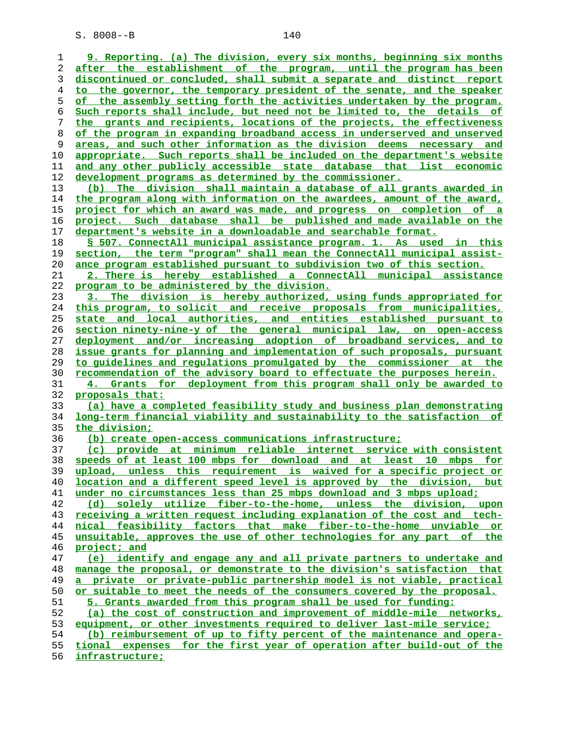9. Reporting. (a) The division, every six months, beginning six months after the establishment of the program, until the program has been discontinued or concluded, shall submit a separate and distinct report to the governor, the temporary president of the senate, and the speaker of the assembly setting forth the activities undertaken by the program. Such reports shall include, but need not be limited to, the details of the grants and recipients, locations of the projects, the effectiveness of the program in expanding broadband access in underserved and unserved areas, and such other information as the division deems necessary and appropriate. Such reports shall be included on the department's website and any other publicly accessible state database that list economic development programs as determined by the commissioner.

(b) The division shall maintain a database of all grants awarded in the program along with information on the awardees, amount of the award, project for which an award was made, and progress on completion of a project. Such database shall be published and made available on the department's website in a downloadable and searchable format.

§ 507. ConnectAll municipal assistance program. 1. As used in this section, the term "program" shall mean the ConnectAll municipal assistance program established pursuant to subdivision two of this section.

2. There is hereby established a ConnectAll municipal assistance program to be administered by the division.

3. The division is hereby authorized, using funds appropriated for this program, to solicit and receive proposals from municipalities, state and local authorities, and entities established pursuant to section ninety-nine-y of the general municipal law, on open-access deployment and/or increasing adoption of broadband services, and to issue grants for planning and implementation of such proposals, pursuant to guidelines and regulations promulgated by the commissioner at the recommendation of the advisory board to effectuate the purposes herein.

4. Grants for deployment from this program shall only be awarded to proposals that:

(a) have a completed feasibility study and business plan demonstrating long-term financial viability and sustainability to the satisfaction of the division;

(b) create open-access communications infrastructure;

(c) provide at minimum reliable internet service with consistent speeds of at least 100 mbps for download and at least 10 mbps for upload, unless this requirement is waived for a specific project or location and a different speed level is approved by the division, but under no circumstances less than 25 mbps download and 3 mbps upload;

(d) solely utilize fiber-to-the-home, unless the division, upon receiving a written request including explanation of the cost and technical feasibility factors that make fiber-to-the-home unviable or unsuitable, approves the use of other technologies for any part of the project; and

(e) identify and engage any and all private partners to undertake and manage the proposal, or demonstrate to the division's satisfaction that a private or private-public partnership model is not viable, practical or suitable to meet the needs of the consumers covered by the proposal.

5. Grants awarded from this program shall be used for funding:

(a) the cost of construction and improvement of middle-mile networks, equipment, or other investments required to deliver last-mile service;

(b) reimbursement of up to fifty percent of the maintenance and operational expenses for the first year of operation after build-out of the infrastructure;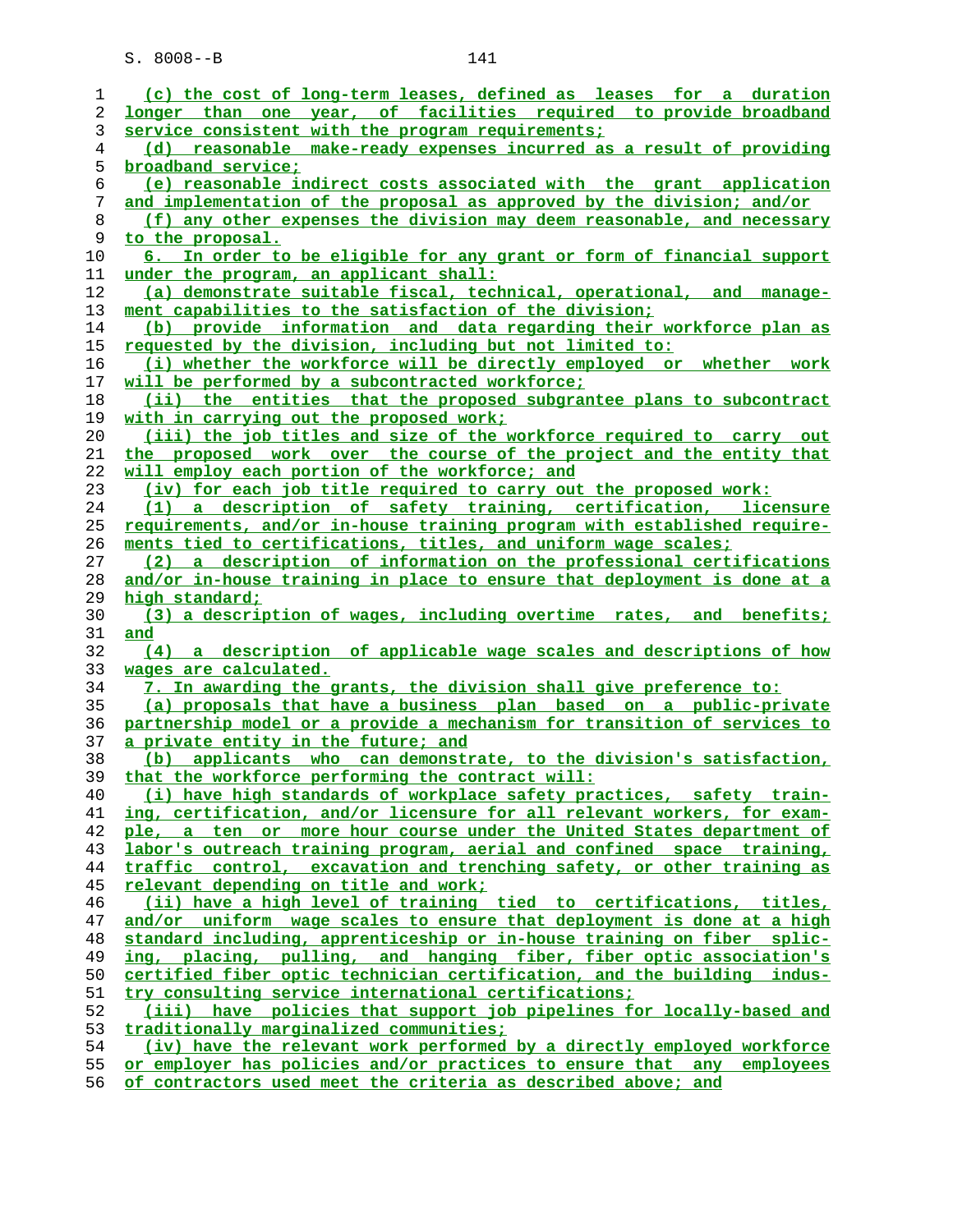(c) the cost of long-term leases, defined as leases for a duration longer than one year, of facilities required to provide broadband service consistent with the program requirements;

(d) reasonable make-ready expenses incurred as a result of providing broadband service;

(e) reasonable indirect costs associated with the grant application and implementation of the proposal as approved by the division; and/or

(f) any other expenses the division may deem reasonable, and necessary to the proposal.

6. In order to be eligible for any grant or form of financial support under the program, an applicant shall:

(a) demonstrate suitable fiscal, technical, operational, and management capabilities to the satisfaction of the division;

(b) provide information and data regarding their workforce plan as requested by the division, including but not limited to:

(i) whether the workforce will be directly employed or whether work will be performed by a subcontracted workforce;

(ii) the entities that the proposed subgrantee plans to subcontract with in carrying out the proposed work;

(iii) the job titles and size of the workforce required to carry out the proposed work over the course of the project and the entity that will employ each portion of the workforce; and

(iv) for each job title required to carry out the proposed work:

(1) a description of safety training, certification, licensure requirements, and/or in-house training program with established requirements tied to certifications, titles, and uniform wage scales;

(2) a description of information on the professional certifications and/or in-house training in place to ensure that deployment is done at a high standard;

(3) a description of wages, including overtime rates, and benefits; and

(4) a description of applicable wage scales and descriptions of how wages are calculated.

7. In awarding the grants, the division shall give preference to:

(a) proposals that have a business plan based on a public-private partnership model or a provide a mechanism for transition of services to a private entity in the future; and

(b) applicants who can demonstrate, to the division's satisfaction, that the workforce performing the contract will:

(i) have high standards of workplace safety practices, safety training, certification, and/or licensure for all relevant workers, for example, a ten or more hour course under the United States department of labor's outreach training program, aerial and confined space training, traffic control, excavation and trenching safety, or other training as relevant depending on title and work;

(ii) have a high level of training tied to certifications, titles, and/or uniform wage scales to ensure that deployment is done at a high standard including, apprenticeship or in-house training on fiber splicing, placing, pulling, and hanging fiber, fiber optic association's certified fiber optic technician certification, and the building industry consulting service international certifications;

(iii) have policies that support job pipelines for locally-based and traditionally marginalized communities;

(iv) have the relevant work performed by a directly employed workforce or employer has policies and/or practices to ensure that any employees of contractors used meet the criteria as described above; and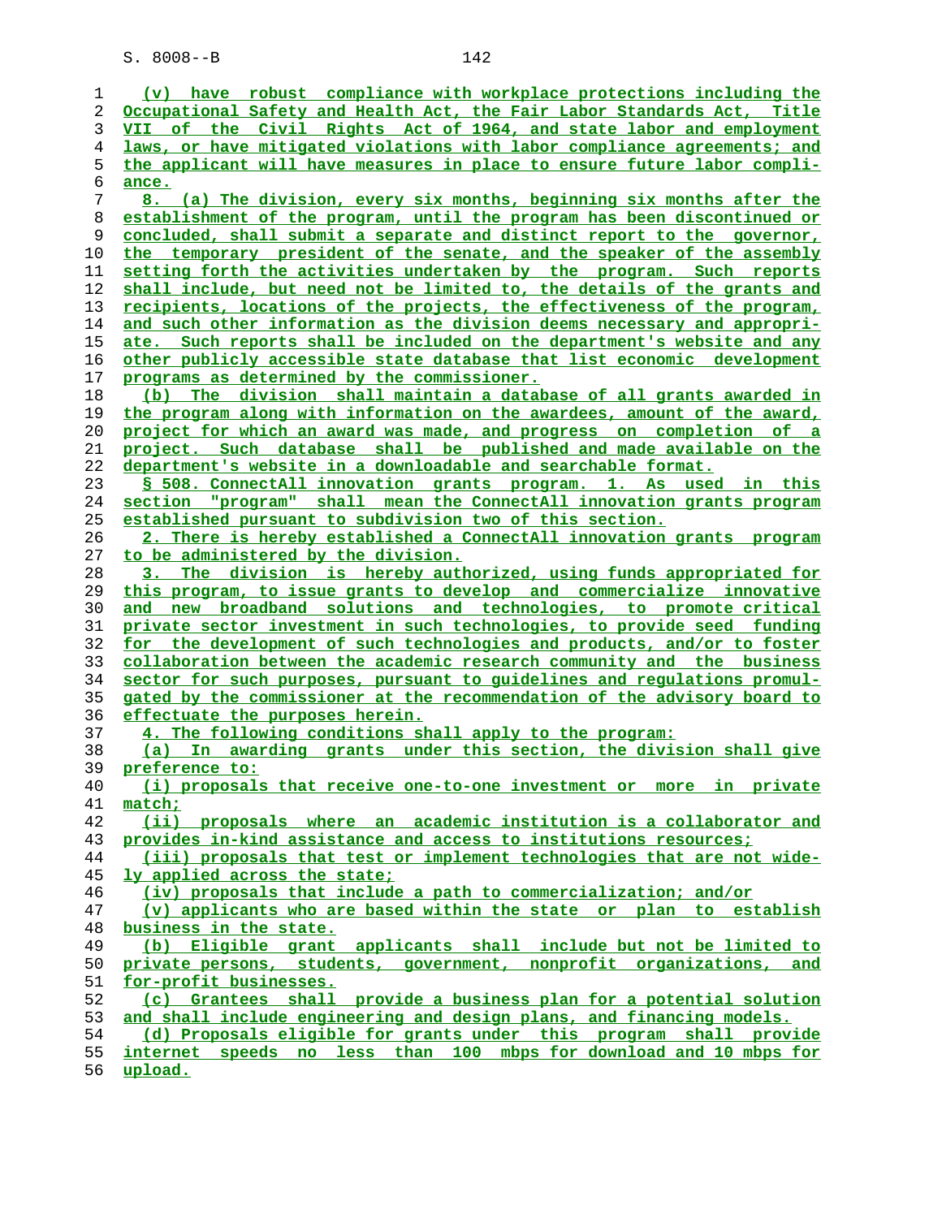(v) have robust compliance with workplace protections including the Occupational Safety and Health Act, the Fair Labor Standards Act, Title VII of the Civil Rights Act of 1964, and state labor and employment laws, or have mitigated violations with labor compliance agreements; and the applicant will have measures in place to ensure future labor compliance.

8. (a) The division, every six months, beginning six months after the establishment of the program, until the program has been discontinued or concluded, shall submit a separate and distinct report to the governor, the temporary president of the senate, and the speaker of the assembly setting forth the activities undertaken by the program. Such reports shall include, but need not be limited to, the details of the grants and recipients, locations of the projects, the effectiveness of the program, and such other information as the division deems necessary and appropriate. Such reports shall be included on the department's website and any other publicly accessible state database that list economic development programs as determined by the commissioner.

(b) The division shall maintain a database of all grants awarded in the program along with information on the awardees, amount of the award, project for which an award was made, and progress on completion of a project. Such database shall be published and made available on the department's website in a downloadable and searchable format.

§ 508. ConnectAll innovation grants program. 1. As used in this section "program" shall mean the ConnectAll innovation grants program established pursuant to subdivision two of this section.

2. There is hereby established a ConnectAll innovation grants program to be administered by the division.

3. The division is hereby authorized, using funds appropriated for this program, to issue grants to develop and commercialize innovative and new broadband solutions and technologies, to promote critical private sector investment in such technologies, to provide seed funding for the development of such technologies and products, and/or to foster collaboration between the academic research community and the business sector for such purposes, pursuant to guidelines and regulations promulgated by the commissioner at the recommendation of the advisory board to effectuate the purposes herein.

4. The following conditions shall apply to the program:

(a) In awarding grants under this section, the division shall give preference to:

(i) proposals that receive one-to-one investment or more in private match;

(ii) proposals where an academic institution is a collaborator and provides in-kind assistance and access to institutions resources;

(iii) proposals that test or implement technologies that are not widely applied across the state;

(iv) proposals that include a path to commercialization; and/or

(v) applicants who are based within the state or plan to establish business in the state.

(b) Eligible grant applicants shall include but not be limited to private persons, students, government, nonprofit organizations, and for-profit businesses.

(c) Grantees shall provide a business plan for a potential solution and shall include engineering and design plans, and financing models.

(d) Proposals eligible for grants under this program shall provide internet speeds no less than 100 mbps for download and 10 mbps for upload.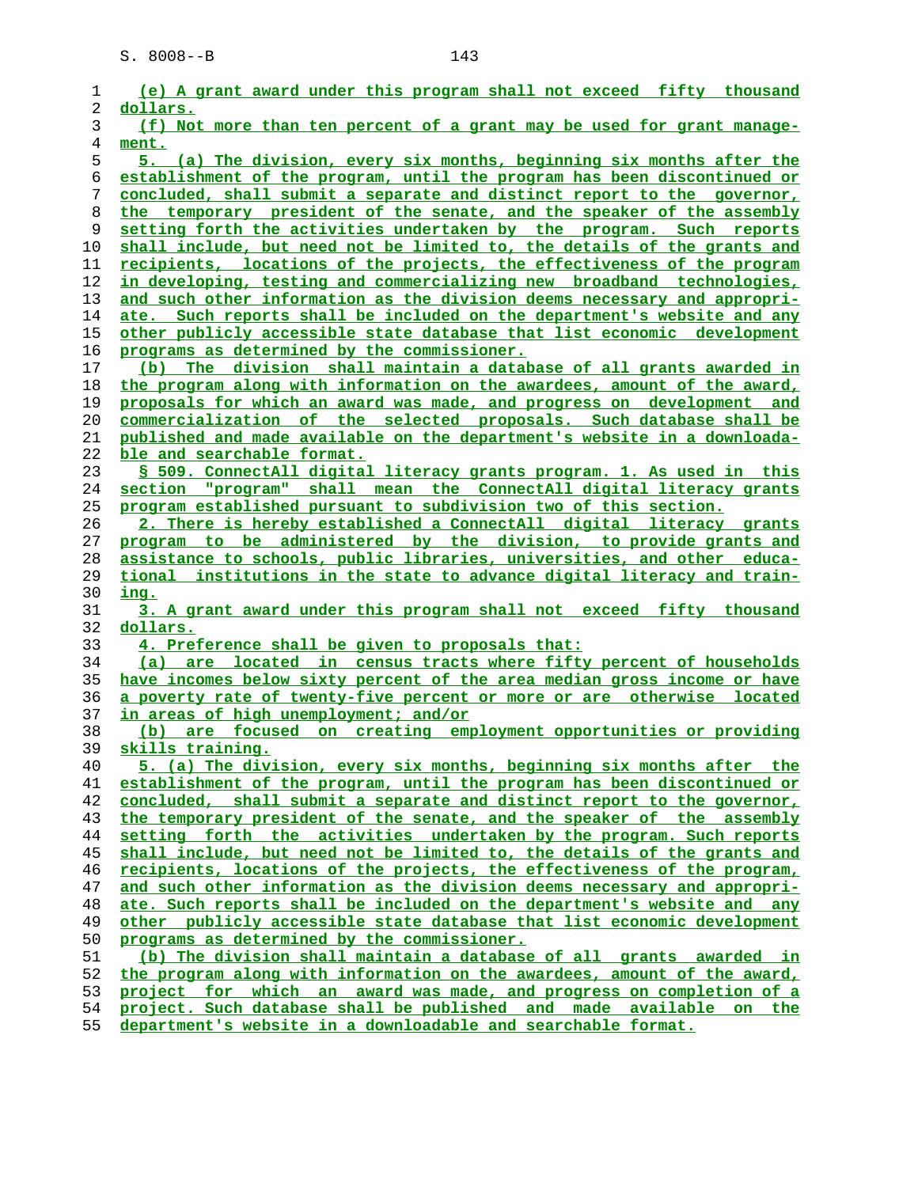(e) A grant award under this program shall not exceed fifty thousand dollars.

(f) Not more than ten percent of a grant may be used for grant management.

5. (a) The division, every six months, beginning six months after the establishment of the program, until the program has been discontinued or concluded, shall submit a separate and distinct report to the governor, the temporary president of the senate, and the speaker of the assembly setting forth the activities undertaken by the program. Such reports shall include, but need not be limited to, the details of the grants and recipients, locations of the projects, the effectiveness of the program in developing, testing and commercializing new broadband technologies, and such other information as the division deems necessary and appropriate. Such reports shall be included on the department's website and any other publicly accessible state database that list economic development programs as determined by the commissioner.

(b) The division shall maintain a database of all grants awarded in the program along with information on the awardees, amount of the award, proposals for which an award was made, and progress on development and commercialization of the selected proposals. Such database shall be published and made available on the department's website in a downloadable and searchable format.

§ 509. ConnectAll digital literacy grants program. 1. As used in this section "program" shall mean the ConnectAll digital literacy grants program established pursuant to subdivision two of this section.

2. There is hereby established a ConnectAll digital literacy grants program to be administered by the division, to provide grants and assistance to schools, public libraries, universities, and other educational institutions in the state to advance digital literacy and training.

3. A grant award under this program shall not exceed fifty thousand dollars.

4. Preference shall be given to proposals that:

(a) are located in census tracts where fifty percent of households have incomes below sixty percent of the area median gross income or have a poverty rate of twenty-five percent or more or are otherwise located in areas of high unemployment; and/or

(b) are focused on creating employment opportunities or providing skills training.

5. (a) The division, every six months, beginning six months after the establishment of the program, until the program has been discontinued or concluded, shall submit a separate and distinct report to the governor, the temporary president of the senate, and the speaker of the assembly setting forth the activities undertaken by the program. Such reports shall include, but need not be limited to, the details of the grants and recipients, locations of the projects, the effectiveness of the program, and such other information as the division deems necessary and appropriate. Such reports shall be included on the department's website and any other publicly accessible state database that list economic development programs as determined by the commissioner.

(b) The division shall maintain a database of all grants awarded in the program along with information on the awardees, amount of the award, project for which an award was made, and progress on completion of a project. Such database shall be published and made available on the department's website in a downloadable and searchable format.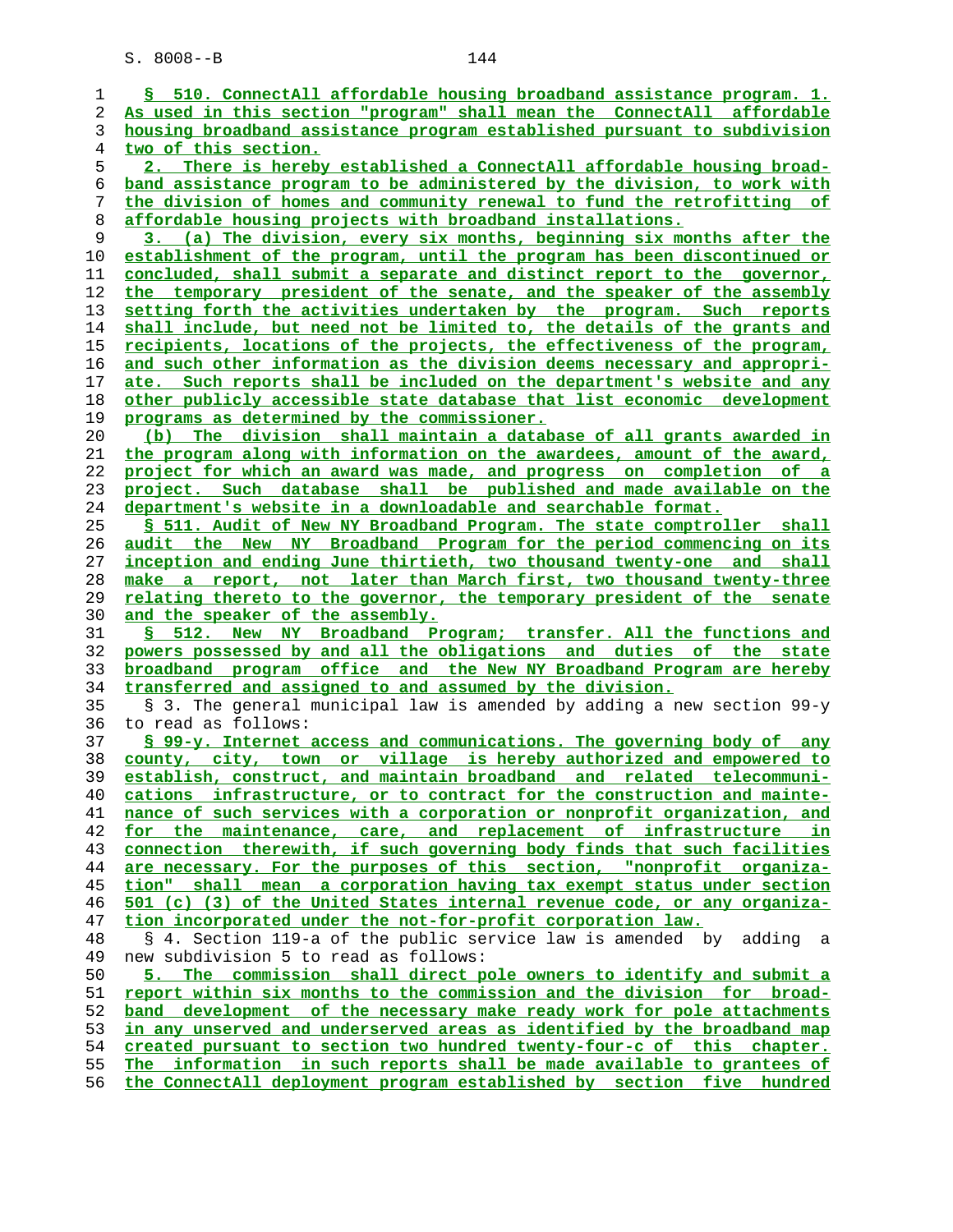§ 510. ConnectAll affordable housing broadband assistance program. 1. As used in this section "program" shall mean the ConnectAll affordable housing broadband assistance program established pursuant to subdivision two of this section.

2. There is hereby established a ConnectAll affordable housing broadband assistance program to be administered by the division, to work with the division of homes and community renewal to fund the retrofitting of affordable housing projects with broadband installations.

3. (a) The division, every six months, beginning six months after the establishment of the program, until the program has been discontinued or concluded, shall submit a separate and distinct report to the governor, the temporary president of the senate, and the speaker of the assembly setting forth the activities undertaken by the program. Such reports shall include, but need not be limited to, the details of the grants and recipients, locations of the projects, the effectiveness of the program, and such other information as the division deems necessary and appropriate. Such reports shall be included on the department's website and any other publicly accessible state database that list economic development programs as determined by the commissioner.

(b) The division shall maintain a database of all grants awarded in the program along with information on the awardees, amount of the award, project for which an award was made, and progress on completion of a project. Such database shall be published and made available on the department's website in a downloadable and searchable format.

§ 511. Audit of New NY Broadband Program. The state comptroller shall audit the New NY Broadband Program for the period commencing on its inception and ending June thirtieth, two thousand twenty-one and shall make a report, not later than March first, two thousand twenty-three relating thereto to the governor, the temporary president of the senate and the speaker of the assembly.

§ 512. New NY Broadband Program; transfer. All the functions and powers possessed by and all the obligations and duties of the state broadband program office and the New NY Broadband Program are hereby transferred and assigned to and assumed by the division.

§ 3. The general municipal law is amended by adding a new section 99-y to read as follows:

§ 99-y. Internet access and communications. The governing body of any county, city, town or village is hereby authorized and empowered to establish, construct, and maintain broadband and related telecommunications infrastructure, or to contract for the construction and maintenance of such services with a corporation or nonprofit organization, and for the maintenance, care, and replacement of infrastructure in connection therewith, if such governing body finds that such facilities are necessary. For the purposes of this section, "nonprofit organization" shall mean a corporation having tax exempt status under section 501 (c) (3) of the United States internal revenue code, or any organization incorporated under the not-for-profit corporation law.

§ 4. Section 119-a of the public service law is amended by adding a new subdivision 5 to read as follows:

5. The commission shall direct pole owners to identify and submit a report within six months to the commission and the division for broadband development of the necessary make ready work for pole attachments in any unserved and underserved areas as identified by the broadband map created pursuant to section two hundred twenty-four-c of this chapter. The information in such reports shall be made available to grantees of the ConnectAll deployment program established by section five hundred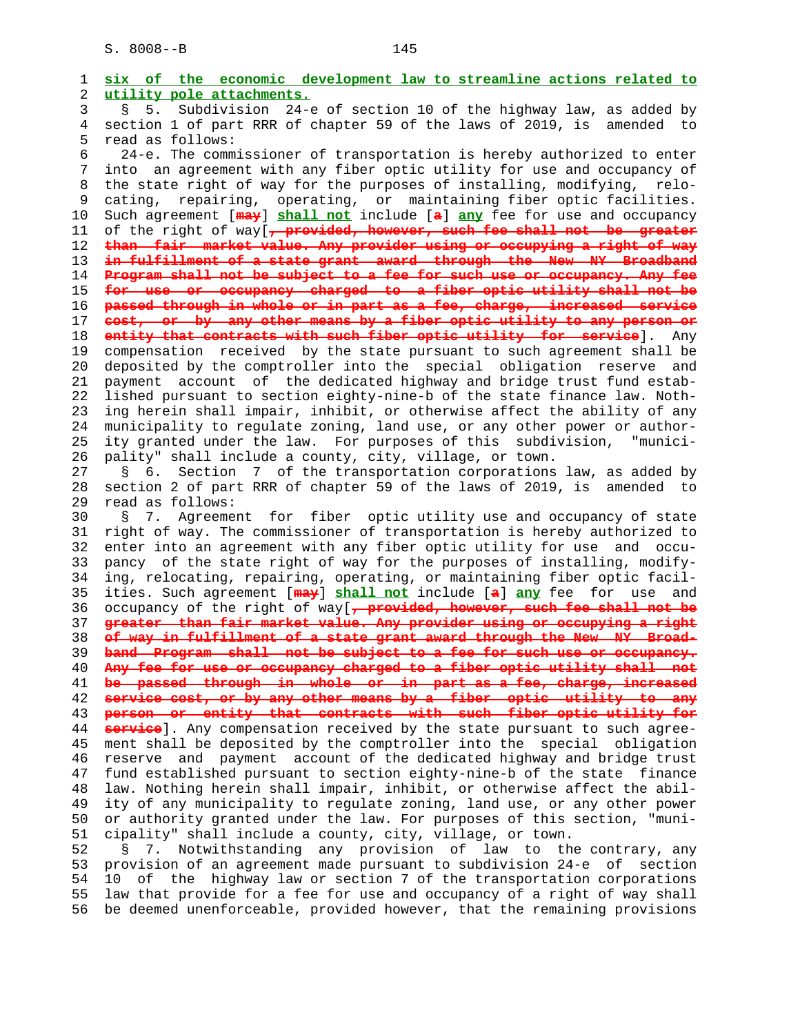six of the economic development law to streamline actions related to utility pole attachments.

§ 5. Subdivision 24-e of section 10 of the highway law, as added by section 1 of part RRR of chapter 59 of the laws of 2019, is amended to read as follows:

24-e. The commissioner of transportation is hereby authorized to enter into an agreement with any fiber optic utility for use and occupancy of the state right of way for the purposes of installing, modifying, relocating, repairing, operating, or maintaining fiber optic facilities. Such agreement [may] shall not include [a] any fee for use and occupancy of the right of way[, provided, however, such fee shall not be greater than fair market value. Any provider using or occupying a right of way in fulfillment of a state grant award through the New NY Broadband Program shall not be subject to a fee for such use or occupancy. Any fee for use or occupancy charged to a fiber optic utility shall not be passed through in whole or in part as a fee, charge, increased service cost, or by any other means by a fiber optic utility to any person or entity that contracts with such fiber optic utility for service]. Any compensation received by the state pursuant to such agreement shall be deposited by the comptroller into the special obligation reserve and payment account of the dedicated highway and bridge trust fund established pursuant to section eighty-nine-b of the state finance law. Nothing herein shall impair, inhibit, or otherwise affect the ability of any municipality to regulate zoning, land use, or any other power or authority granted under the law. For purposes of this subdivision, "municipality" shall include a county, city, village, or town.

§ 6. Section 7 of the transportation corporations law, as added by section 2 of part RRR of chapter 59 of the laws of 2019, is amended to read as follows:

§ 7. Agreement for fiber optic utility use and occupancy of state right of way. The commissioner of transportation is hereby authorized to enter into an agreement with any fiber optic utility for use and occupancy of the state right of way for the purposes of installing, modifying, relocating, repairing, operating, or maintaining fiber optic facilities. Such agreement [may] shall not include [a] any fee for use and occupancy of the right of way[, provided, however, such fee shall not be greater than fair market value. Any provider using or occupying a right of way in fulfillment of a state grant award through the New NY Broadband Program shall not be subject to a fee for such use or occupancy. Any fee for use or occupancy charged to a fiber optic utility shall not be passed through in whole or in part as a fee, charge, increased service cost, or by any other means by a fiber optic utility to any person or entity that contracts with such fiber optic utility for service]. Any compensation received by the state pursuant to such agreement shall be deposited by the comptroller into the special obligation reserve and payment account of the dedicated highway and bridge trust fund established pursuant to section eighty-nine-b of the state finance law. Nothing herein shall impair, inhibit, or otherwise affect the ability of any municipality to regulate zoning, land use, or any other power or authority granted under the law. For purposes of this section, "municipality" shall include a county, city, village, or town.

§ 7. Notwithstanding any provision of law to the contrary, any provision of an agreement made pursuant to subdivision 24-e of section 10 of the highway law or section 7 of the transportation corporations law that provide for a fee for use and occupancy of a right of way shall be deemed unenforceable, provided however, that the remaining provisions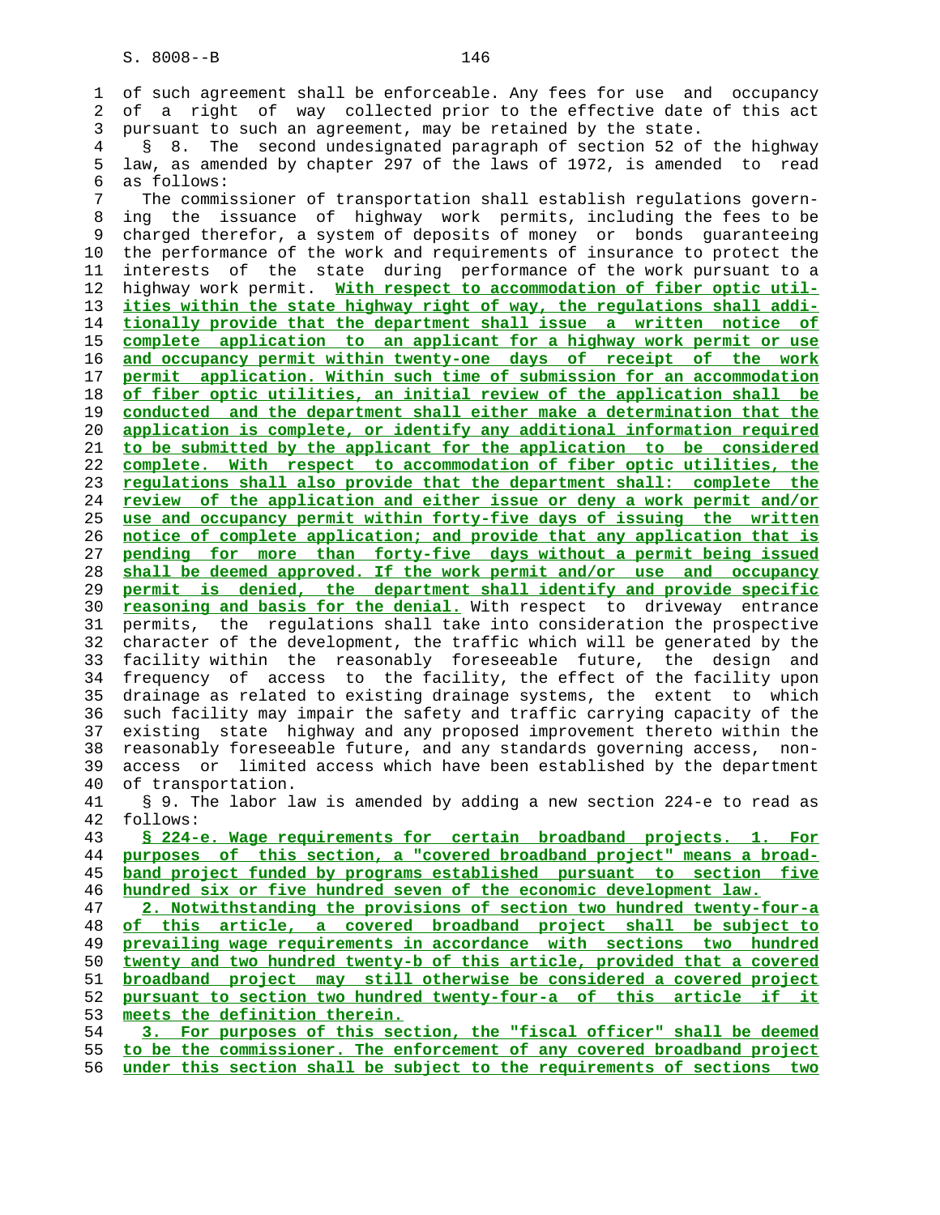of such agreement shall be enforceable. Any fees for use and occupancy of a right of way collected prior to the effective date of this act pursuant to such an agreement, may be retained by the state.

§ 8. The second undesignated paragraph of section 52 of the highway law, as amended by chapter 297 of the laws of 1972, is amended to read as follows:

The commissioner of transportation shall establish regulations governing the issuance of highway work permits, including the fees to be charged therefor, a system of deposits of money or bonds guaranteeing the performance of the work and requirements of insurance to protect the interests of the state during performance of the work pursuant to a highway work permit. With respect to accommodation of fiber optic utilities within the state highway right of way, the regulations shall additionally provide that the department shall issue a written notice of complete application to an applicant for a highway work permit or use and occupancy permit within twenty-one days of receipt of the work permit application. Within such time of submission for an accommodation of fiber optic utilities, an initial review of the application shall be conducted and the department shall either make a determination that the application is complete, or identify any additional information required to be submitted by the applicant for the application to be considered complete. With respect to accommodation of fiber optic utilities, the regulations shall also provide that the department shall: complete the review of the application and either issue or deny a work permit and/or use and occupancy permit within forty-five days of issuing the written notice of complete application; and provide that any application that is pending for more than forty-five days without a permit being issued shall be deemed approved. If the work permit and/or use and occupancy permit is denied, the department shall identify and provide specific reasoning and basis for the denial. With respect to driveway entrance permits, the regulations shall take into consideration the prospective character of the development, the traffic which will be generated by the facility within the reasonably foreseeable future, the design and frequency of access to the facility, the effect of the facility upon drainage as related to existing drainage systems, the extent to which such facility may impair the safety and traffic carrying capacity of the existing state highway and any proposed improvement thereto within the reasonably foreseeable future, and any standards governing access, non-access or limited access which have been established by the department of transportation.

§ 9. The labor law is amended by adding a new section 224-e to read as follows:

§ 224-e. Wage requirements for certain broadband projects. 1. For purposes of this section, a "covered broadband project" means a broadband project funded by programs established pursuant to section five hundred six or five hundred seven of the economic development law.

2. Notwithstanding the provisions of section two hundred twenty-four-a of this article, a covered broadband project shall be subject to prevailing wage requirements in accordance with sections two hundred twenty and two hundred twenty-b of this article, provided that a covered broadband project may still otherwise be considered a covered project pursuant to section two hundred twenty-four-a of this article if it meets the definition therein.

3. For purposes of this section, the "fiscal officer" shall be deemed to be the commissioner. The enforcement of any covered broadband project under this section shall be subject to the requirements of sections two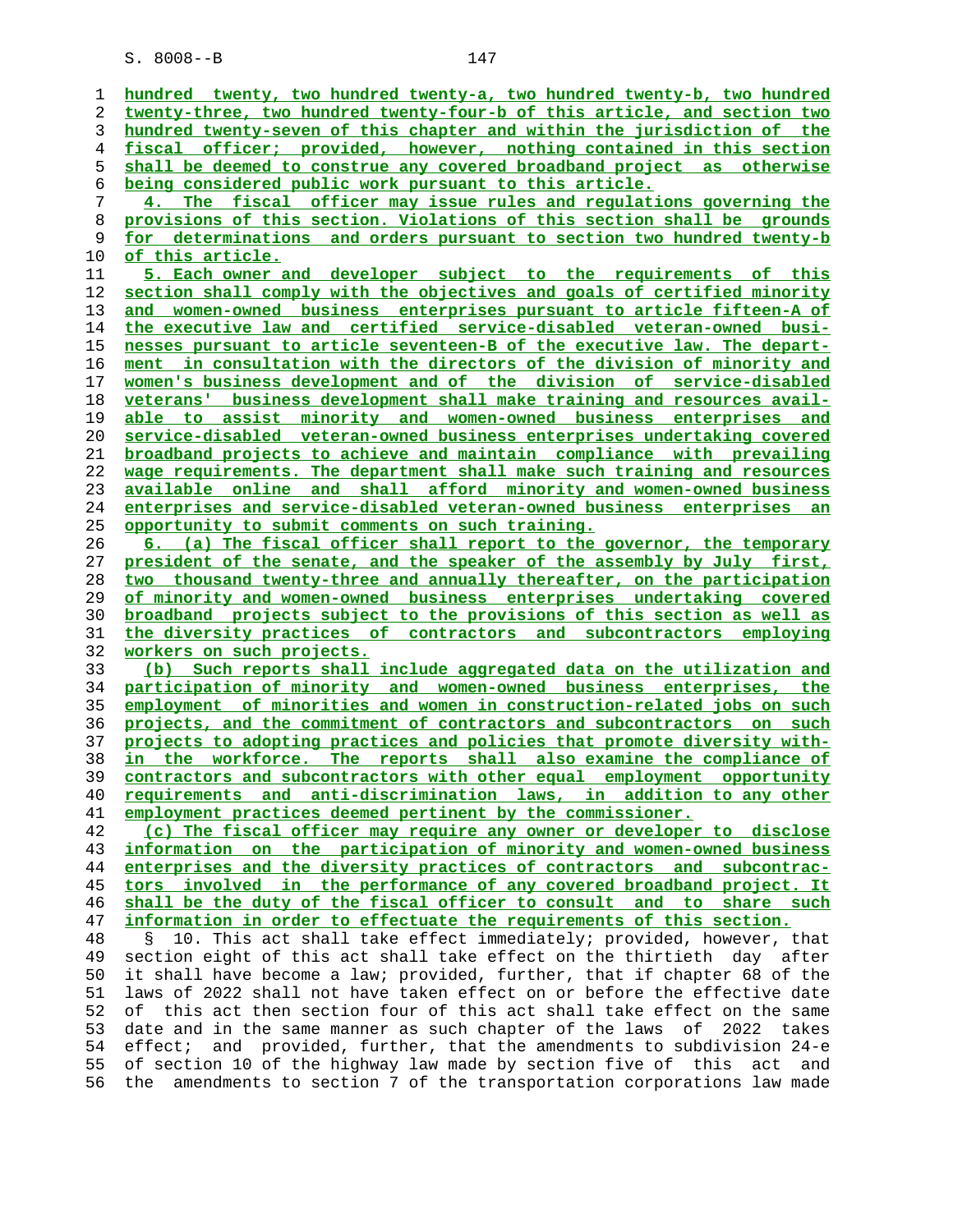hundred twenty, two hundred twenty-a, two hundred twenty-b, two hundred twenty-three, two hundred twenty-four-b of this article, and section two hundred twenty-seven of this chapter and within the jurisdiction of the fiscal officer; provided, however, nothing contained in this section shall be deemed to construe any covered broadband project as otherwise being considered public work pursuant to this article.

4. The fiscal officer may issue rules and regulations governing the provisions of this section. Violations of this section shall be grounds for determinations and orders pursuant to section two hundred twenty-b of this article.

5. Each owner and developer subject to the requirements of this section shall comply with the objectives and goals of certified minority and women-owned business enterprises pursuant to article fifteen-A of the executive law and certified service-disabled veteran-owned businesses pursuant to article seventeen-B of the executive law. The department in consultation with the directors of the division of minority and women's business development and of the division of service-disabled veterans' business development shall make training and resources available to assist minority and women-owned business enterprises and service-disabled veteran-owned business enterprises undertaking covered broadband projects to achieve and maintain compliance with prevailing wage requirements. The department shall make such training and resources available online and shall afford minority and women-owned business enterprises and service-disabled veteran-owned business enterprises an opportunity to submit comments on such training.

6. (a) The fiscal officer shall report to the governor, the temporary president of the senate, and the speaker of the assembly by July first, two thousand twenty-three and annually thereafter, on the participation of minority and women-owned business enterprises undertaking covered broadband projects subject to the provisions of this section as well as the diversity practices of contractors and subcontractors employing workers on such projects.

(b) Such reports shall include aggregated data on the utilization and participation of minority and women-owned business enterprises, the employment of minorities and women in construction-related jobs on such projects, and the commitment of contractors and subcontractors on such projects to adopting practices and policies that promote diversity within the workforce. The reports shall also examine the compliance of contractors and subcontractors with other equal employment opportunity requirements and anti-discrimination laws, in addition to any other employment practices deemed pertinent by the commissioner.

(c) The fiscal officer may require any owner or developer to disclose information on the participation of minority and women-owned business enterprises and the diversity practices of contractors and subcontractors involved in the performance of any covered broadband project. It shall be the duty of the fiscal officer to consult and to share such information in order to effectuate the requirements of this section.

§ 10. This act shall take effect immediately; provided, however, that section eight of this act shall take effect on the thirtieth day after it shall have become a law; provided, further, that if chapter 68 of the laws of 2022 shall not have taken effect on or before the effective date of this act then section four of this act shall take effect on the same date and in the same manner as such chapter of the laws of 2022 takes effect; and provided, further, that the amendments to subdivision 24-e of section 10 of the highway law made by section five of this act and the amendments to section 7 of the transportation corporations law made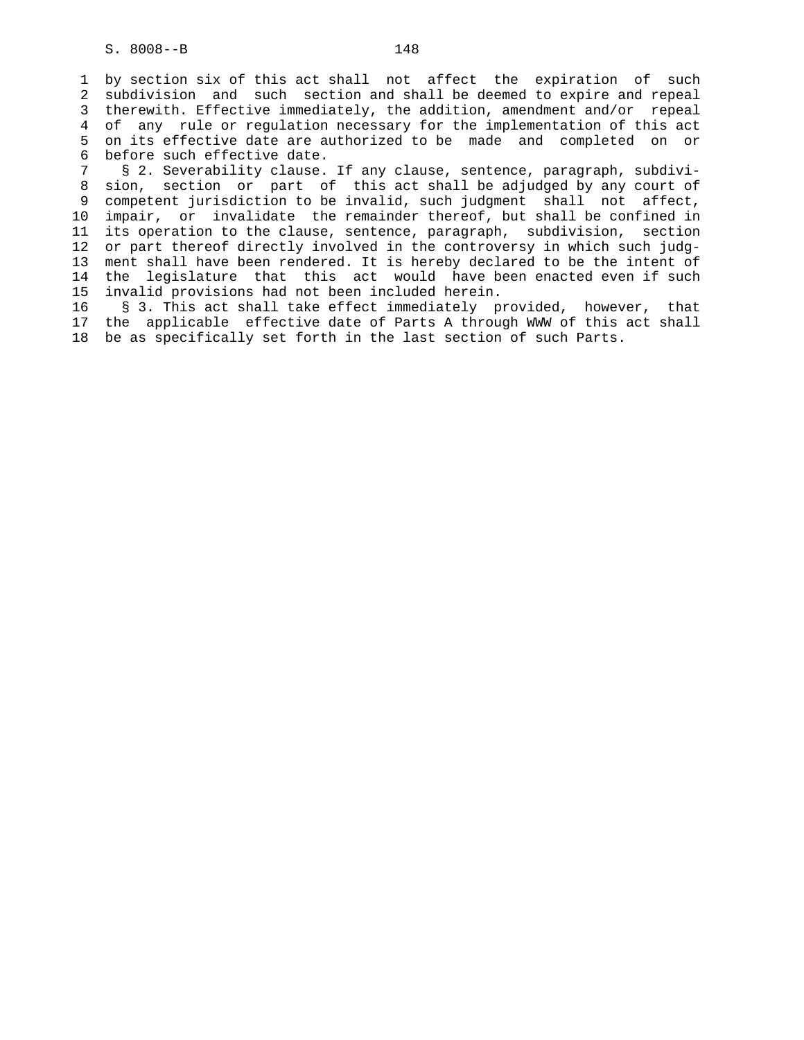by section six of this act shall not affect the expiration of such subdivision and such section and shall be deemed to expire and repeal therewith. Effective immediately, the addition, amendment and/or repeal of any rule or regulation necessary for the implementation of this act on its effective date are authorized to be made and completed on or before such effective date.

§ 2. Severability clause. If any clause, sentence, paragraph, subdivision, section or part of this act shall be adjudged by any court of competent jurisdiction to be invalid, such judgment shall not affect, impair, or invalidate the remainder thereof, but shall be confined in its operation to the clause, sentence, paragraph, subdivision, section or part thereof directly involved in the controversy in which such judgment shall have been rendered. It is hereby declared to be the intent of the legislature that this act would have been enacted even if such invalid provisions had not been included herein.

§ 3. This act shall take effect immediately provided, however, that the applicable effective date of Parts A through WWW of this act shall be as specifically set forth in the last section of such Parts.